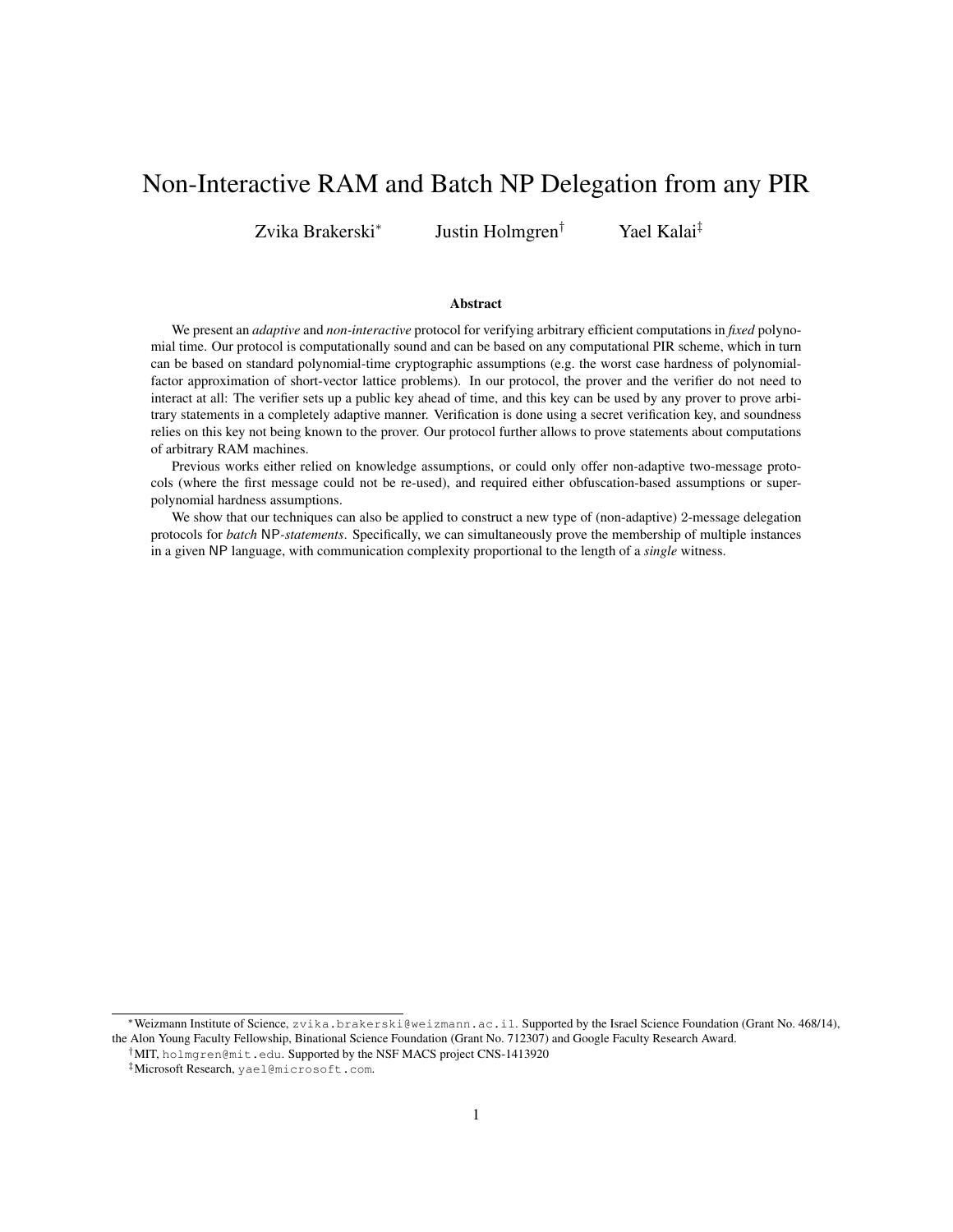# Non-Interactive RAM and Batch NP Delegation from any PIR

Zvika Brakerski[*] Justin Holmgren[†] Yael Kalai[‡]

### Abstract

We present an *adaptive* and *non-interactive* protocol for verifying arbitrary efficient computations in *fixed* polynomial time. Our protocol is computationally sound and can be based on any computational PIR scheme, which in turn can be based on standard polynomial-time cryptographic assumptions (e.g. the worst case hardness of polynomial-factor approximation of short-vector lattice problems). In our protocol, the prover and the verifier do not need to interact at all: The verifier sets up a public key ahead of time, and this key can be used by any prover to prove arbitrary statements in a completely adaptive manner. Verification is done using a secret verification key, and soundness relies on this key not being known to the prover. Our protocol further allows to prove statements about computations of arbitrary RAM machines.

Previous works either relied on knowledge assumptions, or could only offer non-adaptive two-message protocols (where the first message could not be re-used), and required either obfuscation-based assumptions or super-polynomial hardness assumptions.

We show that our techniques can also be applied to construct a new type of (non-adaptive) 2-message delegation protocols for *batch* NP*-statements*. Specifically, we can simultaneously prove the membership of multiple instances in a given NP language, with communication complexity proportional to the length of a *single* witness.

---

[*] Weizmann Institute of Science, zvika.brakerski@weizmann.ac.il. Supported by the Israel Science Foundation (Grant No. 468/14), the Alon Young Faculty Fellowship, Binational Science Foundation (Grant No. 712307) and Google Faculty Research Award.

[†] MIT, holmgren@mit.edu. Supported by the NSF MACS project CNS-1413920

[‡] Microsoft Research, yael@microsoft.com.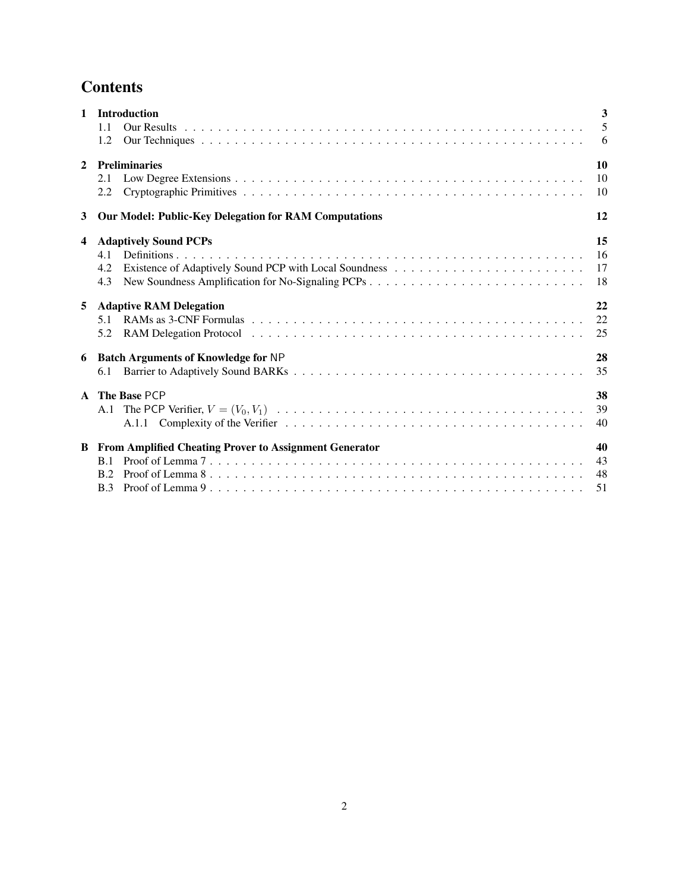# Contents

**1 Introduction** **3**
- 1.1 Our Results . . . 5
- 1.2 Our Techniques . . . 6

**2 Preliminaries** **10**
- 2.1 Low Degree Extensions . . . 10
- 2.2 Cryptographic Primitives . . . 10

**3 Our Model: Public-Key Delegation for RAM Computations** **12**

**4 Adaptively Sound PCPs** **15**
- 4.1 Definitions . . . 16
- 4.2 Existence of Adaptively Sound PCP with Local Soundness . . . 17
- 4.3 New Soundness Amplification for No-Signaling PCPs . . . 18

**5 Adaptive RAM Delegation** **22**
- 5.1 RAMs as 3-CNF Formulas . . . 22
- 5.2 RAM Delegation Protocol . . . 25

**6 Batch Arguments of Knowledge for NP** **28**
- 6.1 Barrier to Adaptively Sound BARKs . . . 35

**A The Base PCP** **38**
- A.1 The PCP Verifier, $V = (V_0, V_1)$ . . . 39
  - A.1.1 Complexity of the Verifier . . . 40

**B From Amplified Cheating Prover to Assignment Generator** **40**
- B.1 Proof of Lemma 7 . . . 43
- B.2 Proof of Lemma 8 . . . 48
- B.3 Proof of Lemma 9 . . . 51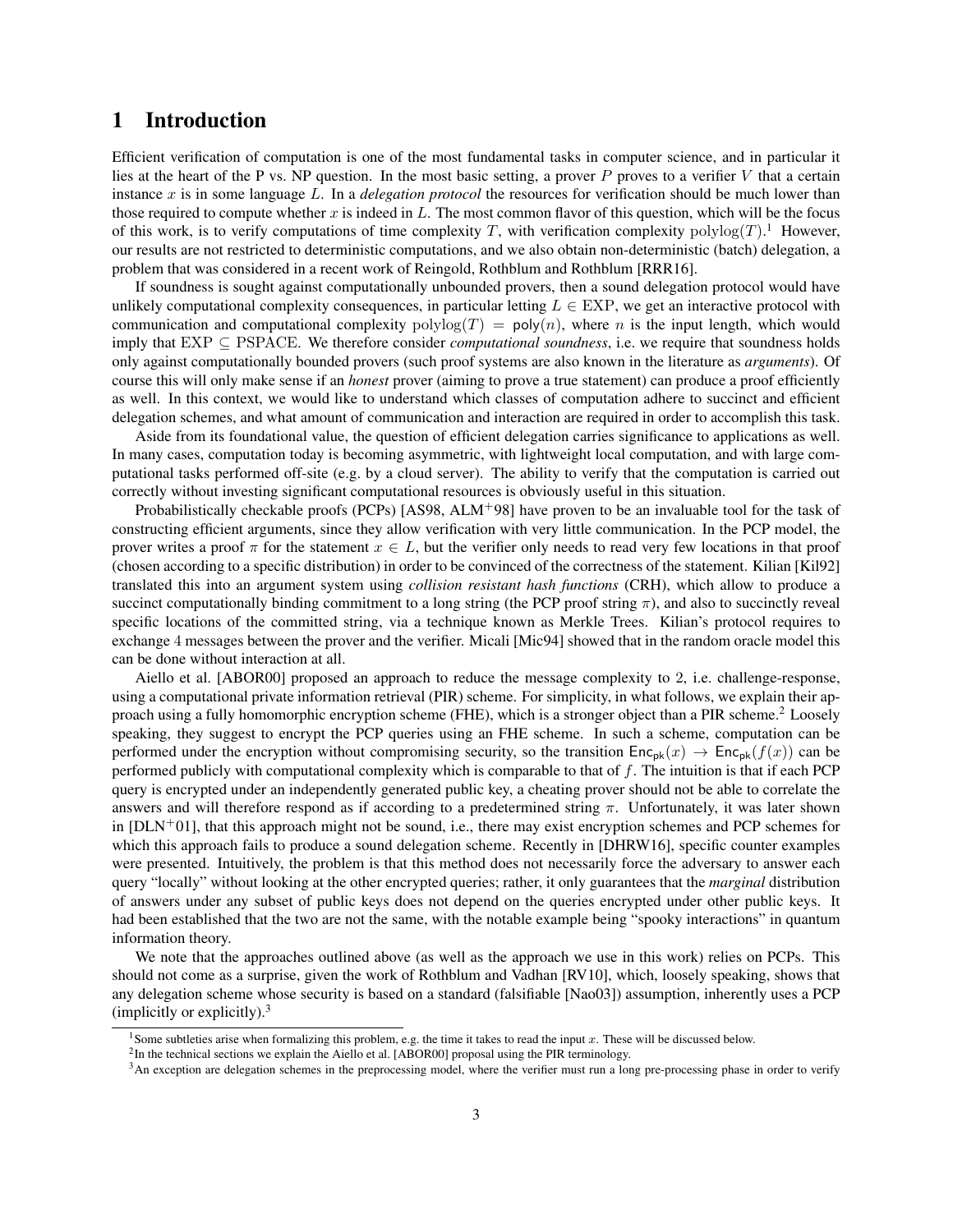# 1 Introduction

Efficient verification of computation is one of the most fundamental tasks in computer science, and in particular it lies at the heart of the P vs. NP question. In the most basic setting, a prover $P$ proves to a verifier $V$ that a certain instance $x$ is in some language $L$. In a *delegation protocol* the resources for verification should be much lower than those required to compute whether $x$ is indeed in $L$. The most common flavor of this question, which will be the focus of this work, is to verify computations of time complexity $T$, with verification complexity $\mathrm{polylog}(T)$.[1] However, our results are not restricted to deterministic computations, and we also obtain non-deterministic (batch) delegation, a problem that was considered in a recent work of Reingold, Rothblum and Rothblum [RRR16].

If soundness is sought against computationally unbounded provers, then a sound delegation protocol would have unlikely computational complexity consequences, in particular letting $L \in \mathrm{EXP}$, we get an interactive protocol with communication and computational complexity $\mathrm{polylog}(T) = \mathsf{poly}(n)$, where $n$ is the input length, which would imply that $\mathrm{EXP} \subseteq \mathrm{PSPACE}$. We therefore consider *computational soundness*, i.e. we require that soundness holds only against computationally bounded provers (such proof systems are also known in the literature as *arguments*). Of course this will only make sense if an *honest* prover (aiming to prove a true statement) can produce a proof efficiently as well. In this context, we would like to understand which classes of computation adhere to succinct and efficient delegation schemes, and what amount of communication and interaction are required in order to accomplish this task.

Aside from its foundational value, the question of efficient delegation carries significance to applications as well. In many cases, computation today is becoming asymmetric, with lightweight local computation, and with large computational tasks performed off-site (e.g. by a cloud server). The ability to verify that the computation is carried out correctly without investing significant computational resources is obviously useful in this situation.

Probabilistically checkable proofs (PCPs) [AS98, ALM+98] have proven to be an invaluable tool for the task of constructing efficient arguments, since they allow verification with very little communication. In the PCP model, the prover writes a proof $\pi$ for the statement $x \in L$, but the verifier only needs to read very few locations in that proof (chosen according to a specific distribution) in order to be convinced of the correctness of the statement. Kilian [Kil92] translated this into an argument system using *collision resistant hash functions* (CRH), which allow to produce a succinct computationally binding commitment to a long string (the PCP proof string $\pi$), and also to succinctly reveal specific locations of the committed string, via a technique known as Merkle Trees. Kilian's protocol requires to exchange 4 messages between the prover and the verifier. Micali [Mic94] showed that in the random oracle model this can be done without interaction at all.

Aiello et al. [ABOR00] proposed an approach to reduce the message complexity to 2, i.e. challenge-response, using a computational private information retrieval (PIR) scheme. For simplicity, in what follows, we explain their approach using a fully homomorphic encryption scheme (FHE), which is a stronger object than a PIR scheme.[2] Loosely speaking, they suggest to encrypt the PCP queries using an FHE scheme. In such a scheme, computation can be performed under the encryption without compromising security, so the transition $\mathsf{Enc}_{\mathsf{pk}}(x) \to \mathsf{Enc}_{\mathsf{pk}}(f(x))$ can be performed publicly with computational complexity which is comparable to that of $f$. The intuition is that if each PCP query is encrypted under an independently generated public key, a cheating prover should not be able to correlate the answers and will therefore respond as if according to a predetermined string $\pi$. Unfortunately, it was later shown in [DLN+01], that this approach might not be sound, i.e., there may exist encryption schemes and PCP schemes for which this approach fails to produce a sound delegation scheme. Recently in [DHRW16], specific counter examples were presented. Intuitively, the problem is that this method does not necessarily force the adversary to answer each query "locally" without looking at the other encrypted queries; rather, it only guarantees that the *marginal* distribution of answers under any subset of public keys does not depend on the queries encrypted under other public keys. It had been established that the two are not the same, with the notable example being "spooky interactions" in quantum information theory.

We note that the approaches outlined above (as well as the approach we use in this work) relies on PCPs. This should not come as a surprise, given the work of Rothblum and Vadhan [RV10], which, loosely speaking, shows that any delegation scheme whose security is based on a standard (falsifiable [Nao03]) assumption, inherently uses a PCP (implicitly or explicitly).[3]

---

[1] Some subtleties arise when formalizing this problem, e.g. the time it takes to read the input $x$. These will be discussed below.

[2] In the technical sections we explain the Aiello et al. [ABOR00] proposal using the PIR terminology.

[3] An exception are delegation schemes in the preprocessing model, where the verifier must run a long pre-processing phase in order to verify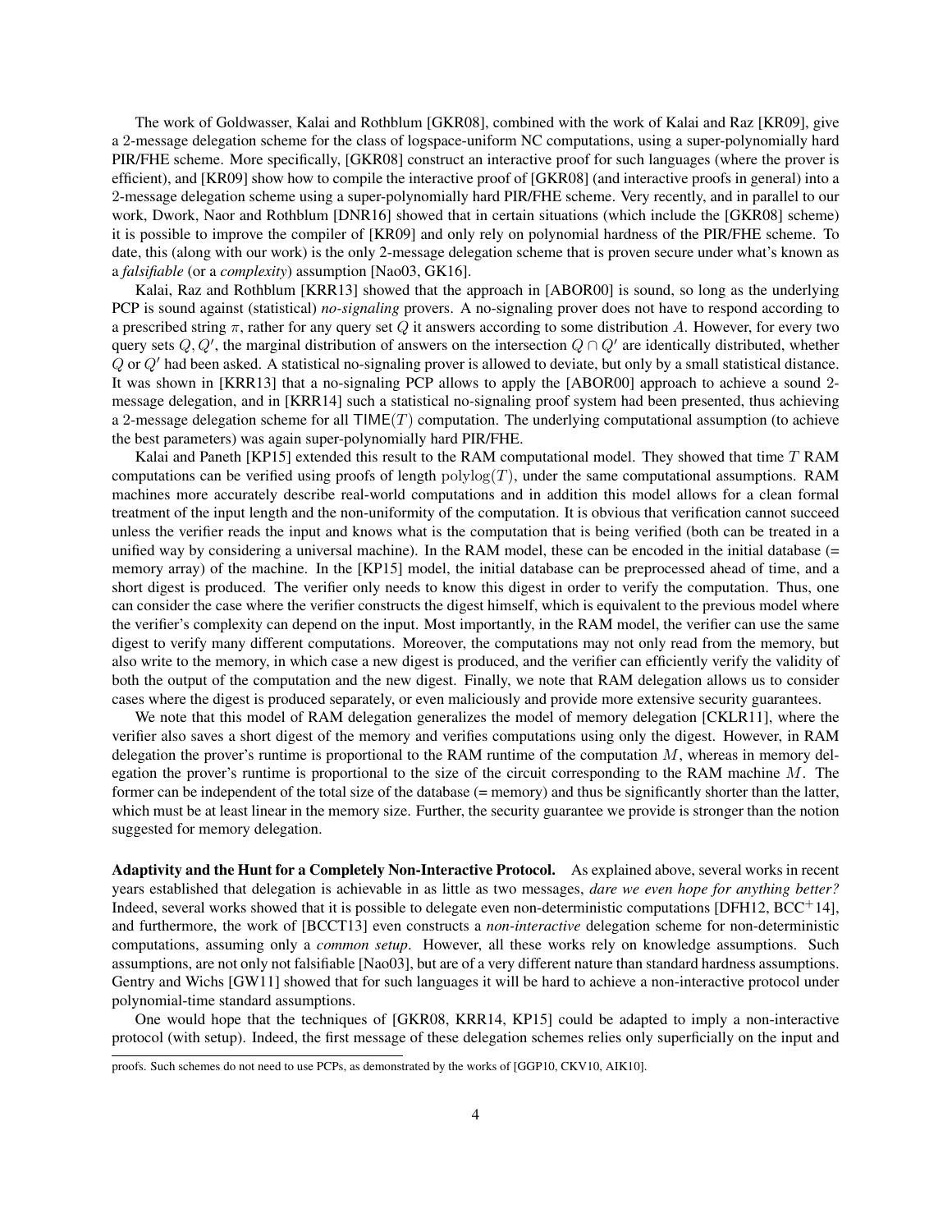The work of Goldwasser, Kalai and Rothblum [GKR08], combined with the work of Kalai and Raz [KR09], give a 2-message delegation scheme for the class of logspace-uniform NC computations, using a super-polynomially hard PIR/FHE scheme. More specifically, [GKR08] construct an interactive proof for such languages (where the prover is efficient), and [KR09] show how to compile the interactive proof of [GKR08] (and interactive proofs in general) into a 2-message delegation scheme using a super-polynomially hard PIR/FHE scheme. Very recently, and in parallel to our work, Dwork, Naor and Rothblum [DNR16] showed that in certain situations (which include the [GKR08] scheme) it is possible to improve the compiler of [KR09] and only rely on polynomial hardness of the PIR/FHE scheme. To date, this (along with our work) is the only 2-message delegation scheme that is proven secure under what's known as a *falsifiable* (or a *complexity*) assumption [Nao03, GK16].

Kalai, Raz and Rothblum [KRR13] showed that the approach in [ABOR00] is sound, so long as the underlying PCP is sound against (statistical) *no-signaling* provers. A no-signaling prover does not have to respond according to a prescribed string $\pi$, rather for any query set $Q$ it answers according to some distribution $A$. However, for every two query sets $Q, Q'$, the marginal distribution of answers on the intersection $Q \cap Q'$ are identically distributed, whether $Q$ or $Q'$ had been asked. A statistical no-signaling prover is allowed to deviate, but only by a small statistical distance. It was shown in [KRR13] that a no-signaling PCP allows to apply the [ABOR00] approach to achieve a sound 2-message delegation, and in [KRR14] such a statistical no-signaling proof system had been presented, thus achieving a 2-message delegation scheme for all $\mathsf{TIME}(T)$ computation. The underlying computational assumption (to achieve the best parameters) was again super-polynomially hard PIR/FHE.

Kalai and Paneth [KP15] extended this result to the RAM computational model. They showed that time $T$ RAM computations can be verified using proofs of length $\mathrm{polylog}(T)$, under the same computational assumptions. RAM machines more accurately describe real-world computations and in addition this model allows for a clean formal treatment of the input length and the non-uniformity of the computation. It is obvious that verification cannot succeed unless the verifier reads the input and knows what is the computation that is being verified (both can be treated in a unified way by considering a universal machine). In the RAM model, these can be encoded in the initial database (= memory array) of the machine. In the [KP15] model, the initial database can be preprocessed ahead of time, and a short digest is produced. The verifier only needs to know this digest in order to verify the computation. Thus, one can consider the case where the verifier constructs the digest himself, which is equivalent to the previous model where the verifier's complexity can depend on the input. Most importantly, in the RAM model, the verifier can use the same digest to verify many different computations. Moreover, the computations may not only read from the memory, but also write to the memory, in which case a new digest is produced, and the verifier can efficiently verify the validity of both the output of the computation and the new digest. Finally, we note that RAM delegation allows us to consider cases where the digest is produced separately, or even maliciously and provide more extensive security guarantees.

We note that this model of RAM delegation generalizes the model of memory delegation [CKLR11], where the verifier also saves a short digest of the memory and verifies computations using only the digest. However, in RAM delegation the prover's runtime is proportional to the RAM runtime of the computation $M$, whereas in memory delegation the prover's runtime is proportional to the size of the circuit corresponding to the RAM machine $M$. The former can be independent of the total size of the database (= memory) and thus be significantly shorter than the latter, which must be at least linear in the memory size. Further, the security guarantee we provide is stronger than the notion suggested for memory delegation.

**Adaptivity and the Hunt for a Completely Non-Interactive Protocol.** As explained above, several works in recent years established that delegation is achievable in as little as two messages, *dare we even hope for anything better?* Indeed, several works showed that it is possible to delegate even non-deterministic computations [DFH12, BCC+14], and furthermore, the work of [BCCT13] even constructs a *non-interactive* delegation scheme for non-deterministic computations, assuming only a *common setup*. However, all these works rely on knowledge assumptions. Such assumptions, are not only not falsifiable [Nao03], but are of a very different nature than standard hardness assumptions. Gentry and Wichs [GW11] showed that for such languages it will be hard to achieve a non-interactive protocol under polynomial-time standard assumptions.

One would hope that the techniques of [GKR08, KRR14, KP15] could be adapted to imply a non-interactive protocol (with setup). Indeed, the first message of these delegation schemes relies only superficially on the input and

proofs. Such schemes do not need to use PCPs, as demonstrated by the works of [GGP10, CKV10, AIK10].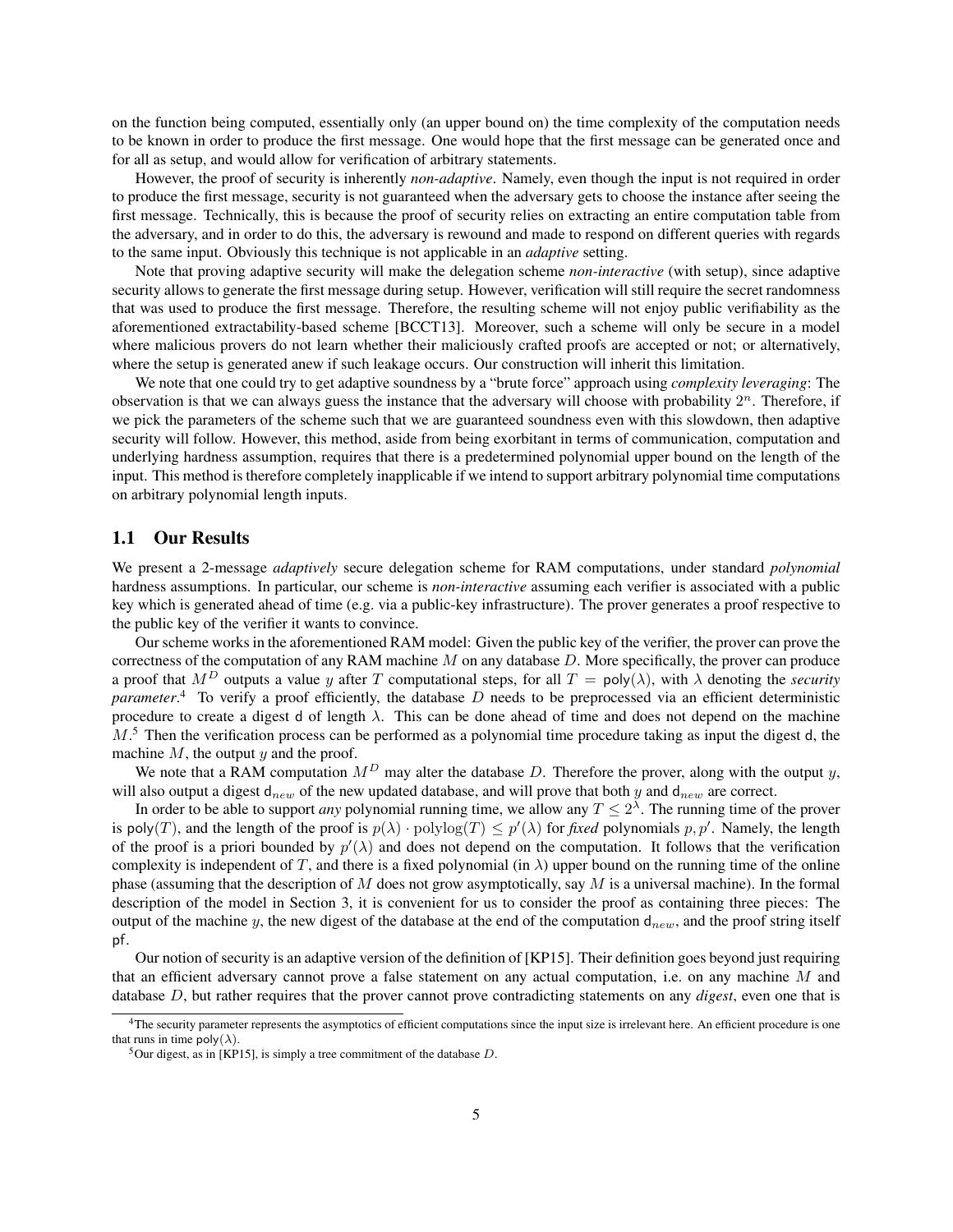on the function being computed, essentially only (an upper bound on) the time complexity of the computation needs to be known in order to produce the first message. One would hope that the first message can be generated once and for all as setup, and would allow for verification of arbitrary statements.

However, the proof of security is inherently *non-adaptive*. Namely, even though the input is not required in order to produce the first message, security is not guaranteed when the adversary gets to choose the instance after seeing the first message. Technically, this is because the proof of security relies on extracting an entire computation table from the adversary, and in order to do this, the adversary is rewound and made to respond on different queries with regards to the same input. Obviously this technique is not applicable in an *adaptive* setting.

Note that proving adaptive security will make the delegation scheme *non-interactive* (with setup), since adaptive security allows to generate the first message during setup. However, verification will still require the secret randomness that was used to produce the first message. Therefore, the resulting scheme will not enjoy public verifiability as the aforementioned extractability-based scheme [BCCT13]. Moreover, such a scheme will only be secure in a model where malicious provers do not learn whether their maliciously crafted proofs are accepted or not; or alternatively, where the setup is generated anew if such leakage occurs. Our construction will inherit this limitation.

We note that one could try to get adaptive soundness by a "brute force" approach using *complexity leveraging*: The observation is that we can always guess the instance that the adversary will choose with probability $2^n$. Therefore, if we pick the parameters of the scheme such that we are guaranteed soundness even with this slowdown, then adaptive security will follow. However, this method, aside from being exorbitant in terms of communication, computation and underlying hardness assumption, requires that there is a predetermined polynomial upper bound on the length of the input. This method is therefore completely inapplicable if we intend to support arbitrary polynomial time computations on arbitrary polynomial length inputs.

## 1.1 Our Results

We present a 2-message *adaptively* secure delegation scheme for RAM computations, under standard *polynomial* hardness assumptions. In particular, our scheme is *non-interactive* assuming each verifier is associated with a public key which is generated ahead of time (e.g. via a public-key infrastructure). The prover generates a proof respective to the public key of the verifier it wants to convince.

Our scheme works in the aforementioned RAM model: Given the public key of the verifier, the prover can prove the correctness of the computation of any RAM machine $M$ on any database $D$. More specifically, the prover can produce a proof that $M^D$ outputs a value $y$ after $T$ computational steps, for all $T = \mathsf{poly}(\lambda)$, with $\lambda$ denoting the *security parameter*.[4] To verify a proof efficiently, the database $D$ needs to be preprocessed via an efficient deterministic procedure to create a digest $\mathsf{d}$ of length $\lambda$. This can be done ahead of time and does not depend on the machine $M$.[5] Then the verification process can be performed as a polynomial time procedure taking as input the digest $\mathsf{d}$, the machine $M$, the output $y$ and the proof.

We note that a RAM computation $M^D$ may alter the database $D$. Therefore the prover, along with the output $y$, will also output a digest $\mathsf{d}_{new}$ of the new updated database, and will prove that both $y$ and $\mathsf{d}_{new}$ are correct.

In order to be able to support *any* polynomial running time, we allow any $T \leq 2^{\lambda}$. The running time of the prover is $\mathsf{poly}(T)$, and the length of the proof is $p(\lambda) \cdot \mathrm{polylog}(T) \leq p'(\lambda)$ for *fixed* polynomials $p, p'$. Namely, the length of the proof is a priori bounded by $p'(\lambda)$ and does not depend on the computation. It follows that the verification complexity is independent of $T$, and there is a fixed polynomial (in $\lambda$) upper bound on the running time of the online phase (assuming that the description of $M$ does not grow asymptotically, say $M$ is a universal machine). In the formal description of the model in Section 3, it is convenient for us to consider the proof as containing three pieces: The output of the machine $y$, the new digest of the database at the end of the computation $\mathsf{d}_{new}$, and the proof string itself $\mathsf{pf}$.

Our notion of security is an adaptive version of the definition of [KP15]. Their definition goes beyond just requiring that an efficient adversary cannot prove a false statement on any actual computation, i.e. on any machine $M$ and database $D$, but rather requires that the prover cannot prove contradicting statements on any *digest*, even one that is

[4] The security parameter represents the asymptotics of efficient computations since the input size is irrelevant here. An efficient procedure is one that runs in time $\mathsf{poly}(\lambda)$.

[5] Our digest, as in [KP15], is simply a tree commitment of the database $D$.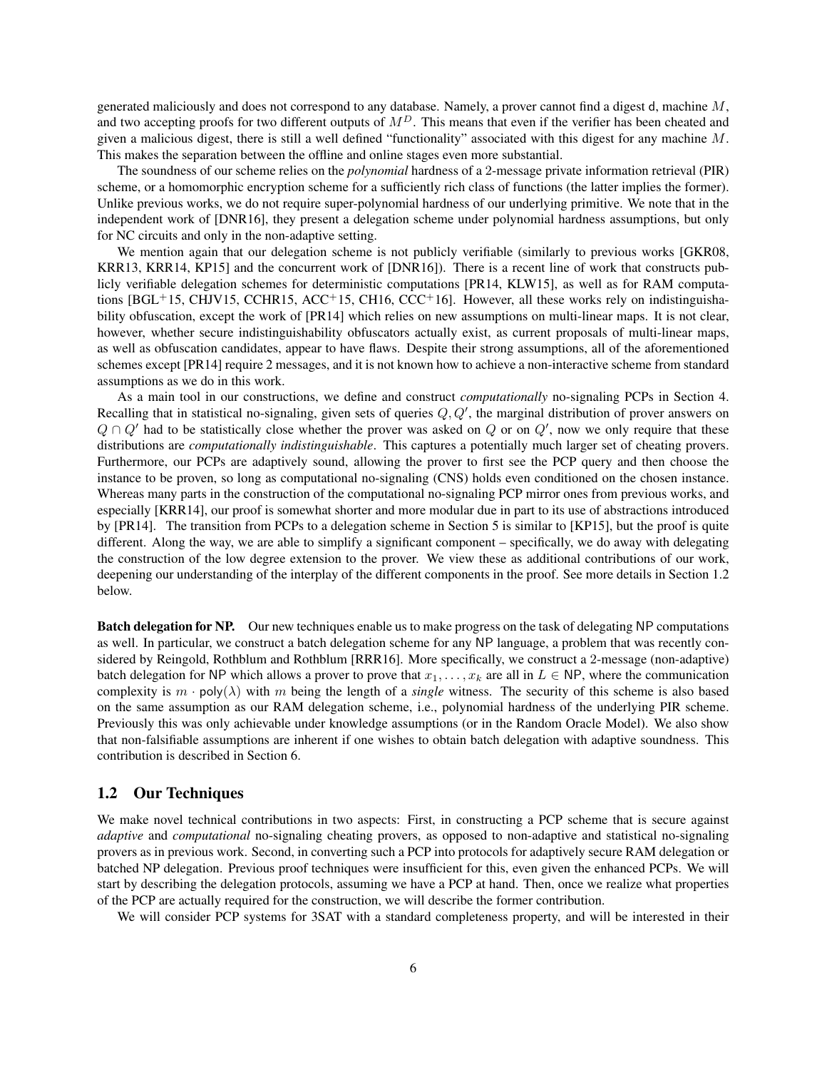generated maliciously and does not correspond to any database. Namely, a prover cannot find a digest d, machine $M$, and two accepting proofs for two different outputs of $M^D$. This means that even if the verifier has been cheated and given a malicious digest, there is still a well defined "functionality" associated with this digest for any machine $M$. This makes the separation between the offline and online stages even more substantial.

The soundness of our scheme relies on the *polynomial* hardness of a 2-message private information retrieval (PIR) scheme, or a homomorphic encryption scheme for a sufficiently rich class of functions (the latter implies the former). Unlike previous works, we do not require super-polynomial hardness of our underlying primitive. We note that in the independent work of [DNR16], they present a delegation scheme under polynomial hardness assumptions, but only for NC circuits and only in the non-adaptive setting.

We mention again that our delegation scheme is not publicly verifiable (similarly to previous works [GKR08, KRR13, KRR14, KP15] and the concurrent work of [DNR16]). There is a recent line of work that constructs publicly verifiable delegation schemes for deterministic computations [PR14, KLW15], as well as for RAM computations [BGL+15, CHJV15, CCHR15, ACC+15, CH16, CCC+16]. However, all these works rely on indistinguishability obfuscation, except the work of [PR14] which relies on new assumptions on multi-linear maps. It is not clear, however, whether secure indistinguishability obfuscators actually exist, as current proposals of multi-linear maps, as well as obfuscation candidates, appear to have flaws. Despite their strong assumptions, all of the aforementioned schemes except [PR14] require 2 messages, and it is not known how to achieve a non-interactive scheme from standard assumptions as we do in this work.

As a main tool in our constructions, we define and construct *computationally* no-signaling PCPs in Section 4. Recalling that in statistical no-signaling, given sets of queries $Q, Q'$, the marginal distribution of prover answers on $Q \cap Q'$ had to be statistically close whether the prover was asked on $Q$ or on $Q'$, now we only require that these distributions are *computationally indistinguishable*. This captures a potentially much larger set of cheating provers. Furthermore, our PCPs are adaptively sound, allowing the prover to first see the PCP query and then choose the instance to be proven, so long as computational no-signaling (CNS) holds even conditioned on the chosen instance. Whereas many parts in the construction of the computational no-signaling PCP mirror ones from previous works, and especially [KRR14], our proof is somewhat shorter and more modular due in part to its use of abstractions introduced by [PR14]. The transition from PCPs to a delegation scheme in Section 5 is similar to [KP15], but the proof is quite different. Along the way, we are able to simplify a significant component – specifically, we do away with delegating the construction of the low degree extension to the prover. We view these as additional contributions of our work, deepening our understanding of the interplay of the different components in the proof. See more details in Section 1.2 below.

**Batch delegation for NP.** Our new techniques enable us to make progress on the task of delegating NP computations as well. In particular, we construct a batch delegation scheme for any NP language, a problem that was recently considered by Reingold, Rothblum and Rothblum [RRR16]. More specifically, we construct a 2-message (non-adaptive) batch delegation for NP which allows a prover to prove that $x_1, \ldots, x_k$ are all in $L \in \mathsf{NP}$, where the communication complexity is $m \cdot \mathsf{poly}(\lambda)$ with $m$ being the length of a *single* witness. The security of this scheme is also based on the same assumption as our RAM delegation scheme, i.e., polynomial hardness of the underlying PIR scheme. Previously this was only achievable under knowledge assumptions (or in the Random Oracle Model). We also show that non-falsifiable assumptions are inherent if one wishes to obtain batch delegation with adaptive soundness. This contribution is described in Section 6.

## 1.2 Our Techniques

We make novel technical contributions in two aspects: First, in constructing a PCP scheme that is secure against *adaptive* and *computational* no-signaling cheating provers, as opposed to non-adaptive and statistical no-signaling provers as in previous work. Second, in converting such a PCP into protocols for adaptively secure RAM delegation or batched NP delegation. Previous proof techniques were insufficient for this, even given the enhanced PCPs. We will start by describing the delegation protocols, assuming we have a PCP at hand. Then, once we realize what properties of the PCP are actually required for the construction, we will describe the former contribution.

We will consider PCP systems for 3SAT with a standard completeness property, and will be interested in their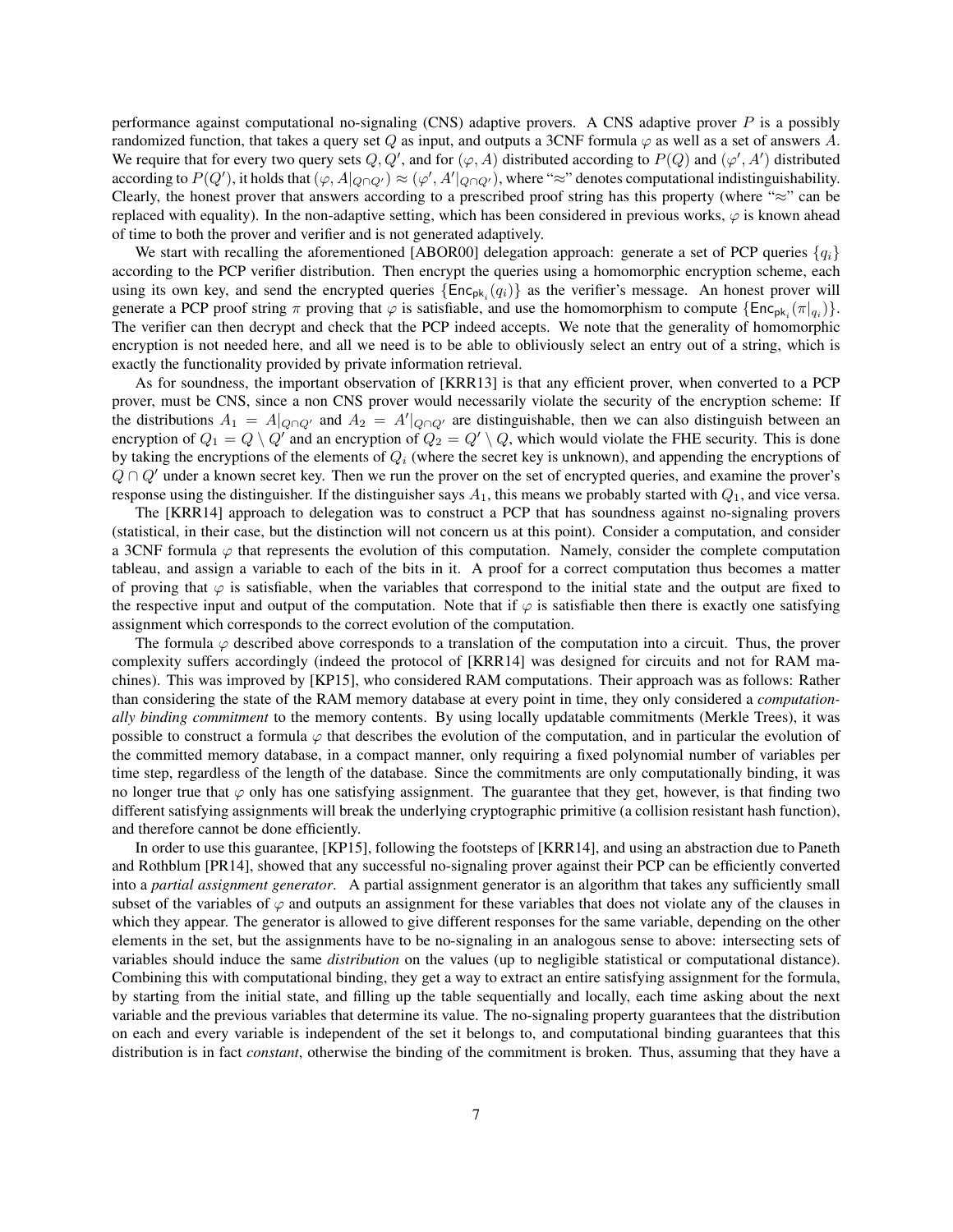performance against computational no-signaling (CNS) adaptive provers. A CNS adaptive prover $P$ is a possibly randomized function, that takes a query set $Q$ as input, and outputs a 3CNF formula $\varphi$ as well as a set of answers $A$. We require that for every two query sets $Q, Q'$, and for $(\varphi, A)$ distributed according to $P(Q)$ and $(\varphi', A')$ distributed according to $P(Q')$, it holds that $(\varphi, A|_{Q \cap Q'}) \approx (\varphi', A'|_{Q \cap Q'})$, where "$\approx$" denotes computational indistinguishability. Clearly, the honest prover that answers according to a prescribed proof string has this property (where "$\approx$" can be replaced with equality). In the non-adaptive setting, which has been considered in previous works, $\varphi$ is known ahead of time to both the prover and verifier and is not generated adaptively.

We start with recalling the aforementioned [ABOR00] delegation approach: generate a set of PCP queries $\{q_i\}$ according to the PCP verifier distribution. Then encrypt the queries using a homomorphic encryption scheme, each using its own key, and send the encrypted queries $\{\mathsf{Enc}_{\mathsf{pk}_i}(q_i)\}$ as the verifier's message. An honest prover will generate a PCP proof string $\pi$ proving that $\varphi$ is satisfiable, and use the homomorphism to compute $\{\mathsf{Enc}_{\mathsf{pk}_i}(\pi|_{q_i})\}$. The verifier can then decrypt and check that the PCP indeed accepts. We note that the generality of homomorphic encryption is not needed here, and all we need is to be able to obliviously select an entry out of a string, which is exactly the functionality provided by private information retrieval.

As for soundness, the important observation of [KRR13] is that any efficient prover, when converted to a PCP prover, must be CNS, since a non CNS prover would necessarily violate the security of the encryption scheme: If the distributions $A_1 = A|_{Q \cap Q'}$ and $A_2 = A'|_{Q \cap Q'}$ are distinguishable, then we can also distinguish between an encryption of $Q_1 = Q \setminus Q'$ and an encryption of $Q_2 = Q' \setminus Q$, which would violate the FHE security. This is done by taking the encryptions of the elements of $Q_i$ (where the secret key is unknown), and appending the encryptions of $Q \cap Q'$ under a known secret key. Then we run the prover on the set of encrypted queries, and examine the prover's response using the distinguisher. If the distinguisher says $A_1$, this means we probably started with $Q_1$, and vice versa.

The [KRR14] approach to delegation was to construct a PCP that has soundness against no-signaling provers (statistical, in their case, but the distinction will not concern us at this point). Consider a computation, and consider a 3CNF formula $\varphi$ that represents the evolution of this computation. Namely, consider the complete computation tableau, and assign a variable to each of the bits in it. A proof for a correct computation thus becomes a matter of proving that $\varphi$ is satisfiable, when the variables that correspond to the initial state and the output are fixed to the respective input and output of the computation. Note that if $\varphi$ is satisfiable then there is exactly one satisfying assignment which corresponds to the correct evolution of the computation.

The formula $\varphi$ described above corresponds to a translation of the computation into a circuit. Thus, the prover complexity suffers accordingly (indeed the protocol of [KRR14] was designed for circuits and not for RAM machines). This was improved by [KP15], who considered RAM computations. Their approach was as follows: Rather than considering the state of the RAM memory database at every point in time, they only considered a *computationally binding commitment* to the memory contents. By using locally updatable commitments (Merkle Trees), it was possible to construct a formula $\varphi$ that describes the evolution of the computation, and in particular the evolution of the committed memory database, in a compact manner, only requiring a fixed polynomial number of variables per time step, regardless of the length of the database. Since the commitments are only computationally binding, it was no longer true that $\varphi$ only has one satisfying assignment. The guarantee that they get, however, is that finding two different satisfying assignments will break the underlying cryptographic primitive (a collision resistant hash function), and therefore cannot be done efficiently.

In order to use this guarantee, [KP15], following the footsteps of [KRR14], and using an abstraction due to Paneth and Rothblum [PR14], showed that any successful no-signaling prover against their PCP can be efficiently converted into a *partial assignment generator*. A partial assignment generator is an algorithm that takes any sufficiently small subset of the variables of $\varphi$ and outputs an assignment for these variables that does not violate any of the clauses in which they appear. The generator is allowed to give different responses for the same variable, depending on the other elements in the set, but the assignments have to be no-signaling in an analogous sense to above: intersecting sets of variables should induce the same *distribution* on the values (up to negligible statistical or computational distance). Combining this with computational binding, they get a way to extract an entire satisfying assignment for the formula, by starting from the initial state, and filling up the table sequentially and locally, each time asking about the next variable and the previous variables that determine its value. The no-signaling property guarantees that the distribution on each and every variable is independent of the set it belongs to, and computational binding guarantees that this distribution is in fact *constant*, otherwise the binding of the commitment is broken. Thus, assuming that they have a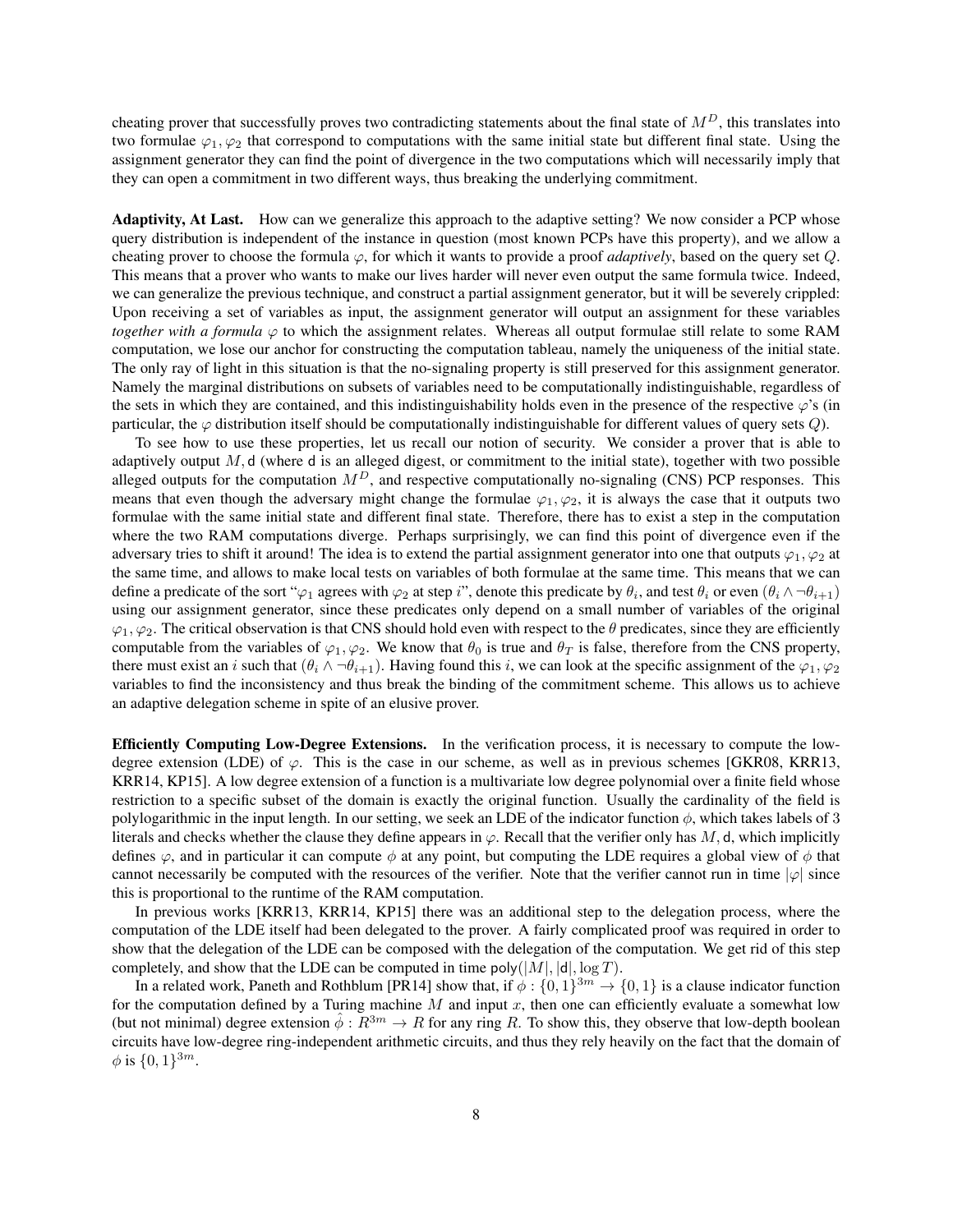cheating prover that successfully proves two contradicting statements about the final state of $M^D$, this translates into two formulae $\varphi_1, \varphi_2$ that correspond to computations with the same initial state but different final state. Using the assignment generator they can find the point of divergence in the two computations which will necessarily imply that they can open a commitment in two different ways, thus breaking the underlying commitment.

**Adaptivity, At Last.** How can we generalize this approach to the adaptive setting? We now consider a PCP whose query distribution is independent of the instance in question (most known PCPs have this property), and we allow a cheating prover to choose the formula $\varphi$, for which it wants to provide a proof *adaptively*, based on the query set $Q$. This means that a prover who wants to make our lives harder will never even output the same formula twice. Indeed, we can generalize the previous technique, and construct a partial assignment generator, but it will be severely crippled: Upon receiving a set of variables as input, the assignment generator will output an assignment for these variables *together with a formula* $\varphi$ to which the assignment relates. Whereas all output formulae still relate to some RAM computation, we lose our anchor for constructing the computation tableau, namely the uniqueness of the initial state. The only ray of light in this situation is that the no-signaling property is still preserved for this assignment generator. Namely the marginal distributions on subsets of variables need to be computationally indistinguishable, regardless of the sets in which they are contained, and this indistinguishability holds even in the presence of the respective $\varphi$'s (in particular, the $\varphi$ distribution itself should be computationally indistinguishable for different values of query sets $Q$).

To see how to use these properties, let us recall our notion of security. We consider a prover that is able to adaptively output $M, \mathsf{d}$ (where $\mathsf{d}$ is an alleged digest, or commitment to the initial state), together with two possible alleged outputs for the computation $M^D$, and respective computationally no-signaling (CNS) PCP responses. This means that even though the adversary might change the formulae $\varphi_1, \varphi_2$, it is always the case that it outputs two formulae with the same initial state and different final state. Therefore, there has to exist a step in the computation where the two RAM computations diverge. Perhaps surprisingly, we can find this point of divergence even if the adversary tries to shift it around! The idea is to extend the partial assignment generator into one that outputs $\varphi_1, \varphi_2$ at the same time, and allows to make local tests on variables of both formulae at the same time. This means that we can define a predicate of the sort "$\varphi_1$ agrees with $\varphi_2$ at step $i$", denote this predicate by $\theta_i$, and test $\theta_i$ or even $(\theta_i \wedge \neg\theta_{i+1})$ using our assignment generator, since these predicates only depend on a small number of variables of the original $\varphi_1, \varphi_2$. The critical observation is that CNS should hold even with respect to the $\theta$ predicates, since they are efficiently computable from the variables of $\varphi_1, \varphi_2$. We know that $\theta_0$ is true and $\theta_T$ is false, therefore from the CNS property, there must exist an $i$ such that $(\theta_i \wedge \neg\theta_{i+1})$. Having found this $i$, we can look at the specific assignment of the $\varphi_1, \varphi_2$ variables to find the inconsistency and thus break the binding of the commitment scheme. This allows us to achieve an adaptive delegation scheme in spite of an elusive prover.

**Efficiently Computing Low-Degree Extensions.** In the verification process, it is necessary to compute the low-degree extension (LDE) of $\varphi$. This is the case in our scheme, as well as in previous schemes [GKR08, KRR13, KRR14, KP15]. A low degree extension of a function is a multivariate low degree polynomial over a finite field whose restriction to a specific subset of the domain is exactly the original function. Usually the cardinality of the field is polylogarithmic in the input length. In our setting, we seek an LDE of the indicator function $\phi$, which takes labels of 3 literals and checks whether the clause they define appears in $\varphi$. Recall that the verifier only has $M, \mathsf{d}$, which implicitly defines $\varphi$, and in particular it can compute $\phi$ at any point, but computing the LDE requires a global view of $\phi$ that cannot necessarily be computed with the resources of the verifier. Note that the verifier cannot run in time $|\varphi|$ since this is proportional to the runtime of the RAM computation.

In previous works [KRR13, KRR14, KP15] there was an additional step to the delegation process, where the computation of the LDE itself had been delegated to the prover. A fairly complicated proof was required in order to show that the delegation of the LDE can be composed with the delegation of the computation. We get rid of this step completely, and show that the LDE can be computed in time $\mathsf{poly}(|M|, |\mathsf{d}|, \log T)$.

In a related work, Paneth and Rothblum [PR14] show that, if $\phi : \{0,1\}^{3m} \to \{0,1\}$ is a clause indicator function for the computation defined by a Turing machine $M$ and input $x$, then one can efficiently evaluate a somewhat low (but not minimal) degree extension $\hat{\phi} : R^{3m} \to R$ for any ring $R$. To show this, they observe that low-depth boolean circuits have low-degree ring-independent arithmetic circuits, and thus they rely heavily on the fact that the domain of $\phi$ is $\{0,1\}^{3m}$.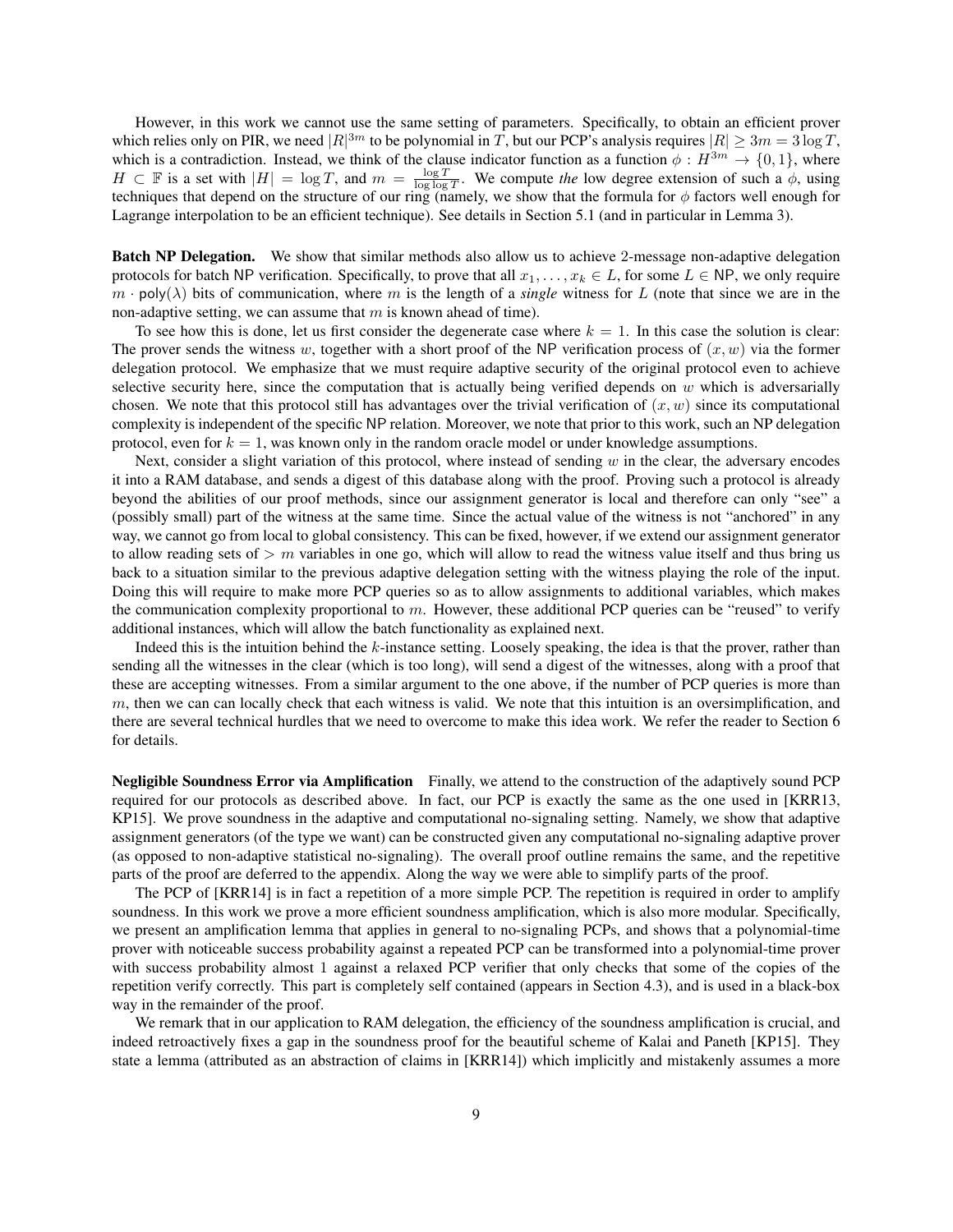However, in this work we cannot use the same setting of parameters. Specifically, to obtain an efficient prover which relies only on PIR, we need $|R|^{3m}$ to be polynomial in $T$, but our PCP's analysis requires $|R| \geq 3m = 3 \log T$, which is a contradiction. Instead, we think of the clause indicator function as a function $\phi : H^{3m} \to \{0, 1\}$, where $H \subset \mathbb{F}$ is a set with $|H| = \log T$, and $m = \frac{\log T}{\log \log T}$. We compute *the* low degree extension of such a $\phi$, using techniques that depend on the structure of our ring (namely, we show that the formula for $\phi$ factors well enough for Lagrange interpolation to be an efficient technique). See details in Section 5.1 (and in particular in Lemma 3).

**Batch NP Delegation.** We show that similar methods also allow us to achieve 2-message non-adaptive delegation protocols for batch NP verification. Specifically, to prove that all $x_1, \ldots, x_k \in L$, for some $L \in \mathsf{NP}$, we only require $m \cdot \mathsf{poly}(\lambda)$ bits of communication, where $m$ is the length of a *single* witness for $L$ (note that since we are in the non-adaptive setting, we can assume that $m$ is known ahead of time).

To see how this is done, let us first consider the degenerate case where $k = 1$. In this case the solution is clear: The prover sends the witness $w$, together with a short proof of the NP verification process of $(x, w)$ via the former delegation protocol. We emphasize that we must require adaptive security of the original protocol even to achieve selective security here, since the computation that is actually being verified depends on $w$ which is adversarially chosen. We note that this protocol still has advantages over the trivial verification of $(x, w)$ since its computational complexity is independent of the specific NP relation. Moreover, we note that prior to this work, such an NP delegation protocol, even for $k = 1$, was known only in the random oracle model or under knowledge assumptions.

Next, consider a slight variation of this protocol, where instead of sending $w$ in the clear, the adversary encodes it into a RAM database, and sends a digest of this database along with the proof. Proving such a protocol is already beyond the abilities of our proof methods, since our assignment generator is local and therefore can only "see" a (possibly small) part of the witness at the same time. Since the actual value of the witness is not "anchored" in any way, we cannot go from local to global consistency. This can be fixed, however, if we extend our assignment generator to allow reading sets of $> m$ variables in one go, which will allow to read the witness value itself and thus bring us back to a situation similar to the previous adaptive delegation setting with the witness playing the role of the input. Doing this will require to make more PCP queries so as to allow assignments to additional variables, which makes the communication complexity proportional to $m$. However, these additional PCP queries can be "reused" to verify additional instances, which will allow the batch functionality as explained next.

Indeed this is the intuition behind the $k$-instance setting. Loosely speaking, the idea is that the prover, rather than sending all the witnesses in the clear (which is too long), will send a digest of the witnesses, along with a proof that these are accepting witnesses. From a similar argument to the one above, if the number of PCP queries is more than $m$, then we can can locally check that each witness is valid. We note that this intuition is an oversimplification, and there are several technical hurdles that we need to overcome to make this idea work. We refer the reader to Section 6 for details.

**Negligible Soundness Error via Amplification** Finally, we attend to the construction of the adaptively sound PCP required for our protocols as described above. In fact, our PCP is exactly the same as the one used in [KRR13, KP15]. We prove soundness in the adaptive and computational no-signaling setting. Namely, we show that adaptive assignment generators (of the type we want) can be constructed given any computational no-signaling adaptive prover (as opposed to non-adaptive statistical no-signaling). The overall proof outline remains the same, and the repetitive parts of the proof are deferred to the appendix. Along the way we were able to simplify parts of the proof.

The PCP of [KRR14] is in fact a repetition of a more simple PCP. The repetition is required in order to amplify soundness. In this work we prove a more efficient soundness amplification, which is also more modular. Specifically, we present an amplification lemma that applies in general to no-signaling PCPs, and shows that a polynomial-time prover with noticeable success probability against a repeated PCP can be transformed into a polynomial-time prover with success probability almost 1 against a relaxed PCP verifier that only checks that some of the copies of the repetition verify correctly. This part is completely self contained (appears in Section 4.3), and is used in a black-box way in the remainder of the proof.

We remark that in our application to RAM delegation, the efficiency of the soundness amplification is crucial, and indeed retroactively fixes a gap in the soundness proof for the beautiful scheme of Kalai and Paneth [KP15]. They state a lemma (attributed as an abstraction of claims in [KRR14]) which implicitly and mistakenly assumes a more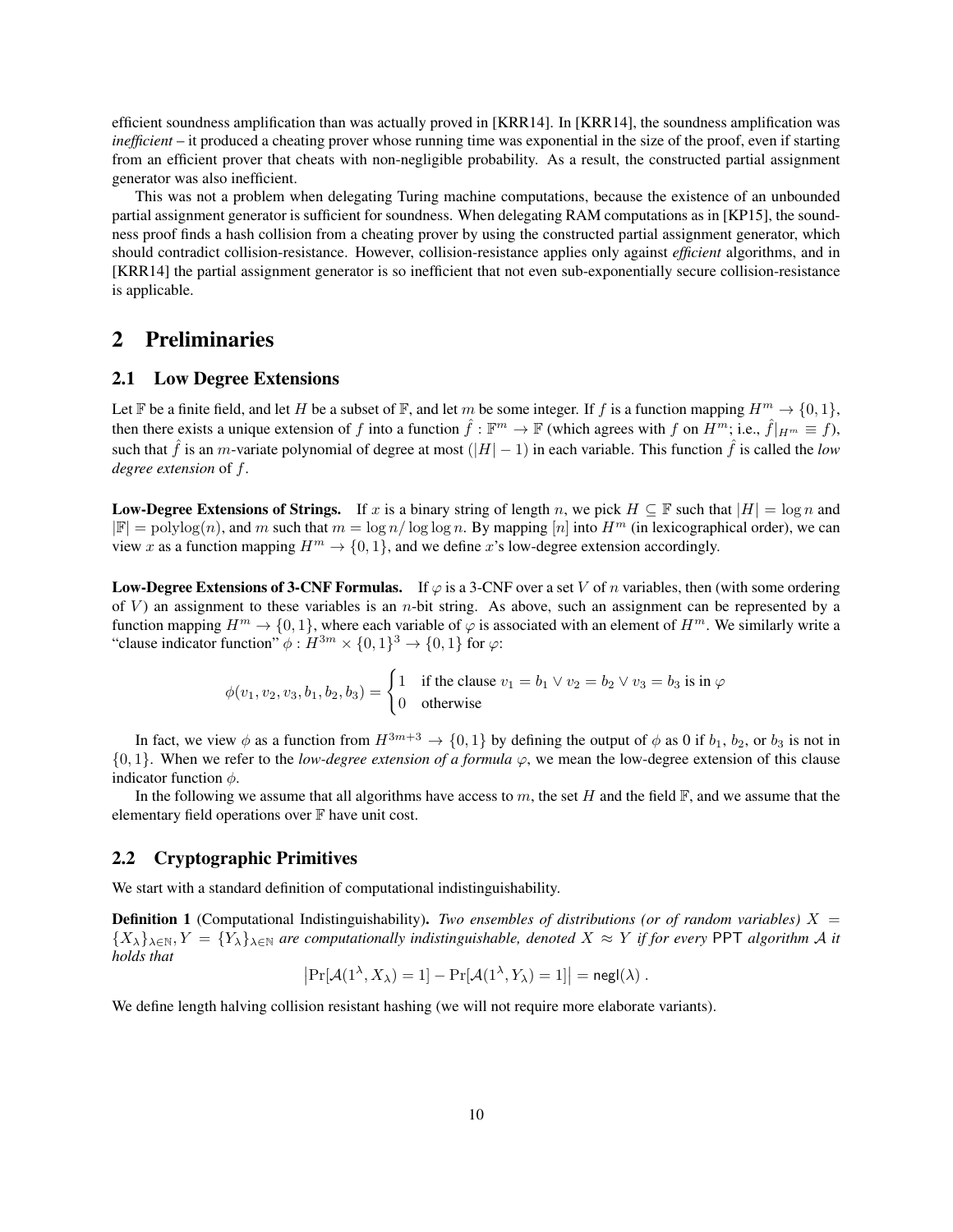efficient soundness amplification than was actually proved in [KRR14]. In [KRR14], the soundness amplification was *inefficient* – it produced a cheating prover whose running time was exponential in the size of the proof, even if starting from an efficient prover that cheats with non-negligible probability. As a result, the constructed partial assignment generator was also inefficient.

This was not a problem when delegating Turing machine computations, because the existence of an unbounded partial assignment generator is sufficient for soundness. When delegating RAM computations as in [KP15], the soundness proof finds a hash collision from a cheating prover by using the constructed partial assignment generator, which should contradict collision-resistance. However, collision-resistance applies only against *efficient* algorithms, and in [KRR14] the partial assignment generator is so inefficient that not even sub-exponentially secure collision-resistance is applicable.

# 2 Preliminaries

## 2.1 Low Degree Extensions

Let $\mathbb{F}$ be a finite field, and let $H$ be a subset of $\mathbb{F}$, and let $m$ be some integer. If $f$ is a function mapping $H^m \to \{0,1\}$, then there exists a unique extension of $f$ into a function $\hat{f} : \mathbb{F}^m \to \mathbb{F}$ (which agrees with $f$ on $H^m$; i.e., $\hat{f}|_{H^m} \equiv f$), such that $\hat{f}$ is an $m$-variate polynomial of degree at most $(|H|-1)$ in each variable. This function $\hat{f}$ is called the *low degree extension* of $f$.

**Low-Degree Extensions of Strings.** If $x$ is a binary string of length $n$, we pick $H \subseteq \mathbb{F}$ such that $|H| = \log n$ and $|\mathbb{F}| = \mathrm{polylog}(n)$, and $m$ such that $m = \log n / \log \log n$. By mapping $[n]$ into $H^m$ (in lexicographical order), we can view $x$ as a function mapping $H^m \to \{0,1\}$, and we define $x$'s low-degree extension accordingly.

**Low-Degree Extensions of 3-CNF Formulas.** If $\varphi$ is a 3-CNF over a set $V$ of $n$ variables, then (with some ordering of $V$) an assignment to these variables is an $n$-bit string. As above, such an assignment can be represented by a function mapping $H^m \to \{0,1\}$, where each variable of $\varphi$ is associated with an element of $H^m$. We similarly write a "clause indicator function" $\phi : H^{3m} \times \{0,1\}^3 \to \{0,1\}$ for $\varphi$:

$$\phi(v_1, v_2, v_3, b_1, b_2, b_3) = \begin{cases} 1 & \text{if the clause } v_1 = b_1 \vee v_2 = b_2 \vee v_3 = b_3 \text{ is in } \varphi \\ 0 & \text{otherwise} \end{cases}$$

In fact, we view $\phi$ as a function from $H^{3m+3} \to \{0,1\}$ by defining the output of $\phi$ as 0 if $b_1$, $b_2$, or $b_3$ is not in $\{0,1\}$. When we refer to the *low-degree extension of a formula* $\varphi$, we mean the low-degree extension of this clause indicator function $\phi$.

In the following we assume that all algorithms have access to $m$, the set $H$ and the field $\mathbb{F}$, and we assume that the elementary field operations over $\mathbb{F}$ have unit cost.

## 2.2 Cryptographic Primitives

We start with a standard definition of computational indistinguishability.

**Definition 1** (Computational Indistinguishability). *Two ensembles of distributions (or of random variables) $X = \{X_\lambda\}_{\lambda \in \mathbb{N}}, Y = \{Y_\lambda\}_{\lambda \in \mathbb{N}}$ are computationally indistinguishable, denoted $X \approx Y$ if for every* PPT *algorithm $\mathcal{A}$ it holds that*

$$\left|\Pr[\mathcal{A}(1^\lambda, X_\lambda) = 1] - \Pr[\mathcal{A}(1^\lambda, Y_\lambda) = 1]\right| = \mathsf{negl}(\lambda) .$$

We define length halving collision resistant hashing (we will not require more elaborate variants).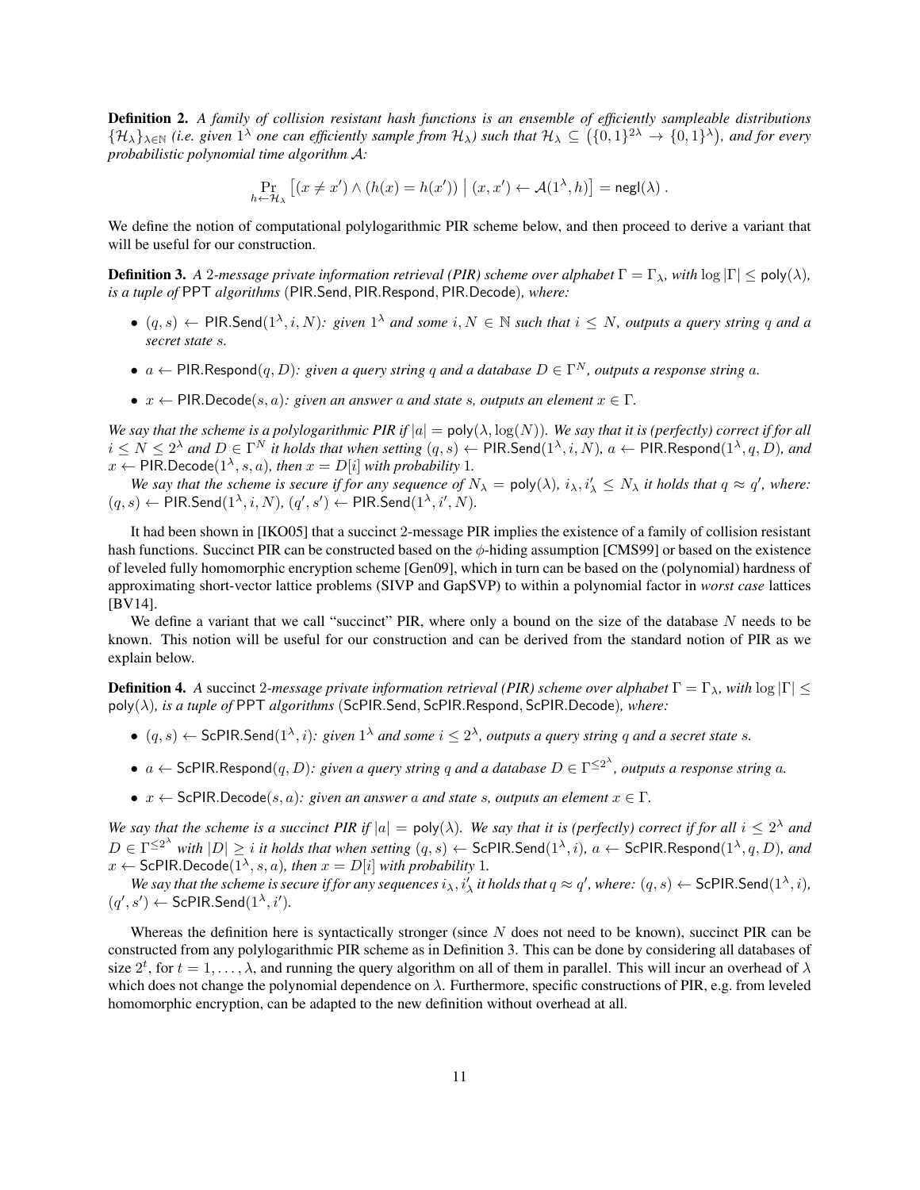**Definition 2.** *A family of collision resistant hash functions is an ensemble of efficiently sampleable distributions $\{\mathcal{H}_\lambda\}_{\lambda \in \mathbb{N}}$ (i.e. given $1^\lambda$ one can efficiently sample from $\mathcal{H}_\lambda$) such that $\mathcal{H}_\lambda \subseteq (\{0,1\}^{2\lambda} \to \{0,1\}^\lambda)$, and for every probabilistic polynomial time algorithm $\mathcal{A}$:*

$$\Pr_{h \leftarrow \mathcal{H}_\lambda}\left[(x \neq x') \wedge (h(x) = h(x')) \;\middle|\; (x, x') \leftarrow \mathcal{A}(1^\lambda, h)\right] = \mathsf{negl}(\lambda) .$$

We define the notion of computational polylogarithmic PIR scheme below, and then proceed to derive a variant that will be useful for our construction.

**Definition 3.** *A 2-message private information retrieval (PIR) scheme over alphabet $\Gamma = \Gamma_\lambda$, with $\log |\Gamma| \leq \mathsf{poly}(\lambda)$, is a tuple of* PPT *algorithms* $(\mathsf{PIR.Send}, \mathsf{PIR.Respond}, \mathsf{PIR.Decode})$*, where:*

- $(q, s) \leftarrow \mathsf{PIR.Send}(1^\lambda, i, N)$*: given $1^\lambda$ and some $i, N \in \mathbb{N}$ such that $i \leq N$, outputs a query string $q$ and a secret state $s$.*
- $a \leftarrow \mathsf{PIR.Respond}(q, D)$*: given a query string $q$ and a database $D \in \Gamma^N$, outputs a response string $a$.*
- $x \leftarrow \mathsf{PIR.Decode}(s, a)$*: given an answer $a$ and state $s$, outputs an element $x \in \Gamma$.*

*We say that the scheme is a polylogarithmic PIR if $|a| = \mathsf{poly}(\lambda, \log(N))$. We say that it is (perfectly) correct if for all $i \leq N \leq 2^\lambda$ and $D \in \Gamma^N$ it holds that when setting $(q, s) \leftarrow \mathsf{PIR.Send}(1^\lambda, i, N)$, $a \leftarrow \mathsf{PIR.Respond}(1^\lambda, q, D)$, and $x \leftarrow \mathsf{PIR.Decode}(1^\lambda, s, a)$, then $x = D[i]$ with probability 1.*

*We say that the scheme is secure if for any sequence of $N_\lambda = \mathsf{poly}(\lambda)$, $i_\lambda, i'_\lambda \leq N_\lambda$ it holds that $q \approx q'$, where: $(q, s) \leftarrow \mathsf{PIR.Send}(1^\lambda, i, N)$, $(q', s') \leftarrow \mathsf{PIR.Send}(1^\lambda, i', N)$.*

It had been shown in [IKO05] that a succinct 2-message PIR implies the existence of a family of collision resistant hash functions. Succinct PIR can be constructed based on the $\phi$-hiding assumption [CMS99] or based on the existence of leveled fully homomorphic encryption scheme [Gen09], which in turn can be based on the (polynomial) hardness of approximating short-vector lattice problems (SIVP and GapSVP) to within a polynomial factor in *worst case* lattices [BV14].

We define a variant that we call "succinct" PIR, where only a bound on the size of the database $N$ needs to be known. This notion will be useful for our construction and can be derived from the standard notion of PIR as we explain below.

**Definition 4.** *A* succinct *2-message private information retrieval (PIR) scheme over alphabet $\Gamma = \Gamma_\lambda$, with $\log |\Gamma| \leq \mathsf{poly}(\lambda)$, is a tuple of* PPT *algorithms* $(\mathsf{ScPIR.Send}, \mathsf{ScPIR.Respond}, \mathsf{ScPIR.Decode})$*, where:*

- $(q, s) \leftarrow \mathsf{ScPIR.Send}(1^\lambda, i)$*: given $1^\lambda$ and some $i \leq 2^\lambda$, outputs a query string $q$ and a secret state $s$.*
- $a \leftarrow \mathsf{ScPIR.Respond}(q, D)$*: given a query string $q$ and a database $D \in \Gamma^{\leq 2^\lambda}$, outputs a response string $a$.*
- $x \leftarrow \mathsf{ScPIR.Decode}(s, a)$*: given an answer $a$ and state $s$, outputs an element $x \in \Gamma$.*

*We say that the scheme is a succinct PIR if $|a| = \mathsf{poly}(\lambda)$. We say that it is (perfectly) correct if for all $i \leq 2^\lambda$ and $D \in \Gamma^{\leq 2^\lambda}$ with $|D| \geq i$ it holds that when setting $(q, s) \leftarrow \mathsf{ScPIR.Send}(1^\lambda, i)$, $a \leftarrow \mathsf{ScPIR.Respond}(1^\lambda, q, D)$, and $x \leftarrow \mathsf{ScPIR.Decode}(1^\lambda, s, a)$, then $x = D[i]$ with probability 1.*

*We say that the scheme is secure if for any sequences $i_\lambda, i'_\lambda$ it holds that $q \approx q'$, where: $(q, s) \leftarrow \mathsf{ScPIR.Send}(1^\lambda, i)$, $(q', s') \leftarrow \mathsf{ScPIR.Send}(1^\lambda, i')$.*

Whereas the definition here is syntactically stronger (since $N$ does not need to be known), succinct PIR can be constructed from any polylogarithmic PIR scheme as in Definition 3. This can be done by considering all databases of size $2^t$, for $t = 1, \ldots, \lambda$, and running the query algorithm on all of them in parallel. This will incur an overhead of $\lambda$ which does not change the polynomial dependence on $\lambda$. Furthermore, specific constructions of PIR, e.g. from leveled homomorphic encryption, can be adapted to the new definition without overhead at all.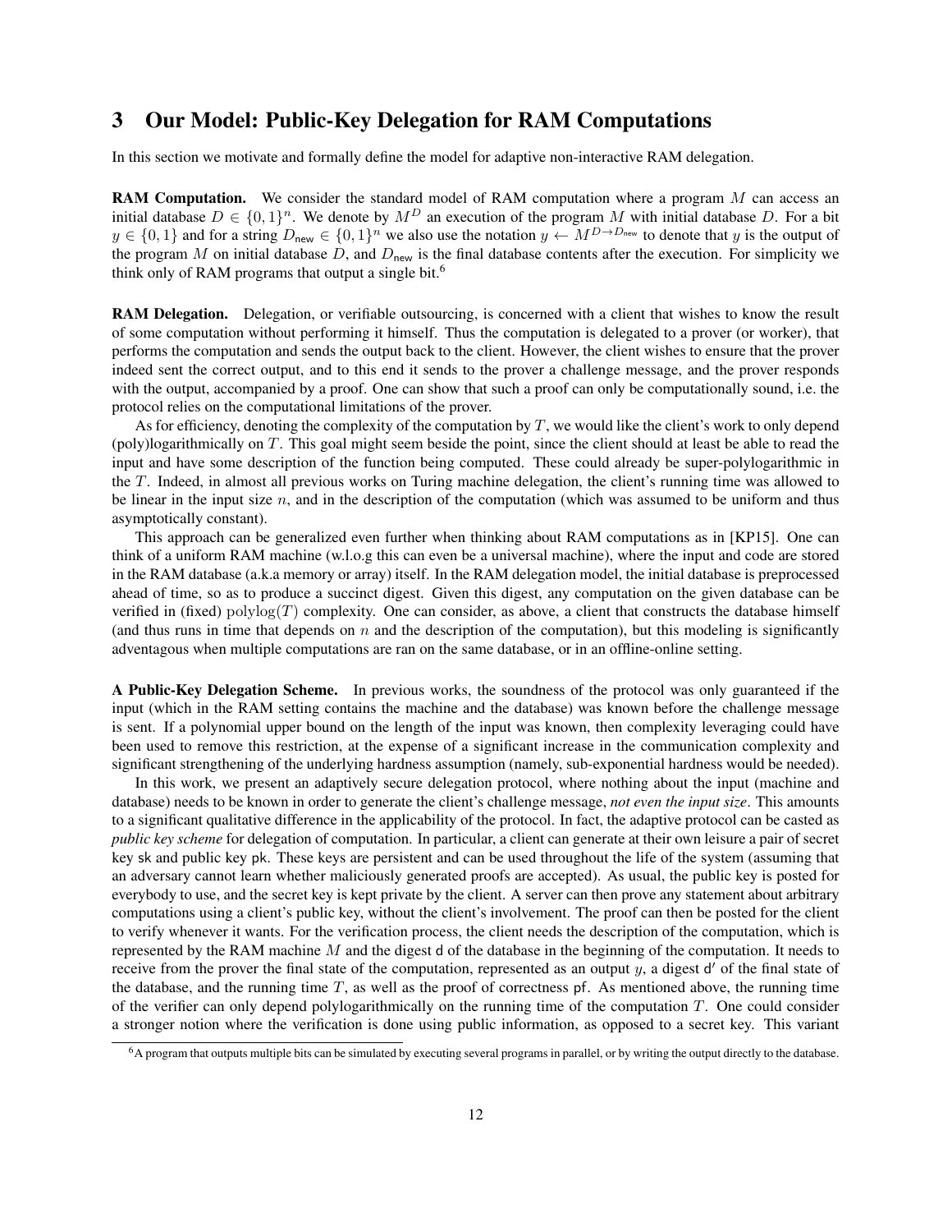# 3 Our Model: Public-Key Delegation for RAM Computations

In this section we motivate and formally define the model for adaptive non-interactive RAM delegation.

**RAM Computation.** We consider the standard model of RAM computation where a program $M$ can access an initial database $D \in \{0,1\}^n$. We denote by $M^D$ an execution of the program $M$ with initial database $D$. For a bit $y \in \{0,1\}$ and for a string $D_{\mathsf{new}} \in \{0,1\}^n$ we also use the notation $y \leftarrow M^{D \to D_{\mathsf{new}}}$ to denote that $y$ is the output of the program $M$ on initial database $D$, and $D_{\mathsf{new}}$ is the final database contents after the execution. For simplicity we think only of RAM programs that output a single bit.[6]

**RAM Delegation.** Delegation, or verifiable outsourcing, is concerned with a client that wishes to know the result of some computation without performing it himself. Thus the computation is delegated to a prover (or worker), that performs the computation and sends the output back to the client. However, the client wishes to ensure that the prover indeed sent the correct output, and to this end it sends to the prover a challenge message, and the prover responds with the output, accompanied by a proof. One can show that such a proof can only be computationally sound, i.e. the protocol relies on the computational limitations of the prover.

As for efficiency, denoting the complexity of the computation by $T$, we would like the client's work to only depend (poly)logarithmically on $T$. This goal might seem beside the point, since the client should at least be able to read the input and have some description of the function being computed. These could already be super-polylogarithmic in the $T$. Indeed, in almost all previous works on Turing machine delegation, the client's running time was allowed to be linear in the input size $n$, and in the description of the computation (which was assumed to be uniform and thus asymptotically constant).

This approach can be generalized even further when thinking about RAM computations as in [KP15]. One can think of a uniform RAM machine (w.l.o.g this can even be a universal machine), where the input and code are stored in the RAM database (a.k.a memory or array) itself. In the RAM delegation model, the initial database is preprocessed ahead of time, so as to produce a succinct digest. Given this digest, any computation on the given database can be verified in (fixed) $\mathrm{polylog}(T)$ complexity. One can consider, as above, a client that constructs the database himself (and thus runs in time that depends on $n$ and the description of the computation), but this modeling is significantly adventagous when multiple computations are ran on the same database, or in an offline-online setting.

**A Public-Key Delegation Scheme.** In previous works, the soundness of the protocol was only guaranteed if the input (which in the RAM setting contains the machine and the database) was known before the challenge message is sent. If a polynomial upper bound on the length of the input was known, then complexity leveraging could have been used to remove this restriction, at the expense of a significant increase in the communication complexity and significant strengthening of the underlying hardness assumption (namely, sub-exponential hardness would be needed).

In this work, we present an adaptively secure delegation protocol, where nothing about the input (machine and database) needs to be known in order to generate the client's challenge message, *not even the input size*. This amounts to a significant qualitative difference in the applicability of the protocol. In fact, the adaptive protocol can be casted as *public key scheme* for delegation of computation. In particular, a client can generate at their own leisure a pair of secret key $\mathsf{sk}$ and public key $\mathsf{pk}$. These keys are persistent and can be used throughout the life of the system (assuming that an adversary cannot learn whether maliciously generated proofs are accepted). As usual, the public key is posted for everybody to use, and the secret key is kept private by the client. A server can then prove any statement about arbitrary computations using a client's public key, without the client's involvement. The proof can then be posted for the client to verify whenever it wants. For the verification process, the client needs the description of the computation, which is represented by the RAM machine $M$ and the digest $\mathsf{d}$ of the database in the beginning of the computation. It needs to receive from the prover the final state of the computation, represented as an output $y$, a digest $\mathsf{d}'$ of the final state of the database, and the running time $T$, as well as the proof of correctness $\mathsf{pf}$. As mentioned above, the running time of the verifier can only depend polylogarithmically on the running time of the computation $T$. One could consider a stronger notion where the verification is done using public information, as opposed to a secret key. This variant

[6] A program that outputs multiple bits can be simulated by executing several programs in parallel, or by writing the output directly to the database.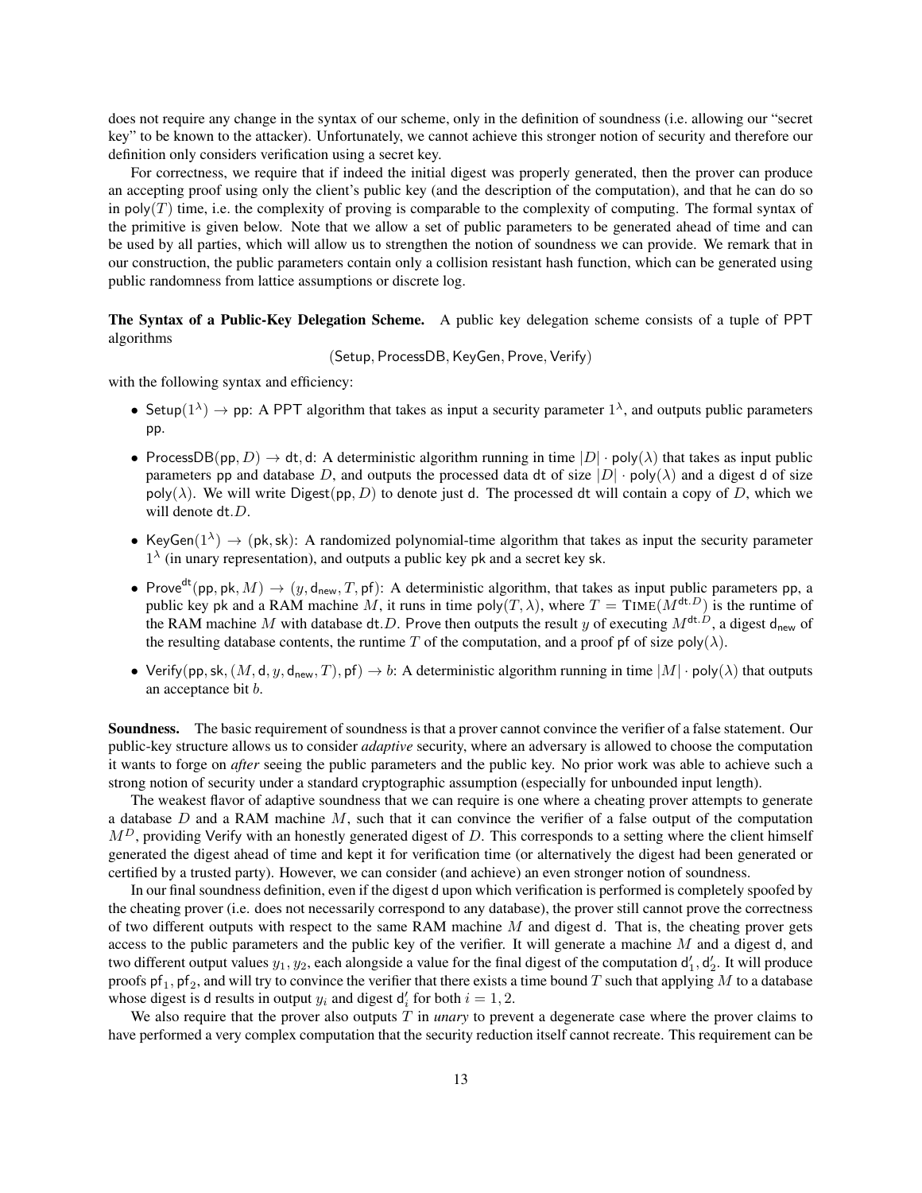does not require any change in the syntax of our scheme, only in the definition of soundness (i.e. allowing our "secret key" to be known to the attacker). Unfortunately, we cannot achieve this stronger notion of security and therefore our definition only considers verification using a secret key.

For correctness, we require that if indeed the initial digest was properly generated, then the prover can produce an accepting proof using only the client's public key (and the description of the computation), and that he can do so in $\mathsf{poly}(T)$ time, i.e. the complexity of proving is comparable to the complexity of computing. The formal syntax of the primitive is given below. Note that we allow a set of public parameters to be generated ahead of time and can be used by all parties, which will allow us to strengthen the notion of soundness we can provide. We remark that in our construction, the public parameters contain only a collision resistant hash function, which can be generated using public randomness from lattice assumptions or discrete log.

**The Syntax of a Public-Key Delegation Scheme.** A public key delegation scheme consists of a tuple of PPT algorithms

$$(\mathsf{Setup}, \mathsf{ProcessDB}, \mathsf{KeyGen}, \mathsf{Prove}, \mathsf{Verify})$$

with the following syntax and efficiency:

- $\mathsf{Setup}(1^\lambda) \to \mathsf{pp}$: A PPT algorithm that takes as input a security parameter $1^\lambda$, and outputs public parameters $\mathsf{pp}$.
- $\mathsf{ProcessDB}(\mathsf{pp}, D) \to \mathsf{dt}, \mathsf{d}$: A deterministic algorithm running in time $|D| \cdot \mathsf{poly}(\lambda)$ that takes as input public parameters $\mathsf{pp}$ and database $D$, and outputs the processed data $\mathsf{dt}$ of size $|D| \cdot \mathsf{poly}(\lambda)$ and a digest $\mathsf{d}$ of size $\mathsf{poly}(\lambda)$. We will write $\mathsf{Digest}(\mathsf{pp}, D)$ to denote just $\mathsf{d}$. The processed $\mathsf{dt}$ will contain a copy of $D$, which we will denote $\mathsf{dt}.D$.
- $\mathsf{KeyGen}(1^\lambda) \to (\mathsf{pk}, \mathsf{sk})$: A randomized polynomial-time algorithm that takes as input the security parameter $1^\lambda$ (in unary representation), and outputs a public key $\mathsf{pk}$ and a secret key $\mathsf{sk}$.
- $\mathsf{Prove}^{\mathsf{dt}}(\mathsf{pp}, \mathsf{pk}, M) \to (y, \mathsf{d}_{\mathsf{new}}, T, \mathsf{pf})$: A deterministic algorithm, that takes as input public parameters $\mathsf{pp}$, a public key $\mathsf{pk}$ and a RAM machine $M$, it runs in time $\mathsf{poly}(T, \lambda)$, where $T = \mathrm{TIME}(M^{\mathsf{dt}.D})$ is the runtime of the RAM machine $M$ with database $\mathsf{dt}.D$. Prove then outputs the result $y$ of executing $M^{\mathsf{dt}.D}$, a digest $\mathsf{d}_{\mathsf{new}}$ of the resulting database contents, the runtime $T$ of the computation, and a proof $\mathsf{pf}$ of size $\mathsf{poly}(\lambda)$.
- $\mathsf{Verify}(\mathsf{pp}, \mathsf{sk}, (M, \mathsf{d}, y, \mathsf{d}_{\mathsf{new}}, T), \mathsf{pf}) \to b$: A deterministic algorithm running in time $|M| \cdot \mathsf{poly}(\lambda)$ that outputs an acceptance bit $b$.

**Soundness.** The basic requirement of soundness is that a prover cannot convince the verifier of a false statement. Our public-key structure allows us to consider *adaptive* security, where an adversary is allowed to choose the computation it wants to forge on *after* seeing the public parameters and the public key. No prior work was able to achieve such a strong notion of security under a standard cryptographic assumption (especially for unbounded input length).

The weakest flavor of adaptive soundness that we can require is one where a cheating prover attempts to generate a database $D$ and a RAM machine $M$, such that it can convince the verifier of a false output of the computation $M^D$, providing Verify with an honestly generated digest of $D$. This corresponds to a setting where the client himself generated the digest ahead of time and kept it for verification time (or alternatively the digest had been generated or certified by a trusted party). However, we can consider (and achieve) an even stronger notion of soundness.

In our final soundness definition, even if the digest $\mathsf{d}$ upon which verification is performed is completely spoofed by the cheating prover (i.e. does not necessarily correspond to any database), the prover still cannot prove the correctness of two different outputs with respect to the same RAM machine $M$ and digest $\mathsf{d}$. That is, the cheating prover gets access to the public parameters and the public key of the verifier. It will generate a machine $M$ and a digest $\mathsf{d}$, and two different output values $y_1, y_2$, each alongside a value for the final digest of the computation $\mathsf{d}'_1, \mathsf{d}'_2$. It will produce proofs $\mathsf{pf}_1, \mathsf{pf}_2$, and will try to convince the verifier that there exists a time bound $T$ such that applying $M$ to a database whose digest is $\mathsf{d}$ results in output $y_i$ and digest $\mathsf{d}'_i$ for both $i = 1, 2$.

We also require that the prover also outputs $T$ in *unary* to prevent a degenerate case where the prover claims to have performed a very complex computation that the security reduction itself cannot recreate. This requirement can be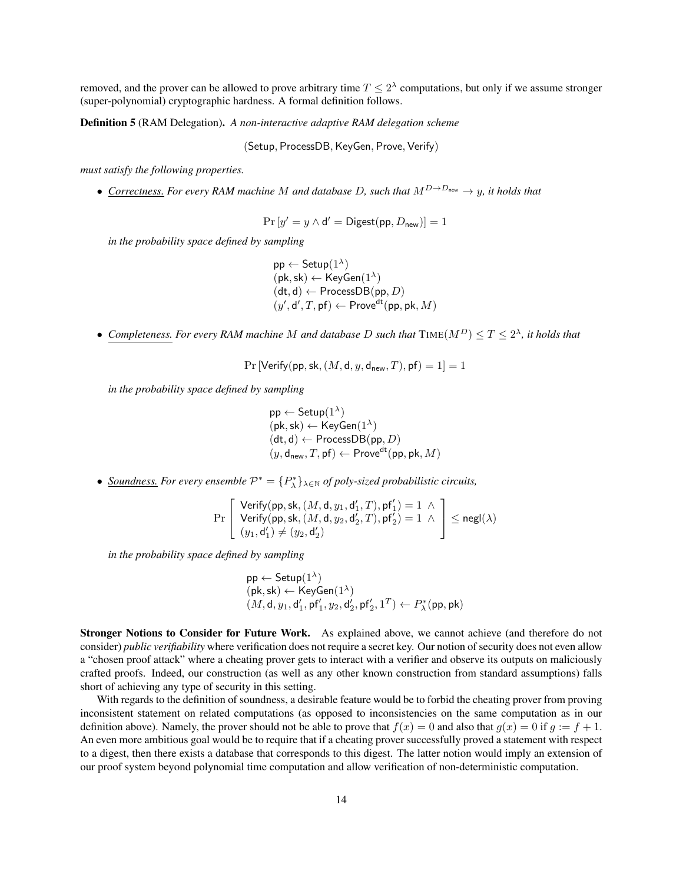removed, and the prover can be allowed to prove arbitrary time $T \leq 2^\lambda$ computations, but only if we assume stronger (super-polynomial) cryptographic hardness. A formal definition follows.

**Definition 5** (RAM Delegation). *A non-interactive adaptive RAM delegation scheme*

$$(\mathsf{Setup}, \mathsf{ProcessDB}, \mathsf{KeyGen}, \mathsf{Prove}, \mathsf{Verify})$$

*must satisfy the following properties.*

- *Correctness. For every RAM machine $M$ and database $D$, such that $M^{D \to D_{\mathsf{new}}} \to y$, it holds that*

$$\Pr\left[y' = y \wedge \mathsf{d}' = \mathsf{Digest}(\mathsf{pp}, D_{\mathsf{new}})\right] = 1$$

  *in the probability space defined by sampling*

$$\begin{aligned}
&\mathsf{pp} \leftarrow \mathsf{Setup}(1^\lambda)\\
&(\mathsf{pk}, \mathsf{sk}) \leftarrow \mathsf{KeyGen}(1^\lambda)\\
&(\mathsf{dt}, \mathsf{d}) \leftarrow \mathsf{ProcessDB}(\mathsf{pp}, D)\\
&(y', \mathsf{d}', T, \mathsf{pf}) \leftarrow \mathsf{Prove}^{\mathsf{dt}}(\mathsf{pp}, \mathsf{pk}, M)
\end{aligned}$$

- *Completeness. For every RAM machine $M$ and database $D$ such that $\mathrm{TIME}(M^D) \leq T \leq 2^\lambda$, it holds that*

$$\Pr\left[\mathsf{Verify}(\mathsf{pp}, \mathsf{sk}, (M, \mathsf{d}, y, \mathsf{d}_{\mathsf{new}}, T), \mathsf{pf}) = 1\right] = 1$$

  *in the probability space defined by sampling*

$$\begin{aligned}
&\mathsf{pp} \leftarrow \mathsf{Setup}(1^\lambda)\\
&(\mathsf{pk}, \mathsf{sk}) \leftarrow \mathsf{KeyGen}(1^\lambda)\\
&(\mathsf{dt}, \mathsf{d}) \leftarrow \mathsf{ProcessDB}(\mathsf{pp}, D)\\
&(y, \mathsf{d}_{\mathsf{new}}, T, \mathsf{pf}) \leftarrow \mathsf{Prove}^{\mathsf{dt}}(\mathsf{pp}, \mathsf{pk}, M)
\end{aligned}$$

- *Soundness. For every ensemble $\mathcal{P}^* = \{P^*_\lambda\}_{\lambda \in \mathbb{N}}$ of poly-sized probabilistic circuits,*

$$\Pr\left[\begin{array}{l}
\mathsf{Verify}(\mathsf{pp}, \mathsf{sk}, (M, \mathsf{d}, y_1, \mathsf{d}'_1, T), \mathsf{pf}'_1) = 1 \ \wedge\\
\mathsf{Verify}(\mathsf{pp}, \mathsf{sk}, (M, \mathsf{d}, y_2, \mathsf{d}'_2, T), \mathsf{pf}'_2) = 1 \ \wedge\\
(y_1, \mathsf{d}'_1) \neq (y_2, \mathsf{d}'_2)
\end{array}\right] \leq \mathsf{negl}(\lambda)$$

  *in the probability space defined by sampling*

$$\begin{aligned}
&\mathsf{pp} \leftarrow \mathsf{Setup}(1^\lambda)\\
&(\mathsf{pk}, \mathsf{sk}) \leftarrow \mathsf{KeyGen}(1^\lambda)\\
&(M, \mathsf{d}, y_1, \mathsf{d}'_1, \mathsf{pf}'_1, y_2, \mathsf{d}'_2, \mathsf{pf}'_2, 1^T) \leftarrow P^*_\lambda(\mathsf{pp}, \mathsf{pk})
\end{aligned}$$

**Stronger Notions to Consider for Future Work.** As explained above, we cannot achieve (and therefore do not consider) *public verifiability* where verification does not require a secret key. Our notion of security does not even allow a "chosen proof attack" where a cheating prover gets to interact with a verifier and observe its outputs on maliciously crafted proofs. Indeed, our construction (as well as any other known construction from standard assumptions) falls short of achieving any type of security in this setting.

With regards to the definition of soundness, a desirable feature would be to forbid the cheating prover from proving inconsistent statement on related computations (as opposed to inconsistencies on the same computation as in our definition above). Namely, the prover should not be able to prove that $f(x) = 0$ and also that $g(x) = 0$ if $g := f + 1$. An even more ambitious goal would be to require that if a cheating prover successfully proved a statement with respect to a digest, then there exists a database that corresponds to this digest. The latter notion would imply an extension of our proof system beyond polynomial time computation and allow verification of non-deterministic computation.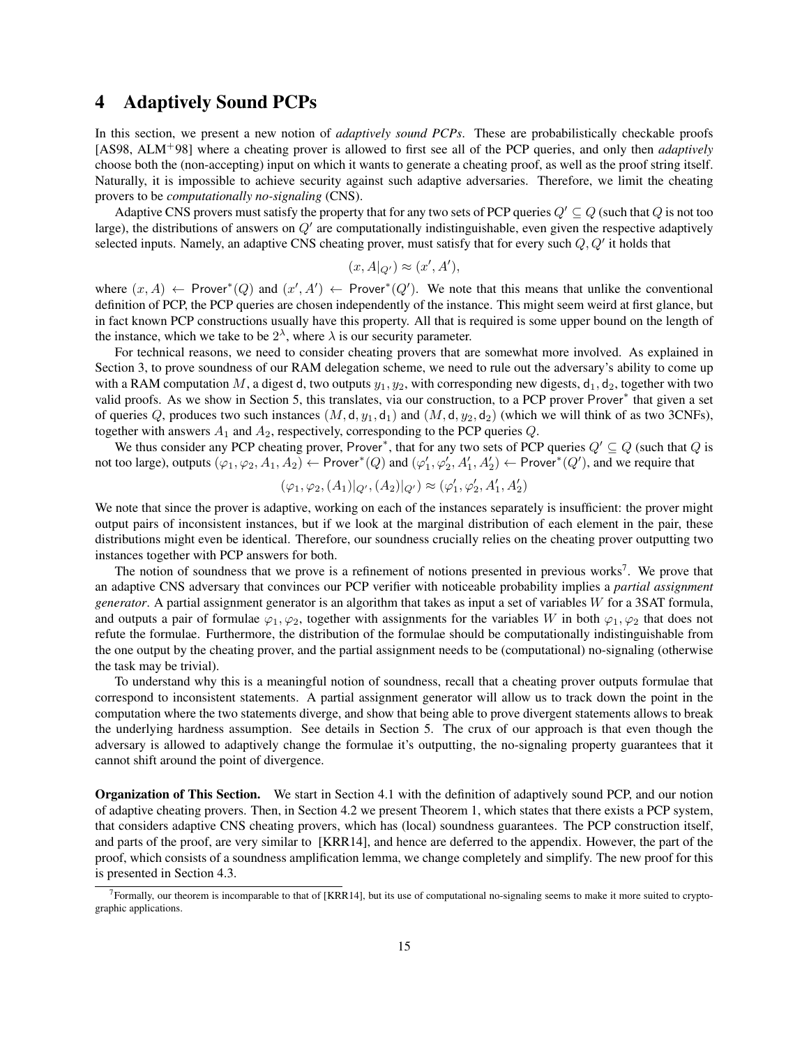# 4 Adaptively Sound PCPs

In this section, we present a new notion of *adaptively sound PCPs*. These are probabilistically checkable proofs [AS98, ALM+98] where a cheating prover is allowed to first see all of the PCP queries, and only then *adaptively* choose both the (non-accepting) input on which it wants to generate a cheating proof, as well as the proof string itself. Naturally, it is impossible to achieve security against such adaptive adversaries. Therefore, we limit the cheating provers to be *computationally no-signaling* (CNS).

Adaptive CNS provers must satisfy the property that for any two sets of PCP queries $Q' \subseteq Q$ (such that $Q$ is not too large), the distributions of answers on $Q'$ are computationally indistinguishable, even given the respective adaptively selected inputs. Namely, an adaptive CNS cheating prover, must satisfy that for every such $Q, Q'$ it holds that

$$(x, A|_{Q'}) \approx (x', A'),$$

where $(x, A) \leftarrow \mathsf{Prover}^*(Q)$ and $(x', A') \leftarrow \mathsf{Prover}^*(Q')$. We note that this means that unlike the conventional definition of PCP, the PCP queries are chosen independently of the instance. This might seem weird at first glance, but in fact known PCP constructions usually have this property. All that is required is some upper bound on the length of the instance, which we take to be $2^\lambda$, where $\lambda$ is our security parameter.

For technical reasons, we need to consider cheating provers that are somewhat more involved. As explained in Section 3, to prove soundness of our RAM delegation scheme, we need to rule out the adversary's ability to come up with a RAM computation $M$, a digest $\mathsf{d}$, two outputs $y_1, y_2$, with corresponding new digests, $\mathsf{d}_1, \mathsf{d}_2$, together with two valid proofs. As we show in Section 5, this translates, via our construction, to a PCP prover $\mathsf{Prover}^*$ that given a set of queries $Q$, produces two such instances $(M, \mathsf{d}, y_1, \mathsf{d}_1)$ and $(M, \mathsf{d}, y_2, \mathsf{d}_2)$ (which we will think of as two 3CNFs), together with answers $A_1$ and $A_2$, respectively, corresponding to the PCP queries $Q$.

We thus consider any PCP cheating prover, $\mathsf{Prover}^*$, that for any two sets of PCP queries $Q' \subseteq Q$ (such that $Q$ is not too large), outputs $(\varphi_1, \varphi_2, A_1, A_2) \leftarrow \mathsf{Prover}^*(Q)$ and $(\varphi_1', \varphi_2', A_1', A_2') \leftarrow \mathsf{Prover}^*(Q')$, and we require that

$$(\varphi_1, \varphi_2, (A_1)|_{Q'}, (A_2)|_{Q'}) \approx (\varphi_1', \varphi_2', A_1', A_2')$$

We note that since the prover is adaptive, working on each of the instances separately is insufficient: the prover might output pairs of inconsistent instances, but if we look at the marginal distribution of each element in the pair, these distributions might even be identical. Therefore, our soundness crucially relies on the cheating prover outputting two instances together with PCP answers for both.

The notion of soundness that we prove is a refinement of notions presented in previous works[7]. We prove that an adaptive CNS adversary that convinces our PCP verifier with noticeable probability implies a *partial assignment generator*. A partial assignment generator is an algorithm that takes as input a set of variables $W$ for a 3SAT formula, and outputs a pair of formulae $\varphi_1, \varphi_2$, together with assignments for the variables $W$ in both $\varphi_1, \varphi_2$ that does not refute the formulae. Furthermore, the distribution of the formulae should be computationally indistinguishable from the one output by the cheating prover, and the partial assignment needs to be (computational) no-signaling (otherwise the task may be trivial).

To understand why this is a meaningful notion of soundness, recall that a cheating prover outputs formulae that correspond to inconsistent statements. A partial assignment generator will allow us to track down the point in the computation where the two statements diverge, and show that being able to prove divergent statements allows to break the underlying hardness assumption. See details in Section 5. The crux of our approach is that even though the adversary is allowed to adaptively change the formulae it's outputting, the no-signaling property guarantees that it cannot shift around the point of divergence.

**Organization of This Section.** We start in Section 4.1 with the definition of adaptively sound PCP, and our notion of adaptive cheating provers. Then, in Section 4.2 we present Theorem 1, which states that there exists a PCP system, that considers adaptive CNS cheating provers, which has (local) soundness guarantees. The PCP construction itself, and parts of the proof, are very similar to [KRR14], and hence are deferred to the appendix. However, the part of the proof, which consists of a soundness amplification lemma, we change completely and simplify. The new proof for this is presented in Section 4.3.

[7] Formally, our theorem is incomparable to that of [KRR14], but its use of computational no-signaling seems to make it more suited to cryptographic applications.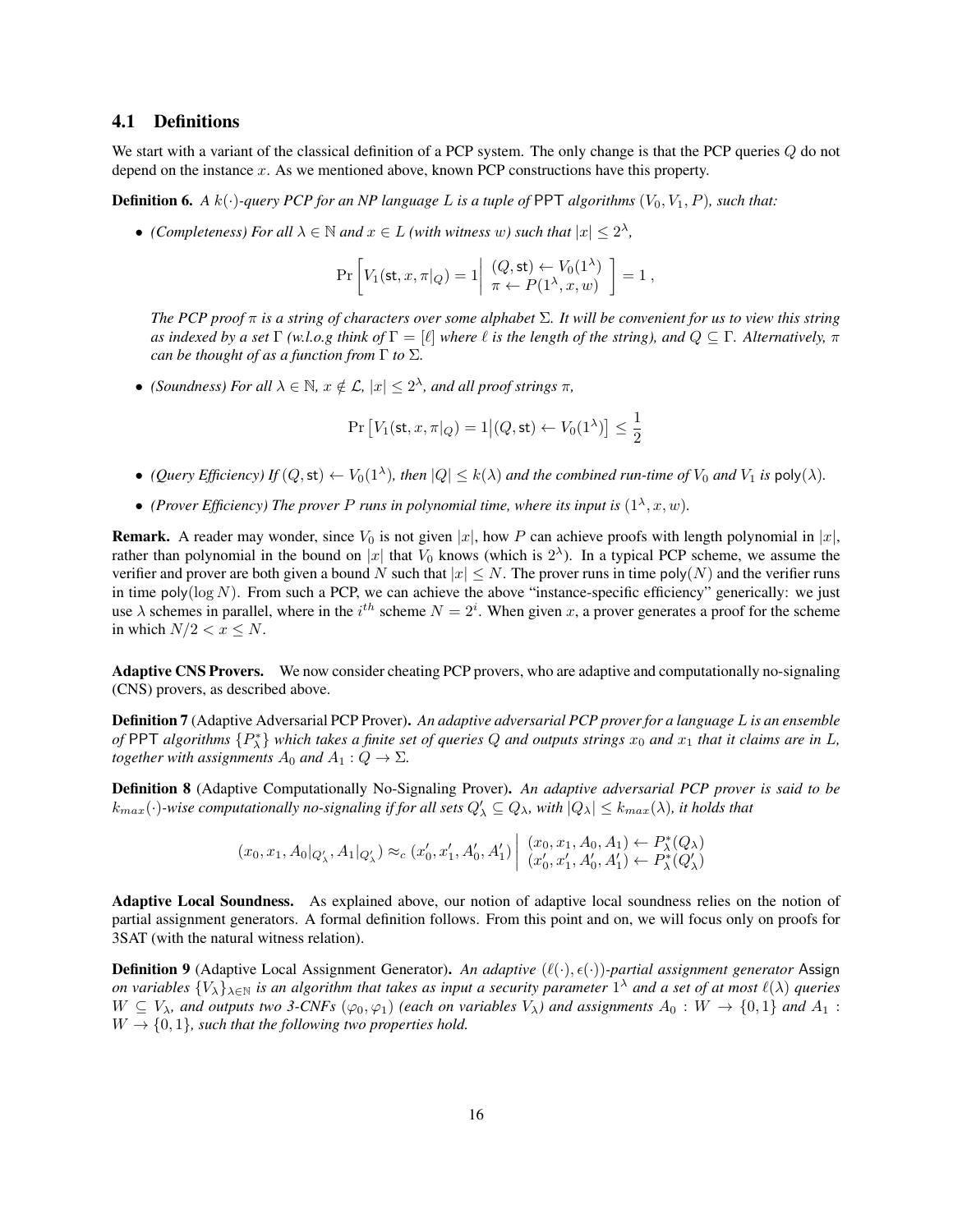### 4.1 Definitions

We start with a variant of the classical definition of a PCP system. The only change is that the PCP queries $Q$ do not depend on the instance $x$. As we mentioned above, known PCP constructions have this property.

**Definition 6.** *A $k(\cdot)$-query PCP for an NP language $L$ is a tuple of* PPT *algorithms $(V_0, V_1, P)$, such that:*

- *(Completeness) For all $\lambda \in \mathbb{N}$ and $x \in L$ (with witness $w$) such that $|x| \leq 2^\lambda$,*

$$\Pr\left[ V_1(\mathsf{st}, x, \pi|_Q) = 1 \;\middle|\; \begin{array}{l} (Q, \mathsf{st}) \leftarrow V_0(1^\lambda) \\ \pi \leftarrow P(1^\lambda, x, w) \end{array} \right] = 1 \,,$$

  *The PCP proof $\pi$ is a string of characters over some alphabet $\Sigma$. It will be convenient for us to view this string as indexed by a set $\Gamma$ (w.l.o.g think of $\Gamma = [\ell]$ where $\ell$ is the length of the string), and $Q \subseteq \Gamma$. Alternatively, $\pi$ can be thought of as a function from $\Gamma$ to $\Sigma$.*

- *(Soundness) For all $\lambda \in \mathbb{N}$, $x \notin \mathcal{L}$, $|x| \leq 2^\lambda$, and all proof strings $\pi$,*

$$\Pr\left[ V_1(\mathsf{st}, x, \pi|_Q) = 1 \middle| (Q, \mathsf{st}) \leftarrow V_0(1^\lambda) \right] \leq \frac{1}{2}$$

- *(Query Efficiency) If $(Q, \mathsf{st}) \leftarrow V_0(1^\lambda)$, then $|Q| \leq k(\lambda)$ and the combined run-time of $V_0$ and $V_1$ is $\mathsf{poly}(\lambda)$.*

- *(Prover Efficiency) The prover $P$ runs in polynomial time, where its input is $(1^\lambda, x, w)$.*

**Remark.** A reader may wonder, since $V_0$ is not given $|x|$, how $P$ can achieve proofs with length polynomial in $|x|$, rather than polynomial in the bound on $|x|$ that $V_0$ knows (which is $2^\lambda$). In a typical PCP scheme, we assume the verifier and prover are both given a bound $N$ such that $|x| \leq N$. The prover runs in time $\mathsf{poly}(N)$ and the verifier runs in time $\mathsf{poly}(\log N)$. From such a PCP, we can achieve the above "instance-specific efficiency" generically: we just use $\lambda$ schemes in parallel, where in the $i^{th}$ scheme $N = 2^i$. When given $x$, a prover generates a proof for the scheme in which $N/2 < x \leq N$.

**Adaptive CNS Provers.** We now consider cheating PCP provers, who are adaptive and computationally no-signaling (CNS) provers, as described above.

**Definition 7** (Adaptive Adversarial PCP Prover)**.** *An adaptive adversarial PCP prover for a language $L$ is an ensemble of* PPT *algorithms $\{P^*_\lambda\}$ which takes a finite set of queries $Q$ and outputs strings $x_0$ and $x_1$ that it claims are in $L$, together with assignments $A_0$ and $A_1 : Q \to \Sigma$.*

**Definition 8** (Adaptive Computationally No-Signaling Prover)**.** *An adaptive adversarial PCP prover is said to be $k_{max}(\cdot)$-wise computationally no-signaling if for all sets $Q'_\lambda \subseteq Q_\lambda$, with $|Q_\lambda| \leq k_{max}(\lambda)$, it holds that*

$$(x_0, x_1, A_0|_{Q'_\lambda}, A_1|_{Q'_\lambda}) \approx_c (x'_0, x'_1, A'_0, A'_1) \;\middle|\; \begin{array}{l} (x_0, x_1, A_0, A_1) \leftarrow P^*_\lambda(Q_\lambda) \\ (x'_0, x'_1, A'_0, A'_1) \leftarrow P^*_\lambda(Q'_\lambda) \end{array}$$

**Adaptive Local Soundness.** As explained above, our notion of adaptive local soundness relies on the notion of partial assignment generators. A formal definition follows. From this point and on, we will focus only on proofs for 3SAT (with the natural witness relation).

**Definition 9** (Adaptive Local Assignment Generator)**.** *An adaptive $(\ell(\cdot), \epsilon(\cdot))$-partial assignment generator* Assign *on variables $\{V_\lambda\}_{\lambda \in \mathbb{N}}$ is an algorithm that takes as input a security parameter $1^\lambda$ and a set of at most $\ell(\lambda)$ queries $W \subseteq V_\lambda$, and outputs two 3-CNFs $(\varphi_0, \varphi_1)$ (each on variables $V_\lambda$) and assignments $A_0 : W \to \{0, 1\}$ and $A_1 : W \to \{0, 1\}$, such that the following two properties hold.*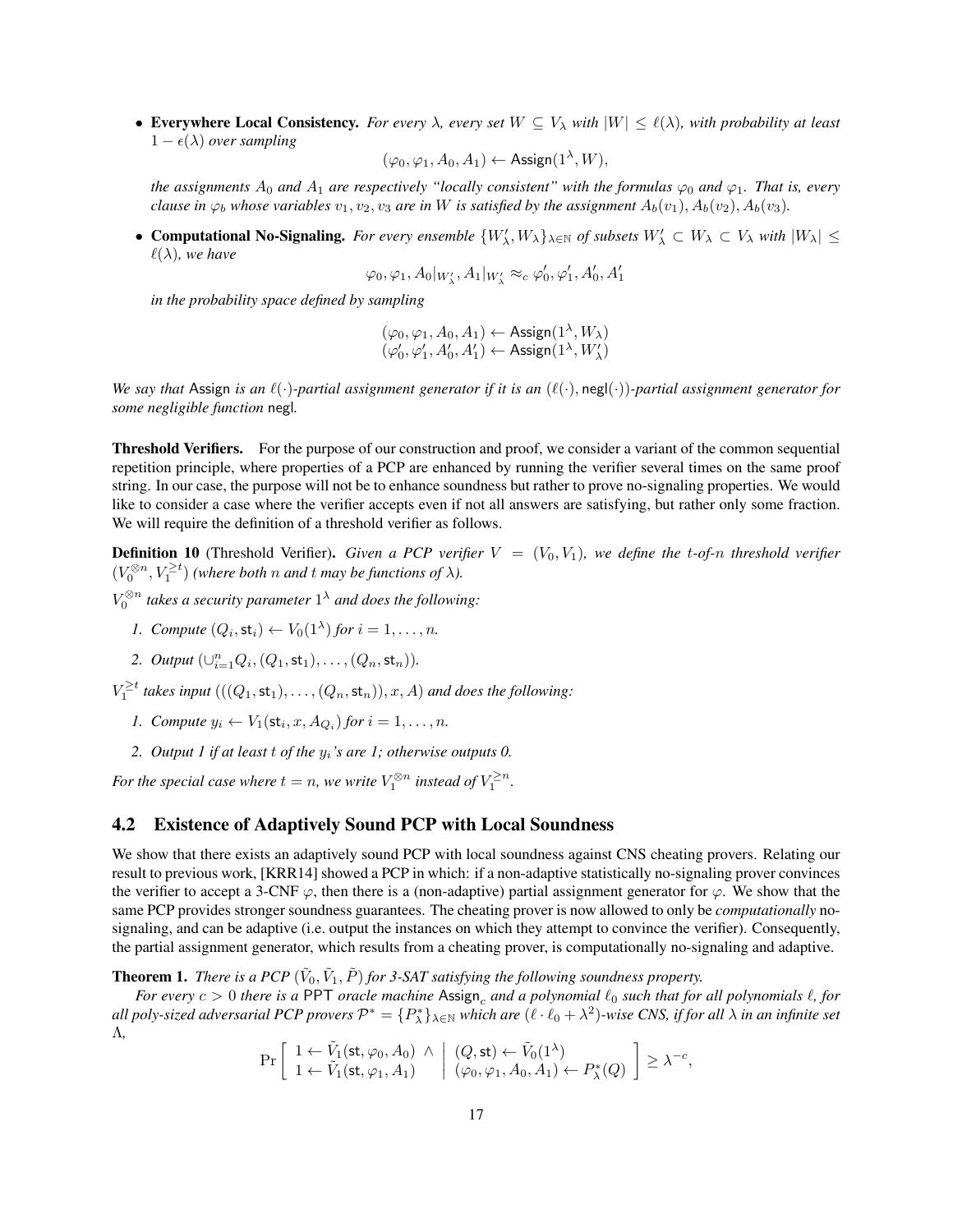- **Everywhere Local Consistency.** *For every $\lambda$, every set $W \subseteq V_\lambda$ with $|W| \leq \ell(\lambda)$, with probability at least $1 - \epsilon(\lambda)$ over sampling*

$$(\varphi_0, \varphi_1, A_0, A_1) \leftarrow \mathsf{Assign}(1^\lambda, W),$$

*the assignments $A_0$ and $A_1$ are respectively "locally consistent" with the formulas $\varphi_0$ and $\varphi_1$. That is, every clause in $\varphi_b$ whose variables $v_1, v_2, v_3$ are in $W$ is satisfied by the assignment $A_b(v_1), A_b(v_2), A_b(v_3)$.*

- **Computational No-Signaling.** *For every ensemble $\{W'_\lambda, W_\lambda\}_{\lambda \in \mathbb{N}}$ of subsets $W'_\lambda \subset W_\lambda \subset V_\lambda$ with $|W_\lambda| \leq \ell(\lambda)$, we have*

$$\varphi_0, \varphi_1, A_0|_{W'_\lambda}, A_1|_{W'_\lambda} \approx_c \varphi'_0, \varphi'_1, A'_0, A'_1$$

*in the probability space defined by sampling*

$$(\varphi_0, \varphi_1, A_0, A_1) \leftarrow \mathsf{Assign}(1^\lambda, W_\lambda)$$
$$(\varphi'_0, \varphi'_1, A'_0, A'_1) \leftarrow \mathsf{Assign}(1^\lambda, W'_\lambda)$$

*We say that* Assign *is an $\ell(\cdot)$-partial assignment generator if it is an $(\ell(\cdot), \mathsf{negl}(\cdot))$-partial assignment generator for some negligible function* negl*.*

**Threshold Verifiers.** For the purpose of our construction and proof, we consider a variant of the common sequential repetition principle, where properties of a PCP are enhanced by running the verifier several times on the same proof string. In our case, the purpose will not be to enhance soundness but rather to prove no-signaling properties. We would like to consider a case where the verifier accepts even if not all answers are satisfying, but rather only some fraction. We will require the definition of a threshold verifier as follows.

**Definition 10** (Threshold Verifier)**.** *Given a PCP verifier $V = (V_0, V_1)$, we define the $t$-of-$n$ threshold verifier $(V_0^{\otimes n}, V_1^{\geq t})$ (where both $n$ and $t$ may be functions of $\lambda$).*

*$V_0^{\otimes n}$ takes a security parameter $1^\lambda$ and does the following:*

1. *Compute $(Q_i, \mathsf{st}_i) \leftarrow V_0(1^\lambda)$ for $i = 1, \ldots, n$.*
2. *Output $(\cup_{i=1}^n Q_i, (Q_1, \mathsf{st}_1), \ldots, (Q_n, \mathsf{st}_n))$.*

*$V_1^{\geq t}$ takes input $(((Q_1, \mathsf{st}_1), \ldots, (Q_n, \mathsf{st}_n)), x, A)$ and does the following:*

1. *Compute $y_i \leftarrow V_1(\mathsf{st}_i, x, A_{Q_i})$ for $i = 1, \ldots, n$.*
2. *Output 1 if at least $t$ of the $y_i$'s are 1; otherwise outputs 0.*

*For the special case where $t = n$, we write $V_1^{\otimes n}$ instead of $V_1^{\geq n}$.*

## 4.2 Existence of Adaptively Sound PCP with Local Soundness

We show that there exists an adaptively sound PCP with local soundness against CNS cheating provers. Relating our result to previous work, [KRR14] showed a PCP in which: if a non-adaptive statistically no-signaling prover convinces the verifier to accept a 3-CNF $\varphi$, then there is a (non-adaptive) partial assignment generator for $\varphi$. We show that the same PCP provides stronger soundness guarantees. The cheating prover is now allowed to only be *computationally* no-signaling, and can be adaptive (i.e. output the instances on which they attempt to convince the verifier). Consequently, the partial assignment generator, which results from a cheating prover, is computationally no-signaling and adaptive.

**Theorem 1.** *There is a PCP $(\tilde{V}_0, \tilde{V}_1, \tilde{P})$ for 3-SAT satisfying the following soundness property.*

*For every $c > 0$ there is a* PPT *oracle machine $\mathsf{Assign}_c$ and a polynomial $\ell_0$ such that for all polynomials $\ell$, for all poly-sized adversarial PCP provers $\mathcal{P}^* = \{P^*_\lambda\}_{\lambda \in \mathbb{N}}$ which are $(\ell \cdot \ell_0 + \lambda^2)$-wise CNS, if for all $\lambda$ in an infinite set $\Lambda$,*

$$\Pr\left[\begin{array}{l} 1 \leftarrow \tilde{V}_1(\mathsf{st}, \varphi_0, A_0) \ \wedge \\ 1 \leftarrow \tilde{V}_1(\mathsf{st}, \varphi_1, A_1) \end{array} \middle| \begin{array}{l} (Q, \mathsf{st}) \leftarrow \tilde{V}_0(1^\lambda) \\ (\varphi_0, \varphi_1, A_0, A_1) \leftarrow P^*_\lambda(Q) \end{array}\right] \geq \lambda^{-c},$$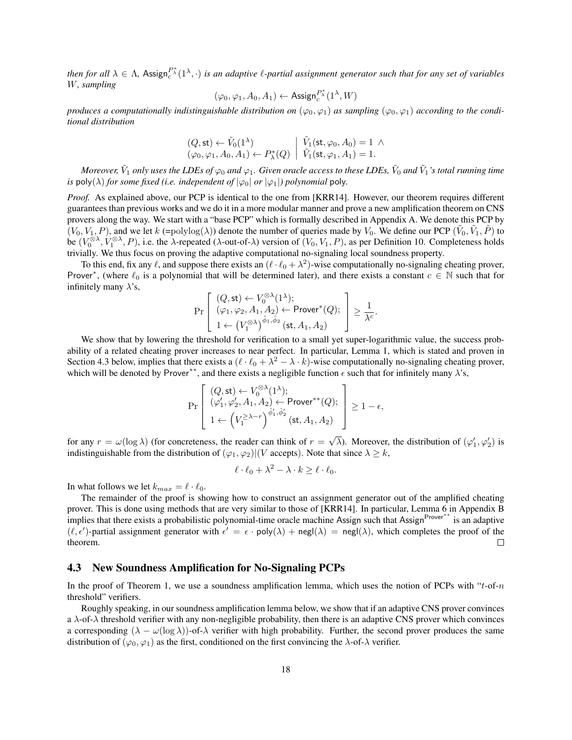*then for all $\lambda \in \Lambda$, $\mathsf{Assign}_c^{P^*_\lambda}(1^\lambda, \cdot)$ is an adaptive $\ell$-partial assignment generator such that for any set of variables $W$, sampling*

$$(\varphi_0, \varphi_1, A_0, A_1) \leftarrow \mathsf{Assign}_c^{P^*_\lambda}(1^\lambda, W)$$

*produces a computationally indistinguishable distribution on $(\varphi_0, \varphi_1)$ as sampling $(\varphi_0, \varphi_1)$ according to the conditional distribution*

$$\left.\begin{array}{l} (Q, \mathsf{st}) \leftarrow \tilde{V}_0(1^\lambda) \\ (\varphi_0, \varphi_1, A_0, A_1) \leftarrow P^*_\lambda(Q) \end{array} \;\right|\; \begin{array}{l} \tilde{V}_1(\mathsf{st}, \varphi_0, A_0) = 1 \;\wedge \\ \tilde{V}_1(\mathsf{st}, \varphi_1, A_1) = 1. \end{array}$$

*Moreover, $\tilde{V}_1$ only uses the LDEs of $\varphi_0$ and $\varphi_1$. Given oracle access to these LDEs, $\tilde{V}_0$ and $\tilde{V}_1$'s total running time is $\mathsf{poly}(\lambda)$ for some fixed (i.e. independent of $|\varphi_0|$ or $|\varphi_1|$) polynomial $\mathsf{poly}$.*

*Proof.* As explained above, our PCP is identical to the one from [KRR14]. However, our theorem requires different guarantees than previous works and we do it in a more modular manner and prove a new amplification theorem on CNS provers along the way. We start with a "base PCP" which is formally described in Appendix A. We denote this PCP by $(V_0, V_1, P)$, and we let $k$ (=polylog($\lambda$)) denote the number of queries made by $V_0$. We define our PCP $(\tilde{V}_0, \tilde{V}_1, \tilde{P})$ to be $(V_0^{\otimes\lambda}, V_1^{\otimes\lambda}, P)$, i.e. the $\lambda$-repeated ($\lambda$-out-of-$\lambda$) version of $(V_0, V_1, P)$, as per Definition 10. Completeness holds trivially. We thus focus on proving the adaptive computational no-signaling local soundness property.

To this end, fix any $\ell$, and suppose there exists an $(\ell \cdot \ell_0 + \lambda^2)$-wise computationally no-signaling cheating prover, $\mathsf{Prover}^*$, (where $\ell_0$ is a polynomial that will be determined later), and there exists a constant $c \in \mathbb{N}$ such that for infinitely many $\lambda$'s,

$$\Pr\left[\begin{array}{l} (Q, \mathsf{st}) \leftarrow V_0^{\otimes\lambda}(1^\lambda); \\ (\varphi_1, \varphi_2, A_1, A_2) \leftarrow \mathsf{Prover}^*(Q); \\ 1 \leftarrow \left(V_1^{\otimes\lambda}\right)^{\hat{\phi}_1, \hat{\phi}_2}(\mathsf{st}, A_1, A_2) \end{array}\right] \geq \frac{1}{\lambda^c}.$$

We show that by lowering the threshold for verification to a small yet super-logarithmic value, the success probability of a related cheating prover increases to near perfect. In particular, Lemma 1, which is stated and proven in Section 4.3 below, implies that there exists a $(\ell \cdot \ell_0 + \lambda^2 - \lambda \cdot k)$-wise computationally no-signaling cheating prover, which will be denoted by $\mathsf{Prover}^{**}$, and there exists a negligible function $\epsilon$ such that for infinitely many $\lambda$'s,

$$\Pr\left[\begin{array}{l} (Q, \mathsf{st}) \leftarrow V_0^{\otimes\lambda}(1^\lambda); \\ (\varphi'_1, \varphi'_2, A_1, A_2) \leftarrow \mathsf{Prover}^{**}(Q); \\ 1 \leftarrow \left(V_1^{\geq\lambda - r}\right)^{\hat{\phi}'_1, \hat{\phi}'_2}(\mathsf{st}, A_1, A_2) \end{array}\right] \geq 1 - \epsilon,$$

for any $r = \omega(\log\lambda)$ (for concreteness, the reader can think of $r = \sqrt{\lambda}$). Moreover, the distribution of $(\varphi'_1, \varphi'_2)$ is indistinguishable from the distribution of $(\varphi_1, \varphi_2)|(V \text{ accepts})$. Note that since $\lambda \geq k$,

$$\ell \cdot \ell_0 + \lambda^2 - \lambda \cdot k \geq \ell \cdot \ell_0.$$

In what follows we let $k_{max} = \ell \cdot \ell_0$.

The remainder of the proof is showing how to construct an assignment generator out of the amplified cheating prover. This is done using methods that are very similar to those of [KRR14]. In particular, Lemma 6 in Appendix B implies that there exists a probabilistic polynomial-time oracle machine Assign such that $\mathsf{Assign}^{\mathsf{Prover}^{**}}$ is an adaptive $(\ell, \epsilon')$-partial assignment generator with $\epsilon' = \epsilon \cdot \mathsf{poly}(\lambda) + \mathsf{negl}(\lambda) = \mathsf{negl}(\lambda)$, which completes the proof of the theorem. □

### 4.3 New Soundness Amplification for No-Signaling PCPs

In the proof of Theorem 1, we use a soundness amplification lemma, which uses the notion of PCPs with "$t$-of-$n$ threshold" verifiers.

Roughly speaking, in our soundness amplification lemma below, we show that if an adaptive CNS prover convinces a $\lambda$-of-$\lambda$ threshold verifier with any non-negligible probability, then there is an adaptive CNS prover which convinces a corresponding $(\lambda - \omega(\log\lambda))$-of-$\lambda$ verifier with high probability. Further, the second prover produces the same distribution of $(\varphi_0, \varphi_1)$ as the first, conditioned on the first convincing the $\lambda$-of-$\lambda$ verifier.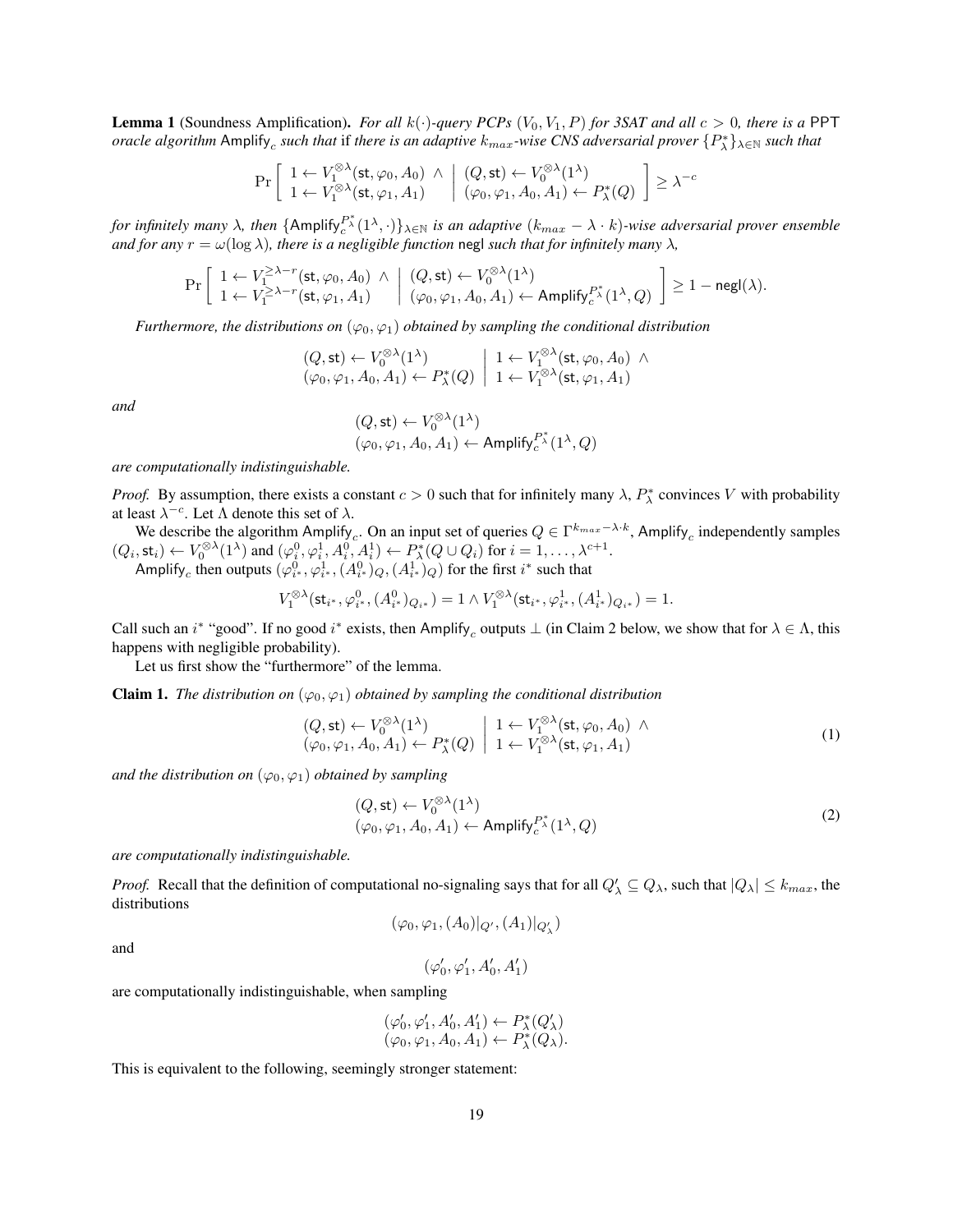**Lemma 1** (Soundness Amplification)**.** *For all $k(\cdot)$-query PCPs $(V_0, V_1, P)$ for 3SAT and all $c > 0$, there is a* PPT *oracle algorithm* $\mathsf{Amplify}_c$ *such that* if *there is an adaptive $k_{max}$-wise CNS adversarial prover $\{P^*_\lambda\}_{\lambda\in\mathbb{N}}$ such that*

$$\Pr\left[\begin{array}{l} 1 \leftarrow V_1^{\otimes\lambda}(\mathsf{st}, \varphi_0, A_0) \;\wedge \\ 1 \leftarrow V_1^{\otimes\lambda}(\mathsf{st}, \varphi_1, A_1) \end{array} \;\middle|\; \begin{array}{l} (Q, \mathsf{st}) \leftarrow V_0^{\otimes\lambda}(1^\lambda) \\ (\varphi_0, \varphi_1, A_0, A_1) \leftarrow P^*_\lambda(Q) \end{array}\right] \geq \lambda^{-c}$$

*for infinitely many $\lambda$, then $\{\mathsf{Amplify}_c^{P^*_\lambda}(1^\lambda, \cdot)\}_{\lambda\in\mathbb{N}}$ is an adaptive $(k_{max} - \lambda \cdot k)$-wise adversarial prover ensemble and for any $r = \omega(\log \lambda)$, there is a negligible function* $\mathsf{negl}$ *such that for infinitely many $\lambda$,*

$$\Pr\left[\begin{array}{l} 1 \leftarrow V_1^{\geq\lambda-r}(\mathsf{st}, \varphi_0, A_0) \;\wedge \\ 1 \leftarrow V_1^{\geq\lambda-r}(\mathsf{st}, \varphi_1, A_1) \end{array} \;\middle|\; \begin{array}{l} (Q, \mathsf{st}) \leftarrow V_0^{\otimes\lambda}(1^\lambda) \\ (\varphi_0, \varphi_1, A_0, A_1) \leftarrow \mathsf{Amplify}_c^{P^*_\lambda}(1^\lambda, Q) \end{array}\right] \geq 1 - \mathsf{negl}(\lambda).$$

*Furthermore, the distributions on $(\varphi_0, \varphi_1)$ obtained by sampling the conditional distribution*

$$\begin{array}{l} (Q, \mathsf{st}) \leftarrow V_0^{\otimes\lambda}(1^\lambda) \\ (\varphi_0, \varphi_1, A_0, A_1) \leftarrow P^*_\lambda(Q) \end{array} \;\middle|\; \begin{array}{l} 1 \leftarrow V_1^{\otimes\lambda}(\mathsf{st}, \varphi_0, A_0) \;\wedge \\ 1 \leftarrow V_1^{\otimes\lambda}(\mathsf{st}, \varphi_1, A_1) \end{array}$$

*and*

$$\begin{array}{l} (Q, \mathsf{st}) \leftarrow V_0^{\otimes\lambda}(1^\lambda) \\ (\varphi_0, \varphi_1, A_0, A_1) \leftarrow \mathsf{Amplify}_c^{P^*_\lambda}(1^\lambda, Q) \end{array}$$

*are computationally indistinguishable.*

*Proof.* By assumption, there exists a constant $c > 0$ such that for infinitely many $\lambda$, $P^*_\lambda$ convinces $V$ with probability at least $\lambda^{-c}$. Let $\Lambda$ denote this set of $\lambda$.

We describe the algorithm $\mathsf{Amplify}_c$. On an input set of queries $Q \in \Gamma^{k_{max} - \lambda \cdot k}$, $\mathsf{Amplify}_c$ independently samples $(Q_i, \mathsf{st}_i) \leftarrow V_0^{\otimes\lambda}(1^\lambda)$ and $(\varphi_i^0, \varphi_i^1, A_i^0, A_i^1) \leftarrow P^*_\lambda(Q \cup Q_i)$ for $i = 1, \ldots, \lambda^{c+1}$.

$\mathsf{Amplify}_c$ then outputs $(\varphi_{i^*}^0, \varphi_{i^*}^1, (A_{i^*}^0)_Q, (A_{i^*}^1)_Q)$ for the first $i^*$ such that

$$V_1^{\otimes\lambda}(\mathsf{st}_{i^*}, \varphi_{i^*}^0, (A_{i^*}^0)_{Q_{i^*}}) = 1 \wedge V_1^{\otimes\lambda}(\mathsf{st}_{i^*}, \varphi_{i^*}^1, (A_{i^*}^1)_{Q_{i^*}}) = 1.$$

Call such an $i^*$ "good". If no good $i^*$ exists, then $\mathsf{Amplify}_c$ outputs $\perp$ (in Claim 2 below, we show that for $\lambda \in \Lambda$, this happens with negligible probability).

Let us first show the "furthermore" of the lemma.

**Claim 1.** *The distribution on $(\varphi_0, \varphi_1)$ obtained by sampling the conditional distribution*

$$\begin{array}{l} (Q, \mathsf{st}) \leftarrow V_0^{\otimes\lambda}(1^\lambda) \\ (\varphi_0, \varphi_1, A_0, A_1) \leftarrow P^*_\lambda(Q) \end{array} \;\middle|\; \begin{array}{l} 1 \leftarrow V_1^{\otimes\lambda}(\mathsf{st}, \varphi_0, A_0) \;\wedge \\ 1 \leftarrow V_1^{\otimes\lambda}(\mathsf{st}, \varphi_1, A_1) \end{array} \tag{1}$$

*and the distribution on $(\varphi_0, \varphi_1)$ obtained by sampling*

$$\begin{array}{l} (Q, \mathsf{st}) \leftarrow V_0^{\otimes\lambda}(1^\lambda) \\ (\varphi_0, \varphi_1, A_0, A_1) \leftarrow \mathsf{Amplify}_c^{P^*_\lambda}(1^\lambda, Q) \end{array} \tag{2}$$

*are computationally indistinguishable.*

*Proof.* Recall that the definition of computational no-signaling says that for all $Q'_\lambda \subseteq Q_\lambda$, such that $|Q_\lambda| \leq k_{max}$, the distributions

$$(\varphi_0, \varphi_1, (A_0)|_{Q'}, (A_1)|_{Q'_\lambda})$$

and

$$(\varphi'_0, \varphi'_1, A'_0, A'_1)$$

are computationally indistinguishable, when sampling

$$\begin{array}{l} (\varphi'_0, \varphi'_1, A'_0, A'_1) \leftarrow P^*_\lambda(Q'_\lambda) \\ (\varphi_0, \varphi_1, A_0, A_1) \leftarrow P^*_\lambda(Q_\lambda). \end{array}$$

This is equivalent to the following, seemingly stronger statement: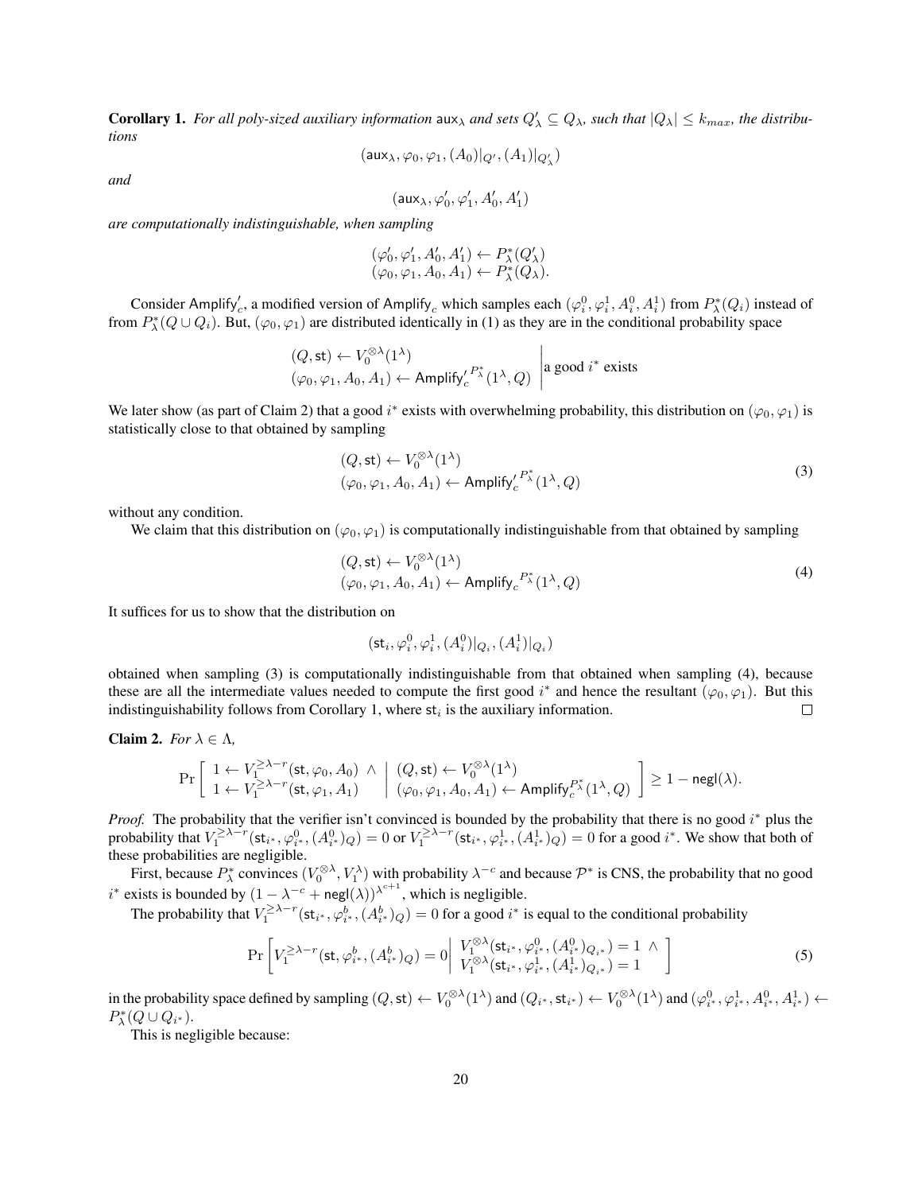**Corollary 1.** *For all poly-sized auxiliary information* $\mathsf{aux}_\lambda$ *and sets* $Q'_\lambda \subseteq Q_\lambda$*, such that* $|Q_\lambda| \leq k_{max}$*, the distributions*

$$(\mathsf{aux}_\lambda, \varphi_0, \varphi_1, (A_0)|_{Q'}, (A_1)|_{Q'_\lambda})$$

*and*

$$(\mathsf{aux}_\lambda, \varphi'_0, \varphi'_1, A'_0, A'_1)$$

*are computationally indistinguishable, when sampling*

$$(\varphi'_0, \varphi'_1, A'_0, A'_1) \leftarrow P^*_\lambda(Q'_\lambda)$$
$$(\varphi_0, \varphi_1, A_0, A_1) \leftarrow P^*_\lambda(Q_\lambda).$$

Consider $\mathsf{Amplify}'_c$, a modified version of $\mathsf{Amplify}_c$ which samples each $(\varphi^0_i, \varphi^1_i, A^0_i, A^1_i)$ from $P^*_\lambda(Q_i)$ instead of from $P^*_\lambda(Q \cup Q_i)$. But, $(\varphi_0, \varphi_1)$ are distributed identically in (1) as they are in the conditional probability space

$$\left.\begin{array}{l}(Q, \mathsf{st}) \leftarrow V_0^{\otimes\lambda}(1^\lambda) \\ (\varphi_0, \varphi_1, A_0, A_1) \leftarrow {\mathsf{Amplify}'_c}^{P^*_\lambda}(1^\lambda, Q)\end{array}\right| \text{a good } i^* \text{ exists}$$

We later show (as part of Claim 2) that a good $i^*$ exists with overwhelming probability, this distribution on $(\varphi_0, \varphi_1)$ is statistically close to that obtained by sampling

$$\begin{array}{l}(Q, \mathsf{st}) \leftarrow V_0^{\otimes\lambda}(1^\lambda) \\ (\varphi_0, \varphi_1, A_0, A_1) \leftarrow {\mathsf{Amplify}'_c}^{P^*_\lambda}(1^\lambda, Q)\end{array} \tag{3}$$

without any condition.

We claim that this distribution on $(\varphi_0, \varphi_1)$ is computationally indistinguishable from that obtained by sampling

$$\begin{array}{l}(Q, \mathsf{st}) \leftarrow V_0^{\otimes\lambda}(1^\lambda) \\ (\varphi_0, \varphi_1, A_0, A_1) \leftarrow {\mathsf{Amplify}_c}^{P^*_\lambda}(1^\lambda, Q)\end{array} \tag{4}$$

It suffices for us to show that the distribution on

$$(\mathsf{st}_i, \varphi^0_i, \varphi^1_i, (A^0_i)|_{Q_i}, (A^1_i)|_{Q_i})$$

obtained when sampling (3) is computationally indistinguishable from that obtained when sampling (4), because these are all the intermediate values needed to compute the first good $i^*$ and hence the resultant $(\varphi_0, \varphi_1)$. But this indistinguishability follows from Corollary 1, where $\mathsf{st}_i$ is the auxiliary information. ◻

**Claim 2.** *For* $\lambda \in \Lambda$*,*

$$\Pr\left[\begin{array}{l}1 \leftarrow V_1^{\geq\lambda-r}(\mathsf{st}, \varphi_0, A_0) \;\wedge \\ 1 \leftarrow V_1^{\geq\lambda-r}(\mathsf{st}, \varphi_1, A_1)\end{array}\;\middle|\;\begin{array}{l}(Q, \mathsf{st}) \leftarrow V_0^{\otimes\lambda}(1^\lambda) \\ (\varphi_0, \varphi_1, A_0, A_1) \leftarrow \mathsf{Amplify}_c^{P^*_\lambda}(1^\lambda, Q)\end{array}\right] \geq 1 - \mathsf{negl}(\lambda).$$

*Proof.* The probability that the verifier isn't convinced is bounded by the probability that there is no good $i^*$ plus the probability that $V_1^{\geq\lambda-r}(\mathsf{st}_{i^*}, \varphi^0_{i^*}, (A^0_{i^*})_Q) = 0$ or $V_1^{\geq\lambda-r}(\mathsf{st}_{i^*}, \varphi^1_{i^*}, (A^1_{i^*})_Q) = 0$ for a good $i^*$. We show that both of these probabilities are negligible.

First, because $P^*_\lambda$ convinces $(V_0^{\otimes\lambda}, V_1^\lambda)$ with probability $\lambda^{-c}$ and because $\mathcal{P}^*$ is CNS, the probability that no good $i^*$ exists is bounded by $(1 - \lambda^{-c} + \mathsf{negl}(\lambda))^{\lambda^{c+1}}$, which is negligible.

The probability that $V_1^{\geq\lambda-r}(\mathsf{st}_{i^*}, \varphi^b_{i^*}, (A^b_{i^*})_Q) = 0$ for a good $i^*$ is equal to the conditional probability

$$\Pr\left[V_1^{\geq\lambda-r}(\mathsf{st}, \varphi^b_{i^*}, (A^b_{i^*})_Q) = 0 \;\middle|\; \begin{array}{l}V_1^{\otimes\lambda}(\mathsf{st}_{i^*}, \varphi^0_{i^*}, (A^0_{i^*})_{Q_{i^*}}) = 1 \;\wedge \\ V_1^{\otimes\lambda}(\mathsf{st}_{i^*}, \varphi^1_{i^*}, (A^1_{i^*})_{Q_{i^*}}) = 1\end{array}\right] \tag{5}$$

in the probability space defined by sampling $(Q, \mathsf{st}) \leftarrow V_0^{\otimes\lambda}(1^\lambda)$ and $(Q_{i^*}, \mathsf{st}_{i^*}) \leftarrow V_0^{\otimes\lambda}(1^\lambda)$ and $(\varphi^0_{i^*}, \varphi^1_{i^*}, A^0_{i^*}, A^1_{i^*}) \leftarrow P^*_\lambda(Q \cup Q_{i^*})$.

This is negligible because: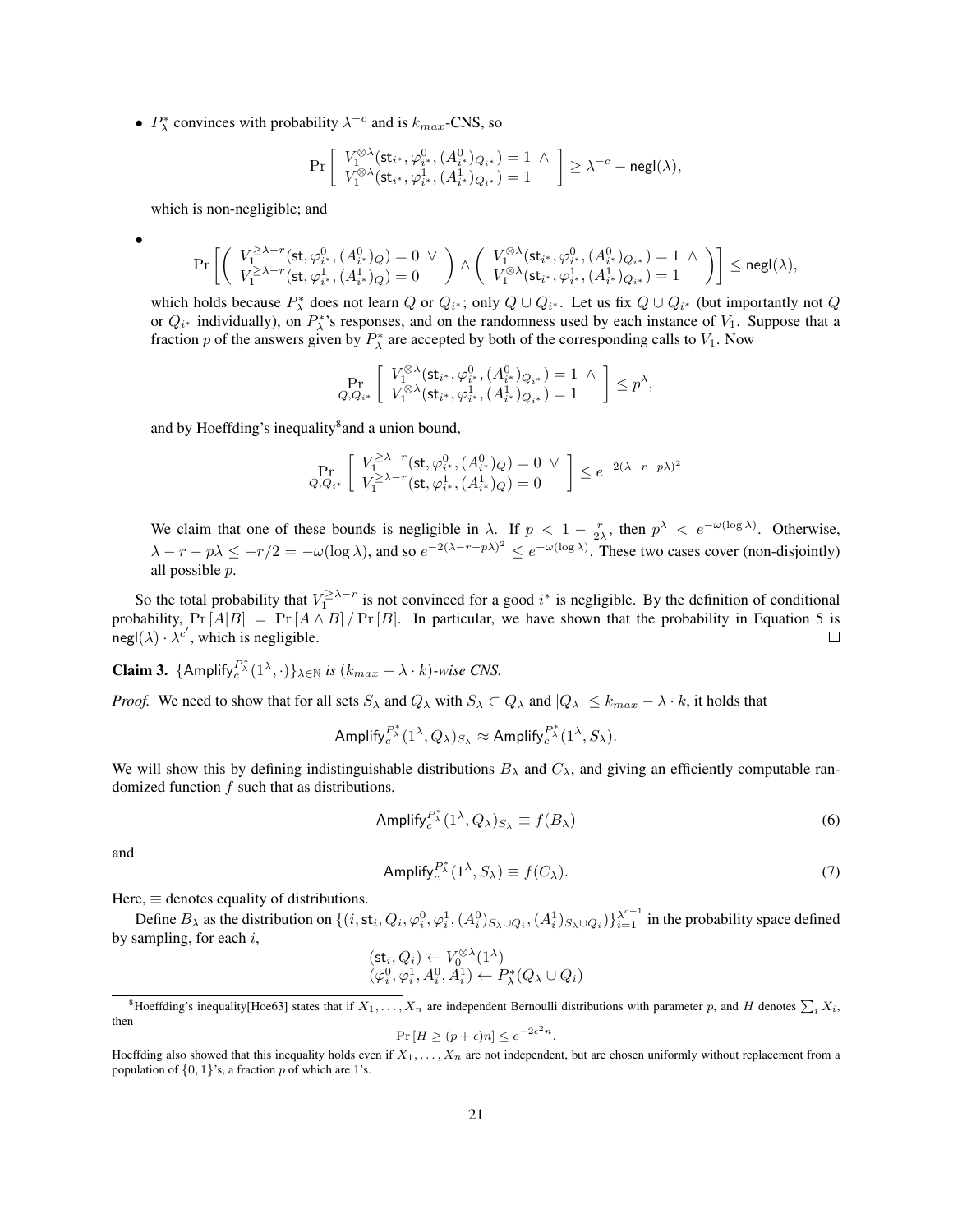- $P^*_\lambda$ convinces with probability $\lambda^{-c}$ and is $k_{max}$-CNS, so

$$\Pr\left[\begin{array}{l} V_1^{\otimes\lambda}(\mathsf{st}_{i^*}, \varphi^0_{i^*}, (A^0_{i^*})_{Q_{i^*}}) = 1 \ \wedge \\ V_1^{\otimes\lambda}(\mathsf{st}_{i^*}, \varphi^1_{i^*}, (A^1_{i^*})_{Q_{i^*}}) = 1 \end{array}\right] \geq \lambda^{-c} - \mathsf{negl}(\lambda),$$

which is non-negligible; and

-
$$\Pr\left[\left(\begin{array}{l} V_1^{\geq\lambda-r}(\mathsf{st}, \varphi^0_{i^*}, (A^0_{i^*})_{Q}) = 0 \ \vee \\ V_1^{\geq\lambda-r}(\mathsf{st}, \varphi^1_{i^*}, (A^1_{i^*})_{Q}) = 0 \end{array}\right) \wedge \left(\begin{array}{l} V_1^{\otimes\lambda}(\mathsf{st}_{i^*}, \varphi^0_{i^*}, (A^0_{i^*})_{Q_{i^*}}) = 1 \ \wedge \\ V_1^{\otimes\lambda}(\mathsf{st}_{i^*}, \varphi^1_{i^*}, (A^1_{i^*})_{Q_{i^*}}) = 1 \end{array}\right)\right] \leq \mathsf{negl}(\lambda),$$

which holds because $P^*_\lambda$ does not learn $Q$ or $Q_{i^*}$; only $Q \cup Q_{i^*}$. Let us fix $Q \cup Q_{i^*}$ (but importantly not $Q$ or $Q_{i^*}$ individually), on $P^*_\lambda$'s responses, and on the randomness used by each instance of $V_1$. Suppose that a fraction $p$ of the answers given by $P^*_\lambda$ are accepted by both of the corresponding calls to $V_1$. Now

$$\Pr_{Q, Q_{i^*}}\left[\begin{array}{l} V_1^{\otimes\lambda}(\mathsf{st}_{i^*}, \varphi^0_{i^*}, (A^0_{i^*})_{Q_{i^*}}) = 1 \ \wedge \\ V_1^{\otimes\lambda}(\mathsf{st}_{i^*}, \varphi^1_{i^*}, (A^1_{i^*})_{Q_{i^*}}) = 1 \end{array}\right] \leq p^\lambda,$$

and by Hoeffding's inequality[8] and a union bound,

$$\Pr_{Q, Q_{i^*}}\left[\begin{array}{l} V_1^{\geq\lambda-r}(\mathsf{st}, \varphi^0_{i^*}, (A^0_{i^*})_{Q}) = 0 \ \vee \\ V_1^{\geq\lambda-r}(\mathsf{st}, \varphi^1_{i^*}, (A^1_{i^*})_{Q}) = 0 \end{array}\right] \leq e^{-2(\lambda - r - p\lambda)^2}$$

We claim that one of these bounds is negligible in $\lambda$. If $p < 1 - \frac{r}{2\lambda}$, then $p^\lambda < e^{-\omega(\log\lambda)}$. Otherwise, $\lambda - r - p\lambda \leq -r/2 = -\omega(\log\lambda)$, and so $e^{-2(\lambda-r-p\lambda)^2} \leq e^{-\omega(\log\lambda)}$. These two cases cover (non-disjointly) all possible $p$.

So the total probability that $V_1^{\geq\lambda-r}$ is not convinced for a good $i^*$ is negligible. By the definition of conditional probability, $\Pr[A|B] = \Pr[A \wedge B] / \Pr[B]$. In particular, we have shown that the probability in Equation 5 is $\mathsf{negl}(\lambda) \cdot \lambda^{c'}$, which is negligible. $\square$

**Claim 3.** $\{\mathsf{Amplify}_c^{P^*_\lambda}(1^\lambda, \cdot)\}_{\lambda\in\mathbb{N}}$ *is* $(k_{max} - \lambda \cdot k)$*-wise CNS.*

*Proof.* We need to show that for all sets $S_\lambda$ and $Q_\lambda$ with $S_\lambda \subset Q_\lambda$ and $|Q_\lambda| \leq k_{max} - \lambda \cdot k$, it holds that

$$\mathsf{Amplify}_c^{P^*_\lambda}(1^\lambda, Q_\lambda)_{S_\lambda} \approx \mathsf{Amplify}_c^{P^*_\lambda}(1^\lambda, S_\lambda).$$

We will show this by defining indistinguishable distributions $B_\lambda$ and $C_\lambda$, and giving an efficiently computable randomized function $f$ such that as distributions,

$$\mathsf{Amplify}_c^{P^*_\lambda}(1^\lambda, Q_\lambda)_{S_\lambda} \equiv f(B_\lambda) \tag{6}$$

and

$$\mathsf{Amplify}_c^{P^*_\lambda}(1^\lambda, S_\lambda) \equiv f(C_\lambda). \tag{7}$$

Here, $\equiv$ denotes equality of distributions.

Define $B_\lambda$ as the distribution on $\{(i, \mathsf{st}_i, Q_i, \varphi^0_i, \varphi^1_i, (A^0_i)_{S_\lambda \cup Q_i}, (A^1_i)_{S_\lambda \cup Q_i})\}_{i=1}^{\lambda^{c+1}}$ in the probability space defined by sampling, for each $i$,

$$\begin{array}{l} (\mathsf{st}_i, Q_i) \leftarrow V_0^{\otimes\lambda}(1^\lambda) \\ (\varphi^0_i, \varphi^1_i, A^0_i, A^1_i) \leftarrow P^*_\lambda(Q_\lambda \cup Q_i) \end{array}$$

[8] Hoeffding's inequality[Hoe63] states that if $X_1, \ldots, X_n$ are independent Bernoulli distributions with parameter $p$, and $H$ denotes $\sum_i X_i$, then

$$\Pr[H \geq (p + \epsilon)n] \leq e^{-2\epsilon^2 n}.$$

Hoeffding also showed that this inequality holds even if $X_1, \ldots, X_n$ are not independent, but are chosen uniformly without replacement from a population of $\{0, 1\}$'s, a fraction $p$ of which are 1's.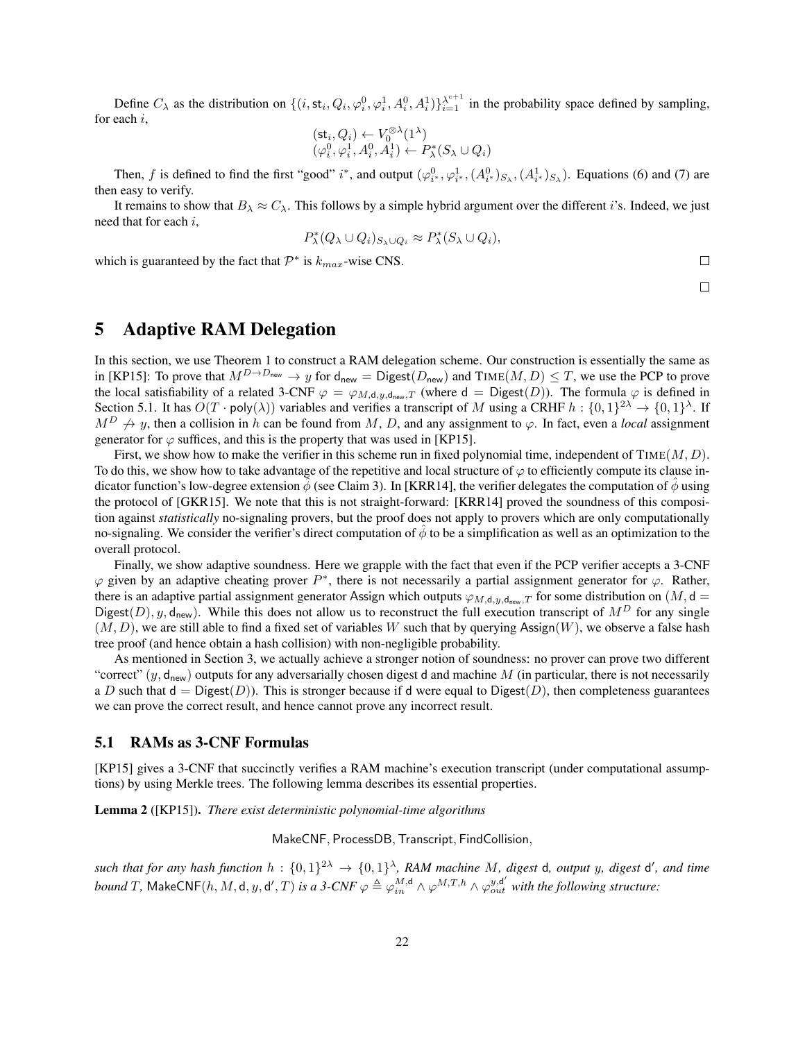Define $C_\lambda$ as the distribution on $\{(i, \mathsf{st}_i, Q_i, \varphi_i^0, \varphi_i^1, A_i^0, A_i^1)\}_{i=1}^{\lambda^{c+1}}$ in the probability space defined by sampling, for each $i$,

$$(\mathsf{st}_i, Q_i) \leftarrow V_0^{\otimes\lambda}(1^\lambda)$$
$$(\varphi_i^0, \varphi_i^1, A_i^0, A_i^1) \leftarrow P_\lambda^*(S_\lambda \cup Q_i)$$

Then, $f$ is defined to find the first "good" $i^*$, and output $(\varphi_{i^*}^0, \varphi_{i^*}^1, (A_{i^*}^0)_{S_\lambda}, (A_{i^*}^1)_{S_\lambda})$. Equations (6) and (7) are then easy to verify.

It remains to show that $B_\lambda \approx C_\lambda$. This follows by a simple hybrid argument over the different $i$'s. Indeed, we just need that for each $i$,

$$P_\lambda^*(Q_\lambda \cup Q_i)_{S_\lambda \cup Q_i} \approx P_\lambda^*(S_\lambda \cup Q_i),$$

which is guaranteed by the fact that $\mathcal{P}^*$ is $k_{max}$-wise CNS. □

□

# 5 Adaptive RAM Delegation

In this section, we use Theorem 1 to construct a RAM delegation scheme. Our construction is essentially the same as in [KP15]: To prove that $M^{D \to D_{\mathsf{new}}} \to y$ for $\mathsf{d}_{\mathsf{new}} = \mathsf{Digest}(D_{\mathsf{new}})$ and $\textsc{Time}(M, D) \le T$, we use the PCP to prove the local satisfiability of a related 3-CNF $\varphi = \varphi_{M,\mathsf{d},y,\mathsf{d}_{\mathsf{new}},T}$ (where $\mathsf{d} = \mathsf{Digest}(D)$). The formula $\varphi$ is defined in Section 5.1. It has $O(T \cdot \mathsf{poly}(\lambda))$ variables and verifies a transcript of $M$ using a CRHF $h : \{0,1\}^{2\lambda} \to \{0,1\}^\lambda$. If $M^D \not\to y$, then a collision in $h$ can be found from $M$, $D$, and any assignment to $\varphi$. In fact, even a *local* assignment generator for $\varphi$ suffices, and this is the property that was used in [KP15].

First, we show how to make the verifier in this scheme run in fixed polynomial time, independent of $\textsc{Time}(M, D)$. To do this, we show how to take advantage of the repetitive and local structure of $\varphi$ to efficiently compute its clause indicator function's low-degree extension $\hat{\phi}$ (see Claim 3). In [KRR14], the verifier delegates the computation of $\hat{\phi}$ using the protocol of [GKR15]. We note that this is not straight-forward: [KRR14] proved the soundness of this composition against *statistically* no-signaling provers, but the proof does not apply to provers which are only computationally no-signaling. We consider the verifier's direct computation of $\hat{\phi}$ to be a simplification as well as an optimization to the overall protocol.

Finally, we show adaptive soundness. Here we grapple with the fact that even if the PCP verifier accepts a 3-CNF $\varphi$ given by an adaptive cheating prover $P^*$, there is not necessarily a partial assignment generator for $\varphi$. Rather, there is an adaptive partial assignment generator $\mathsf{Assign}$ which outputs $\varphi_{M,\mathsf{d},y,\mathsf{d}_{\mathsf{new}},T}$ for some distribution on $(M, \mathsf{d} = \mathsf{Digest}(D), y, \mathsf{d}_{\mathsf{new}})$. While this does not allow us to reconstruct the full execution transcript of $M^D$ for any single $(M, D)$, we are still able to find a fixed set of variables $W$ such that by querying $\mathsf{Assign}(W)$, we observe a false hash tree proof (and hence obtain a hash collision) with non-negligible probability.

As mentioned in Section 3, we actually achieve a stronger notion of soundness: no prover can prove two different "correct" $(y, \mathsf{d}_{\mathsf{new}})$ outputs for any adversarially chosen digest $\mathsf{d}$ and machine $M$ (in particular, there is not necessarily a $D$ such that $\mathsf{d} = \mathsf{Digest}(D)$). This is stronger because if $\mathsf{d}$ were equal to $\mathsf{Digest}(D)$, then completeness guarantees we can prove the correct result, and hence cannot prove any incorrect result.

## 5.1 RAMs as 3-CNF Formulas

[KP15] gives a 3-CNF that succinctly verifies a RAM machine's execution transcript (under computational assumptions) by using Merkle trees. The following lemma describes its essential properties.

**Lemma 2** ([KP15])**.** *There exist deterministic polynomial-time algorithms*

$$\mathsf{MakeCNF}, \mathsf{ProcessDB}, \mathsf{Transcript}, \mathsf{FindCollision},$$

*such that for any hash function $h : \{0,1\}^{2\lambda} \to \{0,1\}^\lambda$, RAM machine $M$, digest $\mathsf{d}$, output $y$, digest $\mathsf{d}'$, and time bound $T$, $\mathsf{MakeCNF}(h, M, \mathsf{d}, y, \mathsf{d}', T)$ is a 3-CNF $\varphi \triangleq \varphi_{in}^{M,\mathsf{d}} \wedge \varphi^{M,T,h} \wedge \varphi_{out}^{y,\mathsf{d}'}$ with the following structure:*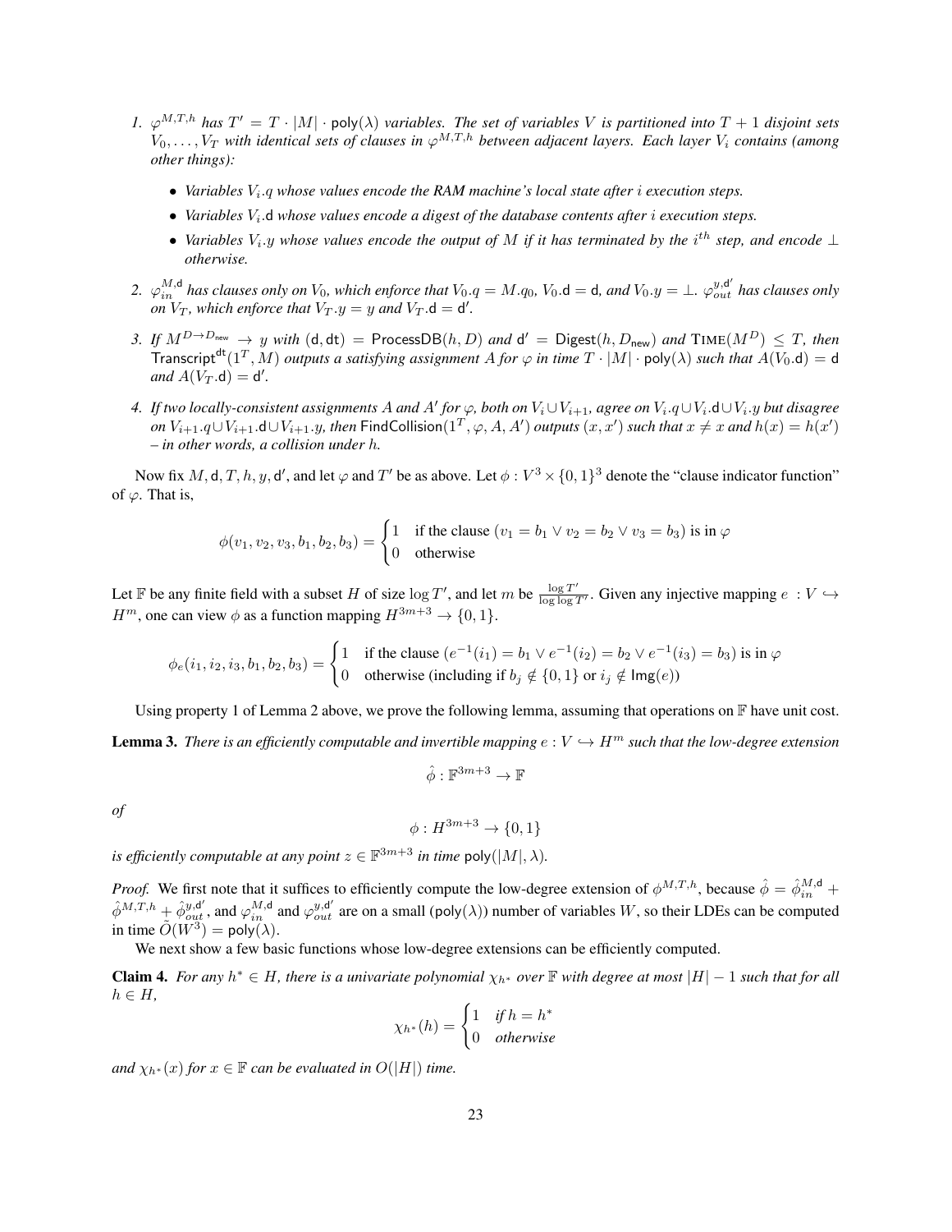1. *$\varphi^{M,T,h}$ has $T' = T \cdot |M| \cdot \mathsf{poly}(\lambda)$ variables. The set of variables $V$ is partitioned into $T+1$ disjoint sets $V_0, \ldots, V_T$ with identical sets of clauses in $\varphi^{M,T,h}$ between adjacent layers. Each layer $V_i$ contains (among other things):*
   - *Variables $V_i.q$ whose values encode the RAM machine's local state after $i$ execution steps.*
   - *Variables $V_i.\mathsf{d}$ whose values encode a digest of the database contents after $i$ execution steps.*
   - *Variables $V_i.y$ whose values encode the output of $M$ if it has terminated by the $i^{th}$ step, and encode $\perp$ otherwise.*
2. *$\varphi_{in}^{M,\mathsf{d}}$ has clauses only on $V_0$, which enforce that $V_0.q = M.q_0$, $V_0.\mathsf{d} = \mathsf{d}$, and $V_0.y = \perp$. $\varphi_{out}^{y,\mathsf{d}'}$ has clauses only on $V_T$, which enforce that $V_T.y = y$ and $V_T.\mathsf{d} = \mathsf{d}'$.*
3. *If $M^{D \to D_{\mathsf{new}}} \to y$ with $(\mathsf{d}, \mathsf{dt}) = \mathsf{ProcessDB}(h, D)$ and $\mathsf{d}' = \mathsf{Digest}(h, D_{\mathsf{new}})$ and $\textsc{Time}(M^D) \leq T$, then $\mathsf{Transcript}^{\mathsf{dt}}(1^T, M)$ outputs a satisfying assignment $A$ for $\varphi$ in time $T \cdot |M| \cdot \mathsf{poly}(\lambda)$ such that $A(V_0.\mathsf{d}) = \mathsf{d}$ and $A(V_T.\mathsf{d}) = \mathsf{d}'$.*
4. *If two locally-consistent assignments $A$ and $A'$ for $\varphi$, both on $V_i \cup V_{i+1}$, agree on $V_i.q \cup V_i.\mathsf{d} \cup V_i.y$ but disagree on $V_{i+1}.q \cup V_{i+1}.\mathsf{d} \cup V_{i+1}.y$, then $\mathsf{FindCollision}(1^T, \varphi, A, A')$ outputs $(x, x')$ such that $x \neq x$ and $h(x) = h(x')$ – in other words, a collision under $h$.*

Now fix $M, \mathsf{d}, T, h, y, \mathsf{d}'$, and let $\varphi$ and $T'$ be as above. Let $\phi : V^3 \times \{0,1\}^3$ denote the "clause indicator function" of $\varphi$. That is,

$$\phi(v_1, v_2, v_3, b_1, b_2, b_3) = \begin{cases} 1 & \text{if the clause } (v_1 = b_1 \vee v_2 = b_2 \vee v_3 = b_3) \text{ is in } \varphi \\ 0 & \text{otherwise} \end{cases}$$

Let $\mathbb{F}$ be any finite field with a subset $H$ of size $\log T'$, and let $m$ be $\frac{\log T'}{\log \log T'}$. Given any injective mapping $e : V \hookrightarrow H^m$, one can view $\phi$ as a function mapping $H^{3m+3} \to \{0,1\}$.

$$\phi_e(i_1, i_2, i_3, b_1, b_2, b_3) = \begin{cases} 1 & \text{if the clause } (e^{-1}(i_1) = b_1 \vee e^{-1}(i_2) = b_2 \vee e^{-1}(i_3) = b_3) \text{ is in } \varphi \\ 0 & \text{otherwise (including if } b_j \notin \{0,1\} \text{ or } i_j \notin \mathsf{Img}(e)) \end{cases}$$

Using property 1 of Lemma 2 above, we prove the following lemma, assuming that operations on $\mathbb{F}$ have unit cost.

**Lemma 3.** *There is an efficiently computable and invertible mapping $e : V \hookrightarrow H^m$ such that the low-degree extension*

$$\hat{\phi} : \mathbb{F}^{3m+3} \to \mathbb{F}$$

*of*

$$\phi : H^{3m+3} \to \{0,1\}$$

*is efficiently computable at any point $z \in \mathbb{F}^{3m+3}$ in time $\mathsf{poly}(|M|, \lambda)$.*

*Proof.* We first note that it suffices to efficiently compute the low-degree extension of $\phi^{M,T,h}$, because $\hat{\phi} = \hat{\phi}_{in}^{M,\mathsf{d}} + \hat{\phi}^{M,T,h} + \hat{\phi}_{out}^{y,\mathsf{d}'}$, and $\varphi_{in}^{M,\mathsf{d}}$ and $\varphi_{out}^{y,\mathsf{d}'}$ are on a small ($\mathsf{poly}(\lambda)$) number of variables $W$, so their LDEs can be computed in time $\tilde{O}(W^3) = \mathsf{poly}(\lambda)$.

We next show a few basic functions whose low-degree extensions can be efficiently computed.

**Claim 4.** *For any $h^* \in H$, there is a univariate polynomial $\chi_{h^*}$ over $\mathbb{F}$ with degree at most $|H| - 1$ such that for all $h \in H$,*

$$\chi_{h^*}(h) = \begin{cases} 1 & \text{if } h = h^* \\ 0 & \text{otherwise} \end{cases}$$

*and $\chi_{h^*}(x)$ for $x \in \mathbb{F}$ can be evaluated in $O(|H|)$ time.*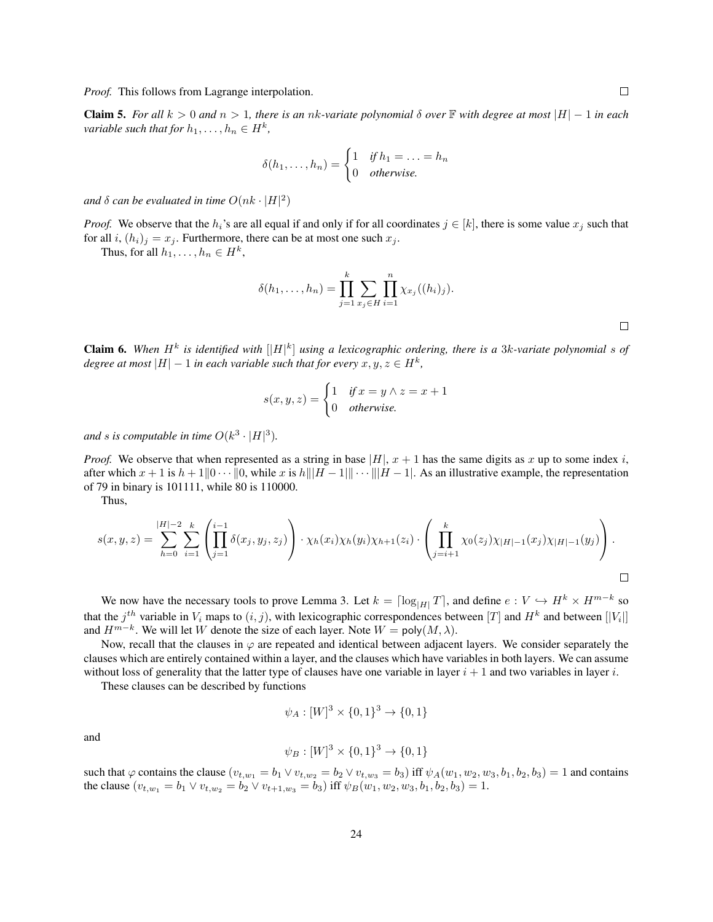*Proof.* This follows from Lagrange interpolation. □

**Claim 5.** *For all $k > 0$ and $n > 1$, there is an $nk$-variate polynomial $\delta$ over $\mathbb{F}$ with degree at most $|H| - 1$ in each variable such that for $h_1, \ldots, h_n \in H^k$,*

$$\delta(h_1, \ldots, h_n) = \begin{cases} 1 & \text{if } h_1 = \ldots = h_n \\ 0 & \text{otherwise.} \end{cases}$$

*and $\delta$ can be evaluated in time $O(nk \cdot |H|^2)$*

*Proof.* We observe that the $h_i$'s are all equal if and only if for all coordinates $j \in [k]$, there is some value $x_j$ such that for all $i$, $(h_i)_j = x_j$. Furthermore, there can be at most one such $x_j$.

Thus, for all $h_1, \ldots, h_n \in H^k$,

$$\delta(h_1, \ldots, h_n) = \prod_{j=1}^{k} \sum_{x_j \in H} \prod_{i=1}^{n} \chi_{x_j}((h_i)_j).$$

□

**Claim 6.** *When $H^k$ is identified with $[|H|^k]$ using a lexicographic ordering, there is a $3k$-variate polynomial $s$ of degree at most $|H| - 1$ in each variable such that for every $x, y, z \in H^k$,*

$$s(x, y, z) = \begin{cases} 1 & \text{if } x = y \wedge z = x + 1 \\ 0 & \text{otherwise.} \end{cases}$$

*and $s$ is computable in time $O(k^3 \cdot |H|^3)$.*

*Proof.* We observe that when represented as a string in base $|H|$, $x + 1$ has the same digits as $x$ up to some index $i$, after which $x + 1$ is $h + 1\|0 \cdots \|0$, while $x$ is $h\||H - 1|\| \cdots \||H - 1|$. As an illustrative example, the representation of 79 in binary is 101111, while 80 is 110000.

Thus,

$$s(x, y, z) = \sum_{h=0}^{|H|-2} \sum_{i=1}^{k} \left( \prod_{j=1}^{i-1} \delta(x_j, y_j, z_j) \right) \cdot \chi_h(x_i)\chi_h(y_i)\chi_{h+1}(z_i) \cdot \left( \prod_{j=i+1}^{k} \chi_0(z_j)\chi_{|H|-1}(x_j)\chi_{|H|-1}(y_j) \right).$$

□

We now have the necessary tools to prove Lemma 3. Let $k = \lceil \log_{|H|} T \rceil$, and define $e : V \hookrightarrow H^k \times H^{m-k}$ so that the $j^{th}$ variable in $V_i$ maps to $(i, j)$, with lexicographic correspondences between $[T]$ and $H^k$ and between $[|V_i|]$ and $H^{m-k}$. We will let $W$ denote the size of each layer. Note $W = \mathsf{poly}(M, \lambda)$.

Now, recall that the clauses in $\varphi$ are repeated and identical between adjacent layers. We consider separately the clauses which are entirely contained within a layer, and the clauses which have variables in both layers. We can assume without loss of generality that the latter type of clauses have one variable in layer $i + 1$ and two variables in layer $i$.

These clauses can be described by functions

$$\psi_A : [W]^3 \times \{0, 1\}^3 \to \{0, 1\}$$

and

$$\psi_B : [W]^3 \times \{0, 1\}^3 \to \{0, 1\}$$

such that $\varphi$ contains the clause $(v_{t,w_1} = b_1 \vee v_{t,w_2} = b_2 \vee v_{t,w_3} = b_3)$ iff $\psi_A(w_1, w_2, w_3, b_1, b_2, b_3) = 1$ and contains the clause $(v_{t,w_1} = b_1 \vee v_{t,w_2} = b_2 \vee v_{t+1,w_3} = b_3)$ iff $\psi_B(w_1, w_2, w_3, b_1, b_2, b_3) = 1$.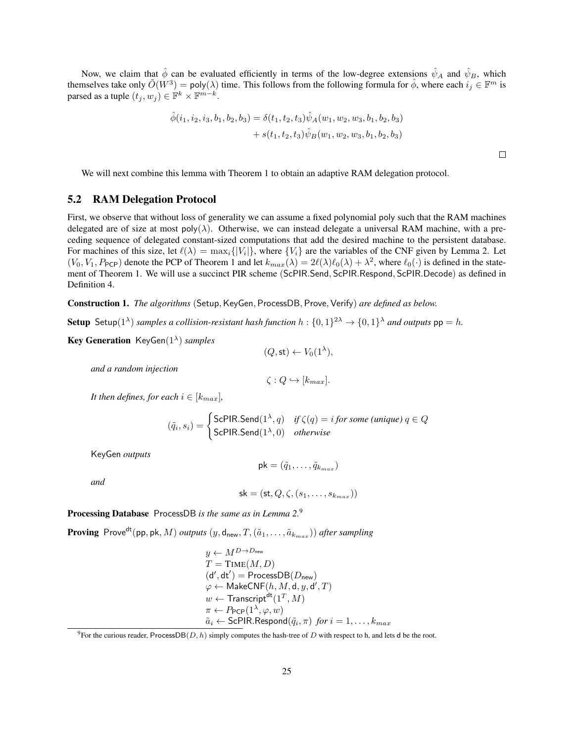Now, we claim that $\hat{\phi}$ can be evaluated efficiently in terms of the low-degree extensions $\hat{\psi}_A$ and $\hat{\psi}_B$, which themselves take only $\tilde{O}(W^3) = \mathsf{poly}(\lambda)$ time. This follows from the following formula for $\hat{\phi}$, where each $i_j \in \mathbb{F}^m$ is parsed as a tuple $(t_j, w_j) \in \mathbb{F}^k \times \mathbb{F}^{m-k}$.

$$\hat{\phi}(i_1, i_2, i_3, b_1, b_2, b_3) = \delta(t_1, t_2, t_3)\hat{\psi}_A(w_1, w_2, w_3, b_1, b_2, b_3) + s(t_1, t_2, t_3)\hat{\psi}_B(w_1, w_2, w_3, b_1, b_2, b_3)$$

□

We will next combine this lemma with Theorem 1 to obtain an adaptive RAM delegation protocol.

## 5.2 RAM Delegation Protocol

First, we observe that without loss of generality we can assume a fixed polynomial poly such that the RAM machines delegated are of size at most $\mathsf{poly}(\lambda)$. Otherwise, we can instead delegate a universal RAM machine, with a preceding sequence of delegated constant-sized computations that add the desired machine to the persistent database. For machines of this size, let $\ell(\lambda) = \max_i\{|V_i|\}$, where $\{V_i\}$ are the variables of the CNF given by Lemma 2. Let $(V_0, V_1, P_{\mathsf{PCP}})$ denote the PCP of Theorem 1 and let $k_{max}(\lambda) = 2\ell(\lambda)\ell_0(\lambda) + \lambda^2$, where $\ell_0(\cdot)$ is defined in the statement of Theorem 1. We will use a succinct PIR scheme $(\mathsf{ScPIR.Send}, \mathsf{ScPIR.Respond}, \mathsf{ScPIR.Decode})$ as defined in Definition 4.

**Construction 1.** *The algorithms* $(\mathsf{Setup}, \mathsf{KeyGen}, \mathsf{ProcessDB}, \mathsf{Prove}, \mathsf{Verify})$ *are defined as below.*

**Setup** $\mathsf{Setup}(1^\lambda)$ *samples a collision-resistant hash function* $h : \{0,1\}^{2\lambda} \to \{0,1\}^\lambda$ *and outputs* $\mathsf{pp} = h$.

**Key Generation** $\mathsf{KeyGen}(1^\lambda)$ *samples*

$$(Q, \mathsf{st}) \leftarrow V_0(1^\lambda),$$

*and a random injection*

$$\zeta : Q \hookrightarrow [k_{max}].$$

*It then defines, for each* $i \in [k_{max}]$,

$$(\tilde{q}_i, s_i) = \begin{cases} \mathsf{ScPIR.Send}(1^\lambda, q) & \text{if } \zeta(q) = i \text{ for some (unique) } q \in Q \\ \mathsf{ScPIR.Send}(1^\lambda, 0) & \text{otherwise} \end{cases}$$

$\mathsf{KeyGen}$ *outputs*

$$\mathsf{pk} = (\tilde{q}_1, \ldots, \tilde{q}_{k_{max}})$$

*and*

$$\mathsf{sk} = (\mathsf{st}, Q, \zeta, (s_1, \ldots, s_{k_{max}}))$$

**Processing Database** $\mathsf{ProcessDB}$ *is the same as in Lemma 2.*[9]

**Proving** $\mathsf{Prove}^{\mathsf{dt}}(\mathsf{pp}, \mathsf{pk}, M)$ *outputs* $(y, \mathsf{d}_{\mathsf{new}}, T, (\tilde{a}_1, \ldots, \tilde{a}_{k_{max}}))$ *after sampling*

$$\begin{aligned}
&y \leftarrow M^{D \to D_{\mathsf{new}}} \\
&T = \textsc{Time}(M, D) \\
&(\mathsf{d}', \mathsf{dt}') = \mathsf{ProcessDB}(D_{\mathsf{new}}) \\
&\varphi \leftarrow \mathsf{MakeCNF}(h, M, \mathsf{d}, y, \mathsf{d}', T) \\
&w \leftarrow \mathsf{Transcript}^{\mathsf{dt}}(1^T, M) \\
&\pi \leftarrow P_{\mathsf{PCP}}(1^\lambda, \varphi, w) \\
&\tilde{a}_i \leftarrow \mathsf{ScPIR.Respond}(\tilde{q}_i, \pi) \text{ for } i = 1, \ldots, k_{max}
\end{aligned}$$

[9] For the curious reader, $\mathsf{ProcessDB}(D, h)$ simply computes the hash-tree of $D$ with respect to h, and lets d be the root.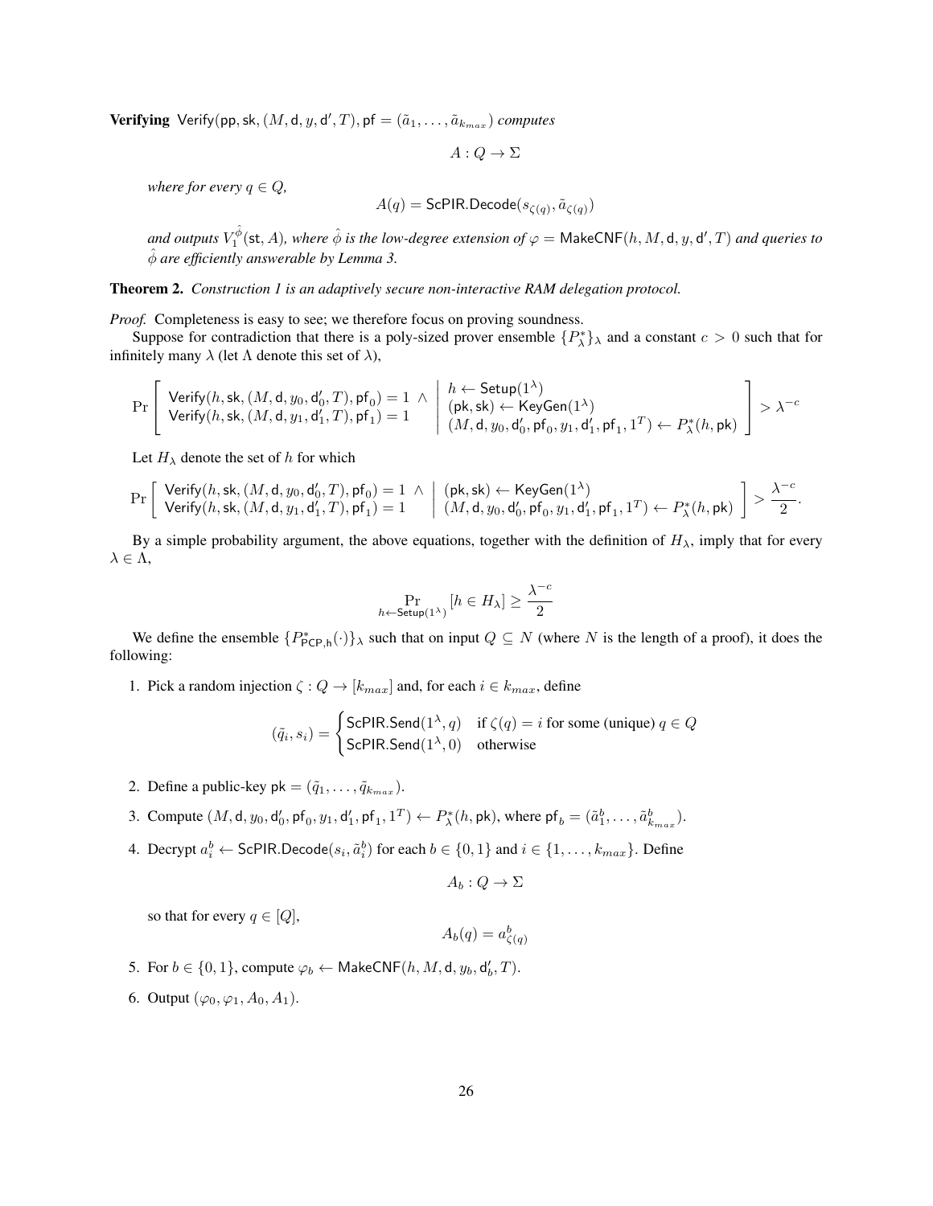**Verifying** $\mathsf{Verify}(\mathsf{pp}, \mathsf{sk}, (M, \mathsf{d}, y, \mathsf{d}', T), \mathsf{pf} = (\tilde{a}_1, \ldots, \tilde{a}_{k_{max}})$ *computes*

$$A : Q \to \Sigma$$

*where for every* $q \in Q$,

$$A(q) = \mathsf{ScPIR.Decode}(s_{\zeta(q)}, \tilde{a}_{\zeta(q)})$$

*and outputs* $V_1^{\hat{\phi}}(\mathsf{st}, A)$*, where* $\hat{\phi}$ *is the low-degree extension of* $\varphi = \mathsf{MakeCNF}(h, M, \mathsf{d}, y, \mathsf{d}', T)$ *and queries to* $\hat{\phi}$ *are efficiently answerable by Lemma 3.*

**Theorem 2.** *Construction 1 is an adaptively secure non-interactive RAM delegation protocol.*

*Proof.* Completeness is easy to see; we therefore focus on proving soundness.

Suppose for contradiction that there is a poly-sized prover ensemble $\{P^*_\lambda\}_\lambda$ and a constant $c > 0$ such that for infinitely many $\lambda$ (let $\Lambda$ denote this set of $\lambda$),

$$\Pr\left[\begin{array}{l} \mathsf{Verify}(h, \mathsf{sk}, (M, \mathsf{d}, y_0, \mathsf{d}'_0, T), \mathsf{pf}_0) = 1 \ \wedge \\ \mathsf{Verify}(h, \mathsf{sk}, (M, \mathsf{d}, y_1, \mathsf{d}'_1, T), \mathsf{pf}_1) = 1 \end{array} \ \middle| \ \begin{array}{l} h \leftarrow \mathsf{Setup}(1^\lambda) \\ (\mathsf{pk}, \mathsf{sk}) \leftarrow \mathsf{KeyGen}(1^\lambda) \\ (M, \mathsf{d}, y_0, \mathsf{d}'_0, \mathsf{pf}_0, y_1, \mathsf{d}'_1, \mathsf{pf}_1, 1^T) \leftarrow P^*_\lambda(h, \mathsf{pk}) \end{array}\right] > \lambda^{-c}$$

Let $H_\lambda$ denote the set of $h$ for which

$$\Pr\left[\begin{array}{l} \mathsf{Verify}(h, \mathsf{sk}, (M, \mathsf{d}, y_0, \mathsf{d}'_0, T), \mathsf{pf}_0) = 1 \ \wedge \\ \mathsf{Verify}(h, \mathsf{sk}, (M, \mathsf{d}, y_1, \mathsf{d}'_1, T), \mathsf{pf}_1) = 1 \end{array} \ \middle| \ \begin{array}{l} (\mathsf{pk}, \mathsf{sk}) \leftarrow \mathsf{KeyGen}(1^\lambda) \\ (M, \mathsf{d}, y_0, \mathsf{d}'_0, \mathsf{pf}_0, y_1, \mathsf{d}'_1, \mathsf{pf}_1, 1^T) \leftarrow P^*_\lambda(h, \mathsf{pk}) \end{array}\right] > \frac{\lambda^{-c}}{2}.$$

By a simple probability argument, the above equations, together with the definition of $H_\lambda$, imply that for every $\lambda \in \Lambda$,

$$\Pr_{h \leftarrow \mathsf{Setup}(1^\lambda)}[h \in H_\lambda] \geq \frac{\lambda^{-c}}{2}$$

We define the ensemble $\{P^*_{\mathsf{PCP},\mathsf{h}}(\cdot)\}_\lambda$ such that on input $Q \subseteq N$ (where $N$ is the length of a proof), it does the following:

1. Pick a random injection $\zeta : Q \to [k_{max}]$ and, for each $i \in k_{max}$, define

$$(\tilde{q}_i, s_i) = \begin{cases} \mathsf{ScPIR.Send}(1^\lambda, q) & \text{if } \zeta(q) = i \text{ for some (unique) } q \in Q \\ \mathsf{ScPIR.Send}(1^\lambda, 0) & \text{otherwise} \end{cases}$$

2. Define a public-key $\mathsf{pk} = (\tilde{q}_1, \ldots, \tilde{q}_{k_{max}})$.
3. Compute $(M, \mathsf{d}, y_0, \mathsf{d}'_0, \mathsf{pf}_0, y_1, \mathsf{d}'_1, \mathsf{pf}_1, 1^T) \leftarrow P^*_\lambda(h, \mathsf{pk})$, where $\mathsf{pf}_b = (\tilde{a}^b_1, \ldots, \tilde{a}^b_{k_{max}})$.
4. Decrypt $a^b_i \leftarrow \mathsf{ScPIR.Decode}(s_i, \tilde{a}^b_i)$ for each $b \in \{0, 1\}$ and $i \in \{1, \ldots, k_{max}\}$. Define

$$A_b : Q \to \Sigma$$

so that for every $q \in [Q]$,

$$A_b(q) = a^b_{\zeta(q)}$$

5. For $b \in \{0, 1\}$, compute $\varphi_b \leftarrow \mathsf{MakeCNF}(h, M, \mathsf{d}, y_b, \mathsf{d}'_b, T)$.
6. Output $(\varphi_0, \varphi_1, A_0, A_1)$.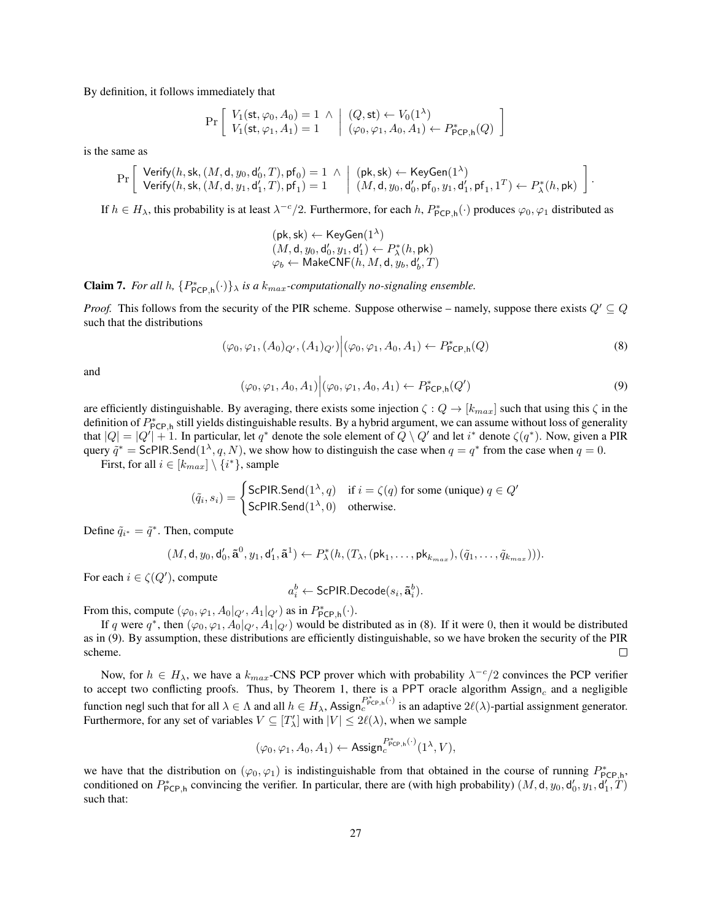By definition, it follows immediately that

$$\Pr\left[\begin{array}{l} V_1(\mathsf{st}, \varphi_0, A_0) = 1 \ \wedge \\ V_1(\mathsf{st}, \varphi_1, A_1) = 1 \end{array} \;\middle|\; \begin{array}{l} (Q, \mathsf{st}) \leftarrow V_0(1^\lambda) \\ (\varphi_0, \varphi_1, A_0, A_1) \leftarrow P^*_{\mathsf{PCP,h}}(Q) \end{array}\right]$$

is the same as

$$\Pr\left[\begin{array}{l} \mathsf{Verify}(h, \mathsf{sk}, (M, \mathsf{d}, y_0, \mathsf{d}'_0, T), \mathsf{pf}_0) = 1 \ \wedge \\ \mathsf{Verify}(h, \mathsf{sk}, (M, \mathsf{d}, y_1, \mathsf{d}'_1, T), \mathsf{pf}_1) = 1 \end{array} \;\middle|\; \begin{array}{l} (\mathsf{pk}, \mathsf{sk}) \leftarrow \mathsf{KeyGen}(1^\lambda) \\ (M, \mathsf{d}, y_0, \mathsf{d}'_0, \mathsf{pf}_0, y_1, \mathsf{d}'_1, \mathsf{pf}_1, 1^T) \leftarrow P^*_\lambda(h, \mathsf{pk}) \end{array}\right].$$

If $h \in H_\lambda$, this probability is at least $\lambda^{-c}/2$. Furthermore, for each $h$, $P^*_{\mathsf{PCP,h}}(\cdot)$ produces $\varphi_0, \varphi_1$ distributed as

$$\begin{array}{l} (\mathsf{pk}, \mathsf{sk}) \leftarrow \mathsf{KeyGen}(1^\lambda) \\ (M, \mathsf{d}, y_0, \mathsf{d}'_0, y_1, \mathsf{d}'_1) \leftarrow P^*_\lambda(h, \mathsf{pk}) \\ \varphi_b \leftarrow \mathsf{MakeCNF}(h, M, \mathsf{d}, y_b, \mathsf{d}'_b, T) \end{array}$$

**Claim 7.** *For all $h$, $\{P^*_{\mathsf{PCP,h}}(\cdot)\}_\lambda$ is a $k_{max}$-computationally no-signaling ensemble.*

*Proof.* This follows from the security of the PIR scheme. Suppose otherwise – namely, suppose there exists $Q' \subseteq Q$ such that the distributions

$$(\varphi_0, \varphi_1, (A_0)_{Q'}, (A_1)_{Q'}) \Big| (\varphi_0, \varphi_1, A_0, A_1) \leftarrow P^*_{\mathsf{PCP,h}}(Q) \tag{8}$$

and

$$(\varphi_0, \varphi_1, A_0, A_1) \Big| (\varphi_0, \varphi_1, A_0, A_1) \leftarrow P^*_{\mathsf{PCP,h}}(Q') \tag{9}$$

are efficiently distinguishable. By averaging, there exists some injection $\zeta : Q \to [k_{max}]$ such that using this $\zeta$ in the definition of $P^*_{\mathsf{PCP,h}}$ still yields distinguishable results. By a hybrid argument, we can assume without loss of generality that $|Q| = |Q'| + 1$. In particular, let $q^*$ denote the sole element of $Q \setminus Q'$ and let $i^*$ denote $\zeta(q^*)$. Now, given a PIR query $\tilde{q}^* = \mathsf{ScPIR.Send}(1^\lambda, q, N)$, we show how to distinguish the case when $q = q^*$ from the case when $q = 0$.

First, for all $i \in [k_{max}] \setminus \{i^*\}$, sample

$$(\tilde{q}_i, s_i) = \begin{cases} \mathsf{ScPIR.Send}(1^\lambda, q) & \text{if } i = \zeta(q) \text{ for some (unique) } q \in Q' \\ \mathsf{ScPIR.Send}(1^\lambda, 0) & \text{otherwise.} \end{cases}$$

Define $\tilde{q}_{i^*} = \tilde{q}^*$. Then, compute

$$(M, \mathsf{d}, y_0, \mathsf{d}'_0, \tilde{\mathbf{a}}^0, y_1, \mathsf{d}'_1, \tilde{\mathbf{a}}^1) \leftarrow P^*_\lambda(h, (T_\lambda, (\mathsf{pk}_1, \ldots, \mathsf{pk}_{k_{max}}), (\tilde{q}_1, \ldots, \tilde{q}_{k_{max}}))).$$

For each $i \in \zeta(Q')$, compute

$$a_i^b \leftarrow \mathsf{ScPIR.Decode}(s_i, \tilde{\mathbf{a}}_i^b).$$

From this, compute $(\varphi_0, \varphi_1, A_0|_{Q'}, A_1|_{Q'})$ as in $P^*_{\mathsf{PCP,h}}(\cdot)$.

If $q$ were $q^*$, then $(\varphi_0, \varphi_1, A_0|_{Q'}, A_1|_{Q'})$ would be distributed as in (8). If it were 0, then it would be distributed as in (9). By assumption, these distributions are efficiently distinguishable, so we have broken the security of the PIR scheme. $\square$

Now, for $h \in H_\lambda$, we have a $k_{max}$-CNS PCP prover which with probability $\lambda^{-c}/2$ convinces the PCP verifier to accept two conflicting proofs. Thus, by Theorem 1, there is a PPT oracle algorithm $\mathsf{Assign}_c$ and a negligible function negl such that for all $\lambda \in \Lambda$ and all $h \in H_\lambda$, $\mathsf{Assign}_c^{P^*_{\mathsf{PCP,h}}(\cdot)}$ is an adaptive $2\ell(\lambda)$-partial assignment generator. Furthermore, for any set of variables $V \subseteq [T'_\lambda]$ with $|V| \le 2\ell(\lambda)$, when we sample

$$(\varphi_0, \varphi_1, A_0, A_1) \leftarrow \mathsf{Assign}_c^{P^*_{\mathsf{PCP,h}}(\cdot)}(1^\lambda, V),$$

we have that the distribution on $(\varphi_0, \varphi_1)$ is indistinguishable from that obtained in the course of running $P^*_{\mathsf{PCP,h}}$, conditioned on $P^*_{\mathsf{PCP,h}}$ convincing the verifier. In particular, there are (with high probability) $(M, \mathsf{d}, y_0, \mathsf{d}'_0, y_1, \mathsf{d}'_1, T)$ such that: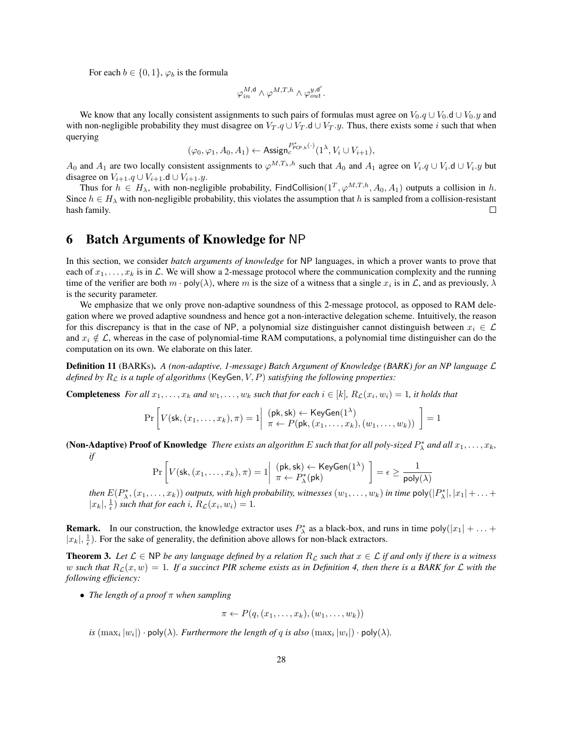For each $b \in \{0, 1\}$, $\varphi_b$ is the formula

$$\varphi_{in}^{M,\mathsf{d}} \wedge \varphi^{M,T,h} \wedge \varphi_{out}^{y,\mathsf{d}'}.$$

We know that any locally consistent assignments to such pairs of formulas must agree on $V_0.q \cup V_0.\mathsf{d} \cup V_0.y$ and with non-negligible probability they must disagree on $V_T.q \cup V_T.\mathsf{d} \cup V_T.y$. Thus, there exists some $i$ such that when querying

$$(\varphi_0, \varphi_1, A_0, A_1) \leftarrow \mathsf{Assign}_c^{P^*_{\mathsf{PCP},h}(\cdot)}(1^\lambda, V_i \cup V_{i+1}),$$

$A_0$ and $A_1$ are two locally consistent assignments to $\varphi^{M,T_\lambda,h}$ such that $A_0$ and $A_1$ agree on $V_i.q \cup V_i.\mathsf{d} \cup V_i.y$ but disagree on $V_{i+1}.q \cup V_{i+1}.\mathsf{d} \cup V_{i+1}.y$.

Thus for $h \in H_\lambda$, with non-negligible probability, $\mathsf{FindCollision}(1^T, \varphi^{M,T,h}, A_0, A_1)$ outputs a collision in $h$. Since $h \in H_\lambda$ with non-negligible probability, this violates the assumption that $h$ is sampled from a collision-resistant hash family. □

# 6 Batch Arguments of Knowledge for NP

In this section, we consider *batch arguments of knowledge* for NP languages, in which a prover wants to prove that each of $x_1, \ldots, x_k$ is in $\mathcal{L}$. We will show a 2-message protocol where the communication complexity and the running time of the verifier are both $m \cdot \mathsf{poly}(\lambda)$, where $m$ is the size of a witness that a single $x_i$ is in $\mathcal{L}$, and as previously, $\lambda$ is the security parameter.

We emphasize that we only prove non-adaptive soundness of this 2-message protocol, as opposed to RAM delegation where we proved adaptive soundness and hence got a non-interactive delegation scheme. Intuitively, the reason for this discrepancy is that in the case of NP, a polynomial size distinguisher cannot distinguish between $x_i \in \mathcal{L}$ and $x_i \notin \mathcal{L}$, whereas in the case of polynomial-time RAM computations, a polynomial time distinguisher can do the computation on its own. We elaborate on this later.

**Definition 11** (BARKs)**.** *A (non-adaptive, 1-message) Batch Argument of Knowledge (BARK) for an NP language $\mathcal{L}$ defined by $R_\mathcal{L}$ is a tuple of algorithms $(\mathsf{KeyGen}, V, P)$ satisfying the following properties:*

**Completeness** *For all $x_1, \ldots, x_k$ and $w_1, \ldots, w_k$ such that for each $i \in [k]$, $R_\mathcal{L}(x_i, w_i) = 1$, it holds that*

$$\Pr\left[ V(\mathsf{sk}, (x_1, \ldots, x_k), \pi) = 1 \middle| \begin{array}{l} (\mathsf{pk}, \mathsf{sk}) \leftarrow \mathsf{KeyGen}(1^\lambda) \\ \pi \leftarrow P(\mathsf{pk}, (x_1, \ldots, x_k), (w_1, \ldots, w_k)) \end{array} \right] = 1$$

**(Non-Adaptive) Proof of Knowledge** *There exists an algorithm $E$ such that for all poly-sized $P^*_\lambda$ and all $x_1, \ldots, x_k$, if*

$$\Pr\left[ V(\mathsf{sk}, (x_1, \ldots, x_k), \pi) = 1 \middle| \begin{array}{l} (\mathsf{pk}, \mathsf{sk}) \leftarrow \mathsf{KeyGen}(1^\lambda) \\ \pi \leftarrow P^*_\lambda(\mathsf{pk}) \end{array} \right] = \epsilon \geq \frac{1}{\mathsf{poly}(\lambda)}$$

*then $E(P^*_\lambda, (x_1, \ldots, x_k))$ outputs, with high probability, witnesses $(w_1, \ldots, w_k)$ in time $\mathsf{poly}(|P^*_\lambda|, |x_1| + \ldots + |x_k|, \frac{1}{\epsilon})$ such that for each $i$, $R_\mathcal{L}(x_i, w_i) = 1$.*

**Remark.** In our construction, the knowledge extractor uses $P^*_\lambda$ as a black-box, and runs in time $\mathsf{poly}(|x_1| + \ldots + |x_k|, \frac{1}{\epsilon})$. For the sake of generality, the definition above allows for non-black extractors.

**Theorem 3.** *Let $\mathcal{L} \in \mathsf{NP}$ be any language defined by a relation $R_\mathcal{L}$ such that $x \in \mathcal{L}$ if and only if there is a witness $w$ such that $R_\mathcal{L}(x, w) = 1$. If a succinct PIR scheme exists as in Definition 4, then there is a BARK for $\mathcal{L}$ with the following efficiency:*

- *The length of a proof $\pi$ when sampling*

$$\pi \leftarrow P(q, (x_1, \ldots, x_k), (w_1, \ldots, w_k))$$

*is $(\max_i |w_i|) \cdot \mathsf{poly}(\lambda)$. Furthermore the length of $q$ is also $(\max_i |w_i|) \cdot \mathsf{poly}(\lambda)$.*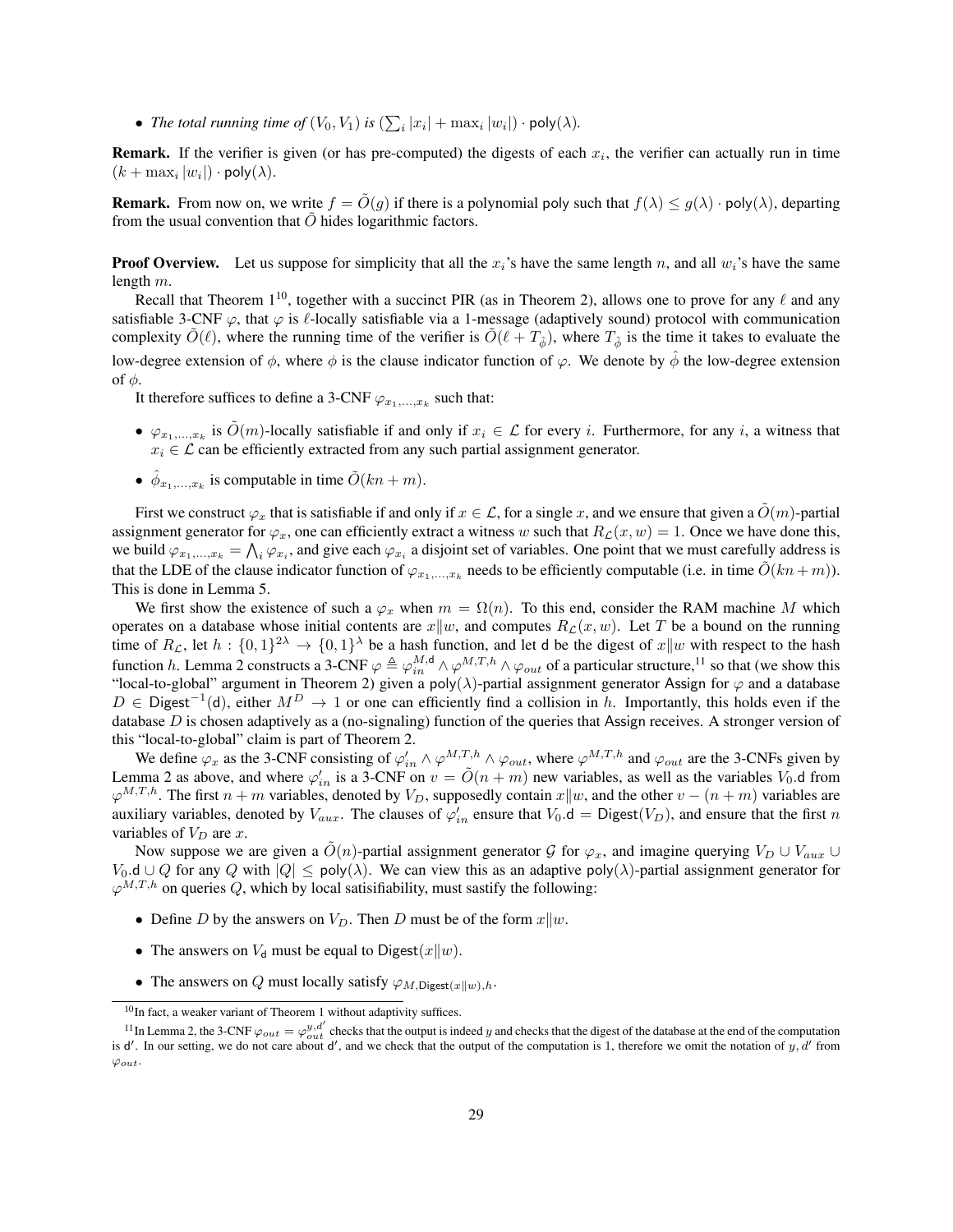- *The total running time of* $(V_0, V_1)$ *is* $(\sum_i |x_i| + \max_i |w_i|) \cdot \mathsf{poly}(\lambda)$.

**Remark.** If the verifier is given (or has pre-computed) the digests of each $x_i$, the verifier can actually run in time $(k + \max_i |w_i|) \cdot \mathsf{poly}(\lambda)$.

**Remark.** From now on, we write $f = \tilde{O}(g)$ if there is a polynomial poly such that $f(\lambda) \leq g(\lambda) \cdot \mathsf{poly}(\lambda)$, departing from the usual convention that $\tilde{O}$ hides logarithmic factors.

**Proof Overview.** Let us suppose for simplicity that all the $x_i$'s have the same length $n$, and all $w_i$'s have the same length $m$.

Recall that Theorem 1[10], together with a succinct PIR (as in Theorem 2), allows one to prove for any $\ell$ and any satisfiable 3-CNF $\varphi$, that $\varphi$ is $\ell$-locally satisfiable via a 1-message (adaptively sound) protocol with communication complexity $\tilde{O}(\ell)$, where the running time of the verifier is $\tilde{O}(\ell + T_{\hat{\phi}})$, where $T_{\hat{\phi}}$ is the time it takes to evaluate the low-degree extension of $\phi$, where $\phi$ is the clause indicator function of $\varphi$. We denote by $\hat{\phi}$ the low-degree extension of $\phi$.

It therefore suffices to define a 3-CNF $\varphi_{x_1,\ldots,x_k}$ such that:

- $\varphi_{x_1,\ldots,x_k}$ is $\tilde{O}(m)$-locally satisfiable if and only if $x_i \in \mathcal{L}$ for every $i$. Furthermore, for any $i$, a witness that $x_i \in \mathcal{L}$ can be efficiently extracted from any such partial assignment generator.
- $\hat{\phi}_{x_1,\ldots,x_k}$ is computable in time $\tilde{O}(kn + m)$.

First we construct $\varphi_x$ that is satisfiable if and only if $x \in \mathcal{L}$, for a single $x$, and we ensure that given a $\tilde{O}(m)$-partial assignment generator for $\varphi_x$, one can efficiently extract a witness $w$ such that $R_{\mathcal{L}}(x, w) = 1$. Once we have done this, we build $\varphi_{x_1,\ldots,x_k} = \bigwedge_i \varphi_{x_i}$, and give each $\varphi_{x_i}$ a disjoint set of variables. One point that we must carefully address is that the LDE of the clause indicator function of $\varphi_{x_1,\ldots,x_k}$ needs to be efficiently computable (i.e. in time $\tilde{O}(kn + m)$). This is done in Lemma 5.

We first show the existence of such a $\varphi_x$ when $m = \Omega(n)$. To this end, consider the RAM machine $M$ which operates on a database whose initial contents are $x \| w$, and computes $R_{\mathcal{L}}(x, w)$. Let $T$ be a bound on the running time of $R_{\mathcal{L}}$, let $h : \{0,1\}^{2\lambda} \to \{0,1\}^{\lambda}$ be a hash function, and let $\mathsf{d}$ be the digest of $x \| w$ with respect to the hash function $h$. Lemma 2 constructs a 3-CNF $\varphi \triangleq \varphi_{in}^{M,\mathsf{d}} \wedge \varphi^{M,T,h} \wedge \varphi_{out}$ of a particular structure,[11] so that (we show this "local-to-global" argument in Theorem 2) given a $\mathsf{poly}(\lambda)$-partial assignment generator Assign for $\varphi$ and a database $D \in \mathsf{Digest}^{-1}(\mathsf{d})$, either $M^D \to 1$ or one can efficiently find a collision in $h$. Importantly, this holds even if the database $D$ is chosen adaptively as a (no-signaling) function of the queries that Assign receives. A stronger version of this "local-to-global" claim is part of Theorem 2.

We define $\varphi_x$ as the 3-CNF consisting of $\varphi'_{in} \wedge \varphi^{M,T,h} \wedge \varphi_{out}$, where $\varphi^{M,T,h}$ and $\varphi_{out}$ are the 3-CNFs given by Lemma 2 as above, and where $\varphi'_{in}$ is a 3-CNF on $v = \tilde{O}(n + m)$ new variables, as well as the variables $V_0.\mathsf{d}$ from $\varphi^{M,T,h}$. The first $n + m$ variables, denoted by $V_D$, supposedly contain $x \| w$, and the other $v - (n + m)$ variables are auxiliary variables, denoted by $V_{aux}$. The clauses of $\varphi'_{in}$ ensure that $V_0.\mathsf{d} = \mathsf{Digest}(V_D)$, and ensure that the first $n$ variables of $V_D$ are $x$.

Now suppose we are given a $\tilde{O}(n)$-partial assignment generator $\mathcal{G}$ for $\varphi_x$, and imagine querying $V_D \cup V_{aux} \cup V_0.\mathsf{d} \cup Q$ for any $Q$ with $|Q| \leq \mathsf{poly}(\lambda)$. We can view this as an adaptive $\mathsf{poly}(\lambda)$-partial assignment generator for $\varphi^{M,T,h}$ on queries $Q$, which by local satisifiability, must sastify the following:

- Define $D$ by the answers on $V_D$. Then $D$ must be of the form $x \| w$.
- The answers on $V_{\mathsf{d}}$ must be equal to $\mathsf{Digest}(x \| w)$.
- The answers on $Q$ must locally satisfy $\varphi_{M,\mathsf{Digest}(x\|w),h}$.

[10] In fact, a weaker variant of Theorem 1 without adaptivity suffices.

[11] In Lemma 2, the 3-CNF $\varphi_{out} = \varphi_{out}^{y,d'}$ checks that the output is indeed $y$ and checks that the digest of the database at the end of the computation is $\mathsf{d}'$. In our setting, we do not care about $\mathsf{d}'$, and we check that the output of the computation is 1, therefore we omit the notation of $y, d'$ from $\varphi_{out}$.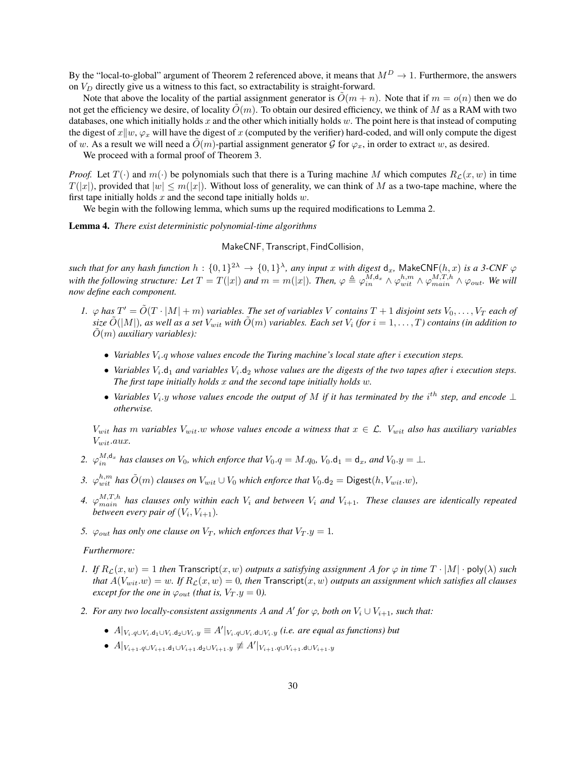By the "local-to-global" argument of Theorem 2 referenced above, it means that $M^D \to 1$. Furthermore, the answers on $V_D$ directly give us a witness to this fact, so extractability is straight-forward.

Note that above the locality of the partial assignment generator is $\tilde{O}(m+n)$. Note that if $m = o(n)$ then we do not get the efficiency we desire, of locality $\tilde{O}(m)$. To obtain our desired efficiency, we think of $M$ as a RAM with two databases, one which initially holds $x$ and the other which initially holds $w$. The point here is that instead of computing the digest of $x \| w$, $\varphi_x$ will have the digest of $x$ (computed by the verifier) hard-coded, and will only compute the digest of $w$. As a result we will need a $\tilde{O}(m)$-partial assignment generator $\mathcal{G}$ for $\varphi_x$, in order to extract $w$, as desired.

We proceed with a formal proof of Theorem 3.

*Proof.* Let $T(\cdot)$ and $m(\cdot)$ be polynomials such that there is a Turing machine $M$ which computes $R_{\mathcal{L}}(x, w)$ in time $T(|x|)$, provided that $|w| \leq m(|x|)$. Without loss of generality, we can think of $M$ as a two-tape machine, where the first tape initially holds $x$ and the second tape initially holds $w$.

We begin with the following lemma, which sums up the required modifications to Lemma 2.

**Lemma 4.** *There exist deterministic polynomial-time algorithms*

$$\mathsf{MakeCNF}, \mathsf{Transcript}, \mathsf{FindCollision},$$

*such that for any hash function $h : \{0,1\}^{2\lambda} \to \{0,1\}^{\lambda}$, any input $x$ with digest $\mathsf{d}_x$, $\mathsf{MakeCNF}(h, x)$ is a 3-CNF $\varphi$ with the following structure: Let $T = T(|x|)$ and $m = m(|x|)$. Then, $\varphi \triangleq \varphi_{in}^{M,\mathsf{d}_x} \wedge \varphi_{wit}^{h,m} \wedge \varphi_{main}^{M,T,h} \wedge \varphi_{out}$. We will now define each component.*

1. *$\varphi$ has $T' = \tilde{O}(T \cdot |M| + m)$ variables. The set of variables $V$ contains $T+1$ disjoint sets $V_0, \ldots, V_T$ each of size $\tilde{O}(|M|)$, as well as a set $V_{wit}$ with $\tilde{O}(m)$ variables. Each set $V_i$ (for $i = 1, \ldots, T$) contains (in addition to $\tilde{O}(m)$ auxiliary variables):*
   - *Variables $V_i.q$ whose values encode the Turing machine's local state after $i$ execution steps.*
   - *Variables $V_i.\mathsf{d}_1$ and variables $V_i.\mathsf{d}_2$ whose values are the digests of the two tapes after $i$ execution steps. The first tape initially holds $x$ and the second tape initially holds $w$.*
   - *Variables $V_i.y$ whose values encode the output of $M$ if it has terminated by the $i^{th}$ step, and encode $\perp$ otherwise.*

   *$V_{wit}$ has $m$ variables $V_{wit}.w$ whose values encode a witness that $x \in \mathcal{L}$. $V_{wit}$ also has auxiliary variables $V_{wit}.aux$.*
2. *$\varphi_{in}^{M,\mathsf{d}_x}$ has clauses on $V_0$, which enforce that $V_0.q = M.q_0$, $V_0.\mathsf{d}_1 = \mathsf{d}_x$, and $V_0.y = \perp$.*
3. *$\varphi_{wit}^{h,m}$ has $\tilde{O}(m)$ clauses on $V_{wit} \cup V_0$ which enforce that $V_0.\mathsf{d}_2 = \mathsf{Digest}(h, V_{wit}.w)$,*
4. *$\varphi_{main}^{M,T,h}$ has clauses only within each $V_i$ and between $V_i$ and $V_{i+1}$. These clauses are identically repeated between every pair of $(V_i, V_{i+1})$.*
5. *$\varphi_{out}$ has only one clause on $V_T$, which enforces that $V_T.y = 1$.*

*Furthermore:*

1. *If $R_{\mathcal{L}}(x, w) = 1$ then $\mathsf{Transcript}(x, w)$ outputs a satisfying assignment $A$ for $\varphi$ in time $T \cdot |M| \cdot \mathsf{poly}(\lambda)$ such that $A(V_{wit}.w) = w$. If $R_{\mathcal{L}}(x, w) = 0$, then $\mathsf{Transcript}(x, w)$ outputs an assignment which satisfies all clauses except for the one in $\varphi_{out}$ (that is, $V_T.y = 0$).*
2. *For any two locally-consistent assignments $A$ and $A'$ for $\varphi$, both on $V_i \cup V_{i+1}$, such that:*
   - *$A|_{V_i.q \cup V_i.\mathsf{d}_1 \cup V_i.\mathsf{d}_2 \cup V_i.y} \equiv A'|_{V_i.q \cup V_i.\mathsf{d} \cup V_i.y}$ (i.e. are equal as functions) but*
   - *$A|_{V_{i+1}.q \cup V_{i+1}.\mathsf{d}_1 \cup V_{i+1}.\mathsf{d}_2 \cup V_{i+1}.y} \not\equiv A'|_{V_{i+1}.q \cup V_{i+1}.\mathsf{d} \cup V_{i+1}.y}$*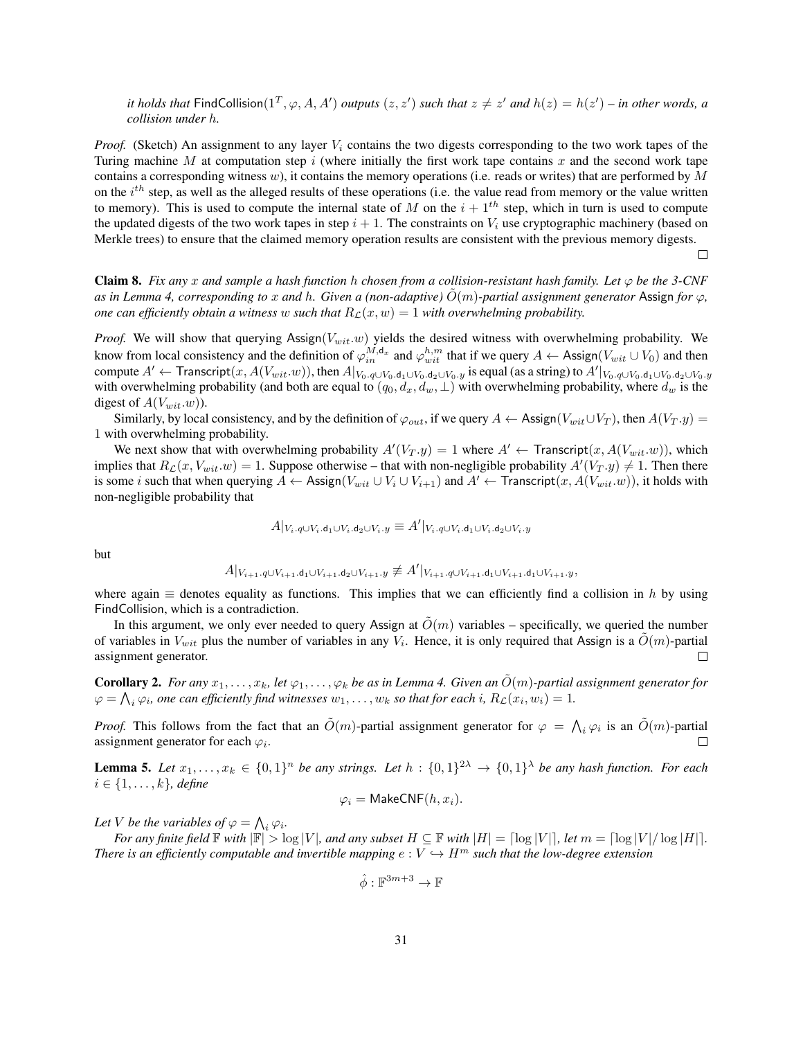*it holds that* $\mathsf{FindCollision}(1^T, \varphi, A, A')$ *outputs* $(z, z')$ *such that* $z \neq z'$ *and* $h(z) = h(z')$ *– in other words, a collision under* $h$*.*

*Proof.* (Sketch) An assignment to any layer $V_i$ contains the two digests corresponding to the two work tapes of the Turing machine $M$ at computation step $i$ (where initially the first work tape contains $x$ and the second work tape contains a corresponding witness $w$), it contains the memory operations (i.e. reads or writes) that are performed by $M$ on the $i^{th}$ step, as well as the alleged results of these operations (i.e. the value read from memory or the value written to memory). This is used to compute the internal state of $M$ on the $i + 1^{th}$ step, which in turn is used to compute the updated digests of the two work tapes in step $i + 1$. The constraints on $V_i$ use cryptographic machinery (based on Merkle trees) to ensure that the claimed memory operation results are consistent with the previous memory digests. $\square$

**Claim 8.** *Fix any* $x$ *and sample a hash function* $h$ *chosen from a collision-resistant hash family. Let* $\varphi$ *be the 3-CNF as in Lemma 4, corresponding to* $x$ *and* $h$*. Given a (non-adaptive)* $\tilde{O}(m)$*-partial assignment generator* $\mathsf{Assign}$ *for* $\varphi$*, one can efficiently obtain a witness* $w$ *such that* $R_{\mathcal{L}}(x, w) = 1$ *with overwhelming probability.*

*Proof.* We will show that querying $\mathsf{Assign}(V_{wit}.w)$ yields the desired witness with overwhelming probability. We know from local consistency and the definition of $\varphi_{in}^{M,\mathsf{d}_x}$ and $\varphi_{wit}^{h,m}$ that if we query $A \leftarrow \mathsf{Assign}(V_{wit} \cup V_0)$ and then compute $A' \leftarrow \mathsf{Transcript}(x, A(V_{wit}.w))$, then $A|_{V_0.q \cup V_0.\mathsf{d}_1 \cup V_0.\mathsf{d}_2 \cup V_0.y}$ is equal (as a string) to $A'|_{V_0.q \cup V_0.\mathsf{d}_1 \cup V_0.\mathsf{d}_2 \cup V_0.y}$ with overwhelming probability (and both are equal to $(q_0, d_x, d_w, \perp)$ with overwhelming probability, where $d_w$ is the digest of $A(V_{wit}.w)$).

Similarly, by local consistency, and by the definition of $\varphi_{out}$, if we query $A \leftarrow \mathsf{Assign}(V_{wit} \cup V_T)$, then $A(V_T.y) = 1$ with overwhelming probability.

We next show that with overwhelming probability $A'(V_T.y) = 1$ where $A' \leftarrow \mathsf{Transcript}(x, A(V_{wit}.w))$, which implies that $R_{\mathcal{L}}(x, V_{wit}.w) = 1$. Suppose otherwise – that with non-negligible probability $A'(V_T.y) \neq 1$. Then there is some $i$ such that when querying $A \leftarrow \mathsf{Assign}(V_{wit} \cup V_i \cup V_{i+1})$ and $A' \leftarrow \mathsf{Transcript}(x, A(V_{wit}.w))$, it holds with non-negligible probability that

$$A|_{V_i.q \cup V_i.\mathsf{d}_1 \cup V_i.\mathsf{d}_2 \cup V_i.y} \equiv A'|_{V_i.q \cup V_i.\mathsf{d}_1 \cup V_i.\mathsf{d}_2 \cup V_i.y}$$

but

$$A|_{V_{i+1}.q \cup V_{i+1}.\mathsf{d}_1 \cup V_{i+1}.\mathsf{d}_2 \cup V_{i+1}.y} \not\equiv A'|_{V_{i+1}.q \cup V_{i+1}.\mathsf{d}_1 \cup V_{i+1}.\mathsf{d}_1 \cup V_{i+1}.y},$$

where again $\equiv$ denotes equality as functions. This implies that we can efficiently find a collision in $h$ by using $\mathsf{FindCollision}$, which is a contradiction.

In this argument, we only ever needed to query $\mathsf{Assign}$ at $\tilde{O}(m)$ variables – specifically, we queried the number of variables in $V_{wit}$ plus the number of variables in any $V_i$. Hence, it is only required that $\mathsf{Assign}$ is a $\tilde{O}(m)$-partial assignment generator. $\square$

**Corollary 2.** *For any* $x_1, \ldots, x_k$*, let* $\varphi_1, \ldots, \varphi_k$ *be as in Lemma 4. Given an* $\tilde{O}(m)$*-partial assignment generator for* $\varphi = \bigwedge_i \varphi_i$*, one can efficiently find witnesses* $w_1, \ldots, w_k$ *so that for each* $i$*,* $R_{\mathcal{L}}(x_i, w_i) = 1$*.*

*Proof.* This follows from the fact that an $\tilde{O}(m)$-partial assignment generator for $\varphi = \bigwedge_i \varphi_i$ is an $\tilde{O}(m)$-partial assignment generator for each $\varphi_i$. $\square$

**Lemma 5.** *Let* $x_1, \ldots, x_k \in \{0,1\}^n$ *be any strings. Let* $h : \{0,1\}^{2\lambda} \to \{0,1\}^\lambda$ *be any hash function. For each* $i \in \{1, \ldots, k\}$*, define*

$$\varphi_i = \mathsf{MakeCNF}(h, x_i).$$

*Let* $V$ *be the variables of* $\varphi = \bigwedge_i \varphi_i$*.*

*For any finite field* $\mathbb{F}$ *with* $|\mathbb{F}| > \log|V|$*, and any subset* $H \subseteq \mathbb{F}$ *with* $|H| = \lceil \log|V| \rceil$*, let* $m = \lceil \log|V| / \log|H| \rceil$*. There is an efficiently computable and invertible mapping* $e : V \hookrightarrow H^m$ *such that the low-degree extension*

$$\hat{\phi} : \mathbb{F}^{3m+3} \to \mathbb{F}$$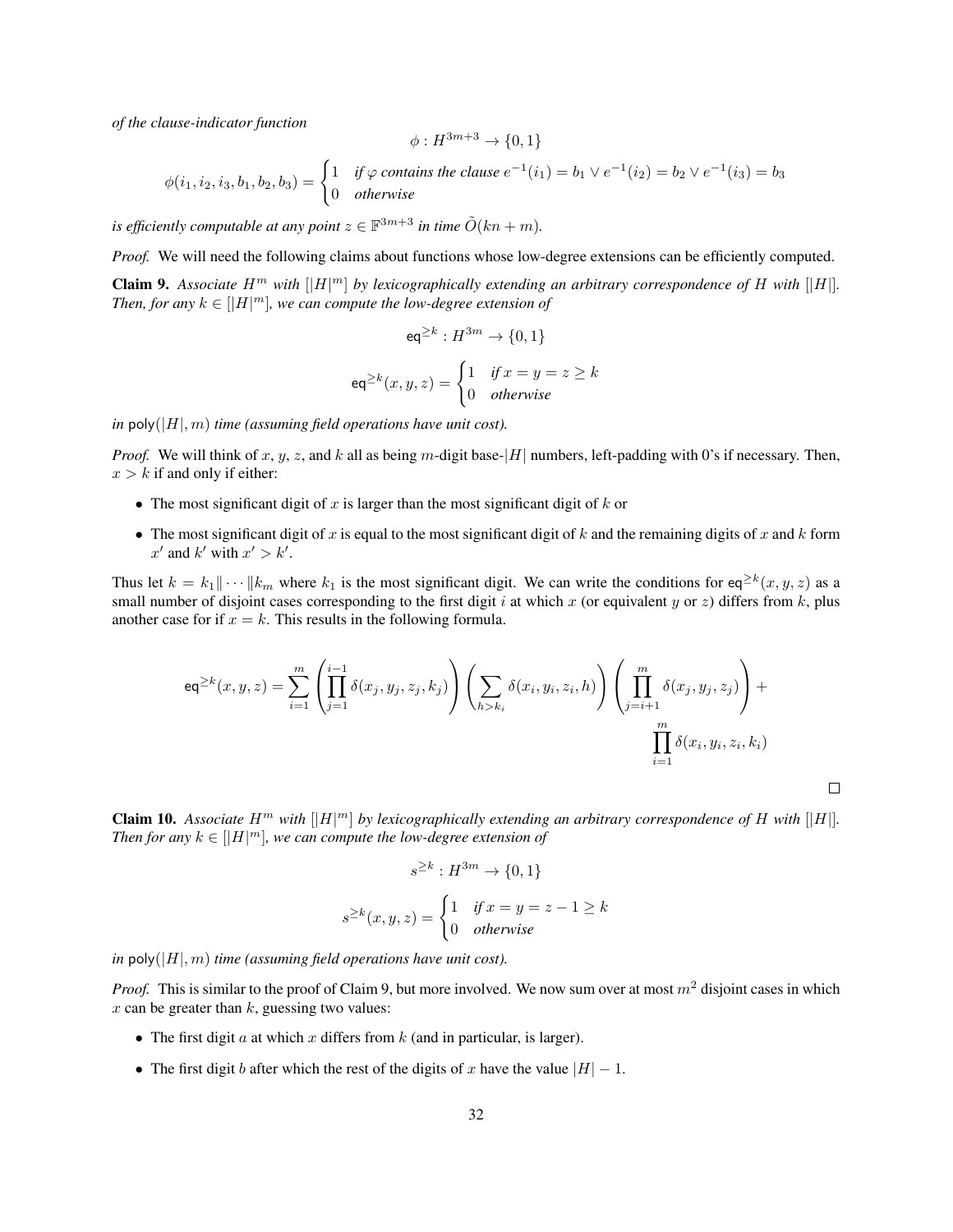*of the clause-indicator function*

$$\phi : H^{3m+3} \to \{0, 1\}$$

$$\phi(i_1, i_2, i_3, b_1, b_2, b_3) = \begin{cases} 1 & \text{if } \varphi \text{ contains the clause } e^{-1}(i_1) = b_1 \vee e^{-1}(i_2) = b_2 \vee e^{-1}(i_3) = b_3 \\ 0 & \text{otherwise} \end{cases}$$

*is efficiently computable at any point $z \in \mathbb{F}^{3m+3}$ in time $\tilde{O}(kn + m)$.*

*Proof.* We will need the following claims about functions whose low-degree extensions can be efficiently computed.

**Claim 9.** *Associate $H^m$ with $[|H|^m]$ by lexicographically extending an arbitrary correspondence of $H$ with $[|H|]$. Then, for any $k \in [|H^m|]$, we can compute the low-degree extension of*

$$\mathsf{eq}^{\geq k} : H^{3m} \to \{0, 1\}$$

$$\mathsf{eq}^{\geq k}(x, y, z) = \begin{cases} 1 & \text{if } x = y = z \geq k \\ 0 & \text{otherwise} \end{cases}$$

*in $\mathsf{poly}(|H|, m)$ time (assuming field operations have unit cost).*

*Proof.* We will think of $x$, $y$, $z$, and $k$ all as being $m$-digit base-$|H|$ numbers, left-padding with 0's if necessary. Then, $x > k$ if and only if either:

- The most significant digit of $x$ is larger than the most significant digit of $k$ or
- The most significant digit of $x$ is equal to the most significant digit of $k$ and the remaining digits of $x$ and $k$ form $x'$ and $k'$ with $x' > k'$.

Thus let $k = k_1 \| \cdots \| k_m$ where $k_1$ is the most significant digit. We can write the conditions for $\mathsf{eq}^{\geq k}(x, y, z)$ as a small number of disjoint cases corresponding to the first digit $i$ at which $x$ (or equivalent $y$ or $z$) differs from $k$, plus another case for if $x = k$. This results in the following formula.

$$\mathsf{eq}^{\geq k}(x, y, z) = \sum_{i=1}^{m} \left( \prod_{j=1}^{i-1} \delta(x_j, y_j, z_j, k_j) \right) \left( \sum_{h > k_i} \delta(x_i, y_i, z_i, h) \right) \left( \prod_{j=i+1}^{m} \delta(x_j, y_j, z_j) \right) + \prod_{i=1}^{m} \delta(x_i, y_i, z_i, k_i)$$

$\square$

**Claim 10.** *Associate $H^m$ with $[|H|^m]$ by lexicographically extending an arbitrary correspondence of $H$ with $[|H|]$. Then for any $k \in [|H|^m]$, we can compute the low-degree extension of*

$$s^{\geq k} : H^{3m} \to \{0, 1\}$$

$$s^{\geq k}(x, y, z) = \begin{cases} 1 & \text{if } x = y = z - 1 \geq k \\ 0 & \text{otherwise} \end{cases}$$

*in $\mathsf{poly}(|H|, m)$ time (assuming field operations have unit cost).*

*Proof.* This is similar to the proof of Claim 9, but more involved. We now sum over at most $m^2$ disjoint cases in which $x$ can be greater than $k$, guessing two values:

- The first digit $a$ at which $x$ differs from $k$ (and in particular, is larger).
- The first digit $b$ after which the rest of the digits of $x$ have the value $|H| - 1$.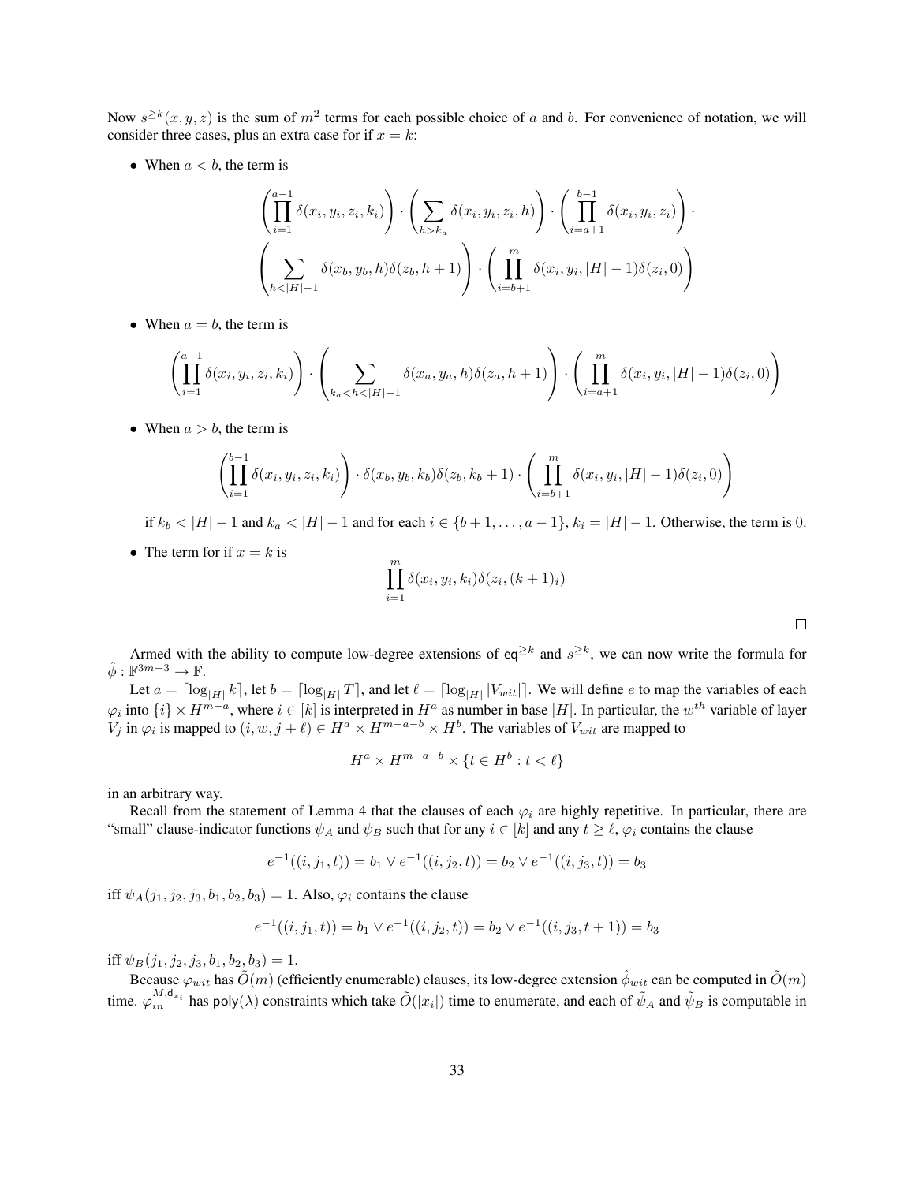Now $s^{\geq k}(x, y, z)$ is the sum of $m^2$ terms for each possible choice of $a$ and $b$. For convenience of notation, we will consider three cases, plus an extra case for if $x = k$:

- When $a < b$, the term is

$$\left(\prod_{i=1}^{a-1} \delta(x_i, y_i, z_i, k_i)\right) \cdot \left(\sum_{h > k_a} \delta(x_i, y_i, z_i, h)\right) \cdot \left(\prod_{i=a+1}^{b-1} \delta(x_i, y_i, z_i)\right) \cdot$$
$$\left(\sum_{h < |H|-1} \delta(x_b, y_b, h)\delta(z_b, h+1)\right) \cdot \left(\prod_{i=b+1}^{m} \delta(x_i, y_i, |H|-1)\delta(z_i, 0)\right)$$

- When $a = b$, the term is

$$\left(\prod_{i=1}^{a-1} \delta(x_i, y_i, z_i, k_i)\right) \cdot \left(\sum_{k_a < h < |H|-1} \delta(x_a, y_a, h)\delta(z_a, h+1)\right) \cdot \left(\prod_{i=a+1}^{m} \delta(x_i, y_i, |H|-1)\delta(z_i, 0)\right)$$

- When $a > b$, the term is

$$\left(\prod_{i=1}^{b-1} \delta(x_i, y_i, z_i, k_i)\right) \cdot \delta(x_b, y_b, k_b)\delta(z_b, k_b+1) \cdot \left(\prod_{i=b+1}^{m} \delta(x_i, y_i, |H|-1)\delta(z_i, 0)\right)$$

  if $k_b < |H| - 1$ and $k_a < |H| - 1$ and for each $i \in \{b+1, \ldots, a-1\}$, $k_i = |H| - 1$. Otherwise, the term is 0.

- The term for if $x = k$ is

$$\prod_{i=1}^{m} \delta(x_i, y_i, k_i)\delta(z_i, (k+1)_i)$$

$\square$

Armed with the ability to compute low-degree extensions of $\mathsf{eq}^{\geq k}$ and $s^{\geq k}$, we can now write the formula for $\hat{\phi} : \mathbb{F}^{3m+3} \to \mathbb{F}$.

Let $a = \lceil \log_{|H|} k \rceil$, let $b = \lceil \log_{|H|} T \rceil$, and let $\ell = \lceil \log_{|H|} |V_{wit}| \rceil$. We will define $e$ to map the variables of each $\varphi_i$ into $\{i\} \times H^{m-a}$, where $i \in [k]$ is interpreted in $H^a$ as number in base $|H|$. In particular, the $w^{th}$ variable of layer $V_j$ in $\varphi_i$ is mapped to $(i, w, j + \ell) \in H^a \times H^{m-a-b} \times H^b$. The variables of $V_{wit}$ are mapped to

$$H^a \times H^{m-a-b} \times \{t \in H^b : t < \ell\}$$

in an arbitrary way.

Recall from the statement of Lemma 4 that the clauses of each $\varphi_i$ are highly repetitive. In particular, there are "small" clause-indicator functions $\psi_A$ and $\psi_B$ such that for any $i \in [k]$ and any $t \geq \ell$, $\varphi_i$ contains the clause

$$e^{-1}((i, j_1, t)) = b_1 \vee e^{-1}((i, j_2, t)) = b_2 \vee e^{-1}((i, j_3, t)) = b_3$$

iff $\psi_A(j_1, j_2, j_3, b_1, b_2, b_3) = 1$. Also, $\varphi_i$ contains the clause

$$e^{-1}((i, j_1, t)) = b_1 \vee e^{-1}((i, j_2, t)) = b_2 \vee e^{-1}((i, j_3, t+1)) = b_3$$

iff $\psi_B(j_1, j_2, j_3, b_1, b_2, b_3) = 1$.

Because $\varphi_{wit}$ has $\tilde{O}(m)$ (efficiently enumerable) clauses, its low-degree extension $\hat{\phi}_{wit}$ can be computed in $\tilde{O}(m)$ time. $\varphi_{in}^{M,\mathsf{d}_{x_i}}$ has $\mathsf{poly}(\lambda)$ constraints which take $\tilde{O}(|x_i|)$ time to enumerate, and each of $\tilde{\psi}_A$ and $\tilde{\psi}_B$ is computable in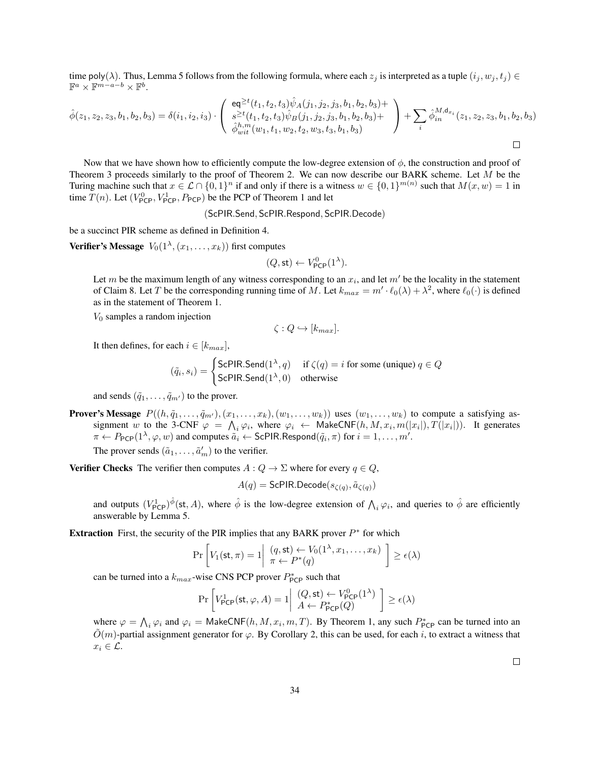time poly($\lambda$). Thus, Lemma 5 follows from the following formula, where each $z_j$ is interpreted as a tuple $(i_j, w_j, t_j) \in \mathbb{F}^a \times \mathbb{F}^{m-a-b} \times \mathbb{F}^b$.

$$\hat{\phi}(z_1, z_2, z_3, b_1, b_2, b_3) = \delta(i_1, i_2, i_3) \cdot \begin{pmatrix} \mathsf{eq}^{\geq t}(t_1, t_2, t_3)\hat{\psi}_A(j_1, j_2, j_3, b_1, b_2, b_3) + \\ s^{\geq t}(t_1, t_2, t_3)\hat{\psi}_B(j_1, j_2, j_3, b_1, b_2, b_3) + \\ \hat{\phi}_{wit}^{h,m}(w_1, t_1, w_2, t_2, w_3, t_3, b_1, b_2) \end{pmatrix} + \sum_i \hat{\phi}_{in}^{M,\mathsf{d}_{x_i}}(z_1, z_2, z_3, b_1, b_2, b_3)$$

□

Now that we have shown how to efficiently compute the low-degree extension of $\phi$, the construction and proof of Theorem 3 proceeds similarly to the proof of Theorem 2. We can now describe our BARK scheme. Let $M$ be the Turing machine such that $x \in \mathcal{L} \cap \{0,1\}^n$ if and only if there is a witness $w \in \{0,1\}^{m(n)}$ such that $M(x, w) = 1$ in time $T(n)$. Let $(V^0_{\mathsf{PCP}}, V^1_{\mathsf{PCP}}, P_{\mathsf{PCP}})$ be the PCP of Theorem 1 and let

$$(\mathsf{ScPIR.Send}, \mathsf{ScPIR.Respond}, \mathsf{ScPIR.Decode})$$

be a succinct PIR scheme as defined in Definition 4.

**Verifier's Message** $V_0(1^\lambda, (x_1, \ldots, x_k))$ first computes

$$(Q, \mathsf{st}) \leftarrow V^0_{\mathsf{PCP}}(1^\lambda).$$

Let $m$ be the maximum length of any witness corresponding to an $x_i$, and let $m'$ be the locality in the statement of Claim 8. Let $T$ be the corresponding running time of $M$. Let $k_{max} = m' \cdot \ell_0(\lambda) + \lambda^2$, where $\ell_0(\cdot)$ is defined as in the statement of Theorem 1.

$V_0$ samples a random injection

$$\zeta : Q \hookrightarrow [k_{max}].$$

It then defines, for each $i \in [k_{max}]$,

$$(\tilde{q}_i, s_i) = \begin{cases} \mathsf{ScPIR.Send}(1^\lambda, q) & \text{if } \zeta(q) = i \text{ for some (unique) } q \in Q \\ \mathsf{ScPIR.Send}(1^\lambda, 0) & \text{otherwise} \end{cases}$$

and sends $(\tilde{q}_1, \ldots, \tilde{q}_{m'})$ to the prover.

**Prover's Message** $P((h, \tilde{q}_1, \ldots, \tilde{q}_{m'}), (x_1, \ldots, x_k), (w_1, \ldots, w_k))$ uses $(w_1, \ldots, w_k)$ to compute a satisfying assignment $w$ to the 3-CNF $\varphi = \bigwedge_i \varphi_i$, where $\varphi_i \leftarrow \mathsf{MakeCNF}(h, M, x_i, m(|x_i|), T(|x_i|))$. It generates $\pi \leftarrow P_{\mathsf{PCP}}(1^\lambda, \varphi, w)$ and computes $\tilde{a}_i \leftarrow \mathsf{ScPIR.Respond}(\tilde{q}_i, \pi)$ for $i = 1, \ldots, m'$.

The prover sends $(\tilde{a}_1, \ldots, \tilde{a}'_m)$ to the verifier.

**Verifier Checks** The verifier then computes $A : Q \to \Sigma$ where for every $q \in Q$,

$$A(q) = \mathsf{ScPIR.Decode}(s_{\zeta(q)}, \tilde{a}_{\zeta(q)})$$

and outputs $(V^1_{\mathsf{PCP}})^{\hat{\phi}}(\mathsf{st}, A)$, where $\hat{\phi}$ is the low-degree extension of $\bigwedge_i \varphi_i$, and queries to $\hat{\phi}$ are efficiently answerable by Lemma 5.

**Extraction** First, the security of the PIR implies that any BARK prover $P^*$ for which

$$\Pr\left[V_1(\mathsf{st}, \pi) = 1 \middle| \begin{array}{l} (q, \mathsf{st}) \leftarrow V_0(1^\lambda, x_1, \ldots, x_k) \\ \pi \leftarrow P^*(q) \end{array}\right] \geq \epsilon(\lambda)$$

can be turned into a $k_{max}$-wise CNS PCP prover $P^*_{\mathsf{PCP}}$ such that

$$\Pr\left[V^1_{\mathsf{PCP}}(\mathsf{st}, \varphi, A) = 1 \middle| \begin{array}{l} (Q, \mathsf{st}) \leftarrow V^0_{\mathsf{PCP}}(1^\lambda) \\ A \leftarrow P^*_{\mathsf{PCP}}(Q) \end{array}\right] \geq \epsilon(\lambda)$$

where $\varphi = \bigwedge_i \varphi_i$ and $\varphi_i = \mathsf{MakeCNF}(h, M, x_i, m, T)$. By Theorem 1, any such $P^*_{\mathsf{PCP}}$ can be turned into an $\tilde{O}(m)$-partial assignment generator for $\varphi$. By Corollary 2, this can be used, for each $i$, to extract a witness that $x_i \in \mathcal{L}$.

□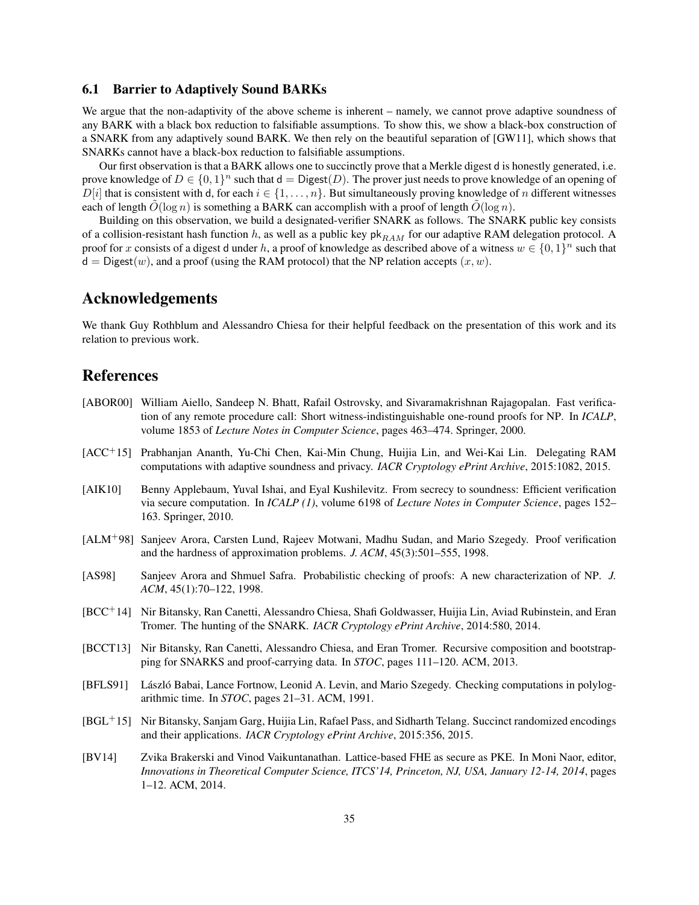### 6.1 Barrier to Adaptively Sound BARKs

We argue that the non-adaptivity of the above scheme is inherent – namely, we cannot prove adaptive soundness of any BARK with a black box reduction to falsifiable assumptions. To show this, we show a black-box construction of a SNARK from any adaptively sound BARK. We then rely on the beautiful separation of [GW11], which shows that SNARKs cannot have a black-box reduction to falsifiable assumptions.

Our first observation is that a BARK allows one to succinctly prove that a Merkle digest $\mathsf{d}$ is honestly generated, i.e. prove knowledge of $D \in \{0,1\}^n$ such that $\mathsf{d} = \mathsf{Digest}(D)$. The prover just needs to prove knowledge of an opening of $D[i]$ that is consistent with $\mathsf{d}$, for each $i \in \{1, \ldots, n\}$. But simultaneously proving knowledge of $n$ different witnesses each of length $\tilde{O}(\log n)$ is something a BARK can accomplish with a proof of length $\tilde{O}(\log n)$.

Building on this observation, we build a designated-verifier SNARK as follows. The SNARK public key consists of a collision-resistant hash function $h$, as well as a public key $\mathsf{pk}_{RAM}$ for our adaptive RAM delegation protocol. A proof for $x$ consists of a digest $\mathsf{d}$ under $h$, a proof of knowledge as described above of a witness $w \in \{0,1\}^n$ such that $\mathsf{d} = \mathsf{Digest}(w)$, and a proof (using the RAM protocol) that the NP relation accepts $(x, w)$.

# Acknowledgements

We thank Guy Rothblum and Alessandro Chiesa for their helpful feedback on the presentation of this work and its relation to previous work.

# References

[ABOR00] William Aiello, Sandeep N. Bhatt, Rafail Ostrovsky, and Sivaramakrishnan Rajagopalan. Fast verification of any remote procedure call: Short witness-indistinguishable one-round proofs for NP. In *ICALP*, volume 1853 of *Lecture Notes in Computer Science*, pages 463–474. Springer, 2000.

[ACC+15] Prabhanjan Ananth, Yu-Chi Chen, Kai-Min Chung, Huijia Lin, and Wei-Kai Lin. Delegating RAM computations with adaptive soundness and privacy. *IACR Cryptology ePrint Archive*, 2015:1082, 2015.

[AIK10] Benny Applebaum, Yuval Ishai, and Eyal Kushilevitz. From secrecy to soundness: Efficient verification via secure computation. In *ICALP (1)*, volume 6198 of *Lecture Notes in Computer Science*, pages 152–163. Springer, 2010.

[ALM+98] Sanjeev Arora, Carsten Lund, Rajeev Motwani, Madhu Sudan, and Mario Szegedy. Proof verification and the hardness of approximation problems. *J. ACM*, 45(3):501–555, 1998.

[AS98] Sanjeev Arora and Shmuel Safra. Probabilistic checking of proofs: A new characterization of NP. *J. ACM*, 45(1):70–122, 1998.

[BCC+14] Nir Bitansky, Ran Canetti, Alessandro Chiesa, Shafi Goldwasser, Huijia Lin, Aviad Rubinstein, and Eran Tromer. The hunting of the SNARK. *IACR Cryptology ePrint Archive*, 2014:580, 2014.

[BCCT13] Nir Bitansky, Ran Canetti, Alessandro Chiesa, and Eran Tromer. Recursive composition and bootstrapping for SNARKS and proof-carrying data. In *STOC*, pages 111–120. ACM, 2013.

[BFLS91] László Babai, Lance Fortnow, Leonid A. Levin, and Mario Szegedy. Checking computations in polylogarithmic time. In *STOC*, pages 21–31. ACM, 1991.

[BGL+15] Nir Bitansky, Sanjam Garg, Huijia Lin, Rafael Pass, and Sidharth Telang. Succinct randomized encodings and their applications. *IACR Cryptology ePrint Archive*, 2015:356, 2015.

[BV14] Zvika Brakerski and Vinod Vaikuntanathan. Lattice-based FHE as secure as PKE. In Moni Naor, editor, *Innovations in Theoretical Computer Science, ITCS'14, Princeton, NJ, USA, January 12-14, 2014*, pages 1–12. ACM, 2014.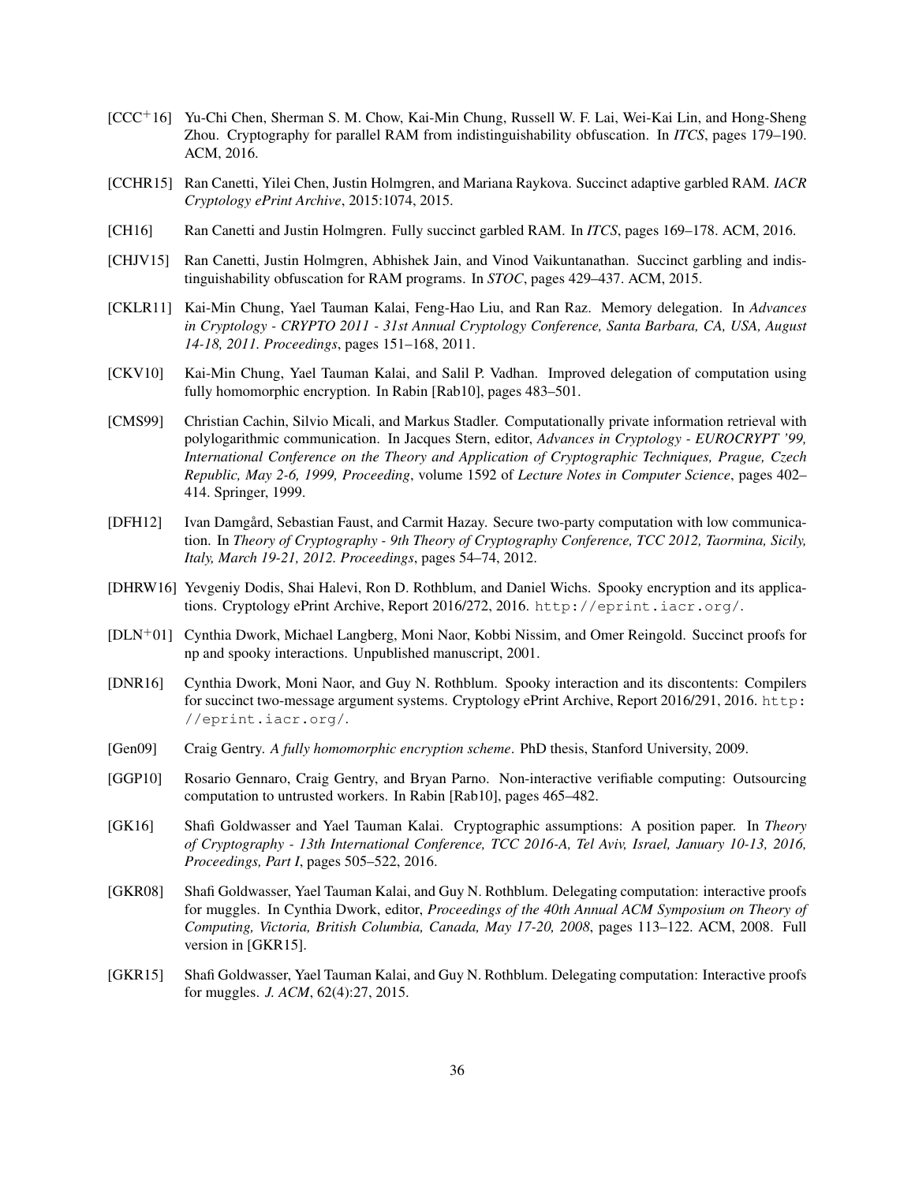[CCC+16] Yu-Chi Chen, Sherman S. M. Chow, Kai-Min Chung, Russell W. F. Lai, Wei-Kai Lin, and Hong-Sheng Zhou. Cryptography for parallel RAM from indistinguishability obfuscation. In *ITCS*, pages 179–190. ACM, 2016.

[CCHR15] Ran Canetti, Yilei Chen, Justin Holmgren, and Mariana Raykova. Succinct adaptive garbled RAM. *IACR Cryptology ePrint Archive*, 2015:1074, 2015.

[CH16] Ran Canetti and Justin Holmgren. Fully succinct garbled RAM. In *ITCS*, pages 169–178. ACM, 2016.

[CHJV15] Ran Canetti, Justin Holmgren, Abhishek Jain, and Vinod Vaikuntanathan. Succinct garbling and indistinguishability obfuscation for RAM programs. In *STOC*, pages 429–437. ACM, 2015.

[CKLR11] Kai-Min Chung, Yael Tauman Kalai, Feng-Hao Liu, and Ran Raz. Memory delegation. In *Advances in Cryptology - CRYPTO 2011 - 31st Annual Cryptology Conference, Santa Barbara, CA, USA, August 14-18, 2011. Proceedings*, pages 151–168, 2011.

[CKV10] Kai-Min Chung, Yael Tauman Kalai, and Salil P. Vadhan. Improved delegation of computation using fully homomorphic encryption. In Rabin [Rab10], pages 483–501.

[CMS99] Christian Cachin, Silvio Micali, and Markus Stadler. Computationally private information retrieval with polylogarithmic communication. In Jacques Stern, editor, *Advances in Cryptology - EUROCRYPT '99, International Conference on the Theory and Application of Cryptographic Techniques, Prague, Czech Republic, May 2-6, 1999, Proceeding*, volume 1592 of *Lecture Notes in Computer Science*, pages 402–414. Springer, 1999.

[DFH12] Ivan Damgård, Sebastian Faust, and Carmit Hazay. Secure two-party computation with low communication. In *Theory of Cryptography - 9th Theory of Cryptography Conference, TCC 2012, Taormina, Sicily, Italy, March 19-21, 2012. Proceedings*, pages 54–74, 2012.

[DHRW16] Yevgeniy Dodis, Shai Halevi, Ron D. Rothblum, and Daniel Wichs. Spooky encryption and its applications. Cryptology ePrint Archive, Report 2016/272, 2016. `http://eprint.iacr.org/`.

[DLN+01] Cynthia Dwork, Michael Langberg, Moni Naor, Kobbi Nissim, and Omer Reingold. Succinct proofs for np and spooky interactions. Unpublished manuscript, 2001.

[DNR16] Cynthia Dwork, Moni Naor, and Guy N. Rothblum. Spooky interaction and its discontents: Compilers for succinct two-message argument systems. Cryptology ePrint Archive, Report 2016/291, 2016. `http://eprint.iacr.org/`.

[Gen09] Craig Gentry. *A fully homomorphic encryption scheme*. PhD thesis, Stanford University, 2009.

[GGP10] Rosario Gennaro, Craig Gentry, and Bryan Parno. Non-interactive verifiable computing: Outsourcing computation to untrusted workers. In Rabin [Rab10], pages 465–482.

[GK16] Shafi Goldwasser and Yael Tauman Kalai. Cryptographic assumptions: A position paper. In *Theory of Cryptography - 13th International Conference, TCC 2016-A, Tel Aviv, Israel, January 10-13, 2016, Proceedings, Part I*, pages 505–522, 2016.

[GKR08] Shafi Goldwasser, Yael Tauman Kalai, and Guy N. Rothblum. Delegating computation: interactive proofs for muggles. In Cynthia Dwork, editor, *Proceedings of the 40th Annual ACM Symposium on Theory of Computing, Victoria, British Columbia, Canada, May 17-20, 2008*, pages 113–122. ACM, 2008. Full version in [GKR15].

[GKR15] Shafi Goldwasser, Yael Tauman Kalai, and Guy N. Rothblum. Delegating computation: Interactive proofs for muggles. *J. ACM*, 62(4):27, 2015.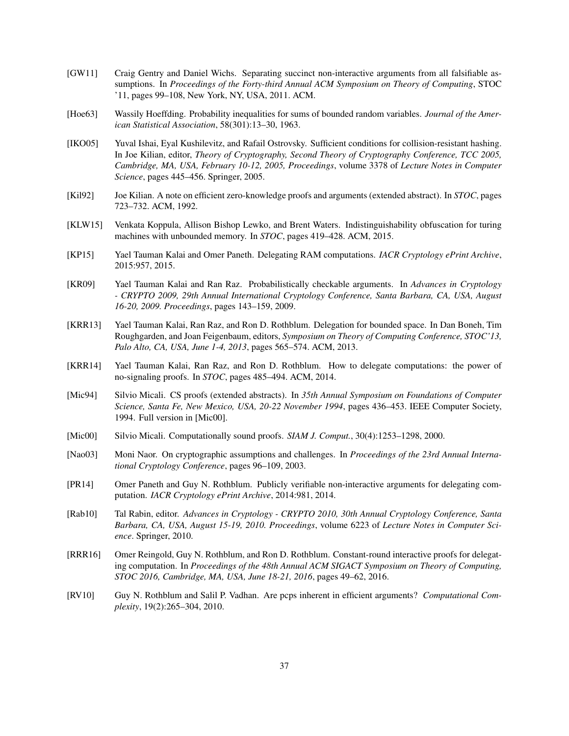[GW11] Craig Gentry and Daniel Wichs. Separating succinct non-interactive arguments from all falsifiable assumptions. In *Proceedings of the Forty-third Annual ACM Symposium on Theory of Computing*, STOC '11, pages 99–108, New York, NY, USA, 2011. ACM.

[Hoe63] Wassily Hoeffding. Probability inequalities for sums of bounded random variables. *Journal of the American Statistical Association*, 58(301):13–30, 1963.

[IKO05] Yuval Ishai, Eyal Kushilevitz, and Rafail Ostrovsky. Sufficient conditions for collision-resistant hashing. In Joe Kilian, editor, *Theory of Cryptography, Second Theory of Cryptography Conference, TCC 2005, Cambridge, MA, USA, February 10-12, 2005, Proceedings*, volume 3378 of *Lecture Notes in Computer Science*, pages 445–456. Springer, 2005.

[Kil92] Joe Kilian. A note on efficient zero-knowledge proofs and arguments (extended abstract). In *STOC*, pages 723–732. ACM, 1992.

[KLW15] Venkata Koppula, Allison Bishop Lewko, and Brent Waters. Indistinguishability obfuscation for turing machines with unbounded memory. In *STOC*, pages 419–428. ACM, 2015.

[KP15] Yael Tauman Kalai and Omer Paneth. Delegating RAM computations. *IACR Cryptology ePrint Archive*, 2015:957, 2015.

[KR09] Yael Tauman Kalai and Ran Raz. Probabilistically checkable arguments. In *Advances in Cryptology - CRYPTO 2009, 29th Annual International Cryptology Conference, Santa Barbara, CA, USA, August 16-20, 2009. Proceedings*, pages 143–159, 2009.

[KRR13] Yael Tauman Kalai, Ran Raz, and Ron D. Rothblum. Delegation for bounded space. In Dan Boneh, Tim Roughgarden, and Joan Feigenbaum, editors, *Symposium on Theory of Computing Conference, STOC'13, Palo Alto, CA, USA, June 1-4, 2013*, pages 565–574. ACM, 2013.

[KRR14] Yael Tauman Kalai, Ran Raz, and Ron D. Rothblum. How to delegate computations: the power of no-signaling proofs. In *STOC*, pages 485–494. ACM, 2014.

[Mic94] Silvio Micali. CS proofs (extended abstracts). In *35th Annual Symposium on Foundations of Computer Science, Santa Fe, New Mexico, USA, 20-22 November 1994*, pages 436–453. IEEE Computer Society, 1994. Full version in [Mic00].

[Mic00] Silvio Micali. Computationally sound proofs. *SIAM J. Comput.*, 30(4):1253–1298, 2000.

[Nao03] Moni Naor. On cryptographic assumptions and challenges. In *Proceedings of the 23rd Annual International Cryptology Conference*, pages 96–109, 2003.

[PR14] Omer Paneth and Guy N. Rothblum. Publicly verifiable non-interactive arguments for delegating computation. *IACR Cryptology ePrint Archive*, 2014:981, 2014.

[Rab10] Tal Rabin, editor. *Advances in Cryptology - CRYPTO 2010, 30th Annual Cryptology Conference, Santa Barbara, CA, USA, August 15-19, 2010. Proceedings*, volume 6223 of *Lecture Notes in Computer Science*. Springer, 2010.

[RRR16] Omer Reingold, Guy N. Rothblum, and Ron D. Rothblum. Constant-round interactive proofs for delegating computation. In *Proceedings of the 48th Annual ACM SIGACT Symposium on Theory of Computing, STOC 2016, Cambridge, MA, USA, June 18-21, 2016*, pages 49–62, 2016.

[RV10] Guy N. Rothblum and Salil P. Vadhan. Are pcps inherent in efficient arguments? *Computational Complexity*, 19(2):265–304, 2010.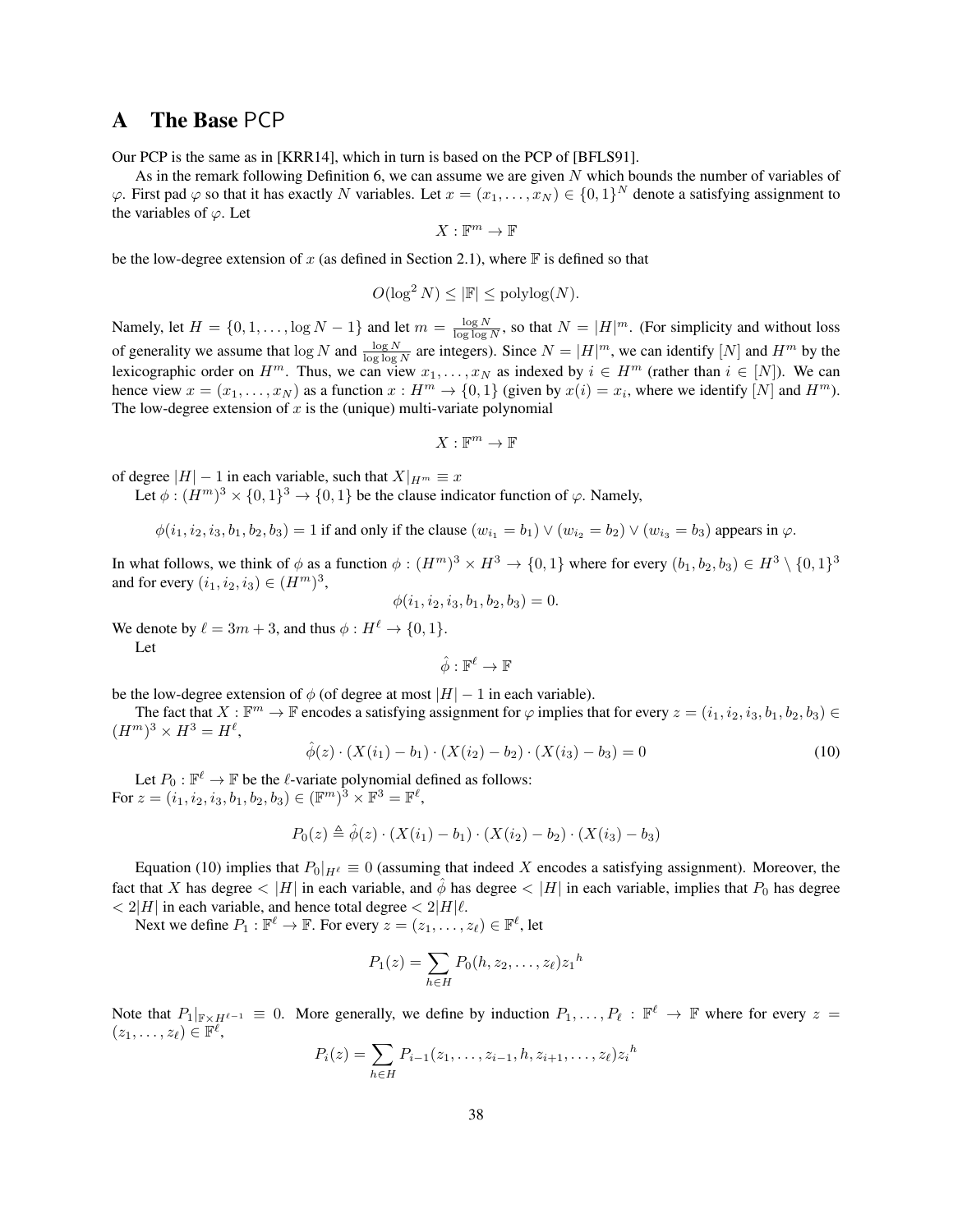# A The Base PCP

Our PCP is the same as in [KRR14], which in turn is based on the PCP of [BFLS91].

As in the remark following Definition 6, we can assume we are given $N$ which bounds the number of variables of $\varphi$. First pad $\varphi$ so that it has exactly $N$ variables. Let $x = (x_1, \ldots, x_N) \in \{0,1\}^N$ denote a satisfying assignment to the variables of $\varphi$. Let

$$X : \mathbb{F}^m \to \mathbb{F}$$

be the low-degree extension of $x$ (as defined in Section 2.1), where $\mathbb{F}$ is defined so that

$$O(\log^2 N) \leq |\mathbb{F}| \leq \mathrm{polylog}(N).$$

Namely, let $H = \{0, 1, \ldots, \log N - 1\}$ and let $m = \frac{\log N}{\log \log N}$, so that $N = |H|^m$. (For simplicity and without loss of generality we assume that $\log N$ and $\frac{\log N}{\log \log N}$ are integers). Since $N = |H|^m$, we can identify $[N]$ and $H^m$ by the lexicographic order on $H^m$. Thus, we can view $x_1, \ldots, x_N$ as indexed by $i \in H^m$ (rather than $i \in [N]$). We can hence view $x = (x_1, \ldots, x_N)$ as a function $x : H^m \to \{0,1\}$ (given by $x(i) = x_i$, where we identify $[N]$ and $H^m$). The low-degree extension of $x$ is the (unique) multi-variate polynomial

$$X : \mathbb{F}^m \to \mathbb{F}$$

of degree $|H| - 1$ in each variable, such that $X|_{H^m} \equiv x$

Let $\phi : (H^m)^3 \times \{0,1\}^3 \to \{0,1\}$ be the clause indicator function of $\varphi$. Namely,

$$\phi(i_1, i_2, i_3, b_1, b_2, b_3) = 1 \text{ if and only if the clause } (w_{i_1} = b_1) \vee (w_{i_2} = b_2) \vee (w_{i_3} = b_3) \text{ appears in } \varphi.$$

In what follows, we think of $\phi$ as a function $\phi : (H^m)^3 \times H^3 \to \{0,1\}$ where for every $(b_1, b_2, b_3) \in H^3 \setminus \{0,1\}^3$ and for every $(i_1, i_2, i_3) \in (H^m)^3$,

$$\phi(i_1, i_2, i_3, b_1, b_2, b_3) = 0.$$

We denote by $\ell = 3m + 3$, and thus $\phi : H^\ell \to \{0,1\}$.

Let

$$\hat{\phi} : \mathbb{F}^\ell \to \mathbb{F}$$

be the low-degree extension of $\phi$ (of degree at most $|H| - 1$ in each variable).

The fact that $X : \mathbb{F}^m \to \mathbb{F}$ encodes a satisfying assignment for $\varphi$ implies that for every $z = (i_1, i_2, i_3, b_1, b_2, b_3) \in (H^m)^3 \times H^3 = H^\ell$,

$$\hat{\phi}(z) \cdot (X(i_1) - b_1) \cdot (X(i_2) - b_2) \cdot (X(i_3) - b_3) = 0 \tag{10}$$

Let $P_0 : \mathbb{F}^\ell \to \mathbb{F}$ be the $\ell$-variate polynomial defined as follows:
For $z = (i_1, i_2, i_3, b_1, b_2, b_3) \in (\mathbb{F}^m)^3 \times \mathbb{F}^3 = \mathbb{F}^\ell$,

$$P_0(z) \triangleq \hat{\phi}(z) \cdot (X(i_1) - b_1) \cdot (X(i_2) - b_2) \cdot (X(i_3) - b_3)$$

Equation (10) implies that $P_0|_{H^\ell} \equiv 0$ (assuming that indeed $X$ encodes a satisfying assignment). Moreover, the fact that $X$ has degree $< |H|$ in each variable, and $\hat{\phi}$ has degree $< |H|$ in each variable, implies that $P_0$ has degree $< 2|H|$ in each variable, and hence total degree $< 2|H|\ell$.

Next we define $P_1 : \mathbb{F}^\ell \to \mathbb{F}$. For every $z = (z_1, \ldots, z_\ell) \in \mathbb{F}^\ell$, let

$$P_1(z) = \sum_{h \in H} P_0(h, z_2, \ldots, z_\ell) {z_1}^h$$

Note that $P_1|_{\mathbb{F} \times H^{\ell-1}} \equiv 0$. More generally, we define by induction $P_1, \ldots, P_\ell : \mathbb{F}^\ell \to \mathbb{F}$ where for every $z = (z_1, \ldots, z_\ell) \in \mathbb{F}^\ell$,

$$P_i(z) = \sum_{h \in H} P_{i-1}(z_1, \ldots, z_{i-1}, h, z_{i+1}, \ldots, z_\ell) {z_i}^h$$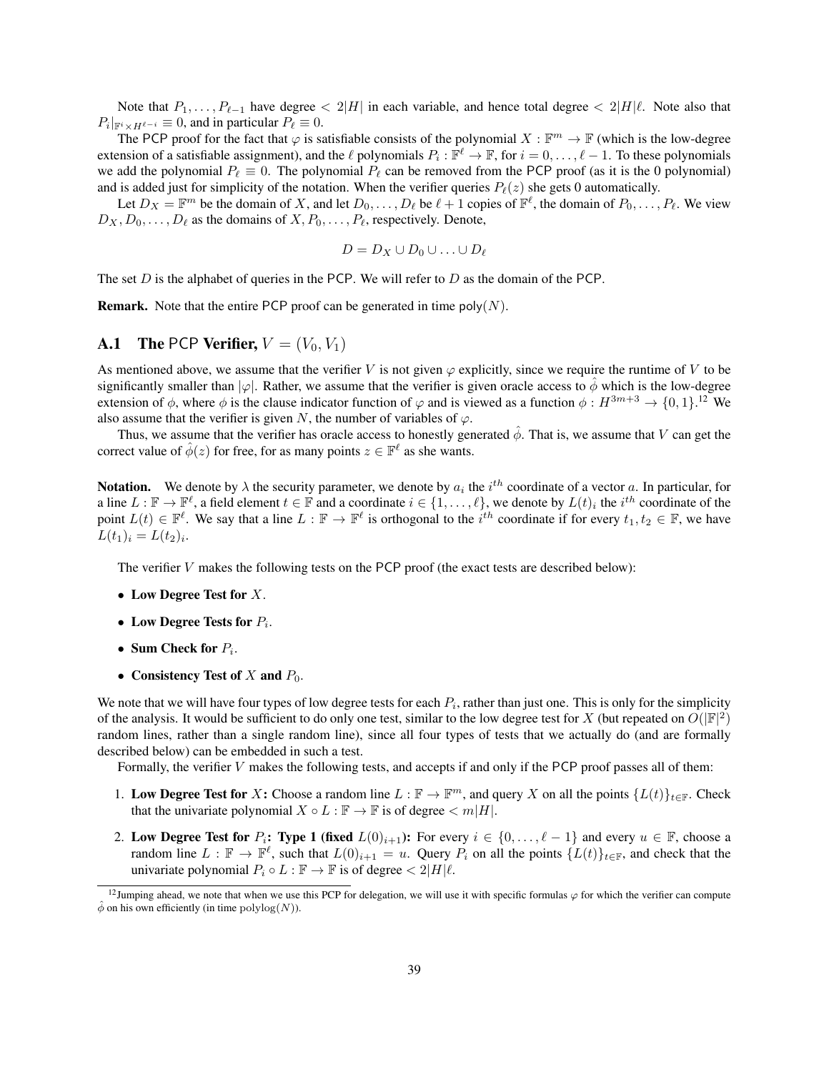Note that $P_1, \ldots, P_{\ell-1}$ have degree $< 2|H|$ in each variable, and hence total degree $< 2|H|\ell$. Note also that $P_i|_{\mathbb{F}^i \times H^{\ell-i}} \equiv 0$, and in particular $P_\ell \equiv 0$.

The PCP proof for the fact that $\varphi$ is satisfiable consists of the polynomial $X : \mathbb{F}^m \to \mathbb{F}$ (which is the low-degree extension of a satisfiable assignment), and the $\ell$ polynomials $P_i : \mathbb{F}^\ell \to \mathbb{F}$, for $i = 0, \ldots, \ell - 1$. To these polynomials we add the polynomial $P_\ell \equiv 0$. The polynomial $P_\ell$ can be removed from the PCP proof (as it is the 0 polynomial) and is added just for simplicity of the notation. When the verifier queries $P_\ell(z)$ she gets 0 automatically.

Let $D_X = \mathbb{F}^m$ be the domain of $X$, and let $D_0, \ldots, D_\ell$ be $\ell + 1$ copies of $\mathbb{F}^\ell$, the domain of $P_0, \ldots, P_\ell$. We view $D_X, D_0, \ldots, D_\ell$ as the domains of $X, P_0, \ldots, P_\ell$, respectively. Denote,

$$D = D_X \cup D_0 \cup \ldots \cup D_\ell$$

The set $D$ is the alphabet of queries in the PCP. We will refer to $D$ as the domain of the PCP.

**Remark.** Note that the entire PCP proof can be generated in time $\mathsf{poly}(N)$.

## A.1 The PCP Verifier, $V = (V_0, V_1)$

As mentioned above, we assume that the verifier $V$ is not given $\varphi$ explicitly, since we require the runtime of $V$ to be significantly smaller than $|\varphi|$. Rather, we assume that the verifier is given oracle access to $\hat{\phi}$ which is the low-degree extension of $\phi$, where $\phi$ is the clause indicator function of $\varphi$ and is viewed as a function $\phi : H^{3m+3} \to \{0, 1\}$.[12] We also assume that the verifier is given $N$, the number of variables of $\varphi$.

Thus, we assume that the verifier has oracle access to honestly generated $\hat{\phi}$. That is, we assume that $V$ can get the correct value of $\hat{\phi}(z)$ for free, for as many points $z \in \mathbb{F}^\ell$ as she wants.

**Notation.** We denote by $\lambda$ the security parameter, we denote by $a_i$ the $i^{th}$ coordinate of a vector $a$. In particular, for a line $L : \mathbb{F} \to \mathbb{F}^\ell$, a field element $t \in \mathbb{F}$ and a coordinate $i \in \{1, \ldots, \ell\}$, we denote by $L(t)_i$ the $i^{th}$ coordinate of the point $L(t) \in \mathbb{F}^\ell$. We say that a line $L : \mathbb{F} \to \mathbb{F}^\ell$ is orthogonal to the $i^{th}$ coordinate if for every $t_1, t_2 \in \mathbb{F}$, we have $L(t_1)_i = L(t_2)_i$.

The verifier $V$ makes the following tests on the PCP proof (the exact tests are described below):

- **Low Degree Test for** $X$.
- **Low Degree Tests for** $P_i$.
- **Sum Check for** $P_i$.
- **Consistency Test of** $X$ **and** $P_0$.

We note that we will have four types of low degree tests for each $P_i$, rather than just one. This is only for the simplicity of the analysis. It would be sufficient to do only one test, similar to the low degree test for $X$ (but repeated on $O(|\mathbb{F}|^2)$ random lines, rather than a single random line), since all four types of tests that we actually do (and are formally described below) can be embedded in such a test.

Formally, the verifier $V$ makes the following tests, and accepts if and only if the PCP proof passes all of them:

1. **Low Degree Test for** $X$**:** Choose a random line $L : \mathbb{F} \to \mathbb{F}^m$, and query $X$ on all the points $\{L(t)\}_{t \in \mathbb{F}}$. Check that the univariate polynomial $X \circ L : \mathbb{F} \to \mathbb{F}$ is of degree $< m|H|$.

2. **Low Degree Test for** $P_i$**: Type 1 (fixed** $L(0)_{i+1}$**):** For every $i \in \{0, \ldots, \ell - 1\}$ and every $u \in \mathbb{F}$, choose a random line $L : \mathbb{F} \to \mathbb{F}^\ell$, such that $L(0)_{i+1} = u$. Query $P_i$ on all the points $\{L(t)\}_{t \in \mathbb{F}}$, and check that the univariate polynomial $P_i \circ L : \mathbb{F} \to \mathbb{F}$ is of degree $< 2|H|\ell$.

[12] Jumping ahead, we note that when we use this PCP for delegation, we will use it with specific formulas $\varphi$ for which the verifier can compute $\hat{\phi}$ on his own efficiently (in time $\mathrm{polylog}(N)$).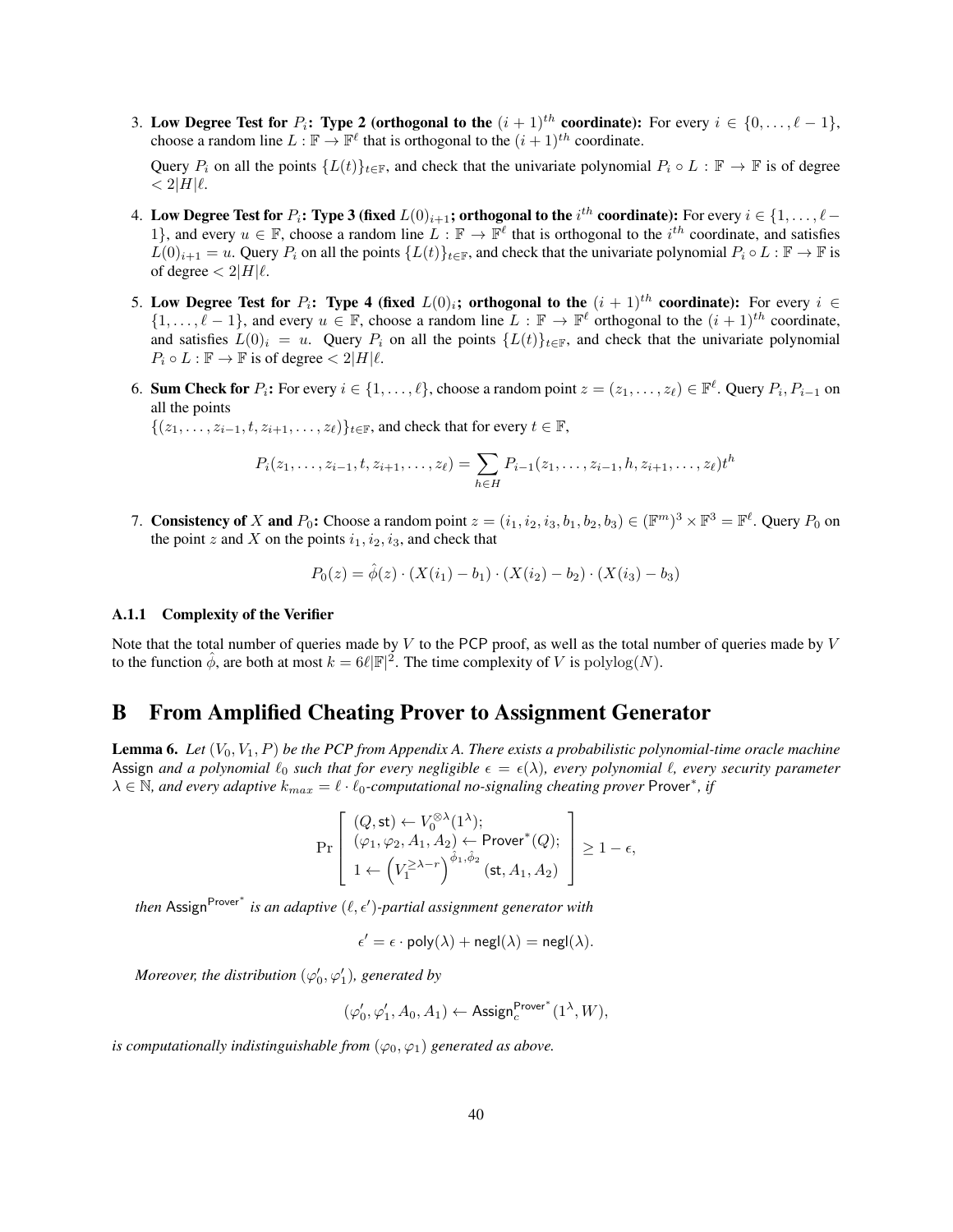3. **Low Degree Test for $P_i$: Type 2 (orthogonal to the $(i+1)^{th}$ coordinate):** For every $i \in \{0, \ldots, \ell-1\}$, choose a random line $L : \mathbb{F} \to \mathbb{F}^\ell$ that is orthogonal to the $(i+1)^{th}$ coordinate.

   Query $P_i$ on all the points $\{L(t)\}_{t \in \mathbb{F}}$, and check that the univariate polynomial $P_i \circ L : \mathbb{F} \to \mathbb{F}$ is of degree $< 2|H|\ell$.

4. **Low Degree Test for $P_i$: Type 3 (fixed $L(0)_{i+1}$; orthogonal to the $i^{th}$ coordinate):** For every $i \in \{1, \ldots, \ell-1\}$, and every $u \in \mathbb{F}$, choose a random line $L : \mathbb{F} \to \mathbb{F}^\ell$ that is orthogonal to the $i^{th}$ coordinate, and satisfies $L(0)_{i+1} = u$. Query $P_i$ on all the points $\{L(t)\}_{t \in \mathbb{F}}$, and check that the univariate polynomial $P_i \circ L : \mathbb{F} \to \mathbb{F}$ is of degree $< 2|H|\ell$.

5. **Low Degree Test for $P_i$: Type 4 (fixed $L(0)_i$; orthogonal to the $(i+1)^{th}$ coordinate):** For every $i \in \{1, \ldots, \ell-1\}$, and every $u \in \mathbb{F}$, choose a random line $L : \mathbb{F} \to \mathbb{F}^\ell$ orthogonal to the $(i+1)^{th}$ coordinate, and satisfies $L(0)_i = u$. Query $P_i$ on all the points $\{L(t)\}_{t \in \mathbb{F}}$, and check that the univariate polynomial $P_i \circ L : \mathbb{F} \to \mathbb{F}$ is of degree $< 2|H|\ell$.

6. **Sum Check for $P_i$:** For every $i \in \{1, \ldots, \ell\}$, choose a random point $z = (z_1, \ldots, z_\ell) \in \mathbb{F}^\ell$. Query $P_i, P_{i-1}$ on all the points
   $\{(z_1, \ldots, z_{i-1}, t, z_{i+1}, \ldots, z_\ell)\}_{t \in \mathbb{F}}$, and check that for every $t \in \mathbb{F}$,

$$P_i(z_1, \ldots, z_{i-1}, t, z_{i+1}, \ldots, z_\ell) = \sum_{h \in H} P_{i-1}(z_1, \ldots, z_{i-1}, h, z_{i+1}, \ldots, z_\ell) t^h$$

7. **Consistency of $X$ and $P_0$:** Choose a random point $z = (i_1, i_2, i_3, b_1, b_2, b_3) \in (\mathbb{F}^m)^3 \times \mathbb{F}^3 = \mathbb{F}^\ell$. Query $P_0$ on the point $z$ and $X$ on the points $i_1, i_2, i_3$, and check that

$$P_0(z) = \hat{\phi}(z) \cdot (X(i_1) - b_1) \cdot (X(i_2) - b_2) \cdot (X(i_3) - b_3)$$

#### A.1.1 Complexity of the Verifier

Note that the total number of queries made by $V$ to the PCP proof, as well as the total number of queries made by $V$ to the function $\hat{\phi}$, are both at most $k = 6\ell|\mathbb{F}|^2$. The time complexity of $V$ is $\mathrm{polylog}(N)$.

# B From Amplified Cheating Prover to Assignment Generator

**Lemma 6.** *Let $(V_0, V_1, P)$ be the PCP from Appendix A. There exists a probabilistic polynomial-time oracle machine* Assign *and a polynomial $\ell_0$ such that for every negligible $\epsilon = \epsilon(\lambda)$, every polynomial $\ell$, every security parameter $\lambda \in \mathbb{N}$, and every adaptive $k_{max} = \ell \cdot \ell_0$-computational no-signaling cheating prover* $\mathsf{Prover}^*$*, if*

$$\Pr\left[\begin{array}{l}(Q, \mathsf{st}) \leftarrow V_0^{\otimes\lambda}(1^\lambda);\\ (\varphi_1, \varphi_2, A_1, A_2) \leftarrow \mathsf{Prover}^*(Q);\\ 1 \leftarrow \left(V_1^{\geq \lambda - r}\right)^{\hat{\phi}_1, \hat{\phi}_2}(\mathsf{st}, A_1, A_2)\end{array}\right] \geq 1 - \epsilon,$$

*then* $\mathsf{Assign}^{\mathsf{Prover}^*}$ *is an adaptive $(\ell, \epsilon')$-partial assignment generator with*

$$\epsilon' = \epsilon \cdot \mathsf{poly}(\lambda) + \mathsf{negl}(\lambda) = \mathsf{negl}(\lambda).$$

*Moreover, the distribution $(\varphi_0', \varphi_1')$, generated by*

$$(\varphi_0', \varphi_1', A_0, A_1) \leftarrow \mathsf{Assign}_c^{\mathsf{Prover}^*}(1^\lambda, W),$$

*is computationally indistinguishable from $(\varphi_0, \varphi_1)$ generated as above.*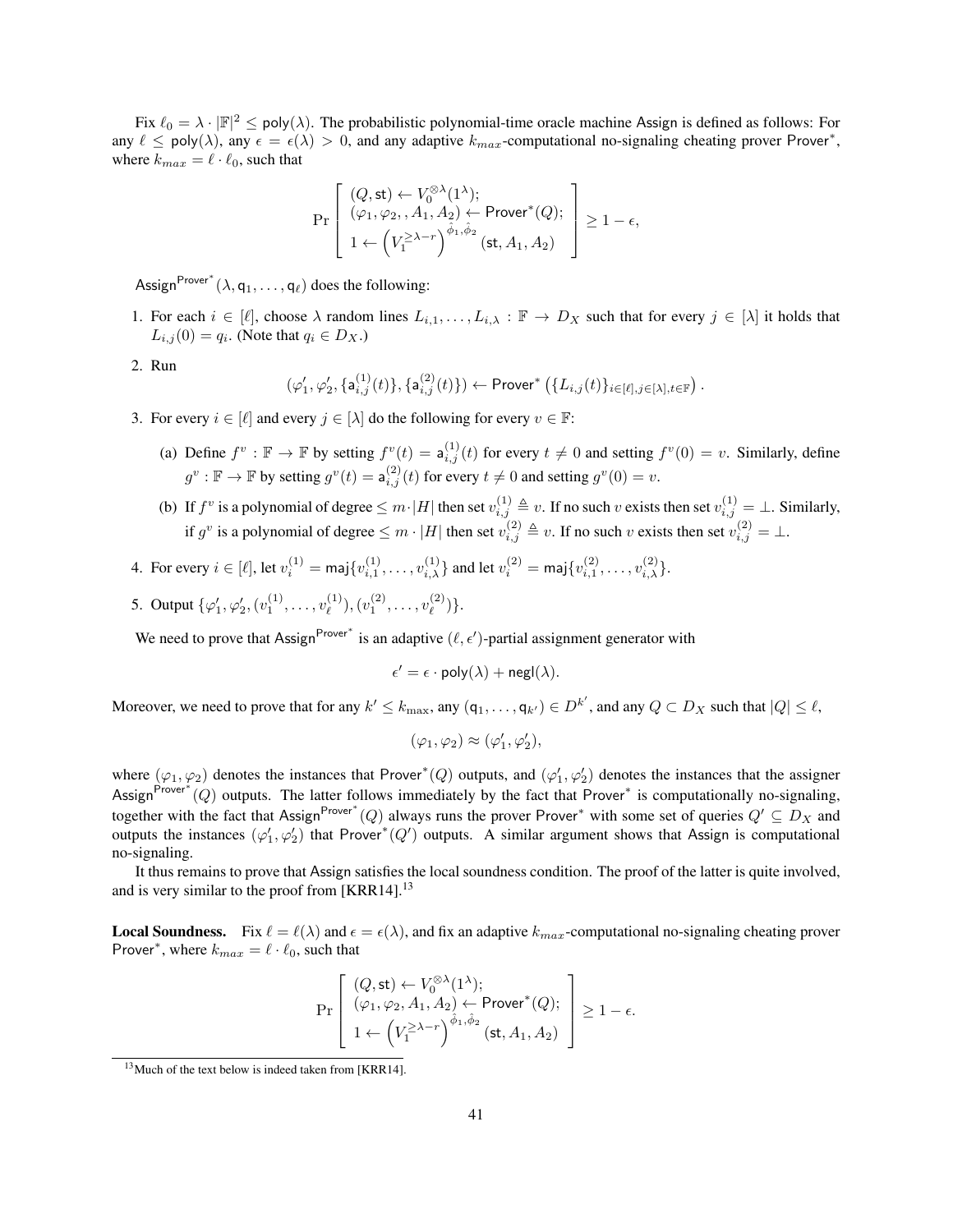Fix $\ell_0 = \lambda \cdot |\mathbb{F}|^2 \leq \mathsf{poly}(\lambda)$. The probabilistic polynomial-time oracle machine Assign is defined as follows: For any $\ell \leq \mathsf{poly}(\lambda)$, any $\epsilon = \epsilon(\lambda) > 0$, and any adaptive $k_{max}$-computational no-signaling cheating prover $\mathsf{Prover}^*$, where $k_{max} = \ell \cdot \ell_0$, such that

$$\Pr\left[\begin{array}{l}(Q, \mathsf{st}) \leftarrow V_0^{\otimes\lambda}(1^\lambda);\\ (\varphi_1, \varphi_2, , A_1, A_2) \leftarrow \mathsf{Prover}^*(Q);\\ 1 \leftarrow \left(V_1^{\geq \lambda - r}\right)^{\hat{\phi}_1, \hat{\phi}_2}(\mathsf{st}, A_1, A_2)\end{array}\right] \geq 1 - \epsilon,$$

$\mathsf{Assign}^{\mathsf{Prover}^*}(\lambda, \mathsf{q}_1, \ldots, \mathsf{q}_\ell)$ does the following:

1. For each $i \in [\ell]$, choose $\lambda$ random lines $L_{i,1}, \ldots, L_{i,\lambda} : \mathbb{F} \to D_X$ such that for every $j \in [\lambda]$ it holds that $L_{i,j}(0) = q_i$. (Note that $q_i \in D_X$.)

2. Run
$$(\varphi_1', \varphi_2', \{\mathsf{a}_{i,j}^{(1)}(t)\}, \{\mathsf{a}_{i,j}^{(2)}(t)\}) \leftarrow \mathsf{Prover}^*\left(\{L_{i,j}(t)\}_{i \in [\ell], j \in [\lambda], t \in \mathbb{F}}\right).$$

3. For every $i \in [\ell]$ and every $j \in [\lambda]$ do the following for every $v \in \mathbb{F}$:

   (a) Define $f^v : \mathbb{F} \to \mathbb{F}$ by setting $f^v(t) = \mathsf{a}_{i,j}^{(1)}(t)$ for every $t \neq 0$ and setting $f^v(0) = v$. Similarly, define $g^v : \mathbb{F} \to \mathbb{F}$ by setting $g^v(t) = \mathsf{a}_{i,j}^{(2)}(t)$ for every $t \neq 0$ and setting $g^v(0) = v$.

   (b) If $f^v$ is a polynomial of degree $\leq m \cdot |H|$ then set $v_{i,j}^{(1)} \triangleq v$. If no such $v$ exists then set $v_{i,j}^{(1)} = \bot$. Similarly, if $g^v$ is a polynomial of degree $\leq m \cdot |H|$ then set $v_{i,j}^{(2)} \triangleq v$. If no such $v$ exists then set $v_{i,j}^{(2)} = \bot$.

4. For every $i \in [\ell]$, let $v_i^{(1)} = \mathsf{maj}\{v_{i,1}^{(1)}, \ldots, v_{i,\lambda}^{(1)}\}$ and let $v_i^{(2)} = \mathsf{maj}\{v_{i,1}^{(2)}, \ldots, v_{i,\lambda}^{(2)}\}$.

5. Output $\{\varphi_1', \varphi_2', (v_1^{(1)}, \ldots, v_\ell^{(1)}), (v_1^{(2)}, \ldots, v_\ell^{(2)})\}$.

We need to prove that $\mathsf{Assign}^{\mathsf{Prover}^*}$ is an adaptive $(\ell, \epsilon')$-partial assignment generator with

$$\epsilon' = \epsilon \cdot \mathsf{poly}(\lambda) + \mathsf{negl}(\lambda).$$

Moreover, we need to prove that for any $k' \leq k_{\max}$, any $(\mathsf{q}_1, \ldots, \mathsf{q}_{k'}) \in D^{k'}$, and any $Q \subset D_X$ such that $|Q| \leq \ell$,

$$(\varphi_1, \varphi_2) \approx (\varphi_1', \varphi_2'),$$

where $(\varphi_1, \varphi_2)$ denotes the instances that $\mathsf{Prover}^*(Q)$ outputs, and $(\varphi_1', \varphi_2')$ denotes the instances that the assigner $\mathsf{Assign}^{\mathsf{Prover}^*}(Q)$ outputs. The latter follows immediately by the fact that $\mathsf{Prover}^*$ is computationally no-signaling, together with the fact that $\mathsf{Assign}^{\mathsf{Prover}^*}(Q)$ always runs the prover $\mathsf{Prover}^*$ with some set of queries $Q' \subseteq D_X$ and outputs the instances $(\varphi_1', \varphi_2')$ that $\mathsf{Prover}^*(Q')$ outputs. A similar argument shows that Assign is computational no-signaling.

It thus remains to prove that Assign satisfies the local soundness condition. The proof of the latter is quite involved, and is very similar to the proof from [KRR14].[13]

**Local Soundness.** Fix $\ell = \ell(\lambda)$ and $\epsilon = \epsilon(\lambda)$, and fix an adaptive $k_{max}$-computational no-signaling cheating prover $\mathsf{Prover}^*$, where $k_{max} = \ell \cdot \ell_0$, such that

$$\Pr\left[\begin{array}{l}(Q, \mathsf{st}) \leftarrow V_0^{\otimes\lambda}(1^\lambda);\\ (\varphi_1, \varphi_2, A_1, A_2) \leftarrow \mathsf{Prover}^*(Q);\\ 1 \leftarrow \left(V_1^{\geq \lambda - r}\right)^{\hat{\phi}_1, \hat{\phi}_2}(\mathsf{st}, A_1, A_2)\end{array}\right] \geq 1 - \epsilon.$$

[13] Much of the text below is indeed taken from [KRR14].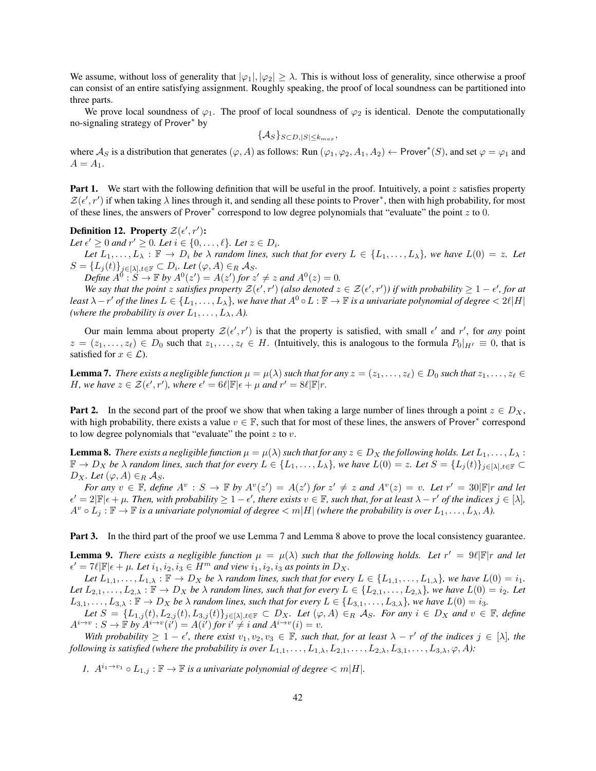We assume, without loss of generality that $|\varphi_1|, |\varphi_2| \geq \lambda$. This is without loss of generality, since otherwise a proof can consist of an entire satisfying assignment. Roughly speaking, the proof of local soundness can be partitioned into three parts.

We prove local soundness of $\varphi_1$. The proof of local soundness of $\varphi_2$ is identical. Denote the computationally no-signaling strategy of $\mathsf{Prover}^*$ by

$$\{\mathcal{A}_S\}_{S \subset D, |S| \leq k_{max}},$$

where $\mathcal{A}_S$ is a distribution that generates $(\varphi, A)$ as follows: Run $(\varphi_1, \varphi_2, A_1, A_2) \leftarrow \mathsf{Prover}^*(S)$, and set $\varphi = \varphi_1$ and $A = A_1$.

**Part 1.** We start with the following definition that will be useful in the proof. Intuitively, a point $z$ satisfies property $\mathcal{Z}(\epsilon', r')$ if when taking $\lambda$ lines through it, and sending all these points to $\mathsf{Prover}^*$, then with high probability, for most of these lines, the answers of $\mathsf{Prover}^*$ correspond to low degree polynomials that "evaluate" the point $z$ to 0.

**Definition 12. Property $\mathcal{Z}(\epsilon', r')$:**
*Let $\epsilon' \geq 0$ and $r' \geq 0$. Let $i \in \{0, \ldots, \ell\}$. Let $z \in D_i$.*

*Let $L_1, \ldots, L_\lambda : \mathbb{F} \to D_i$ be $\lambda$ random lines, such that for every $L \in \{L_1, \ldots, L_\lambda\}$, we have $L(0) = z$. Let $S = \{L_j(t)\}_{j \in [\lambda], t \in \mathbb{F}} \subset D_i$. Let $(\varphi, A) \in_R \mathcal{A}_S$.*

*Define $A^0 : S \to \mathbb{F}$ by $A^0(z') = A(z')$ for $z' \neq z$ and $A^0(z) = 0$.*

*We say that the point $z$ satisfies property $\mathcal{Z}(\epsilon', r')$ (also denoted $z \in \mathcal{Z}(\epsilon', r')$) if with probability $\geq 1 - \epsilon'$, for at least $\lambda - r'$ of the lines $L \in \{L_1, \ldots, L_\lambda\}$, we have that $A^0 \circ L : \mathbb{F} \to \mathbb{F}$ is a univariate polynomial of degree $< 2\ell|H|$ (where the probability is over $L_1, \ldots, L_\lambda, A$).*

Our main lemma about property $\mathcal{Z}(\epsilon', r')$ is that the property is satisfied, with small $\epsilon'$ and $r'$, for *any* point $z = (z_1, \ldots, z_\ell) \in D_0$ such that $z_1, \ldots, z_\ell \in H$. (Intuitively, this is analogous to the formula $P_0|_{H^\ell} \equiv 0$, that is satisfied for $x \in \mathcal{L}$).

**Lemma 7.** *There exists a negligible function $\mu = \mu(\lambda)$ such that for any $z = (z_1, \ldots, z_\ell) \in D_0$ such that $z_1, \ldots, z_\ell \in H$, we have $z \in \mathcal{Z}(\epsilon', r')$, where $\epsilon' = 6\ell|\mathbb{F}|\epsilon + \mu$ and $r' = 8\ell|\mathbb{F}|r$.*

**Part 2.** In the second part of the proof we show that when taking a large number of lines through a point $z \in D_X$, with high probability, there exists a value $v \in \mathbb{F}$, such that for most of these lines, the answers of $\mathsf{Prover}^*$ correspond to low degree polynomials that "evaluate" the point $z$ to $v$.

**Lemma 8.** *There exists a negligible function $\mu = \mu(\lambda)$ such that for any $z \in D_X$ the following holds. Let $L_1, \ldots, L_\lambda : \mathbb{F} \to D_X$ be $\lambda$ random lines, such that for every $L \in \{L_1, \ldots, L_\lambda\}$, we have $L(0) = z$. Let $S = \{L_j(t)\}_{j \in [\lambda], t \in \mathbb{F}} \subset D_X$. Let $(\varphi, A) \in_R \mathcal{A}_S$.*

*For any $v \in \mathbb{F}$, define $A^v : S \to \mathbb{F}$ by $A^v(z') = A(z')$ for $z' \neq z$ and $A^v(z) = v$. Let $r' = 30|\mathbb{F}|r$ and let $\epsilon' = 2|\mathbb{F}|\epsilon + \mu$. Then, with probability $\geq 1 - \epsilon'$, there exists $v \in \mathbb{F}$, such that, for at least $\lambda - r'$ of the indices $j \in [\lambda]$, $A^v \circ L_j : \mathbb{F} \to \mathbb{F}$ is a univariate polynomial of degree $< m|H|$ (where the probability is over $L_1, \ldots, L_\lambda, A$).*

**Part 3.** In the third part of the proof we use Lemma 7 and Lemma 8 above to prove the local consistency guarantee.

**Lemma 9.** *There exists a negligible function $\mu = \mu(\lambda)$ such that the following holds. Let $r' = 9\ell|\mathbb{F}|r$ and let $\epsilon' = 7\ell|\mathbb{F}|\epsilon + \mu$. Let $i_1, i_2, i_3 \in H^m$ and view $i_1, i_2, i_3$ as points in $D_X$.*

*Let $L_{1,1}, \ldots, L_{1,\lambda} : \mathbb{F} \to D_X$ be $\lambda$ random lines, such that for every $L \in \{L_{1,1}, \ldots, L_{1,\lambda}\}$, we have $L(0) = i_1$. Let $L_{2,1}, \ldots, L_{2,\lambda} : \mathbb{F} \to D_X$ be $\lambda$ random lines, such that for every $L \in \{L_{2,1}, \ldots, L_{2,\lambda}\}$, we have $L(0) = i_2$. Let $L_{3,1}, \ldots, L_{3,\lambda} : \mathbb{F} \to D_X$ be $\lambda$ random lines, such that for every $L \in \{L_{3,1}, \ldots, L_{3,\lambda}\}$, we have $L(0) = i_3$.*

*Let $S = \{L_{1,j}(t), L_{2,j}(t), L_{3,j}(t)\}_{j \in [\lambda], t \in \mathbb{F}} \subset D_X$. Let $(\varphi, A) \in_R \mathcal{A}_S$. For any $i \in D_X$ and $v \in \mathbb{F}$, define $A^{i \to v} : S \to \mathbb{F}$ by $A^{i \to v}(i') = A(i')$ for $i' \neq i$ and $A^{i \to v}(i) = v$.*

*With probability $\geq 1 - \epsilon'$, there exist $v_1, v_2, v_3 \in \mathbb{F}$, such that, for at least $\lambda - r'$ of the indices $j \in [\lambda]$, the following is satisfied (where the probability is over $L_{1,1}, \ldots, L_{1,\lambda}, L_{2,1}, \ldots, L_{2,\lambda}, L_{3,1}, \ldots, L_{3,\lambda}, \varphi, A$):*

1. *$A^{i_1 \to v_1} \circ L_{1,j} : \mathbb{F} \to \mathbb{F}$ is a univariate polynomial of degree $< m|H|$.*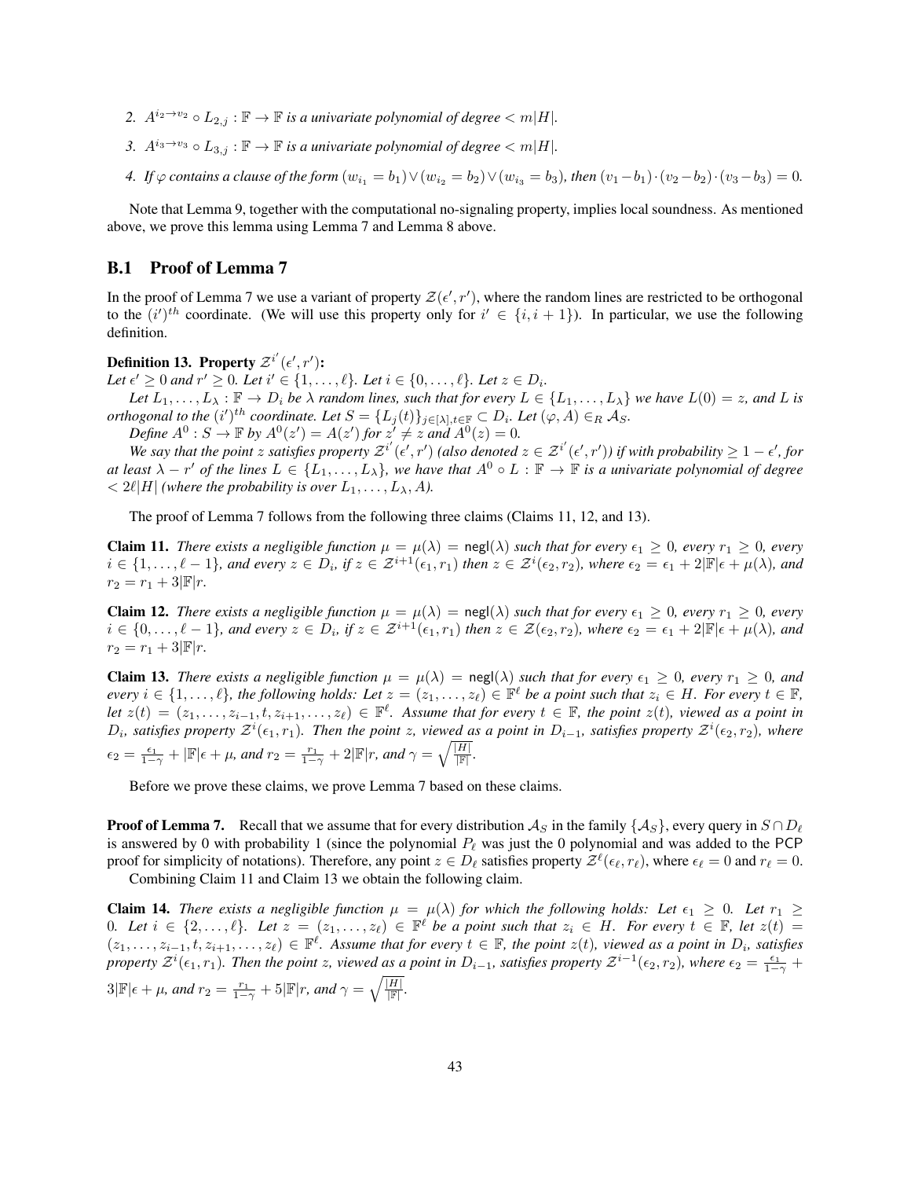2. $A^{i_2 \to v_2} \circ L_{2,j} : \mathbb{F} \to \mathbb{F}$ *is a univariate polynomial of degree* $< m|H|$.

3. $A^{i_3 \to v_3} \circ L_{3,j} : \mathbb{F} \to \mathbb{F}$ *is a univariate polynomial of degree* $< m|H|$.

4. *If* $\varphi$ *contains a clause of the form* $(w_{i_1} = b_1) \vee (w_{i_2} = b_2) \vee (w_{i_3} = b_3)$*, then* $(v_1 - b_1) \cdot (v_2 - b_2) \cdot (v_3 - b_3) = 0$.

Note that Lemma 9, together with the computational no-signaling property, implies local soundness. As mentioned above, we prove this lemma using Lemma 7 and Lemma 8 above.

## B.1 Proof of Lemma 7

In the proof of Lemma 7 we use a variant of property $\mathcal{Z}(\epsilon', r')$, where the random lines are restricted to be orthogonal to the $(i')^{th}$ coordinate. (We will use this property only for $i' \in \{i, i+1\}$). In particular, we use the following definition.

**Definition 13. Property $\mathcal{Z}^{i'}(\epsilon', r')$:**
*Let* $\epsilon' \geq 0$ *and* $r' \geq 0$*. Let* $i' \in \{1, \ldots, \ell\}$*. Let* $i \in \{0, \ldots, \ell\}$*. Let* $z \in D_i$.

*Let* $L_1, \ldots, L_\lambda : \mathbb{F} \to D_i$ *be* $\lambda$ *random lines, such that for every* $L \in \{L_1, \ldots, L_\lambda\}$ *we have* $L(0) = z$*, and* $L$ *is orthogonal to the* $(i')^{th}$ *coordinate. Let* $S = \{L_j(t)\}_{j \in [\lambda], t \in \mathbb{F}} \subset D_i$*. Let* $(\varphi, A) \in_R \mathcal{A}_S$.

*Define* $A^0 : S \to \mathbb{F}$ *by* $A^0(z') = A(z')$ *for* $z' \neq z$ *and* $A^0(z) = 0$.

*We say that the point* $z$ *satisfies property* $\mathcal{Z}^{i'}(\epsilon', r')$ *(also denoted* $z \in \mathcal{Z}^{i'}(\epsilon', r')$*) if with probability* $\geq 1 - \epsilon'$*, for at least* $\lambda - r'$ *of the lines* $L \in \{L_1, \ldots, L_\lambda\}$*, we have that* $A^0 \circ L : \mathbb{F} \to \mathbb{F}$ *is a univariate polynomial of degree* $< 2\ell|H|$ *(where the probability is over* $L_1, \ldots, L_\lambda, A$*).*

The proof of Lemma 7 follows from the following three claims (Claims 11, 12, and 13).

**Claim 11.** *There exists a negligible function* $\mu = \mu(\lambda) = \mathsf{negl}(\lambda)$ *such that for every* $\epsilon_1 \geq 0$*, every* $r_1 \geq 0$*, every* $i \in \{1, \ldots, \ell - 1\}$*, and every* $z \in D_i$*, if* $z \in \mathcal{Z}^{i+1}(\epsilon_1, r_1)$ *then* $z \in \mathcal{Z}^i(\epsilon_2, r_2)$*, where* $\epsilon_2 = \epsilon_1 + 2|\mathbb{F}|\epsilon + \mu(\lambda)$*, and* $r_2 = r_1 + 3|\mathbb{F}|r$.

**Claim 12.** *There exists a negligible function* $\mu = \mu(\lambda) = \mathsf{negl}(\lambda)$ *such that for every* $\epsilon_1 \geq 0$*, every* $r_1 \geq 0$*, every* $i \in \{0, \ldots, \ell - 1\}$*, and every* $z \in D_i$*, if* $z \in \mathcal{Z}^{i+1}(\epsilon_1, r_1)$ *then* $z \in \mathcal{Z}(\epsilon_2, r_2)$*, where* $\epsilon_2 = \epsilon_1 + 2|\mathbb{F}|\epsilon + \mu(\lambda)$*, and* $r_2 = r_1 + 3|\mathbb{F}|r$.

**Claim 13.** *There exists a negligible function* $\mu = \mu(\lambda) = \mathsf{negl}(\lambda)$ *such that for every* $\epsilon_1 \geq 0$*, every* $r_1 \geq 0$*, and every* $i \in \{1, \ldots, \ell\}$*, the following holds: Let* $z = (z_1, \ldots, z_\ell) \in \mathbb{F}^\ell$ *be a point such that* $z_i \in H$*. For every* $t \in \mathbb{F}$*, let* $z(t) = (z_1, \ldots, z_{i-1}, t, z_{i+1}, \ldots, z_\ell) \in \mathbb{F}^\ell$*. Assume that for every* $t \in \mathbb{F}$*, the point* $z(t)$*, viewed as a point in* $D_i$*, satisfies property* $\mathcal{Z}^i(\epsilon_1, r_1)$*. Then the point* $z$*, viewed as a point in* $D_{i-1}$*, satisfies property* $\mathcal{Z}^i(\epsilon_2, r_2)$*, where* $\epsilon_2 = \frac{\epsilon_1}{1-\gamma} + |\mathbb{F}|\epsilon + \mu$*, and* $r_2 = \frac{r_1}{1-\gamma} + 2|\mathbb{F}|r$*, and* $\gamma = \sqrt{\frac{|H|}{|\mathbb{F}|}}$.

Before we prove these claims, we prove Lemma 7 based on these claims.

**Proof of Lemma 7.** Recall that we assume that for every distribution $\mathcal{A}_S$ in the family $\{\mathcal{A}_S\}$, every query in $S \cap D_\ell$ is answered by 0 with probability 1 (since the polynomial $P_\ell$ was just the 0 polynomial and was added to the PCP proof for simplicity of notations). Therefore, any point $z \in D_\ell$ satisfies property $\mathcal{Z}^\ell(\epsilon_\ell, r_\ell)$, where $\epsilon_\ell = 0$ and $r_\ell = 0$.

Combining Claim 11 and Claim 13 we obtain the following claim.

**Claim 14.** *There exists a negligible function* $\mu = \mu(\lambda)$ *for which the following holds: Let* $\epsilon_1 \geq 0$*. Let* $r_1 \geq 0$*. Let* $i \in \{2, \ldots, \ell\}$*. Let* $z = (z_1, \ldots, z_\ell) \in \mathbb{F}^\ell$ *be a point such that* $z_i \in H$*. For every* $t \in \mathbb{F}$*, let* $z(t) = (z_1, \ldots, z_{i-1}, t, z_{i+1}, \ldots, z_\ell) \in \mathbb{F}^\ell$*. Assume that for every* $t \in \mathbb{F}$*, the point* $z(t)$*, viewed as a point in* $D_i$*, satisfies property* $\mathcal{Z}^i(\epsilon_1, r_1)$*. Then the point* $z$*, viewed as a point in* $D_{i-1}$*, satisfies property* $\mathcal{Z}^{i-1}(\epsilon_2, r_2)$*, where* $\epsilon_2 = \frac{\epsilon_1}{1-\gamma} + 3|\mathbb{F}|\epsilon + \mu$*, and* $r_2 = \frac{r_1}{1-\gamma} + 5|\mathbb{F}|r$*, and* $\gamma = \sqrt{\frac{|H|}{|\mathbb{F}|}}$.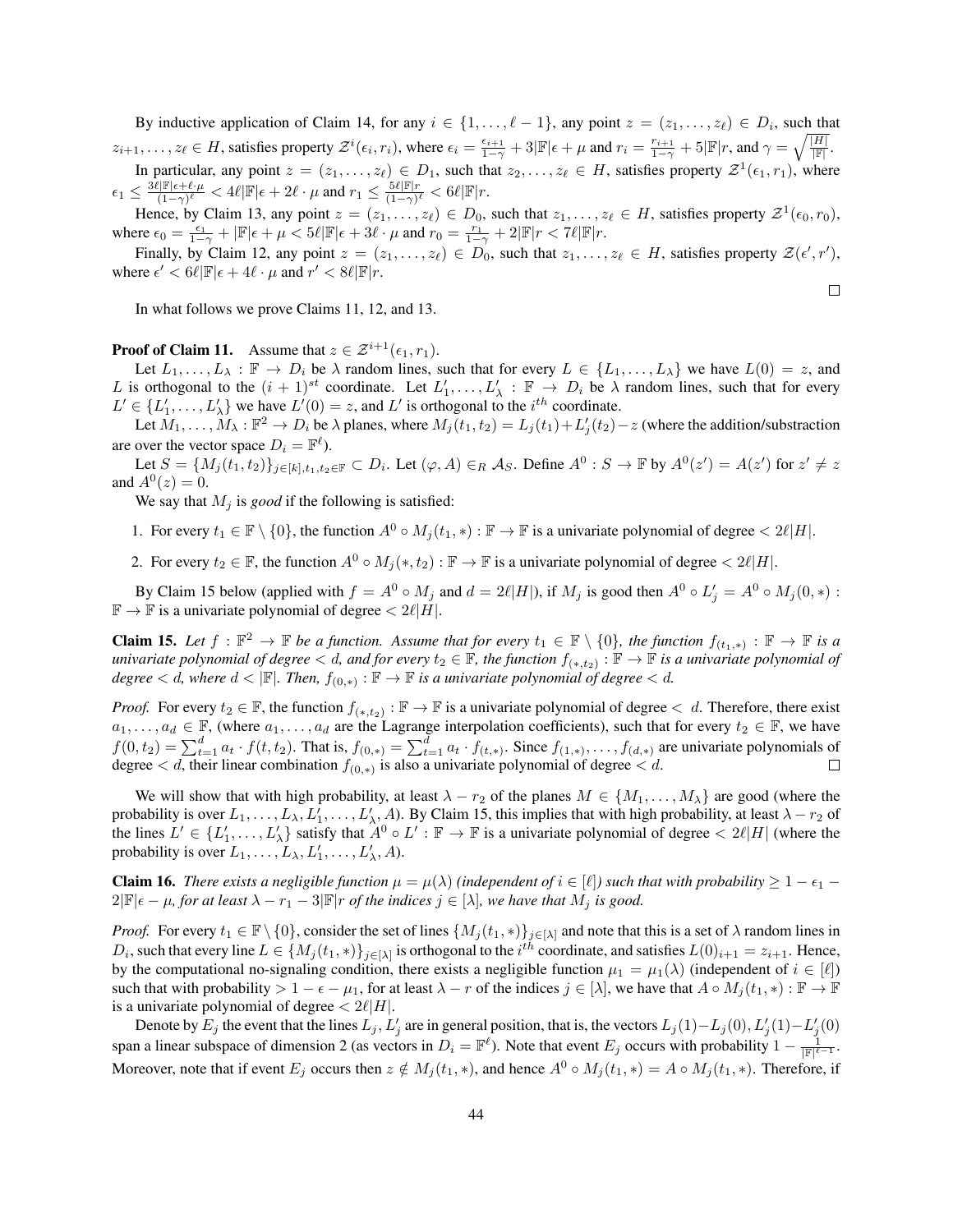By inductive application of Claim 14, for any $i \in \{1, \ldots, \ell - 1\}$, any point $z = (z_1, \ldots, z_\ell) \in D_i$, such that $z_{i+1}, \ldots, z_\ell \in H$, satisfies property $\mathcal{Z}^i(\epsilon_i, r_i)$, where $\epsilon_i = \frac{\epsilon_{i+1}}{1-\gamma} + 3|\mathbb{F}|\epsilon + \mu$ and $r_i = \frac{r_{i+1}}{1-\gamma} + 5|\mathbb{F}|r$, and $\gamma = \sqrt{\frac{|H|}{|\mathbb{F}|}}$.

In particular, any point $z = (z_1, \ldots, z_\ell) \in D_1$, such that $z_2, \ldots, z_\ell \in H$, satisfies property $\mathcal{Z}^1(\epsilon_1, r_1)$, where $\epsilon_1 \leq \frac{3\ell|\mathbb{F}|\epsilon + \ell \cdot \mu}{(1-\gamma)^\ell} < 4\ell|\mathbb{F}|\epsilon + 2\ell \cdot \mu$ and $r_1 \leq \frac{5\ell|\mathbb{F}|r}{(1-\gamma)^\ell} < 6\ell|\mathbb{F}|r$.

Hence, by Claim 13, any point $z = (z_1, \ldots, z_\ell) \in D_0$, such that $z_1, \ldots, z_\ell \in H$, satisfies property $\mathcal{Z}^1(\epsilon_0, r_0)$, where $\epsilon_0 = \frac{\epsilon_1}{1-\gamma} + |\mathbb{F}|\epsilon + \mu < 5\ell|\mathbb{F}|\epsilon + 3\ell \cdot \mu$ and $r_0 = \frac{r_1}{1-\gamma} + 2|\mathbb{F}|r < 7\ell|\mathbb{F}|r$.

Finally, by Claim 12, any point $z = (z_1, \ldots, z_\ell) \in D_0$, such that $z_1, \ldots, z_\ell \in H$, satisfies property $\mathcal{Z}(\epsilon', r')$, where $\epsilon' < 6\ell|\mathbb{F}|\epsilon + 4\ell \cdot \mu$ and $r' < 8\ell|\mathbb{F}|r$. ◻

In what follows we prove Claims 11, 12, and 13.

**Proof of Claim 11.** Assume that $z \in \mathcal{Z}^{i+1}(\epsilon_1, r_1)$.

Let $L_1, \ldots, L_\lambda : \mathbb{F} \to D_i$ be $\lambda$ random lines, such that for every $L \in \{L_1, \ldots, L_\lambda\}$ we have $L(0) = z$, and $L$ is orthogonal to the $(i+1)^{st}$ coordinate. Let $L'_1, \ldots, L'_\lambda : \mathbb{F} \to D_i$ be $\lambda$ random lines, such that for every $L' \in \{L'_1, \ldots, L'_\lambda\}$ we have $L'(0) = z$, and $L'$ is orthogonal to the $i^{th}$ coordinate.

Let $M_1, \ldots, M_\lambda : \mathbb{F}^2 \to D_i$ be $\lambda$ planes, where $M_j(t_1, t_2) = L_j(t_1) + L'_j(t_2) - z$ (where the addition/substraction are over the vector space $D_i = \mathbb{F}^\ell$).

Let $S = \{M_j(t_1, t_2)\}_{j \in [k], t_1, t_2 \in \mathbb{F}} \subset D_i$. Let $(\varphi, A) \in_R \mathcal{A}_S$. Define $A^0 : S \to \mathbb{F}$ by $A^0(z') = A(z')$ for $z' \neq z$ and $A^0(z) = 0$.

We say that $M_j$ is *good* if the following is satisfied:

1. For every $t_1 \in \mathbb{F} \setminus \{0\}$, the function $A^0 \circ M_j(t_1, *) : \mathbb{F} \to \mathbb{F}$ is a univariate polynomial of degree $< 2\ell|H|$.
2. For every $t_2 \in \mathbb{F}$, the function $A^0 \circ M_j(*, t_2) : \mathbb{F} \to \mathbb{F}$ is a univariate polynomial of degree $< 2\ell|H|$.

By Claim 15 below (applied with $f = A^0 \circ M_j$ and $d = 2\ell|H|$), if $M_j$ is good then $A^0 \circ L'_j = A^0 \circ M_j(0, *) : \mathbb{F} \to \mathbb{F}$ is a univariate polynomial of degree $< 2\ell|H|$.

**Claim 15.** *Let $f : \mathbb{F}^2 \to \mathbb{F}$ be a function. Assume that for every $t_1 \in \mathbb{F} \setminus \{0\}$, the function $f_{(t_1,*)} : \mathbb{F} \to \mathbb{F}$ is a univariate polynomial of degree $< d$, and for every $t_2 \in \mathbb{F}$, the function $f_{(*,t_2)} : \mathbb{F} \to \mathbb{F}$ is a univariate polynomial of degree $< d$, where $d < |\mathbb{F}|$. Then, $f_{(0,*)} : \mathbb{F} \to \mathbb{F}$ is a univariate polynomial of degree $< d$.*

*Proof.* For every $t_2 \in \mathbb{F}$, the function $f_{(*,t_2)} : \mathbb{F} \to \mathbb{F}$ is a univariate polynomial of degree $< d$. Therefore, there exist $a_1, \ldots, a_d \in \mathbb{F}$, (where $a_1, \ldots, a_d$ are the Lagrange interpolation coefficients), such that for every $t_2 \in \mathbb{F}$, we have $f(0, t_2) = \sum_{t=1}^d a_t \cdot f(t, t_2)$. That is, $f_{(0,*)} = \sum_{t=1}^d a_t \cdot f_{(t,*)}$. Since $f_{(1,*)}, \ldots, f_{(d,*)}$ are univariate polynomials of degree $< d$, their linear combination $f_{(0,*)}$ is also a univariate polynomial of degree $< d$. ◻

We will show that with high probability, at least $\lambda - r_2$ of the planes $M \in \{M_1, \ldots, M_\lambda\}$ are good (where the probability is over $L_1, \ldots, L_\lambda, L'_1, \ldots, L'_\lambda, A$). By Claim 15, this implies that with high probability, at least $\lambda - r_2$ of the lines $L' \in \{L'_1, \ldots, L'_\lambda\}$ satisfy that $A^0 \circ L' : \mathbb{F} \to \mathbb{F}$ is a univariate polynomial of degree $< 2\ell|H|$ (where the probability is over $L_1, \ldots, L_\lambda, L'_1, \ldots, L'_\lambda, A$).

**Claim 16.** *There exists a negligible function $\mu = \mu(\lambda)$ (independent of $i \in [\ell]$) such that with probability $\geq 1 - \epsilon_1 - 2|\mathbb{F}|\epsilon - \mu$, for at least $\lambda - r_1 - 3|\mathbb{F}|r$ of the indices $j \in [\lambda]$, we have that $M_j$ is good.*

*Proof.* For every $t_1 \in \mathbb{F} \setminus \{0\}$, consider the set of lines $\{M_j(t_1, *)\}_{j \in [\lambda]}$ and note that this is a set of $\lambda$ random lines in $D_i$, such that every line $L \in \{M_j(t_1, *)\}_{j \in [\lambda]}$ is orthogonal to the $i^{th}$ coordinate, and satisfies $L(0)_{i+1} = z_{i+1}$. Hence, by the computational no-signaling condition, there exists a negligible function $\mu_1 = \mu_1(\lambda)$ (independent of $i \in [\ell]$) such that with probability $> 1 - \epsilon - \mu_1$, for at least $\lambda - r$ of the indices $j \in [\lambda]$, we have that $A \circ M_j(t_1, *) : \mathbb{F} \to \mathbb{F}$ is a univariate polynomial of degree $< 2\ell|H|$.

Denote by $E_j$ the event that the lines $L_j, L'_j$ are in general position, that is, the vectors $L_j(1) - L_j(0), L'_j(1) - L'_j(0)$ span a linear subspace of dimension 2 (as vectors in $D_i = \mathbb{F}^\ell$). Note that event $E_j$ occurs with probability $1 - \frac{1}{|\mathbb{F}|^{\ell-1}}$. Moreover, note that if event $E_j$ occurs then $z \notin M_j(t_1, *)$, and hence $A^0 \circ M_j(t_1, *) = A \circ M_j(t_1, *)$. Therefore, if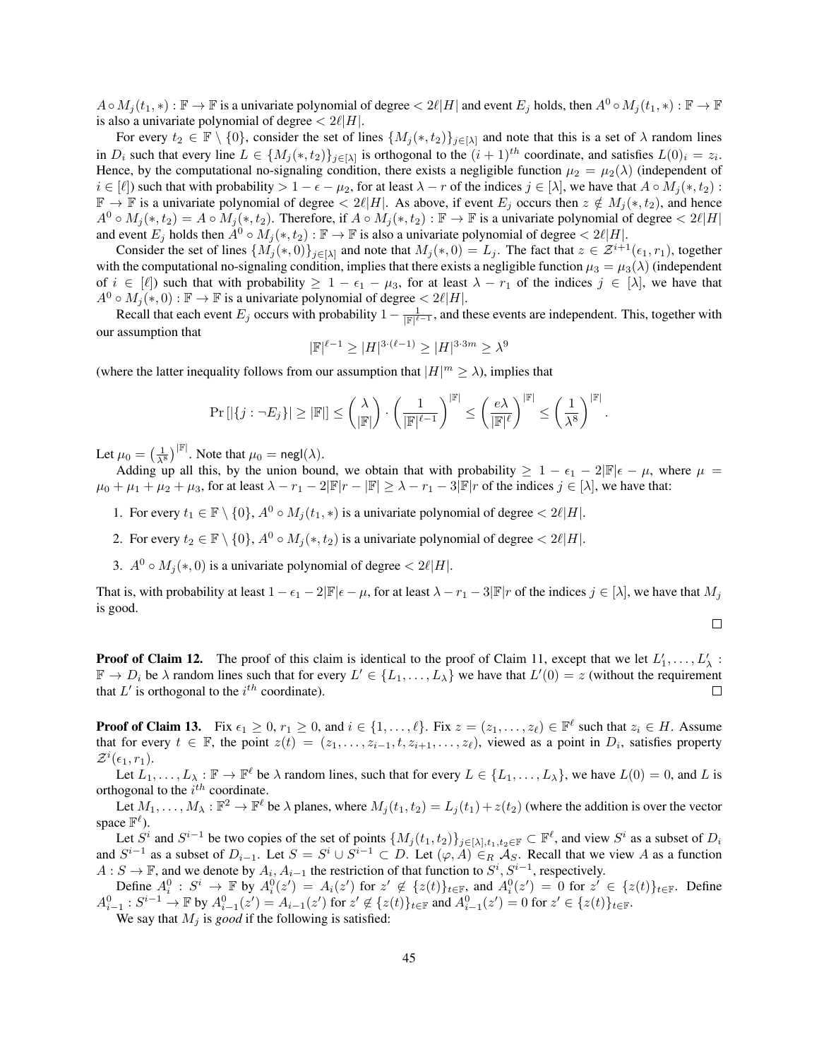$A \circ M_j(t_1, *) : \mathbb{F} \to \mathbb{F}$ is a univariate polynomial of degree $< 2\ell|H|$ and event $E_j$ holds, then $A^0 \circ M_j(t_1, *) : \mathbb{F} \to \mathbb{F}$ is also a univariate polynomial of degree $< 2\ell|H|$.

For every $t_2 \in \mathbb{F} \setminus \{0\}$, consider the set of lines $\{M_j(*, t_2)\}_{j \in [\lambda]}$ and note that this is a set of $\lambda$ random lines in $D_i$ such that every line $L \in \{M_j(*, t_2)\}_{j \in [\lambda]}$ is orthogonal to the $(i+1)^{th}$ coordinate, and satisfies $L(0)_i = z_i$. Hence, by the computational no-signaling condition, there exists a negligible function $\mu_2 = \mu_2(\lambda)$ (independent of $i \in [\ell]$) such that with probability $> 1 - \epsilon - \mu_2$, for at least $\lambda - r$ of the indices $j \in [\lambda]$, we have that $A \circ M_j(*, t_2) : \mathbb{F} \to \mathbb{F}$ is a univariate polynomial of degree $< 2\ell|H|$. As above, if event $E_j$ occurs then $z \notin M_j(*, t_2)$, and hence $A^0 \circ M_j(*, t_2) = A \circ M_j(*, t_2)$. Therefore, if $A \circ M_j(*, t_2) : \mathbb{F} \to \mathbb{F}$ is a univariate polynomial of degree $< 2\ell|H|$ and event $E_j$ holds then $A^0 \circ M_j(*, t_2) : \mathbb{F} \to \mathbb{F}$ is also a univariate polynomial of degree $< 2\ell|H|$.

Consider the set of lines $\{M_j(*, 0)\}_{j \in [\lambda]}$ and note that $M_j(*, 0) = L_j$. The fact that $z \in \mathcal{Z}^{i+1}(\epsilon_1, r_1)$, together with the computational no-signaling condition, implies that there exists a negligible function $\mu_3 = \mu_3(\lambda)$ (independent of $i \in [\ell]$) such that with probability $\geq 1 - \epsilon_1 - \mu_3$, for at least $\lambda - r_1$ of the indices $j \in [\lambda]$, we have that $A^0 \circ M_j(*, 0) : \mathbb{F} \to \mathbb{F}$ is a univariate polynomial of degree $< 2\ell|H|$.

Recall that each event $E_j$ occurs with probability $1 - \frac{1}{|\mathbb{F}|^{\ell-1}}$, and these events are independent. This, together with our assumption that

$$|\mathbb{F}|^{\ell-1} \geq |H|^{3 \cdot (\ell-1)} \geq |H|^{3 \cdot 3m} \geq \lambda^9$$

(where the latter inequality follows from our assumption that $|H|^m \geq \lambda$), implies that

$$\Pr\left[|\{j : \neg E_j\}| \geq |\mathbb{F}|\right] \leq \binom{\lambda}{|\mathbb{F}|} \cdot \left(\frac{1}{|\mathbb{F}|^{\ell-1}}\right)^{|\mathbb{F}|} \leq \left(\frac{e\lambda}{|\mathbb{F}|^{\ell}}\right)^{|\mathbb{F}|} \leq \left(\frac{1}{\lambda^8}\right)^{|\mathbb{F}|}.$$

Let $\mu_0 = \left(\frac{1}{\lambda^8}\right)^{|\mathbb{F}|}$. Note that $\mu_0 = \mathsf{negl}(\lambda)$.

Adding up all this, by the union bound, we obtain that with probability $\geq 1 - \epsilon_1 - 2|\mathbb{F}|\epsilon - \mu$, where $\mu = \mu_0 + \mu_1 + \mu_2 + \mu_3$, for at least $\lambda - r_1 - 2|\mathbb{F}|r - |\mathbb{F}| \geq \lambda - r_1 - 3|\mathbb{F}|r$ of the indices $j \in [\lambda]$, we have that:

1. For every $t_1 \in \mathbb{F} \setminus \{0\}$, $A^0 \circ M_j(t_1, *)$ is a univariate polynomial of degree $< 2\ell|H|$.
2. For every $t_2 \in \mathbb{F} \setminus \{0\}$, $A^0 \circ M_j(*, t_2)$ is a univariate polynomial of degree $< 2\ell|H|$.
3. $A^0 \circ M_j(*, 0)$ is a univariate polynomial of degree $< 2\ell|H|$.

That is, with probability at least $1 - \epsilon_1 - 2|\mathbb{F}|\epsilon - \mu$, for at least $\lambda - r_1 - 3|\mathbb{F}|r$ of the indices $j \in [\lambda]$, we have that $M_j$ is good.

□

**Proof of Claim 12.** The proof of this claim is identical to the proof of Claim 11, except that we let $L'_1, \ldots, L'_\lambda : \mathbb{F} \to D_i$ be $\lambda$ random lines such that for every $L' \in \{L_1, \ldots, L_\lambda\}$ we have that $L'(0) = z$ (without the requirement that $L'$ is orthogonal to the $i^{th}$ coordinate). □

**Proof of Claim 13.** Fix $\epsilon_1 \geq 0$, $r_1 \geq 0$, and $i \in \{1, \ldots, \ell\}$. Fix $z = (z_1, \ldots, z_\ell) \in \mathbb{F}^\ell$ such that $z_i \in H$. Assume that for every $t \in \mathbb{F}$, the point $z(t) = (z_1, \ldots, z_{i-1}, t, z_{i+1}, \ldots, z_\ell)$, viewed as a point in $D_i$, satisfies property $\mathcal{Z}^i(\epsilon_1, r_1)$.

Let $L_1, \ldots, L_\lambda : \mathbb{F} \to \mathbb{F}^\ell$ be $\lambda$ random lines, such that for every $L \in \{L_1, \ldots, L_\lambda\}$, we have $L(0) = 0$, and $L$ is orthogonal to the $i^{th}$ coordinate.

Let $M_1, \ldots, M_\lambda : \mathbb{F}^2 \to \mathbb{F}^\ell$ be $\lambda$ planes, where $M_j(t_1, t_2) = L_j(t_1) + z(t_2)$ (where the addition is over the vector space $\mathbb{F}^\ell$).

Let $S^i$ and $S^{i-1}$ be two copies of the set of points $\{M_j(t_1, t_2)\}_{j \in [\lambda], t_1, t_2 \in \mathbb{F}} \subset \mathbb{F}^\ell$, and view $S^i$ as a subset of $D_i$ and $S^{i-1}$ as a subset of $D_{i-1}$. Let $S = S^i \cup S^{i-1} \subset D$. Let $(\varphi, A) \in_R \mathcal{A}_S$. Recall that we view $A$ as a function $A : S \to \mathbb{F}$, and we denote by $A_i, A_{i-1}$ the restriction of that function to $S^i, S^{i-1}$, respectively.

Define $A_i^0 : S^i \to \mathbb{F}$ by $A_i^0(z') = A_i(z')$ for $z' \notin \{z(t)\}_{t \in \mathbb{F}}$, and $A_i^0(z') = 0$ for $z' \in \{z(t)\}_{t \in \mathbb{F}}$. Define $A_{i-1}^0 : S^{i-1} \to \mathbb{F}$ by $A_{i-1}^0(z') = A_{i-1}(z')$ for $z' \notin \{z(t)\}_{t \in \mathbb{F}}$ and $A_{i-1}^0(z') = 0$ for $z' \in \{z(t)\}_{t \in \mathbb{F}}$.

We say that $M_j$ is *good* if the following is satisfied: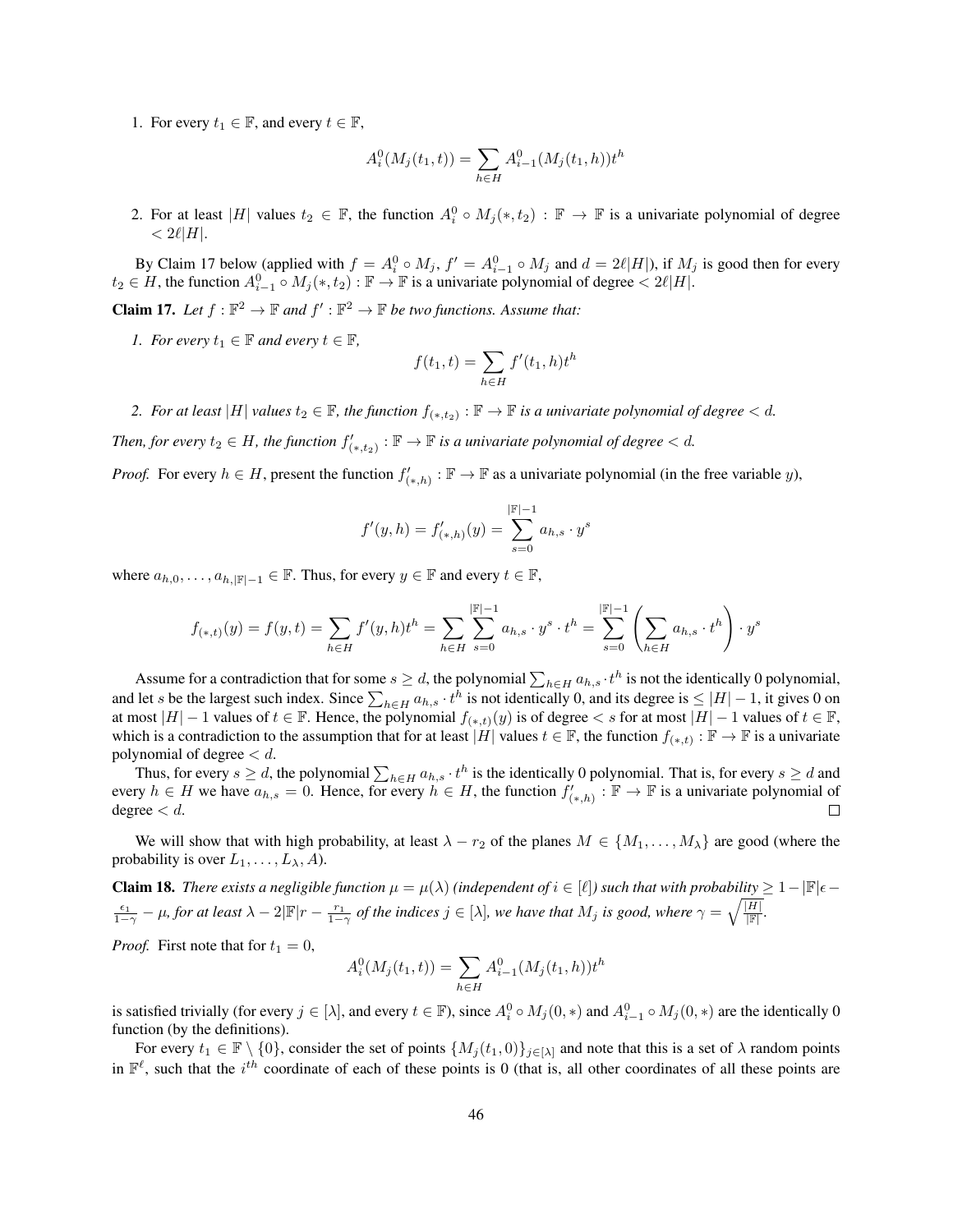1. For every $t_1 \in \mathbb{F}$, and every $t \in \mathbb{F}$,

$$A_i^0(M_j(t_1, t)) = \sum_{h \in H} A_{i-1}^0(M_j(t_1, h))t^h$$

2. For at least $|H|$ values $t_2 \in \mathbb{F}$, the function $A_i^0 \circ M_j(*, t_2) : \mathbb{F} \to \mathbb{F}$ is a univariate polynomial of degree $< 2\ell|H|$.

By Claim 17 below (applied with $f = A_i^0 \circ M_j$, $f' = A_{i-1}^0 \circ M_j$ and $d = 2\ell|H|$), if $M_j$ is good then for every $t_2 \in H$, the function $A_{i-1}^0 \circ M_j(*, t_2) : \mathbb{F} \to \mathbb{F}$ is a univariate polynomial of degree $< 2\ell|H|$.

**Claim 17.** *Let $f : \mathbb{F}^2 \to \mathbb{F}$ and $f' : \mathbb{F}^2 \to \mathbb{F}$ be two functions. Assume that:*

*1. For every $t_1 \in \mathbb{F}$ and every $t \in \mathbb{F}$,*

$$f(t_1, t) = \sum_{h \in H} f'(t_1, h)t^h$$

*2. For at least $|H|$ values $t_2 \in \mathbb{F}$, the function $f_{(*,t_2)} : \mathbb{F} \to \mathbb{F}$ is a univariate polynomial of degree $< d$.*

*Then, for every $t_2 \in H$, the function $f'_{(*,t_2)} : \mathbb{F} \to \mathbb{F}$ is a univariate polynomial of degree $< d$.*

*Proof.* For every $h \in H$, present the function $f'_{(*,h)} : \mathbb{F} \to \mathbb{F}$ as a univariate polynomial (in the free variable $y$),

$$f'(y, h) = f'_{(*,h)}(y) = \sum_{s=0}^{|\mathbb{F}|-1} a_{h,s} \cdot y^s$$

where $a_{h,0}, \ldots, a_{h,|\mathbb{F}|-1} \in \mathbb{F}$. Thus, for every $y \in \mathbb{F}$ and every $t \in \mathbb{F}$,

$$f_{(*,t)}(y) = f(y, t) = \sum_{h \in H} f'(y, h)t^h = \sum_{h \in H} \sum_{s=0}^{|\mathbb{F}|-1} a_{h,s} \cdot y^s \cdot t^h = \sum_{s=0}^{|\mathbb{F}|-1} \left( \sum_{h \in H} a_{h,s} \cdot t^h \right) \cdot y^s$$

Assume for a contradiction that for some $s \geq d$, the polynomial $\sum_{h \in H} a_{h,s} \cdot t^h$ is not the identically 0 polynomial, and let $s$ be the largest such index. Since $\sum_{h \in H} a_{h,s} \cdot t^h$ is not identically 0, and its degree is $\leq |H| - 1$, it gives 0 on at most $|H| - 1$ values of $t \in \mathbb{F}$. Hence, the polynomial $f_{(*,t)}(y)$ is of degree $< s$ for at most $|H| - 1$ values of $t \in \mathbb{F}$, which is a contradiction to the assumption that for at least $|H|$ values $t \in \mathbb{F}$, the function $f_{(*,t)} : \mathbb{F} \to \mathbb{F}$ is a univariate polynomial of degree $< d$.

Thus, for every $s \geq d$, the polynomial $\sum_{h \in H} a_{h,s} \cdot t^h$ is the identically 0 polynomial. That is, for every $s \geq d$ and every $h \in H$ we have $a_{h,s} = 0$. Hence, for every $h \in H$, the function $f'_{(*,h)} : \mathbb{F} \to \mathbb{F}$ is a univariate polynomial of degree $< d$. □

We will show that with high probability, at least $\lambda - r_2$ of the planes $M \in \{M_1, \ldots, M_\lambda\}$ are good (where the probability is over $L_1, \ldots, L_\lambda, A$).

**Claim 18.** *There exists a negligible function $\mu = \mu(\lambda)$ (independent of $i \in [\ell]$) such that with probability $\geq 1 - |\mathbb{F}|\epsilon - \frac{\epsilon_1}{1-\gamma} - \mu$, for at least $\lambda - 2|\mathbb{F}|r - \frac{r_1}{1-\gamma}$ of the indices $j \in [\lambda]$, we have that $M_j$ is good, where $\gamma = \sqrt{\frac{|H|}{|\mathbb{F}|}}$.*

*Proof.* First note that for $t_1 = 0$,

$$A_i^0(M_j(t_1, t)) = \sum_{h \in H} A_{i-1}^0(M_j(t_1, h))t^h$$

is satisfied trivially (for every $j \in [\lambda]$, and every $t \in \mathbb{F}$), since $A_i^0 \circ M_j(0, *)$ and $A_{i-1}^0 \circ M_j(0, *)$ are the identically 0 function (by the definitions).

For every $t_1 \in \mathbb{F} \setminus \{0\}$, consider the set of points $\{M_j(t_1, 0)\}_{j \in [\lambda]}$ and note that this is a set of $\lambda$ random points in $\mathbb{F}^\ell$, such that the $i^{th}$ coordinate of each of these points is 0 (that is, all other coordinates of all these points are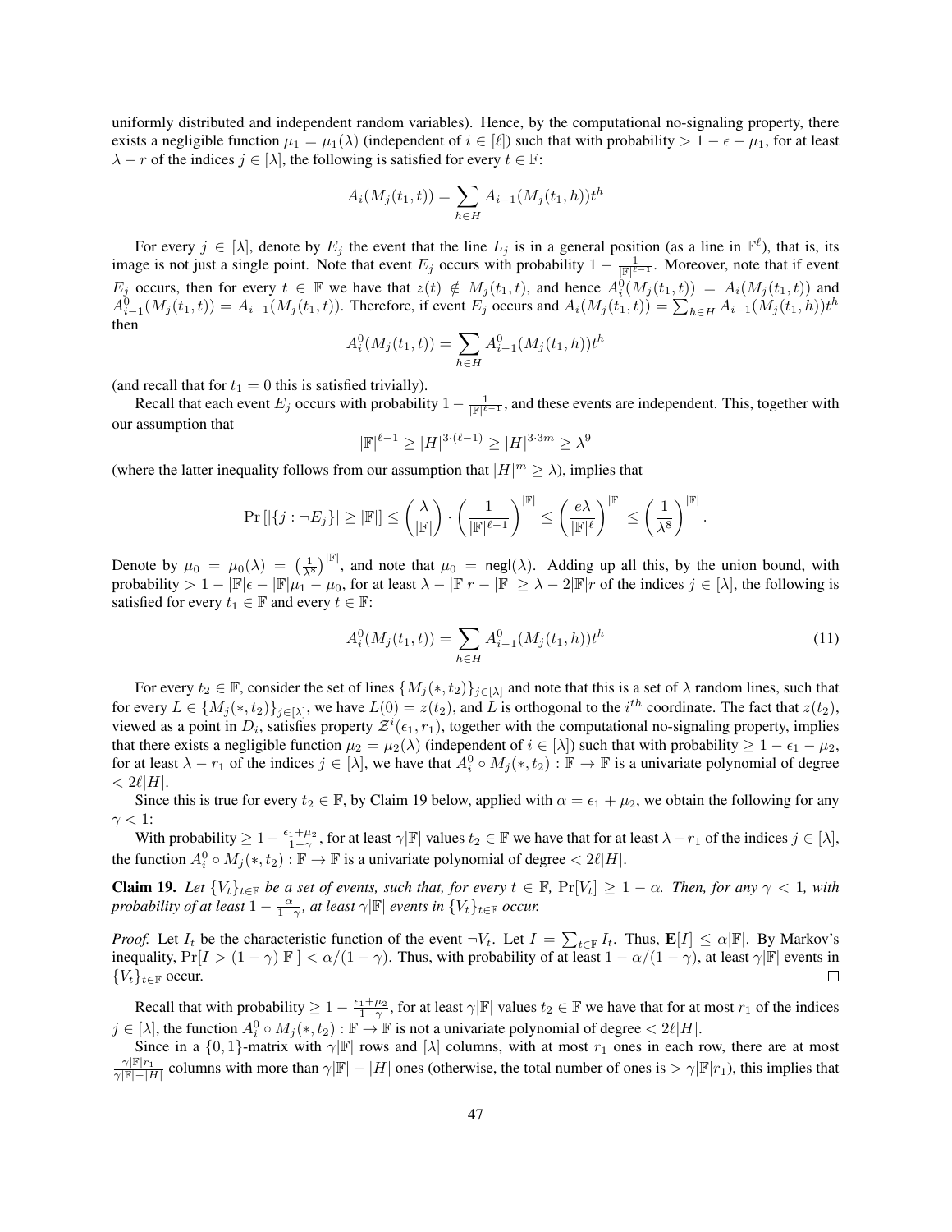uniformly distributed and independent random variables). Hence, by the computational no-signaling property, there exists a negligible function $\mu_1 = \mu_1(\lambda)$ (independent of $i \in [\ell]$) such that with probability $> 1 - \epsilon - \mu_1$, for at least $\lambda - r$ of the indices $j \in [\lambda]$, the following is satisfied for every $t \in \mathbb{F}$:

$$A_i(M_j(t_1, t)) = \sum_{h \in H} A_{i-1}(M_j(t_1, h)) t^h$$

For every $j \in [\lambda]$, denote by $E_j$ the event that the line $L_j$ is in a general position (as a line in $\mathbb{F}^\ell$), that is, its image is not just a single point. Note that event $E_j$ occurs with probability $1 - \frac{1}{|\mathbb{F}|^{\ell-1}}$. Moreover, note that if event $E_j$ occurs, then for every $t \in \mathbb{F}$ we have that $z(t) \notin M_j(t_1, t)$, and hence $A_i^0(M_j(t_1, t)) = A_i(M_j(t_1, t))$ and $A_{i-1}^0(M_j(t_1, t)) = A_{i-1}(M_j(t_1, t))$. Therefore, if event $E_j$ occurs and $A_i(M_j(t_1, t)) = \sum_{h \in H} A_{i-1}(M_j(t_1, h)) t^h$ then

$$A_i^0(M_j(t_1, t)) = \sum_{h \in H} A_{i-1}^0(M_j(t_1, h)) t^h$$

(and recall that for $t_1 = 0$ this is satisfied trivially).

Recall that each event $E_j$ occurs with probability $1 - \frac{1}{|\mathbb{F}|^{\ell-1}}$, and these events are independent. This, together with our assumption that

$$|\mathbb{F}|^{\ell-1} \geq |H|^{3 \cdot (\ell-1)} \geq |H|^{3 \cdot 3m} \geq \lambda^9$$

(where the latter inequality follows from our assumption that $|H|^m \geq \lambda$), implies that

$$\Pr\left[|\{j : \neg E_j\}| \geq |\mathbb{F}|\right] \leq \binom{\lambda}{|\mathbb{F}|} \cdot \left(\frac{1}{|\mathbb{F}|^{\ell-1}}\right)^{|\mathbb{F}|} \leq \left(\frac{e\lambda}{|\mathbb{F}|^\ell}\right)^{|\mathbb{F}|} \leq \left(\frac{1}{\lambda^8}\right)^{|\mathbb{F}|}.$$

Denote by $\mu_0 = \mu_0(\lambda) = \left(\frac{1}{\lambda^8}\right)^{|\mathbb{F}|}$, and note that $\mu_0 = \mathsf{negl}(\lambda)$. Adding up all this, by the union bound, with probability $> 1 - |\mathbb{F}|\epsilon - |\mathbb{F}|\mu_1 - \mu_0$, for at least $\lambda - |\mathbb{F}|r - |\mathbb{F}| \geq \lambda - 2|\mathbb{F}|r$ of the indices $j \in [\lambda]$, the following is satisfied for every $t_1 \in \mathbb{F}$ and every $t \in \mathbb{F}$:

$$A_i^0(M_j(t_1, t)) = \sum_{h \in H} A_{i-1}^0(M_j(t_1, h)) t^h \tag{11}$$

For every $t_2 \in \mathbb{F}$, consider the set of lines $\{M_j(*, t_2)\}_{j \in [\lambda]}$ and note that this is a set of $\lambda$ random lines, such that for every $L \in \{M_j(*, t_2)\}_{j \in [\lambda]}$, we have $L(0) = z(t_2)$, and $L$ is orthogonal to the $i^{th}$ coordinate. The fact that $z(t_2)$, viewed as a point in $D_i$, satisfies property $\mathcal{Z}^i(\epsilon_1, r_1)$, together with the computational no-signaling property, implies that there exists a negligible function $\mu_2 = \mu_2(\lambda)$ (independent of $i \in [\lambda]$) such that with probability $\geq 1 - \epsilon_1 - \mu_2$, for at least $\lambda - r_1$ of the indices $j \in [\lambda]$, we have that $A_i^0 \circ M_j(*, t_2) : \mathbb{F} \to \mathbb{F}$ is a univariate polynomial of degree $< 2\ell|H|$.

Since this is true for every $t_2 \in \mathbb{F}$, by Claim 19 below, applied with $\alpha = \epsilon_1 + \mu_2$, we obtain the following for any $\gamma < 1$:

With probability $\geq 1 - \frac{\epsilon_1 + \mu_2}{1 - \gamma}$, for at least $\gamma|\mathbb{F}|$ values $t_2 \in \mathbb{F}$ we have that for at least $\lambda - r_1$ of the indices $j \in [\lambda]$, the function $A_i^0 \circ M_j(*, t_2) : \mathbb{F} \to \mathbb{F}$ is a univariate polynomial of degree $< 2\ell|H|$.

**Claim 19.** *Let $\{V_t\}_{t \in \mathbb{F}}$ be a set of events, such that, for every $t \in \mathbb{F}$, $\Pr[V_t] \geq 1 - \alpha$. Then, for any $\gamma < 1$, with probability of at least $1 - \frac{\alpha}{1-\gamma}$, at least $\gamma|\mathbb{F}|$ events in $\{V_t\}_{t \in \mathbb{F}}$ occur.*

*Proof.* Let $I_t$ be the characteristic function of the event $\neg V_t$. Let $I = \sum_{t \in \mathbb{F}} I_t$. Thus, $\mathbf{E}[I] \leq \alpha|\mathbb{F}|$. By Markov's inequality, $\Pr[I > (1 - \gamma)|\mathbb{F}|] < \alpha/(1 - \gamma)$. Thus, with probability of at least $1 - \alpha/(1 - \gamma)$, at least $\gamma|\mathbb{F}|$ events in $\{V_t\}_{t \in \mathbb{F}}$ occur. $\square$

Recall that with probability $\geq 1 - \frac{\epsilon_1 + \mu_2}{1 - \gamma}$, for at least $\gamma|\mathbb{F}|$ values $t_2 \in \mathbb{F}$ we have that for at most $r_1$ of the indices $j \in [\lambda]$, the function $A_i^0 \circ M_j(*, t_2) : \mathbb{F} \to \mathbb{F}$ is not a univariate polynomial of degree $< 2\ell|H|$.

Since in a $\{0,1\}$-matrix with $\gamma|\mathbb{F}|$ rows and $[\lambda]$ columns, with at most $r_1$ ones in each row, there are at most $\frac{\gamma|\mathbb{F}|r_1}{\gamma|\mathbb{F}| - |H|}$ columns with more than $\gamma|\mathbb{F}| - |H|$ ones (otherwise, the total number of ones is $> \gamma|\mathbb{F}|r_1$), this implies that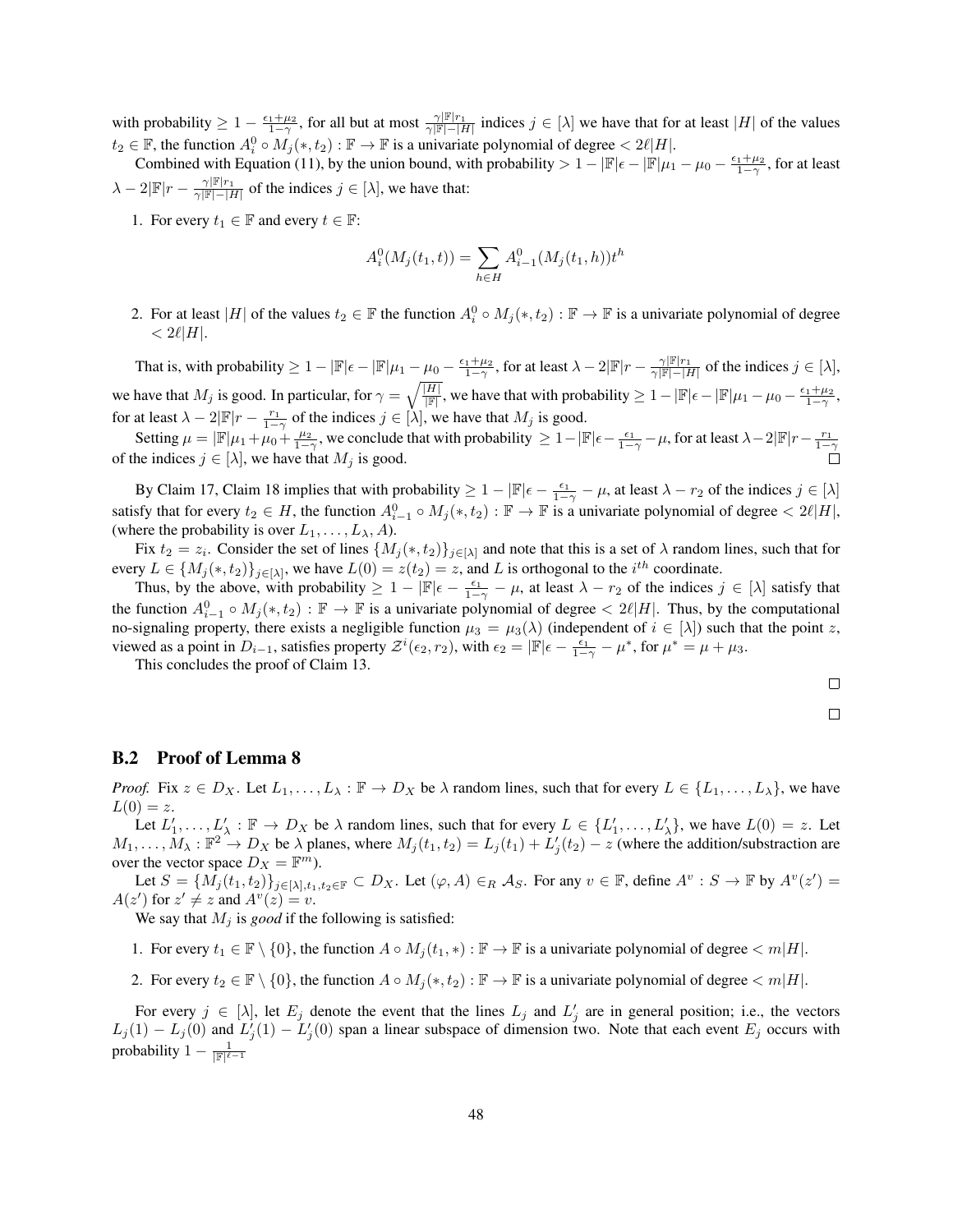with probability $\geq 1 - \frac{\epsilon_1+\mu_2}{1-\gamma}$, for all but at most $\frac{\gamma|\mathbb{F}|r_1}{\gamma|\mathbb{F}|-|H|}$ indices $j \in [\lambda]$ we have that for at least $|H|$ of the values $t_2 \in \mathbb{F}$, the function $A_i^0 \circ M_j(*, t_2) : \mathbb{F} \to \mathbb{F}$ is a univariate polynomial of degree $< 2\ell|H|$.

Combined with Equation (11), by the union bound, with probability $> 1 - |\mathbb{F}|\epsilon - |\mathbb{F}|\mu_1 - \mu_0 - \frac{\epsilon_1+\mu_2}{1-\gamma}$, for at least $\lambda - 2|\mathbb{F}|r - \frac{\gamma|\mathbb{F}|r_1}{\gamma|\mathbb{F}|-|H|}$ of the indices $j \in [\lambda]$, we have that:

1. For every $t_1 \in \mathbb{F}$ and every $t \in \mathbb{F}$:
$$A_i^0(M_j(t_1, t)) = \sum_{h \in H} A_{i-1}^0(M_j(t_1, h))t^h$$

2. For at least $|H|$ of the values $t_2 \in \mathbb{F}$ the function $A_i^0 \circ M_j(*, t_2) : \mathbb{F} \to \mathbb{F}$ is a univariate polynomial of degree $< 2\ell|H|$.

That is, with probability $\geq 1 - |\mathbb{F}|\epsilon - |\mathbb{F}|\mu_1 - \mu_0 - \frac{\epsilon_1+\mu_2}{1-\gamma}$, for at least $\lambda - 2|\mathbb{F}|r - \frac{\gamma|\mathbb{F}|r_1}{\gamma|\mathbb{F}|-|H|}$ of the indices $j \in [\lambda]$, we have that $M_j$ is good. In particular, for $\gamma = \sqrt{\frac{|H|}{|\mathbb{F}|}}$, we have that with probability $\geq 1 - |\mathbb{F}|\epsilon - |\mathbb{F}|\mu_1 - \mu_0 - \frac{\epsilon_1+\mu_2}{1-\gamma}$, for at least $\lambda - 2|\mathbb{F}|r - \frac{r_1}{1-\gamma}$ of the indices $j \in [\lambda]$, we have that $M_j$ is good.

Setting $\mu = |\mathbb{F}|\mu_1 + \mu_0 + \frac{\mu_2}{1-\gamma}$, we conclude that with probability $\geq 1 - |\mathbb{F}|\epsilon - \frac{\epsilon_1}{1-\gamma} - \mu$, for at least $\lambda - 2|\mathbb{F}|r - \frac{r_1}{1-\gamma}$ of the indices $j \in [\lambda]$, we have that $M_j$ is good. □

By Claim 17, Claim 18 implies that with probability $\geq 1 - |\mathbb{F}|\epsilon - \frac{\epsilon_1}{1-\gamma} - \mu$, at least $\lambda - r_2$ of the indices $j \in [\lambda]$ satisfy that for every $t_2 \in H$, the function $A_{i-1}^0 \circ M_j(*, t_2) : \mathbb{F} \to \mathbb{F}$ is a univariate polynomial of degree $< 2\ell|H|$, (where the probability is over $L_1, \ldots, L_\lambda, A$).

Fix $t_2 = z_i$. Consider the set of lines $\{M_j(*, t_2)\}_{j \in [\lambda]}$ and note that this is a set of $\lambda$ random lines, such that for every $L \in \{M_j(*, t_2)\}_{j \in [\lambda]}$, we have $L(0) = z(t_2) = z$, and $L$ is orthogonal to the $i^{th}$ coordinate.

Thus, by the above, with probability $\geq 1 - |\mathbb{F}|\epsilon - \frac{\epsilon_1}{1-\gamma} - \mu$, at least $\lambda - r_2$ of the indices $j \in [\lambda]$ satisfy that the function $A_{i-1}^0 \circ M_j(*, t_2) : \mathbb{F} \to \mathbb{F}$ is a univariate polynomial of degree $< 2\ell|H|$. Thus, by the computational no-signaling property, there exists a negligible function $\mu_3 = \mu_3(\lambda)$ (independent of $i \in [\lambda]$) such that the point $z$, viewed as a point in $D_{i-1}$, satisfies property $\mathcal{Z}^i(\epsilon_2, r_2)$, with $\epsilon_2 = |\mathbb{F}|\epsilon - \frac{\epsilon_1}{1-\gamma} - \mu^*$, for $\mu^* = \mu + \mu_3$.

This concludes the proof of Claim 13.

□

□

## B.2 Proof of Lemma 8

*Proof.* Fix $z \in D_X$. Let $L_1, \ldots, L_\lambda : \mathbb{F} \to D_X$ be $\lambda$ random lines, such that for every $L \in \{L_1, \ldots, L_\lambda\}$, we have $L(0) = z$.

Let $L'_1, \ldots, L'_\lambda : \mathbb{F} \to D_X$ be $\lambda$ random lines, such that for every $L \in \{L'_1, \ldots, L'_\lambda\}$, we have $L(0) = z$. Let $M_1, \ldots, M_\lambda : \mathbb{F}^2 \to D_X$ be $\lambda$ planes, where $M_j(t_1, t_2) = L_j(t_1) + L'_j(t_2) - z$ (where the addition/substraction are over the vector space $D_X = \mathbb{F}^m$).

Let $S = \{M_j(t_1, t_2)\}_{j \in [\lambda], t_1, t_2 \in \mathbb{F}} \subset D_X$. Let $(\varphi, A) \in_R \mathcal{A}_S$. For any $v \in \mathbb{F}$, define $A^v : S \to \mathbb{F}$ by $A^v(z') = A(z')$ for $z' \neq z$ and $A^v(z) = v$.

We say that $M_j$ is *good* if the following is satisfied:

1. For every $t_1 \in \mathbb{F} \setminus \{0\}$, the function $A \circ M_j(t_1, *) : \mathbb{F} \to \mathbb{F}$ is a univariate polynomial of degree $< m|H|$.

2. For every $t_2 \in \mathbb{F} \setminus \{0\}$, the function $A \circ M_j(*, t_2) : \mathbb{F} \to \mathbb{F}$ is a univariate polynomial of degree $< m|H|$.

For every $j \in [\lambda]$, let $E_j$ denote the event that the lines $L_j$ and $L'_j$ are in general position; i.e., the vectors $L_j(1) - L_j(0)$ and $L'_j(1) - L'_j(0)$ span a linear subspace of dimension two. Note that each event $E_j$ occurs with probability $1 - \frac{1}{|\mathbb{F}|^{\ell-1}}$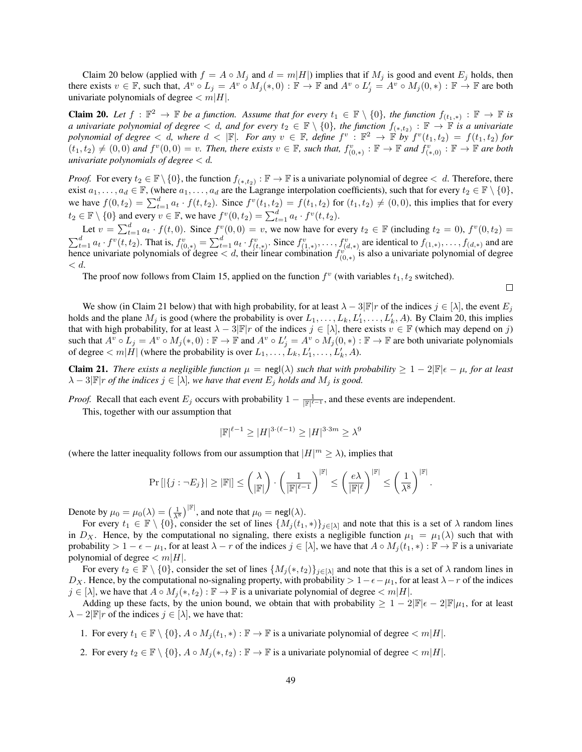Claim 20 below (applied with $f = A \circ M_j$ and $d = m|H|$) implies that if $M_j$ is good and event $E_j$ holds, then there exists $v \in \mathbb{F}$, such that, $A^v \circ L_j = A^v \circ M_j(*, 0) : \mathbb{F} \to \mathbb{F}$ and $A^v \circ L'_j = A^v \circ M_j(0, *) : \mathbb{F} \to \mathbb{F}$ are both univariate polynomials of degree $< m|H|$.

**Claim 20.** *Let $f : \mathbb{F}^2 \to \mathbb{F}$ be a function. Assume that for every $t_1 \in \mathbb{F} \setminus \{0\}$, the function $f_{(t_1,*)} : \mathbb{F} \to \mathbb{F}$ is a univariate polynomial of degree $< d$, and for every $t_2 \in \mathbb{F} \setminus \{0\}$, the function $f_{(*,t_2)} : \mathbb{F} \to \mathbb{F}$ is a univariate polynomial of degree $< d$, where $d < |\mathbb{F}|$. For any $v \in \mathbb{F}$, define $f^v : \mathbb{F}^2 \to \mathbb{F}$ by $f^v(t_1, t_2) = f(t_1, t_2)$ for $(t_1, t_2) \neq (0, 0)$ and $f^v(0, 0) = v$. Then, there exists $v \in \mathbb{F}$, such that, $f^v_{(0,*)} : \mathbb{F} \to \mathbb{F}$ and $f^v_{(*,0)} : \mathbb{F} \to \mathbb{F}$ are both univariate polynomials of degree $< d$.*

*Proof.* For every $t_2 \in \mathbb{F} \setminus \{0\}$, the function $f_{(*,t_2)} : \mathbb{F} \to \mathbb{F}$ is a univariate polynomial of degree $< d$. Therefore, there exist $a_1, \ldots, a_d \in \mathbb{F}$, (where $a_1, \ldots, a_d$ are the Lagrange interpolation coefficients), such that for every $t_2 \in \mathbb{F} \setminus \{0\}$, we have $f(0, t_2) = \sum_{t=1}^{d} a_t \cdot f(t, t_2)$. Since $f^v(t_1, t_2) = f(t_1, t_2)$ for $(t_1, t_2) \neq (0, 0)$, this implies that for every $t_2 \in \mathbb{F} \setminus \{0\}$ and every $v \in \mathbb{F}$, we have $f^v(0, t_2) = \sum_{t=1}^{d} a_t \cdot f^v(t, t_2)$.

Let $v = \sum_{t=1}^{d} a_t \cdot f(t, 0)$. Since $f^v(0, 0) = v$, we now have for every $t_2 \in \mathbb{F}$ (including $t_2 = 0$), $f^v(0, t_2) = \sum_{t=1}^{d} a_t \cdot f^v(t, t_2)$. That is, $f^v_{(0,*)} = \sum_{t=1}^{d} a_t \cdot f^v_{(t,*)}$. Since $f^v_{(1,*)}, \ldots, f^v_{(d,*)}$ are identical to $f_{(1,*)}, \ldots, f_{(d,*)}$ and are hence univariate polynomials of degree $< d$, their linear combination $f^v_{(0,*)}$ is also a univariate polynomial of degree $< d$.

The proof now follows from Claim 15, applied on the function $f^v$ (with variables $t_1, t_2$ switched). $\square$

We show (in Claim 21 below) that with high probability, for at least $\lambda - 3|\mathbb{F}|r$ of the indices $j \in [\lambda]$, the event $E_j$ holds and the plane $M_j$ is good (where the probability is over $L_1, \ldots, L_k, L'_1, \ldots, L'_k, A$). By Claim 20, this implies that with high probability, for at least $\lambda - 3|\mathbb{F}|r$ of the indices $j \in [\lambda]$, there exists $v \in \mathbb{F}$ (which may depend on $j$) such that $A^v \circ L_j = A^v \circ M_j(*, 0) : \mathbb{F} \to \mathbb{F}$ and $A^v \circ L'_j = A^v \circ M_j(0, *) : \mathbb{F} \to \mathbb{F}$ are both univariate polynomials of degree $< m|H|$ (where the probability is over $L_1, \ldots, L_k, L'_1, \ldots, L'_k, A$).

**Claim 21.** *There exists a negligible function $\mu = \mathsf{negl}(\lambda)$ such that with probability $\geq 1 - 2|\mathbb{F}|\epsilon - \mu$, for at least $\lambda - 3|\mathbb{F}|r$ of the indices $j \in [\lambda]$, we have that event $E_j$ holds and $M_j$ is good.*

*Proof.* Recall that each event $E_j$ occurs with probability $1 - \frac{1}{|\mathbb{F}|^{\ell-1}}$, and these events are independent.

This, together with our assumption that

$$|\mathbb{F}|^{\ell-1} \geq |H|^{3\cdot(\ell-1)} \geq |H|^{3\cdot 3m} \geq \lambda^9$$

(where the latter inequality follows from our assumption that $|H|^m \geq \lambda$), implies that

$$\Pr\left[|\{j : \neg E_j\}| \geq |\mathbb{F}|\right] \leq \binom{\lambda}{|\mathbb{F}|} \cdot \left(\frac{1}{|\mathbb{F}|^{\ell-1}}\right)^{|\mathbb{F}|} \leq \left(\frac{e\lambda}{|\mathbb{F}|^{\ell}}\right)^{|\mathbb{F}|} \leq \left(\frac{1}{\lambda^8}\right)^{|\mathbb{F}|}.$$

Denote by $\mu_0 = \mu_0(\lambda) = \left(\frac{1}{\lambda^8}\right)^{|\mathbb{F}|}$, and note that $\mu_0 = \mathsf{negl}(\lambda)$.

For every $t_1 \in \mathbb{F} \setminus \{0\}$, consider the set of lines $\{M_j(t_1, *)\}_{j\in[\lambda]}$ and note that this is a set of $\lambda$ random lines in $D_X$. Hence, by the computational no signaling, there exists a negligible function $\mu_1 = \mu_1(\lambda)$ such that with probability $> 1 - \epsilon - \mu_1$, for at least $\lambda - r$ of the indices $j \in [\lambda]$, we have that $A \circ M_j(t_1, *) : \mathbb{F} \to \mathbb{F}$ is a univariate polynomial of degree $< m|H|$.

For every $t_2 \in \mathbb{F} \setminus \{0\}$, consider the set of lines $\{M_j(*, t_2)\}_{j\in[\lambda]}$ and note that this is a set of $\lambda$ random lines in $D_X$. Hence, by the computational no-signaling property, with probability $> 1 - \epsilon - \mu_1$, for at least $\lambda - r$ of the indices $j \in [\lambda]$, we have that $A \circ M_j(*, t_2) : \mathbb{F} \to \mathbb{F}$ is a univariate polynomial of degree $< m|H|$.

Adding up these facts, by the union bound, we obtain that with probability $\geq 1 - 2|\mathbb{F}|\epsilon - 2|\mathbb{F}|\mu_1$, for at least $\lambda - 2|\mathbb{F}|r$ of the indices $j \in [\lambda]$, we have that:

1. For every $t_1 \in \mathbb{F} \setminus \{0\}$, $A \circ M_j(t_1, *) : \mathbb{F} \to \mathbb{F}$ is a univariate polynomial of degree $< m|H|$.
2. For every $t_2 \in \mathbb{F} \setminus \{0\}$, $A \circ M_j(*, t_2) : \mathbb{F} \to \mathbb{F}$ is a univariate polynomial of degree $< m|H|$.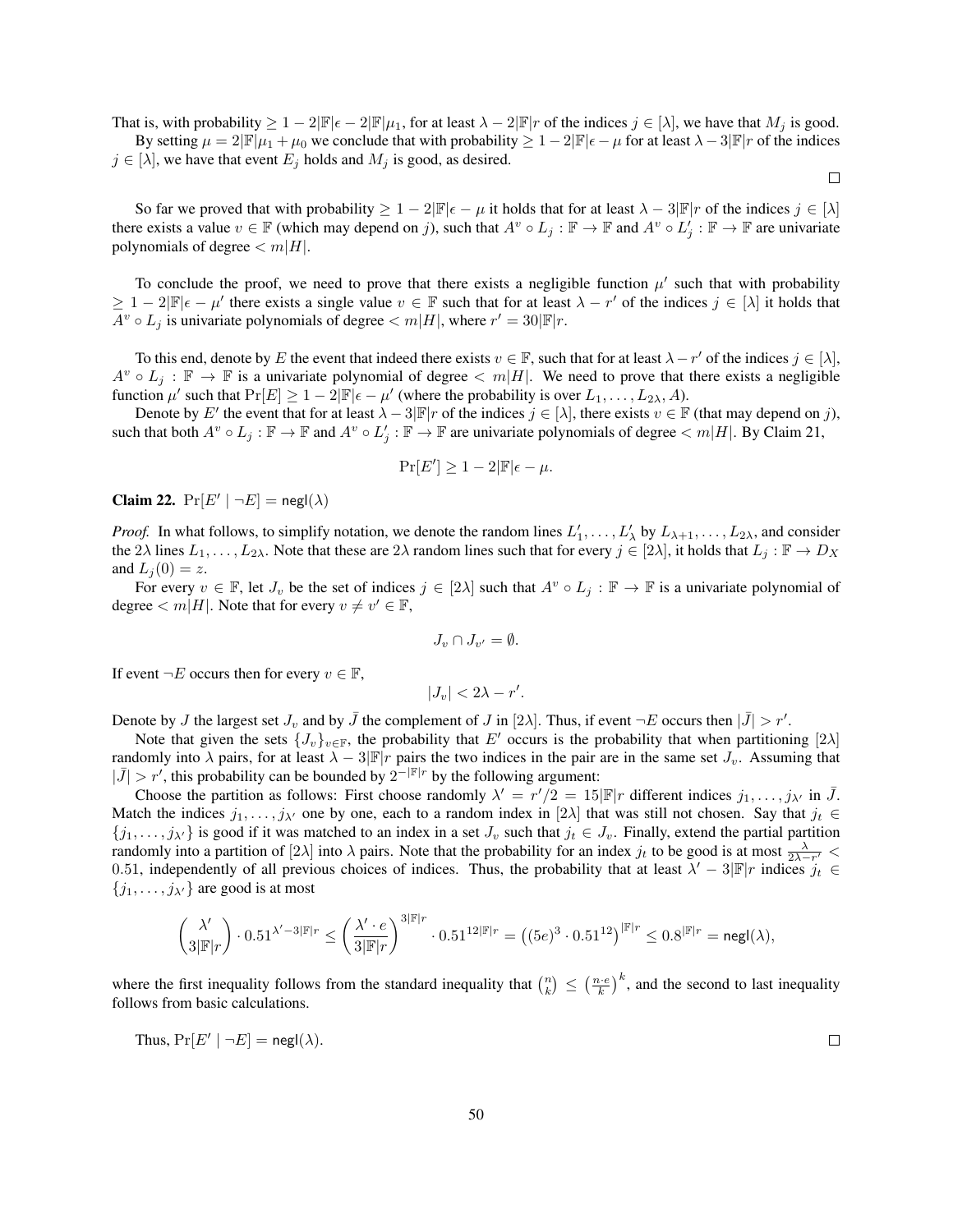That is, with probability $\geq 1 - 2|\mathbb{F}|\epsilon - 2|\mathbb{F}|\mu_1$, for at least $\lambda - 2|\mathbb{F}|r$ of the indices $j \in [\lambda]$, we have that $M_j$ is good.

By setting $\mu = 2|\mathbb{F}|\mu_1 + \mu_0$ we conclude that with probability $\geq 1 - 2|\mathbb{F}|\epsilon - \mu$ for at least $\lambda - 3|\mathbb{F}|r$ of the indices $j \in [\lambda]$, we have that event $E_j$ holds and $M_j$ is good, as desired.

$\square$

So far we proved that with probability $\geq 1 - 2|\mathbb{F}|\epsilon - \mu$ it holds that for at least $\lambda - 3|\mathbb{F}|r$ of the indices $j \in [\lambda]$ there exists a value $v \in \mathbb{F}$ (which may depend on $j$), such that $A^v \circ L_j : \mathbb{F} \to \mathbb{F}$ and $A^v \circ L'_j : \mathbb{F} \to \mathbb{F}$ are univariate polynomials of degree $< m|H|$.

To conclude the proof, we need to prove that there exists a negligible function $\mu'$ such that with probability $\geq 1 - 2|\mathbb{F}|\epsilon - \mu'$ there exists a single value $v \in \mathbb{F}$ such that for at least $\lambda - r'$ of the indices $j \in [\lambda]$ it holds that $A^v \circ L_j$ is univariate polynomials of degree $< m|H|$, where $r' = 30|\mathbb{F}|r$.

To this end, denote by $E$ the event that indeed there exists $v \in \mathbb{F}$, such that for at least $\lambda - r'$ of the indices $j \in [\lambda]$, $A^v \circ L_j : \mathbb{F} \to \mathbb{F}$ is a univariate polynomial of degree $< m|H|$. We need to prove that there exists a negligible function $\mu'$ such that $\Pr[E] \geq 1 - 2|\mathbb{F}|\epsilon - \mu'$ (where the probability is over $L_1, \ldots, L_{2\lambda}, A$).

Denote by $E'$ the event that for at least $\lambda - 3|\mathbb{F}|r$ of the indices $j \in [\lambda]$, there exists $v \in \mathbb{F}$ (that may depend on $j$), such that both $A^v \circ L_j : \mathbb{F} \to \mathbb{F}$ and $A^v \circ L'_j : \mathbb{F} \to \mathbb{F}$ are univariate polynomials of degree $< m|H|$. By Claim 21,

$$\Pr[E'] \geq 1 - 2|\mathbb{F}|\epsilon - \mu.$$

**Claim 22.** $\Pr[E' \mid \neg E] = \mathsf{negl}(\lambda)$

*Proof.* In what follows, to simplify notation, we denote the random lines $L'_1, \ldots, L'_\lambda$ by $L_{\lambda+1}, \ldots, L_{2\lambda}$, and consider the $2\lambda$ lines $L_1, \ldots, L_{2\lambda}$. Note that these are $2\lambda$ random lines such that for every $j \in [2\lambda]$, it holds that $L_j : \mathbb{F} \to D_X$ and $L_j(0) = z$.

For every $v \in \mathbb{F}$, let $J_v$ be the set of indices $j \in [2\lambda]$ such that $A^v \circ L_j : \mathbb{F} \to \mathbb{F}$ is a univariate polynomial of degree $< m|H|$. Note that for every $v \neq v' \in \mathbb{F}$,

$$J_v \cap J_{v'} = \emptyset.$$

If event $\neg E$ occurs then for every $v \in \mathbb{F}$,

$$|J_v| < 2\lambda - r'.$$

Denote by $J$ the largest set $J_v$ and by $\bar{J}$ the complement of $J$ in $[2\lambda]$. Thus, if event $\neg E$ occurs then $|\bar{J}| > r'$.

Note that given the sets $\{J_v\}_{v \in \mathbb{F}}$, the probability that $E'$ occurs is the probability that when partitioning $[2\lambda]$ randomly into $\lambda$ pairs, for at least $\lambda - 3|\mathbb{F}|r$ pairs the two indices in the pair are in the same set $J_v$. Assuming that $|\bar{J}| > r'$, this probability can be bounded by $2^{-|\mathbb{F}|r}$ by the following argument:

Choose the partition as follows: First choose randomly $\lambda' = r'/2 = 15|\mathbb{F}|r$ different indices $j_1, \ldots, j_{\lambda'}$ in $\bar{J}$. Match the indices $j_1, \ldots, j_{\lambda'}$ one by one, each to a random index in $[2\lambda]$ that was still not chosen. Say that $j_t \in \{j_1, \ldots, j_{\lambda'}\}$ is good if it was matched to an index in a set $J_v$ such that $j_t \in J_v$. Finally, extend the partial partition randomly into a partition of $[2\lambda]$ into $\lambda$ pairs. Note that the probability for an index $j_t$ to be good is at most $\frac{\lambda}{2\lambda - r'} < 0.51$, independently of all previous choices of indices. Thus, the probability that at least $\lambda' - 3|\mathbb{F}|r$ indices $j_t \in \{j_1, \ldots, j_{\lambda'}\}$ are good is at most

$$\binom{\lambda'}{3|\mathbb{F}|r} \cdot 0.51^{\lambda' - 3|\mathbb{F}|r} \leq \left(\frac{\lambda' \cdot e}{3|\mathbb{F}|r}\right)^{3|\mathbb{F}|r} \cdot 0.51^{12|\mathbb{F}|r} = \left((5e)^3 \cdot 0.51^{12}\right)^{|\mathbb{F}|r} \leq 0.8^{|\mathbb{F}|r} = \mathsf{negl}(\lambda),$$

where the first inequality follows from the standard inequality that $\binom{n}{k} \leq \left(\frac{n \cdot e}{k}\right)^k$, and the second to last inequality follows from basic calculations.

Thus, $\Pr[E' \mid \neg E] = \mathsf{negl}(\lambda)$.

$\square$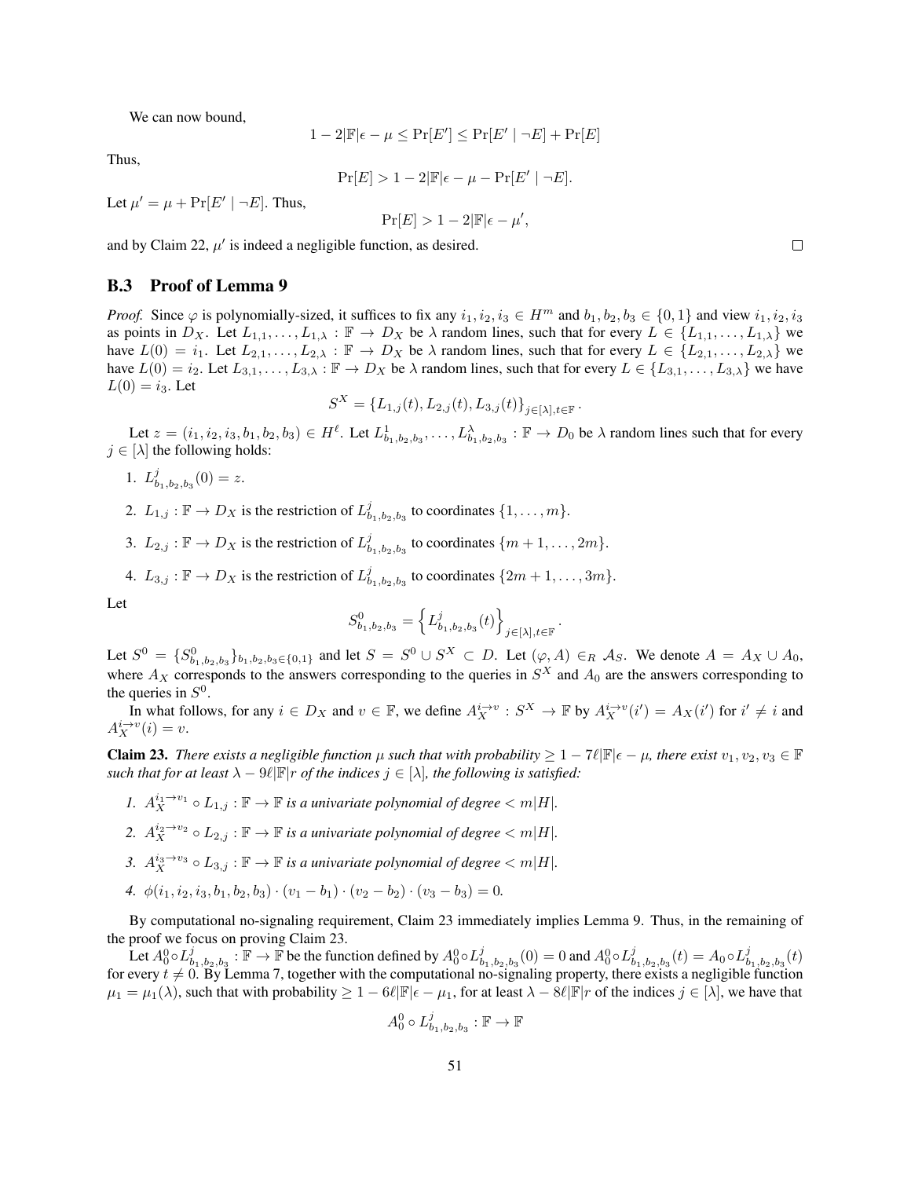We can now bound,

$$1 - 2|\mathbb{F}|\epsilon - \mu \leq \Pr[E'] \leq \Pr[E' \mid \neg E] + \Pr[E]$$

Thus,

$$\Pr[E] > 1 - 2|\mathbb{F}|\epsilon - \mu - \Pr[E' \mid \neg E].$$

Let $\mu' = \mu + \Pr[E' \mid \neg E]$. Thus,

$$\Pr[E] > 1 - 2|\mathbb{F}|\epsilon - \mu',$$

and by Claim 22, $\mu'$ is indeed a negligible function, as desired. □

## B.3 Proof of Lemma 9

*Proof.* Since $\varphi$ is polynomially-sized, it suffices to fix any $i_1, i_2, i_3 \in H^m$ and $b_1, b_2, b_3 \in \{0,1\}$ and view $i_1, i_2, i_3$ as points in $D_X$. Let $L_{1,1}, \ldots, L_{1,\lambda} : \mathbb{F} \to D_X$ be $\lambda$ random lines, such that for every $L \in \{L_{1,1}, \ldots, L_{1,\lambda}\}$ we have $L(0) = i_1$. Let $L_{2,1}, \ldots, L_{2,\lambda} : \mathbb{F} \to D_X$ be $\lambda$ random lines, such that for every $L \in \{L_{2,1}, \ldots, L_{2,\lambda}\}$ we have $L(0) = i_2$. Let $L_{3,1}, \ldots, L_{3,\lambda} : \mathbb{F} \to D_X$ be $\lambda$ random lines, such that for every $L \in \{L_{3,1}, \ldots, L_{3,\lambda}\}$ we have $L(0) = i_3$. Let

$$S^X = \{L_{1,j}(t), L_{2,j}(t), L_{3,j}(t)\}_{j \in [\lambda], t \in \mathbb{F}}.$$

Let $z = (i_1, i_2, i_3, b_1, b_2, b_3) \in H^\ell$. Let $L^1_{b_1,b_2,b_3}, \ldots, L^\lambda_{b_1,b_2,b_3} : \mathbb{F} \to D_0$ be $\lambda$ random lines such that for every $j \in [\lambda]$ the following holds:

1. $L^j_{b_1,b_2,b_3}(0) = z$.
2. $L_{1,j} : \mathbb{F} \to D_X$ is the restriction of $L^j_{b_1,b_2,b_3}$ to coordinates $\{1, \ldots, m\}$.
3. $L_{2,j} : \mathbb{F} \to D_X$ is the restriction of $L^j_{b_1,b_2,b_3}$ to coordinates $\{m+1, \ldots, 2m\}$.
4. $L_{3,j} : \mathbb{F} \to D_X$ is the restriction of $L^j_{b_1,b_2,b_3}$ to coordinates $\{2m+1, \ldots, 3m\}$.

Let

$$S^0_{b_1,b_2,b_3} = \left\{L^j_{b_1,b_2,b_3}(t)\right\}_{j \in [\lambda], t \in \mathbb{F}}.$$

Let $S^0 = \{S^0_{b_1,b_2,b_3}\}_{b_1,b_2,b_3 \in \{0,1\}}$ and let $S = S^0 \cup S^X \subset D$. Let $(\varphi, A) \in_R \mathcal{A}_S$. We denote $A = A_X \cup A_0$, where $A_X$ corresponds to the answers corresponding to the queries in $S^X$ and $A_0$ are the answers corresponding to the queries in $S^0$.

In what follows, for any $i \in D_X$ and $v \in \mathbb{F}$, we define $A_X^{i \to v} : S^X \to \mathbb{F}$ by $A_X^{i \to v}(i') = A_X(i')$ for $i' \neq i$ and $A_X^{i \to v}(i) = v$.

**Claim 23.** *There exists a negligible function $\mu$ such that with probability $\geq 1 - 7\ell|\mathbb{F}|\epsilon - \mu$, there exist $v_1, v_2, v_3 \in \mathbb{F}$ such that for at least $\lambda - 9\ell|\mathbb{F}|r$ of the indices $j \in [\lambda]$, the following is satisfied:*

1. *$A_X^{i_1 \to v_1} \circ L_{1,j} : \mathbb{F} \to \mathbb{F}$ is a univariate polynomial of degree $< m|H|$.*
2. *$A_X^{i_2 \to v_2} \circ L_{2,j} : \mathbb{F} \to \mathbb{F}$ is a univariate polynomial of degree $< m|H|$.*
3. *$A_X^{i_3 \to v_3} \circ L_{3,j} : \mathbb{F} \to \mathbb{F}$ is a univariate polynomial of degree $< m|H|$.*
4. *$\phi(i_1, i_2, i_3, b_1, b_2, b_3) \cdot (v_1 - b_1) \cdot (v_2 - b_2) \cdot (v_3 - b_3) = 0$.*

By computational no-signaling requirement, Claim 23 immediately implies Lemma 9. Thus, in the remaining of the proof we focus on proving Claim 23.

Let $A_0^0 \circ L^j_{b_1,b_2,b_3} : \mathbb{F} \to \mathbb{F}$ be the function defined by $A_0^0 \circ L^j_{b_1,b_2,b_3}(0) = 0$ and $A_0^0 \circ L^j_{b_1,b_2,b_3}(t) = A_0 \circ L^j_{b_1,b_2,b_3}(t)$ for every $t \neq 0$. By Lemma 7, together with the computational no-signaling property, there exists a negligible function $\mu_1 = \mu_1(\lambda)$, such that with probability $\geq 1 - 6\ell|\mathbb{F}|\epsilon - \mu_1$, for at least $\lambda - 8\ell|\mathbb{F}|r$ of the indices $j \in [\lambda]$, we have that

$$A_0^0 \circ L^j_{b_1,b_2,b_3} : \mathbb{F} \to \mathbb{F}$$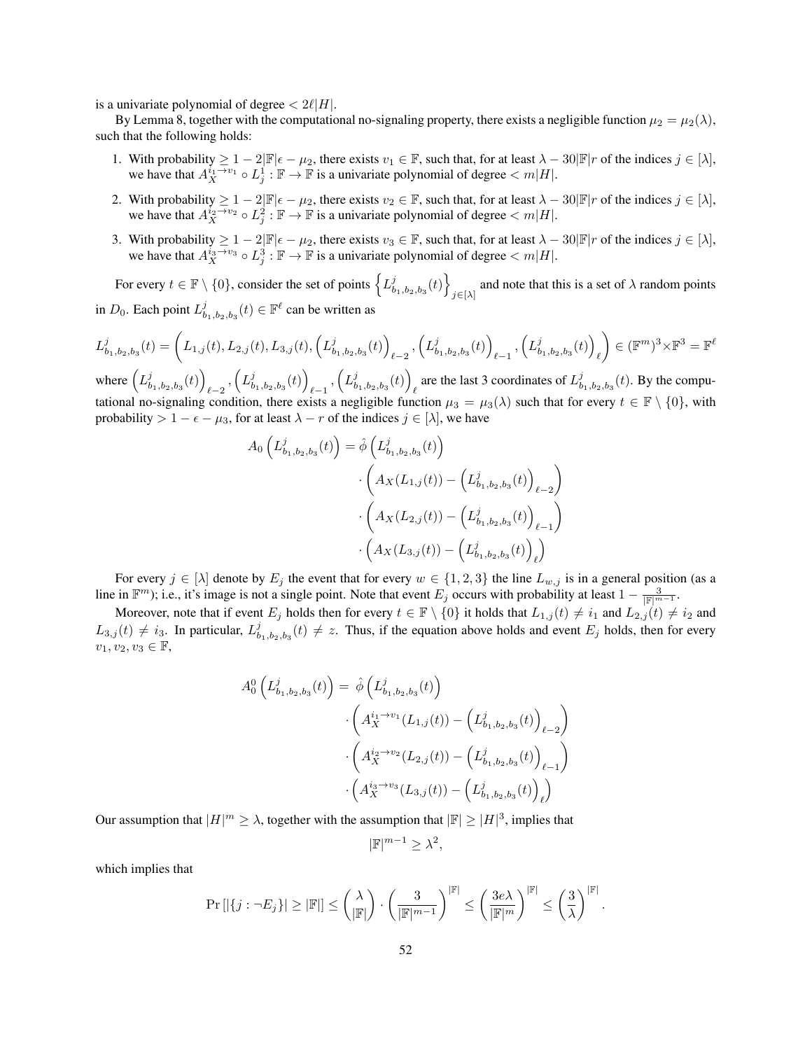is a univariate polynomial of degree $< 2\ell|H|$.

By Lemma 8, together with the computational no-signaling property, there exists a negligible function $\mu_2 = \mu_2(\lambda)$, such that the following holds:

1. With probability $\geq 1 - 2|\mathbb{F}|\epsilon - \mu_2$, there exists $v_1 \in \mathbb{F}$, such that, for at least $\lambda - 30|\mathbb{F}|r$ of the indices $j \in [\lambda]$, we have that $A_X^{i_1 \to v_1} \circ L_j^1 : \mathbb{F} \to \mathbb{F}$ is a univariate polynomial of degree $< m|H|$.
2. With probability $\geq 1 - 2|\mathbb{F}|\epsilon - \mu_2$, there exists $v_2 \in \mathbb{F}$, such that, for at least $\lambda - 30|\mathbb{F}|r$ of the indices $j \in [\lambda]$, we have that $A_X^{i_2 \to v_2} \circ L_j^2 : \mathbb{F} \to \mathbb{F}$ is a univariate polynomial of degree $< m|H|$.
3. With probability $\geq 1 - 2|\mathbb{F}|\epsilon - \mu_2$, there exists $v_3 \in \mathbb{F}$, such that, for at least $\lambda - 30|\mathbb{F}|r$ of the indices $j \in [\lambda]$, we have that $A_X^{i_3 \to v_3} \circ L_j^3 : \mathbb{F} \to \mathbb{F}$ is a univariate polynomial of degree $< m|H|$.

For every $t \in \mathbb{F} \setminus \{0\}$, consider the set of points $\left\{L^j_{b_1,b_2,b_3}(t)\right\}_{j \in [\lambda]}$ and note that this is a set of $\lambda$ random points in $D_0$. Each point $L^j_{b_1,b_2,b_3}(t) \in \mathbb{F}^\ell$ can be written as

$$L^j_{b_1,b_2,b_3}(t) = \left(L_{1,j}(t), L_{2,j}(t), L_{3,j}(t), \left(L^j_{b_1,b_2,b_3}(t)\right)_{\ell-2}, \left(L^j_{b_1,b_2,b_3}(t)\right)_{\ell-1}, \left(L^j_{b_1,b_2,b_3}(t)\right)_{\ell}\right) \in (\mathbb{F}^m)^3 \times \mathbb{F}^3 = \mathbb{F}^\ell$$

where $\left(L^j_{b_1,b_2,b_3}(t)\right)_{\ell-2}, \left(L^j_{b_1,b_2,b_3}(t)\right)_{\ell-1}, \left(L^j_{b_1,b_2,b_3}(t)\right)_{\ell}$ are the last 3 coordinates of $L^j_{b_1,b_2,b_3}(t)$. By the computational no-signaling condition, there exists a negligible function $\mu_3 = \mu_3(\lambda)$ such that for every $t \in \mathbb{F} \setminus \{0\}$, with probability $> 1 - \epsilon - \mu_3$, for at least $\lambda - r$ of the indices $j \in [\lambda]$, we have

$$\begin{aligned}
A_0\left(L^j_{b_1,b_2,b_3}(t)\right) = \hat{\phi}\left(L^j_{b_1,b_2,b_3}(t)\right) &\cdot \left(A_X(L_{1,j}(t)) - \left(L^j_{b_1,b_2,b_3}(t)\right)_{\ell-2}\right) \\
&\cdot \left(A_X(L_{2,j}(t)) - \left(L^j_{b_1,b_2,b_3}(t)\right)_{\ell-1}\right) \\
&\cdot \left(A_X(L_{3,j}(t)) - \left(L^j_{b_1,b_2,b_3}(t)\right)_{\ell}\right)
\end{aligned}$$

For every $j \in [\lambda]$ denote by $E_j$ the event that for every $w \in \{1, 2, 3\}$ the line $L_{w,j}$ is in a general position (as a line in $\mathbb{F}^m$); i.e., it's image is not a single point. Note that event $E_j$ occurs with probability at least $1 - \frac{3}{|\mathbb{F}|^{m-1}}$.

Moreover, note that if event $E_j$ holds then for every $t \in \mathbb{F} \setminus \{0\}$ it holds that $L_{1,j}(t) \neq i_1$ and $L_{2,j}(t) \neq i_2$ and $L_{3,j}(t) \neq i_3$. In particular, $L^j_{b_1,b_2,b_3}(t) \neq z$. Thus, if the equation above holds and event $E_j$ holds, then for every $v_1, v_2, v_3 \in \mathbb{F}$,

$$\begin{aligned}
A_0^0\left(L^j_{b_1,b_2,b_3}(t)\right) = \ \hat{\phi}\left(L^j_{b_1,b_2,b_3}(t)\right) &\cdot \left(A_X^{i_1 \to v_1}(L_{1,j}(t)) - \left(L^j_{b_1,b_2,b_3}(t)\right)_{\ell-2}\right) \\
&\cdot \left(A_X^{i_2 \to v_2}(L_{2,j}(t)) - \left(L^j_{b_1,b_2,b_3}(t)\right)_{\ell-1}\right) \\
&\cdot \left(A_X^{i_3 \to v_3}(L_{3,j}(t)) - \left(L^j_{b_1,b_2,b_3}(t)\right)_{\ell}\right)
\end{aligned}$$

Our assumption that $|H|^m \geq \lambda$, together with the assumption that $|\mathbb{F}| \geq |H|^3$, implies that

$$|\mathbb{F}|^{m-1} \geq \lambda^2,$$

which implies that

$$\Pr\left[|\{j : \neg E_j\}| \geq |\mathbb{F}|\right] \leq \binom{\lambda}{|\mathbb{F}|} \cdot \left(\frac{3}{|\mathbb{F}|^{m-1}}\right)^{|\mathbb{F}|} \leq \left(\frac{3e\lambda}{|\mathbb{F}|^m}\right)^{|\mathbb{F}|} \leq \left(\frac{3}{\lambda}\right)^{|\mathbb{F}|}.$$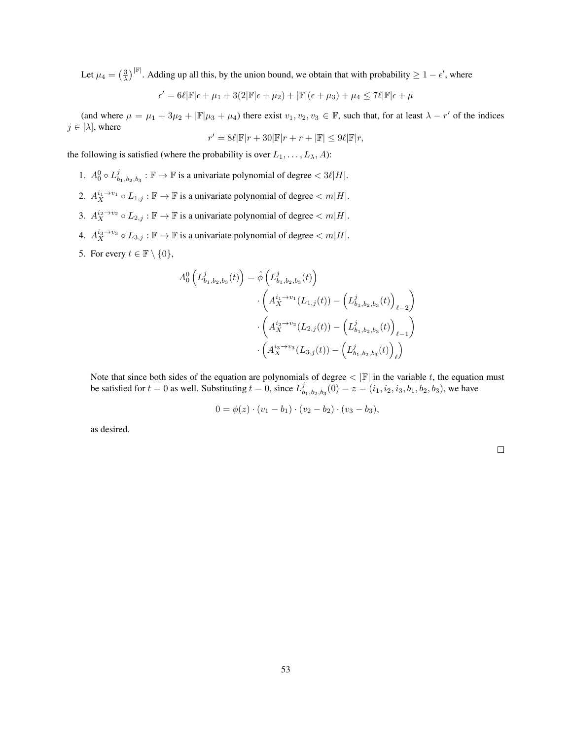Let $\mu_4 = \left(\frac{3}{\lambda}\right)^{|\mathbb{F}|}$. Adding up all this, by the union bound, we obtain that with probability $\geq 1 - \epsilon'$, where

$$\epsilon' = 6\ell|\mathbb{F}|\epsilon + \mu_1 + 3(2|\mathbb{F}|\epsilon + \mu_2) + |\mathbb{F}|(\epsilon + \mu_3) + \mu_4 \leq 7\ell|\mathbb{F}|\epsilon + \mu$$

(and where $\mu = \mu_1 + 3\mu_2 + |\mathbb{F}|\mu_3 + \mu_4$) there exist $v_1, v_2, v_3 \in \mathbb{F}$, such that, for at least $\lambda - r'$ of the indices $j \in [\lambda]$, where

$$r' = 8\ell|\mathbb{F}|r + 30|\mathbb{F}|r + r + |\mathbb{F}| \leq 9\ell|\mathbb{F}|r,$$

the following is satisfied (where the probability is over $L_1, \ldots, L_\lambda, A$):

1. $A_0^0 \circ L^j_{b_1,b_2,b_3} : \mathbb{F} \to \mathbb{F}$ is a univariate polynomial of degree $< 3\ell|H|$.
2. $A_X^{i_1 \to v_1} \circ L_{1,j} : \mathbb{F} \to \mathbb{F}$ is a univariate polynomial of degree $< m|H|$.
3. $A_X^{i_2 \to v_2} \circ L_{2,j} : \mathbb{F} \to \mathbb{F}$ is a univariate polynomial of degree $< m|H|$.
4. $A_X^{i_3 \to v_3} \circ L_{3,j} : \mathbb{F} \to \mathbb{F}$ is a univariate polynomial of degree $< m|H|$.
5. For every $t \in \mathbb{F} \setminus \{0\}$,

$$\begin{aligned} A_0^0\left(L^j_{b_1,b_2,b_3}(t)\right) = \hat{\phi}\left(L^j_{b_1,b_2,b_3}(t)\right) & \\ \cdot \left(A_X^{i_1 \to v_1}(L_{1,j}(t)) - \left(L^j_{b_1,b_2,b_3}(t)\right)_{\ell-2}\right) & \\ \cdot \left(A_X^{i_2 \to v_2}(L_{2,j}(t)) - \left(L^j_{b_1,b_2,b_3}(t)\right)_{\ell-1}\right) & \\ \cdot \left(A_X^{i_3 \to v_3}(L_{3,j}(t)) - \left(L^j_{b_1,b_2,b_3}(t)\right)_{\ell}\right) & \end{aligned}$$

Note that since both sides of the equation are polynomials of degree $< |\mathbb{F}|$ in the variable $t$, the equation must be satisfied for $t = 0$ as well. Substituting $t = 0$, since $L^j_{b_1,b_2,b_3}(0) = z = (i_1, i_2, i_3, b_1, b_2, b_3)$, we have

$$0 = \phi(z) \cdot (v_1 - b_1) \cdot (v_2 - b_2) \cdot (v_3 - b_3),$$

as desired.

□